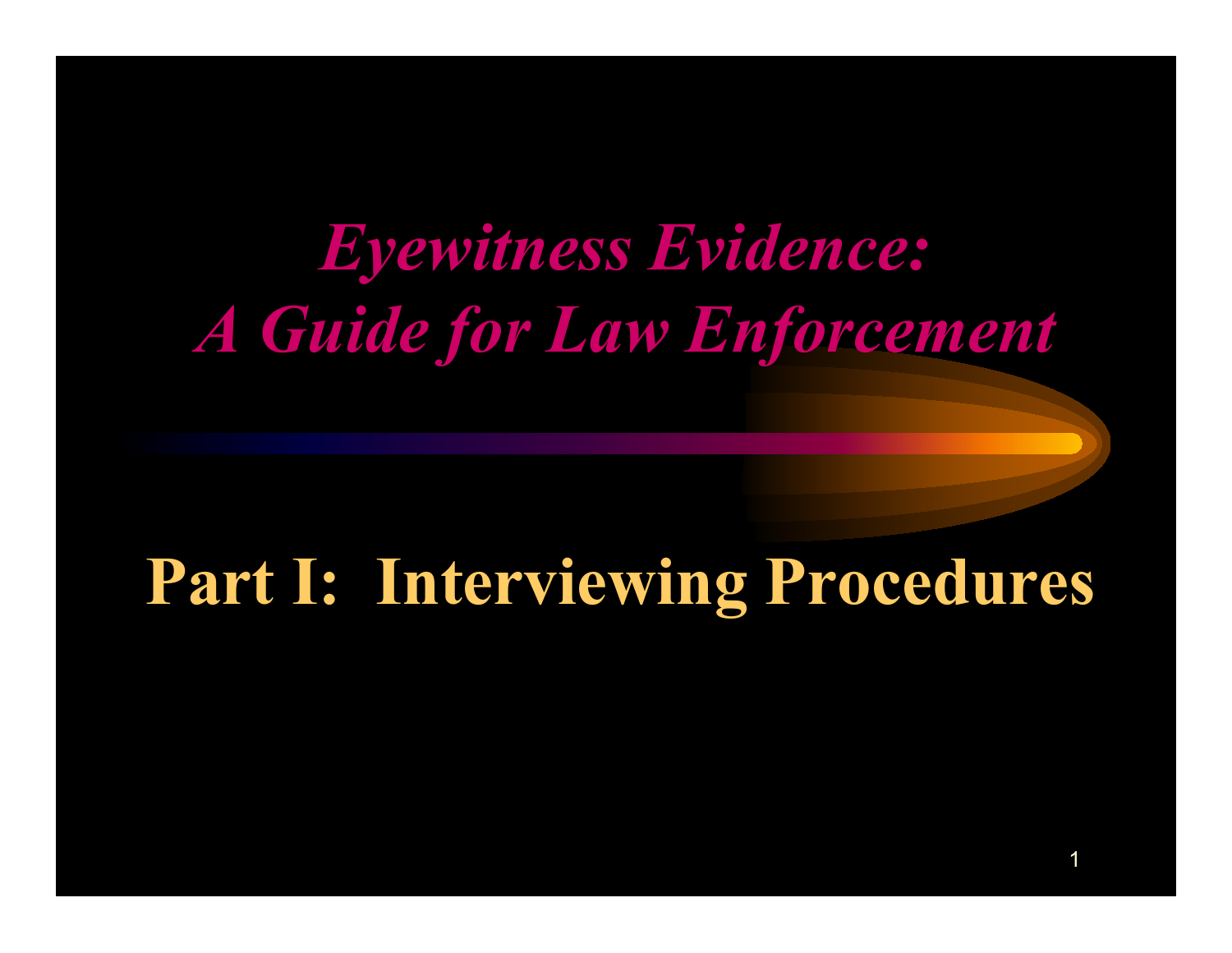# *Eyewitness Evidence: A Guide for Law Enforcement*

## Part I: Interviewing Procedures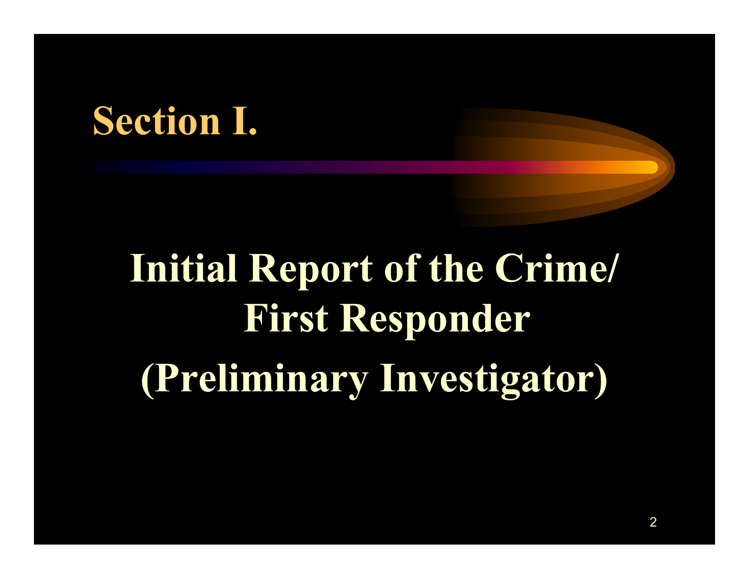# Section I.

## Initial Report of the Crime/ First Responder (Preliminary Investigator)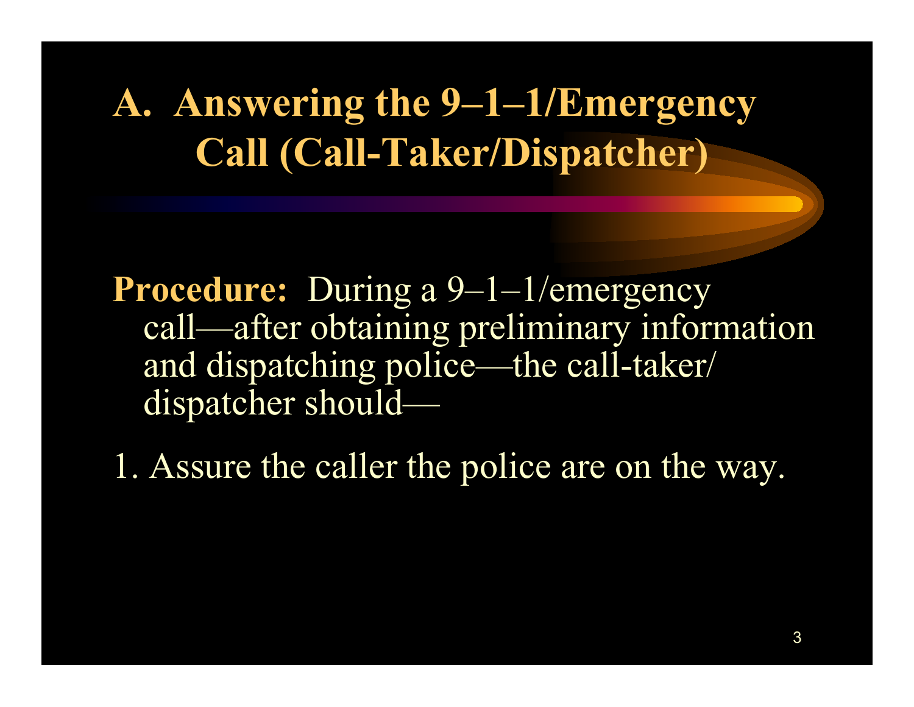# A. Answering the 9–1–1/Emergency Call (Call-Taker/Dispatcher)

**Procedure:** During a 9–1–1/emergency call—after obtaining preliminary information and dispatching police—the call-taker/dispatcher should—

1. Assure the caller the police are on the way.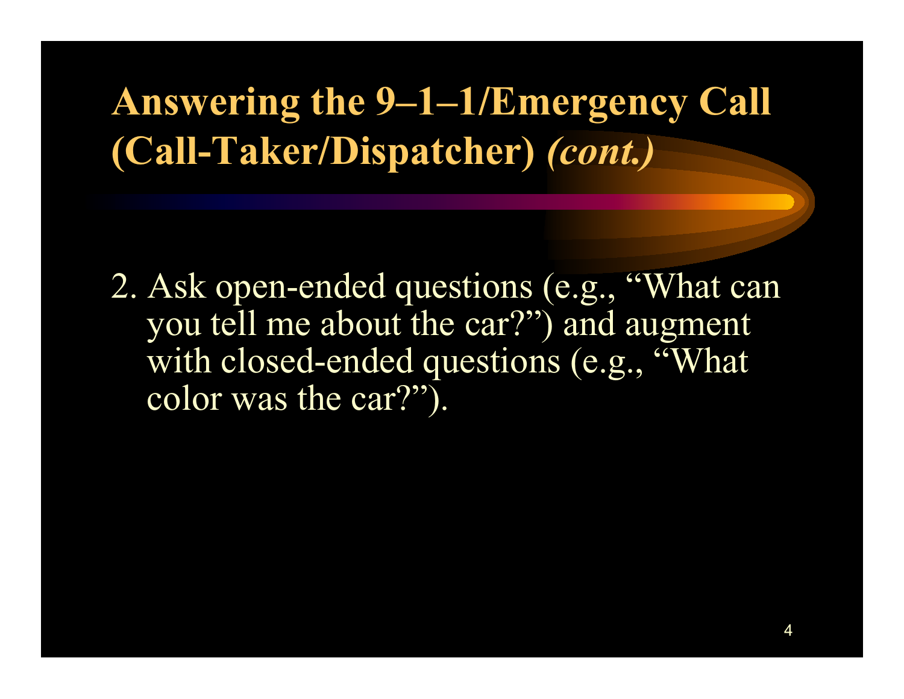# Answering the 9–1–1/Emergency Call (Call-Taker/Dispatcher) *(cont.)*

2. Ask open-ended questions (e.g., “What can you tell me about the car?”) and augment with closed-ended questions (e.g., “What color was the car?”).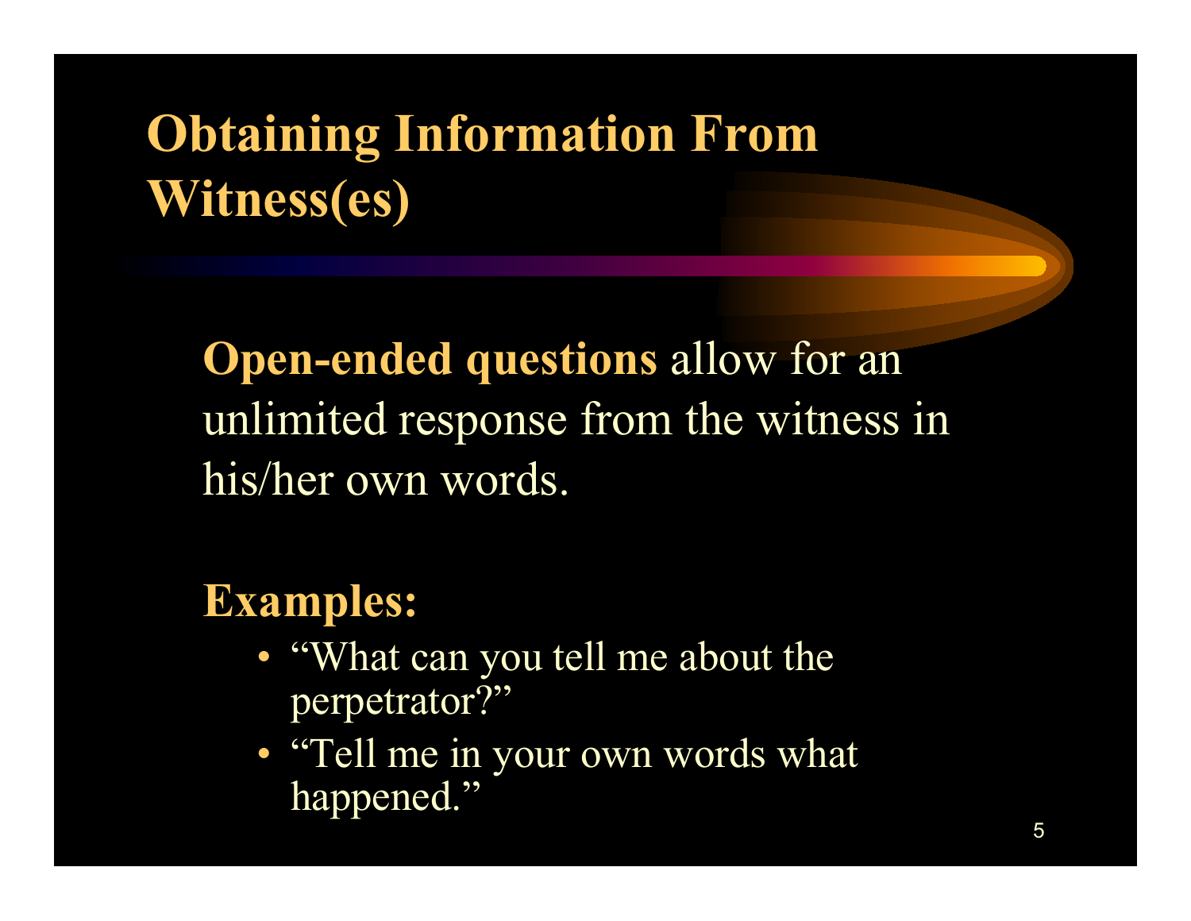# Obtaining Information From Witness(es)

**Open-ended questions** allow for an unlimited response from the witness in his/her own words.

**Examples:**

- "What can you tell me about the perpetrator?"
- "Tell me in your own words what happened."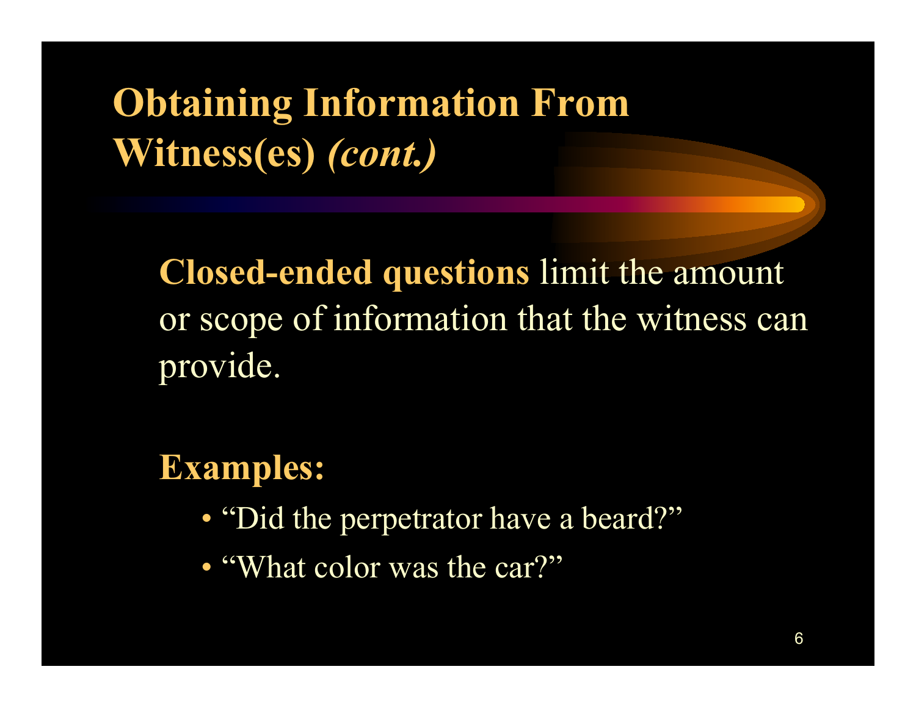# Obtaining Information From Witness(es) *(cont.)*

**Closed-ended questions** limit the amount or scope of information that the witness can provide.

**Examples:**

- "Did the perpetrator have a beard?"
- "What color was the car?"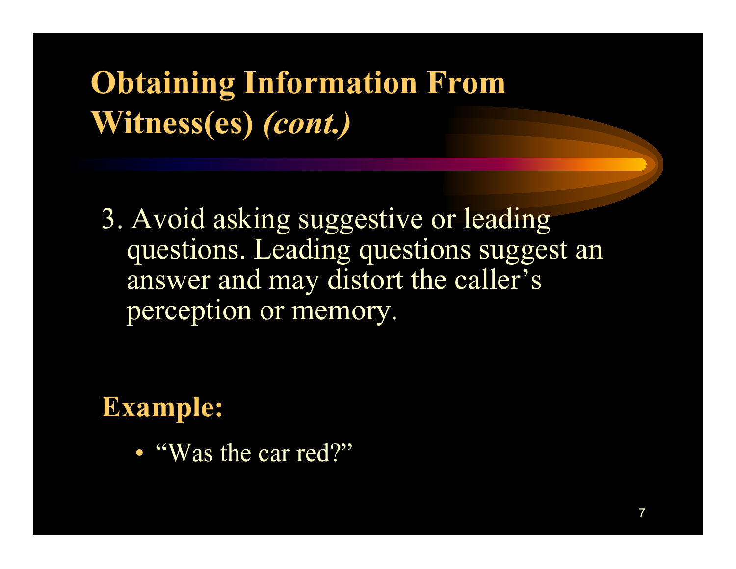# Obtaining Information From Witness(es) *(cont.)*

3. Avoid asking suggestive or leading questions. Leading questions suggest an answer and may distort the caller's perception or memory.

**Example:**

- "Was the car red?"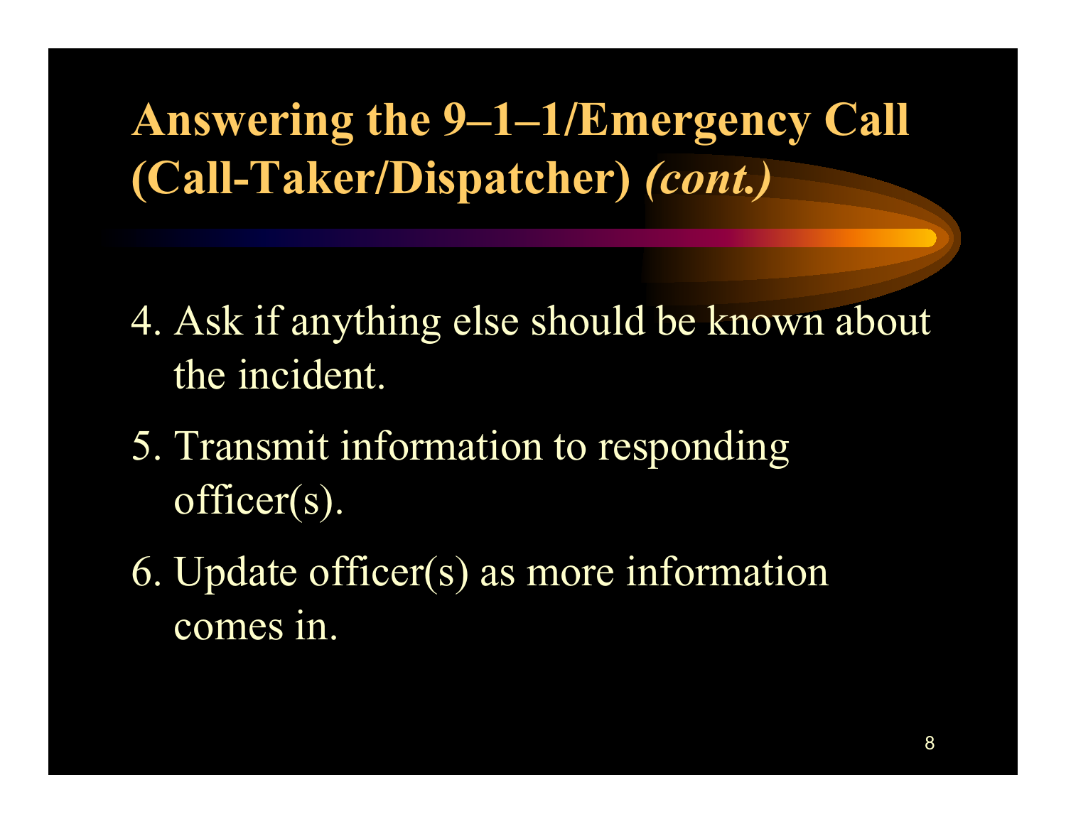# Answering the 9–1–1/Emergency Call (Call-Taker/Dispatcher) *(cont.)*

4. Ask if anything else should be known about the incident.
5. Transmit information to responding officer(s).
6. Update officer(s) as more information comes in.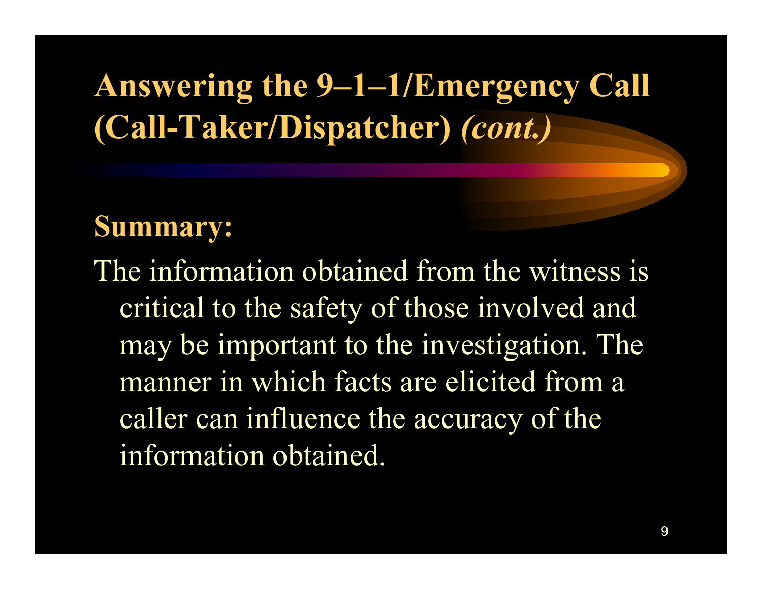# Answering the 9–1–1/Emergency Call (Call-Taker/Dispatcher) *(cont.)*

**Summary:**

The information obtained from the witness is critical to the safety of those involved and may be important to the investigation. The manner in which facts are elicited from a caller can influence the accuracy of the information obtained.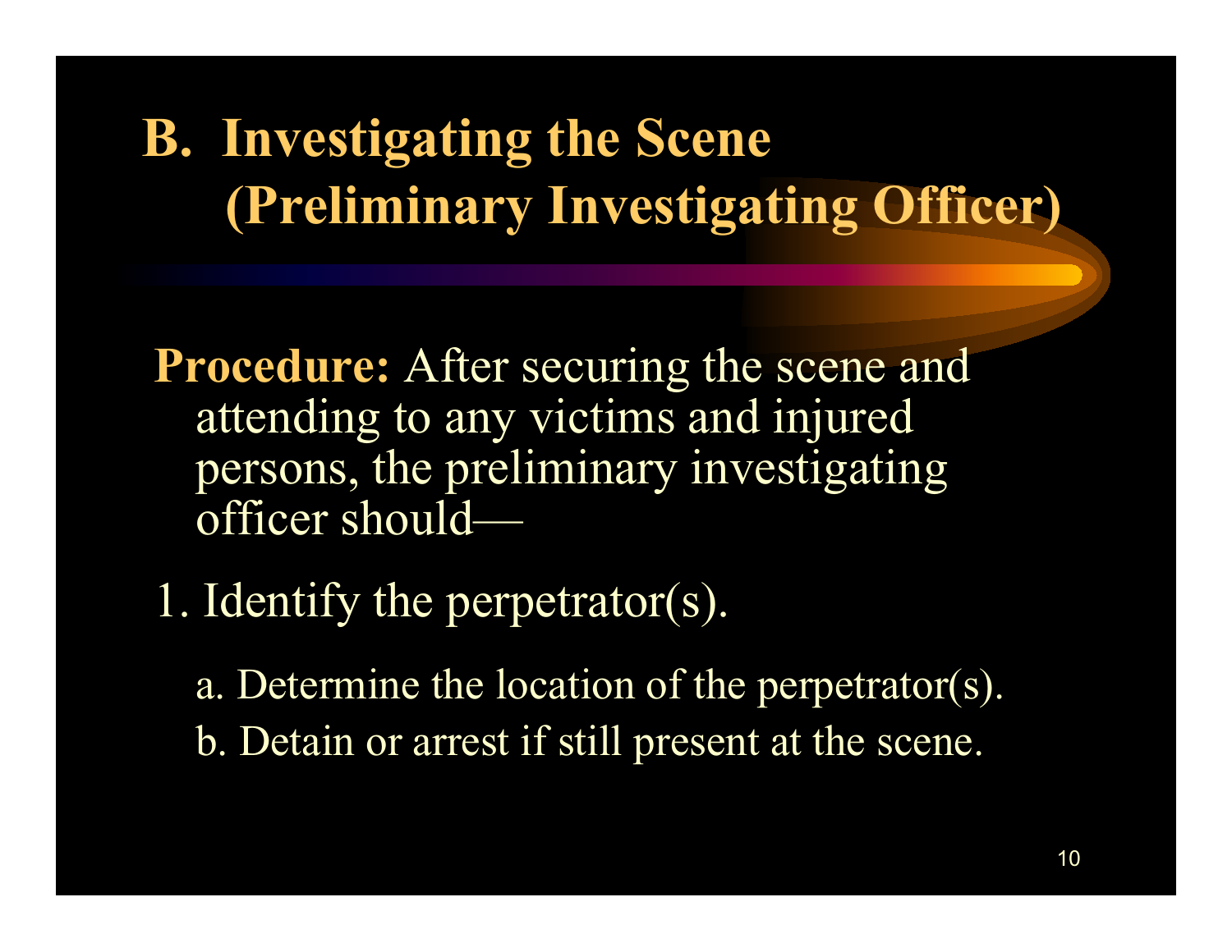# B. Investigating the Scene (Preliminary Investigating Officer)

**Procedure:** After securing the scene and attending to any victims and injured persons, the preliminary investigating officer should—

1. Identify the perpetrator(s).

   a. Determine the location of the perpetrator(s).

   b. Detain or arrest if still present at the scene.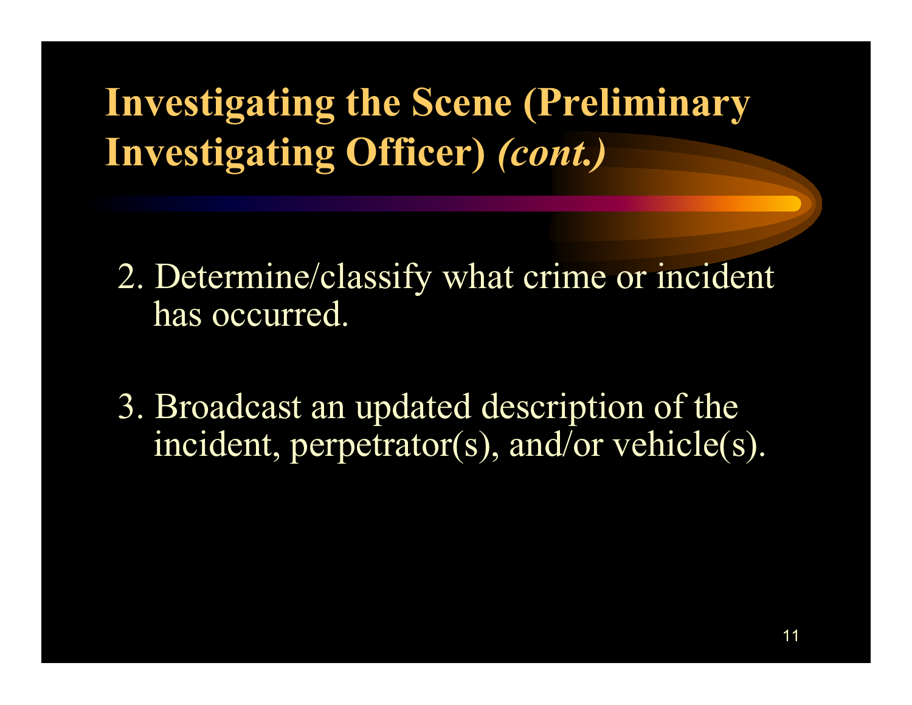# Investigating the Scene (Preliminary Investigating Officer) *(cont.)*

2. Determine/classify what crime or incident has occurred.

3. Broadcast an updated description of the incident, perpetrator(s), and/or vehicle(s).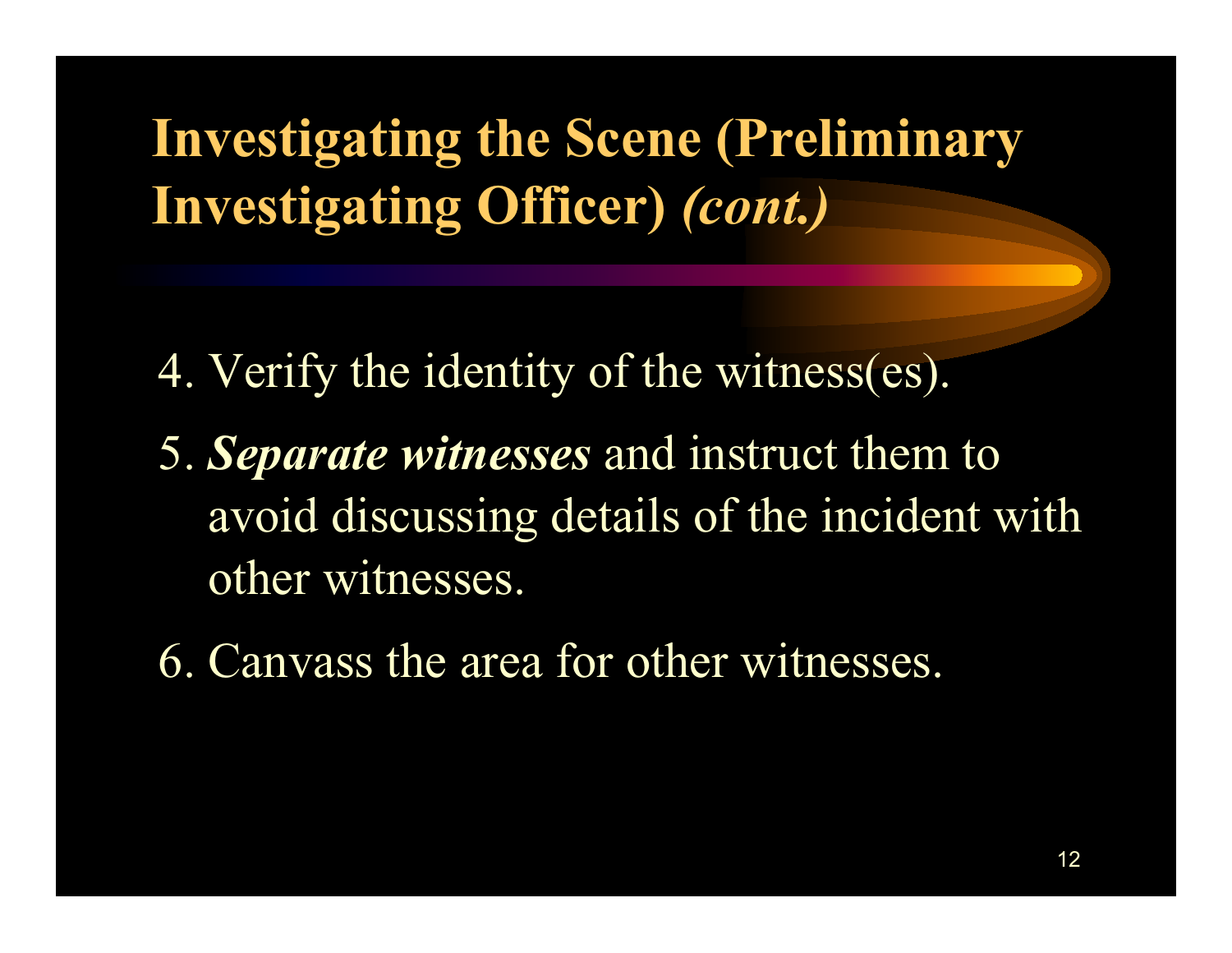# Investigating the Scene (Preliminary Investigating Officer) *(cont.)*

4. Verify the identity of the witness(es).
5. ***Separate witnesses*** and instruct them to avoid discussing details of the incident with other witnesses.
6. Canvass the area for other witnesses.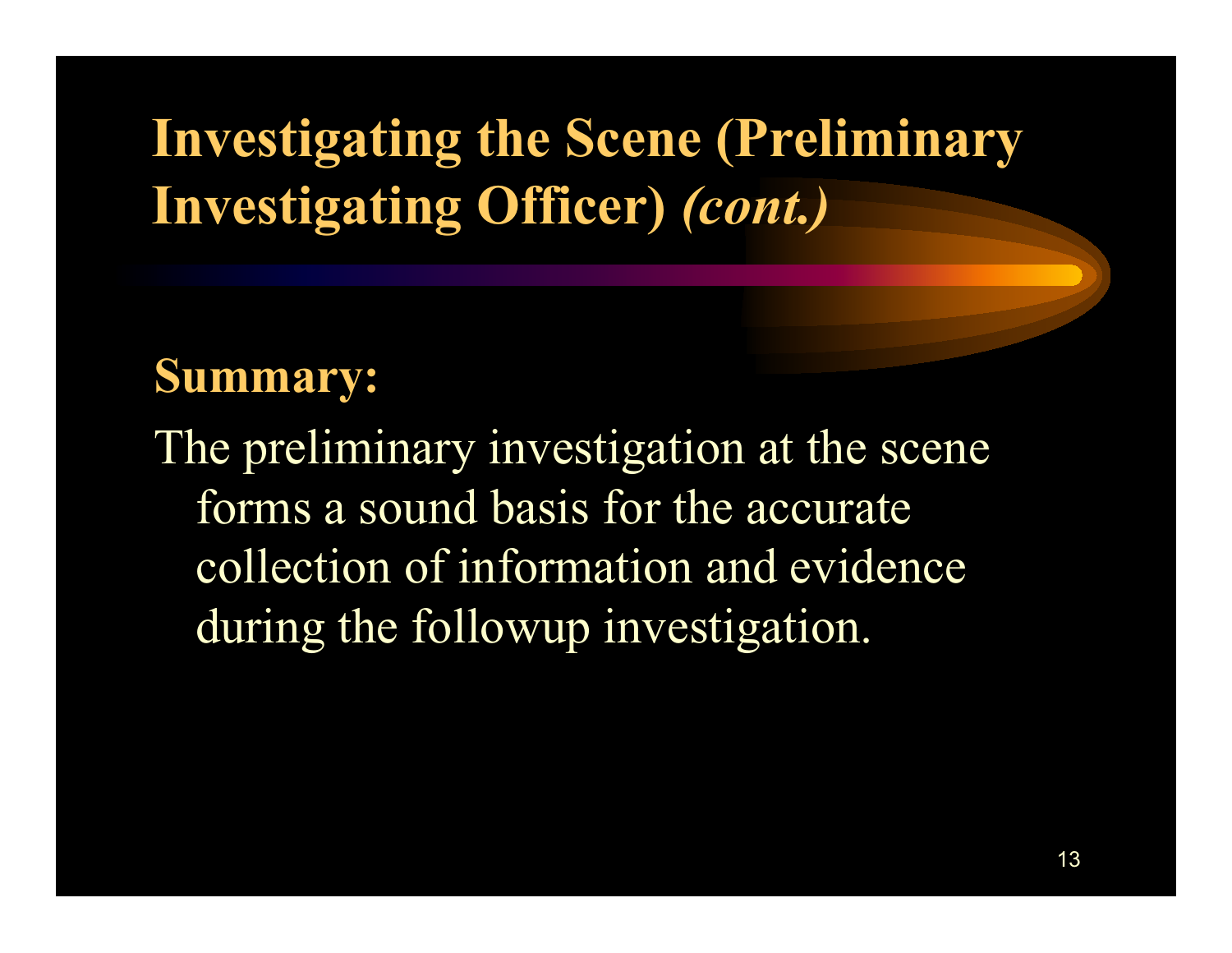# Investigating the Scene (Preliminary Investigating Officer) *(cont.)*

**Summary:**

The preliminary investigation at the scene forms a sound basis for the accurate collection of information and evidence during the followup investigation.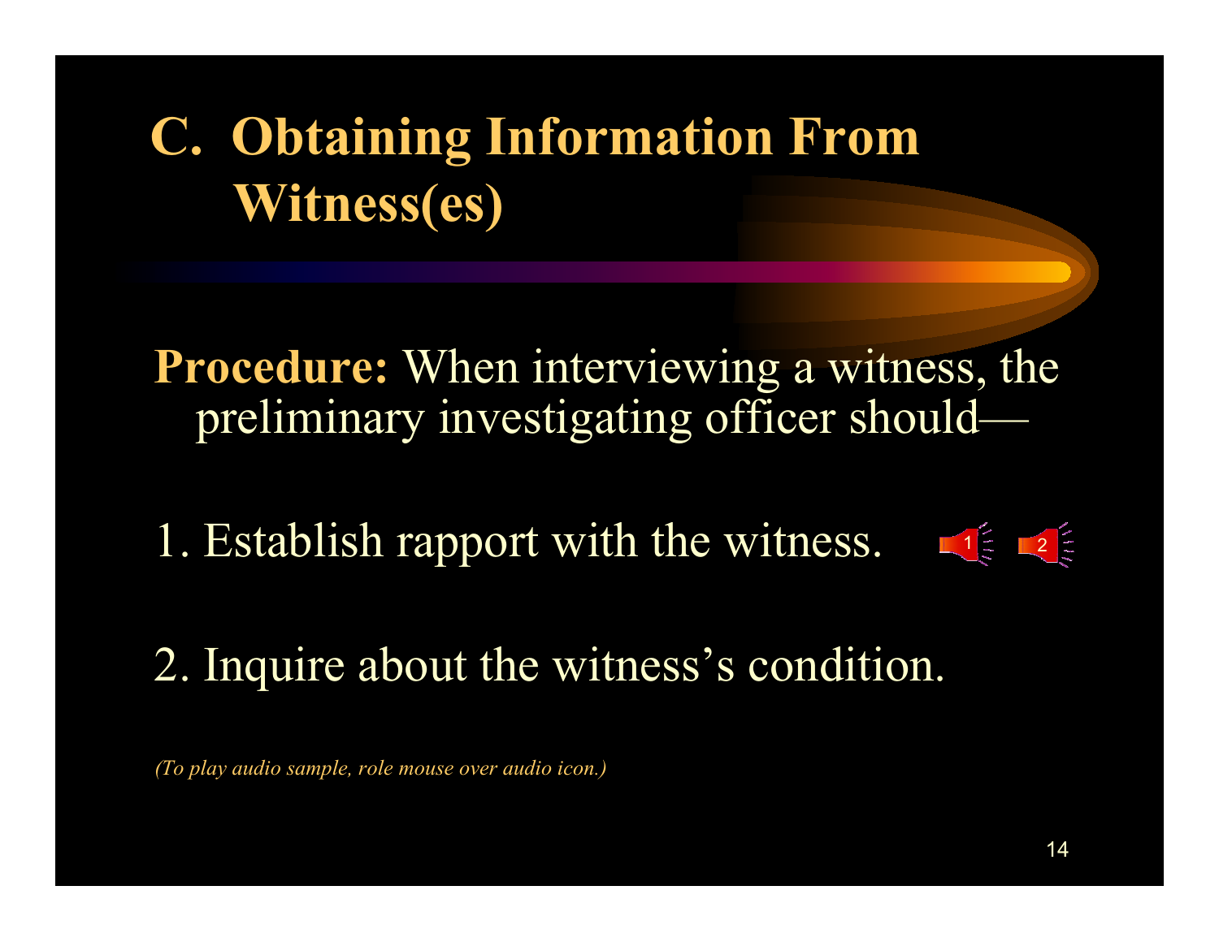# C. Obtaining Information From Witness(es)

**Procedure:** When interviewing a witness, the preliminary investigating officer should—

1. Establish rapport with the witness.

2. Inquire about the witness's condition.

*(To play audio sample, role mouse over audio icon.)*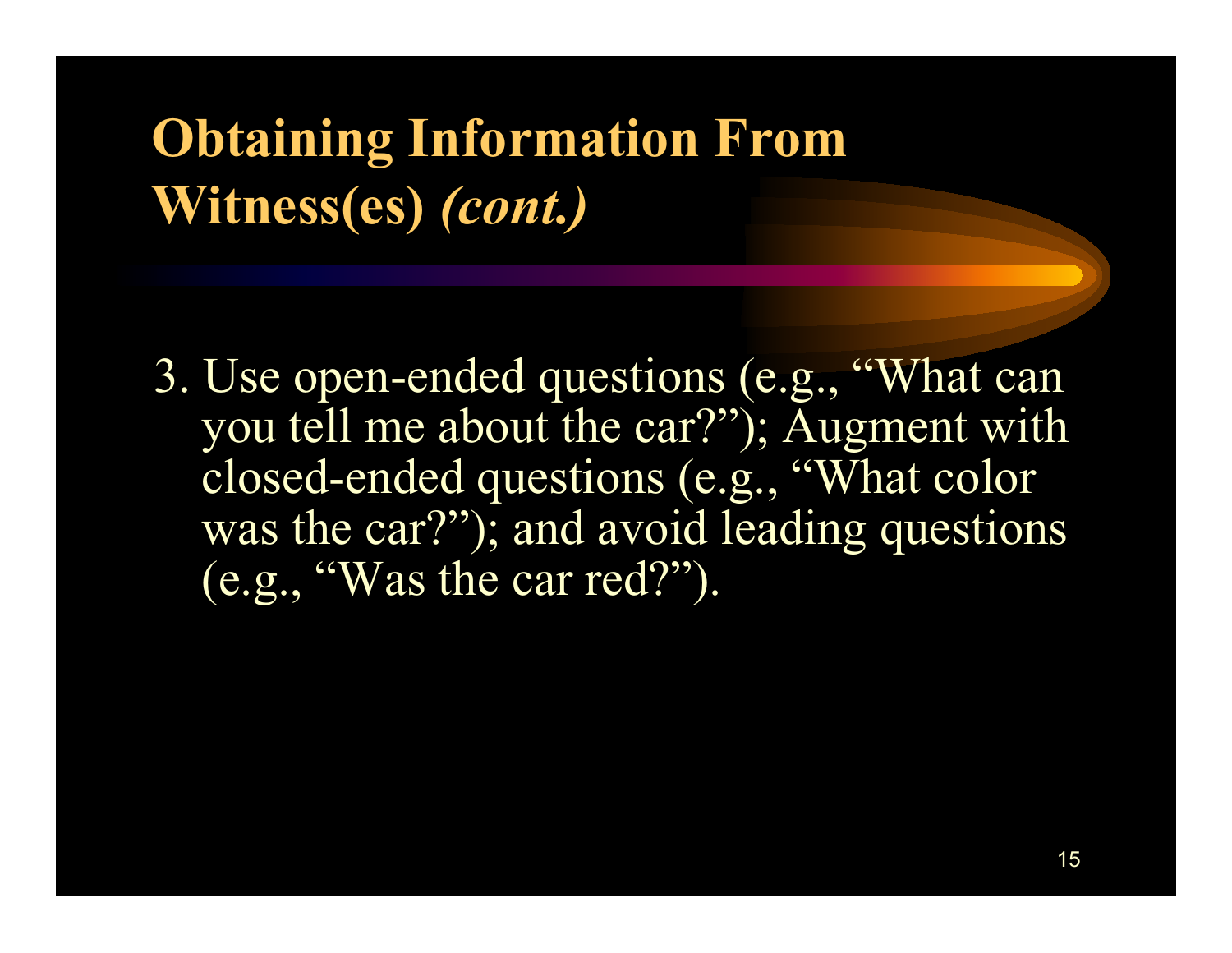## Obtaining Information From Witness(es) *(cont.)*

3. Use open-ended questions (e.g., "What can you tell me about the car?"); Augment with closed-ended questions (e.g., "What color was the car?"); and avoid leading questions (e.g., "Was the car red?").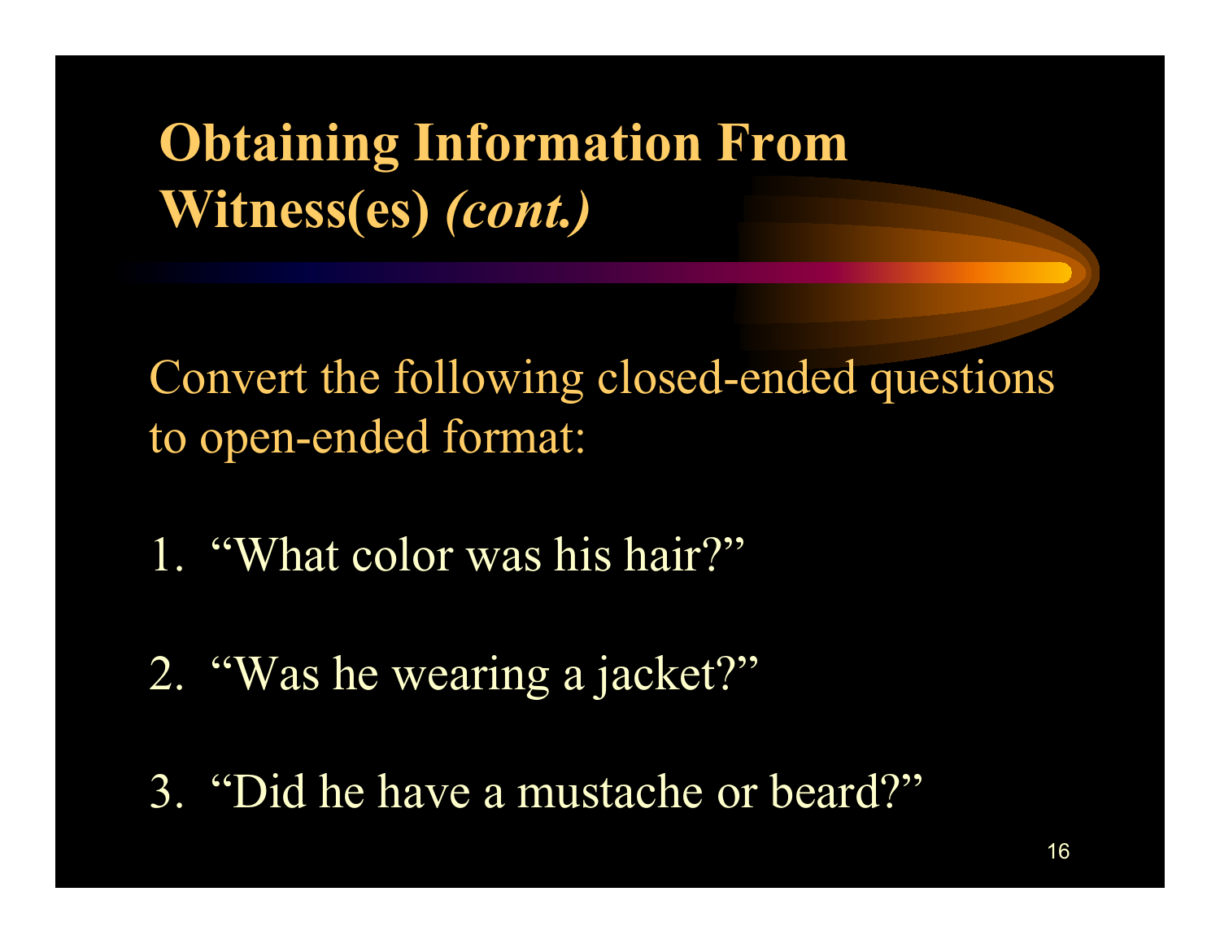# Obtaining Information From Witness(es) *(cont.)*

Convert the following closed-ended questions to open-ended format:

1. "What color was his hair?"

2. "Was he wearing a jacket?"

3. "Did he have a mustache or beard?"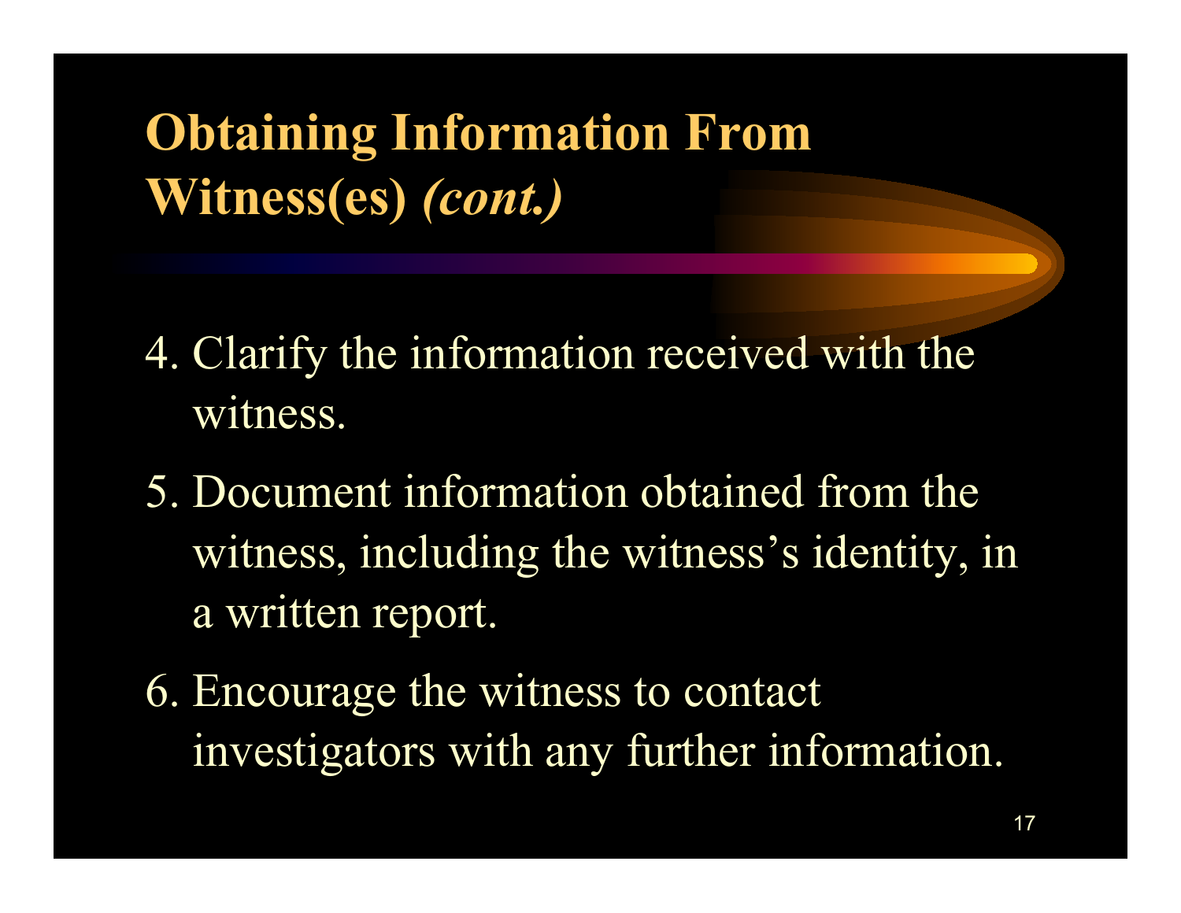# Obtaining Information From Witness(es) *(cont.)*

4. Clarify the information received with the witness.
5. Document information obtained from the witness, including the witness's identity, in a written report.
6. Encourage the witness to contact investigators with any further information.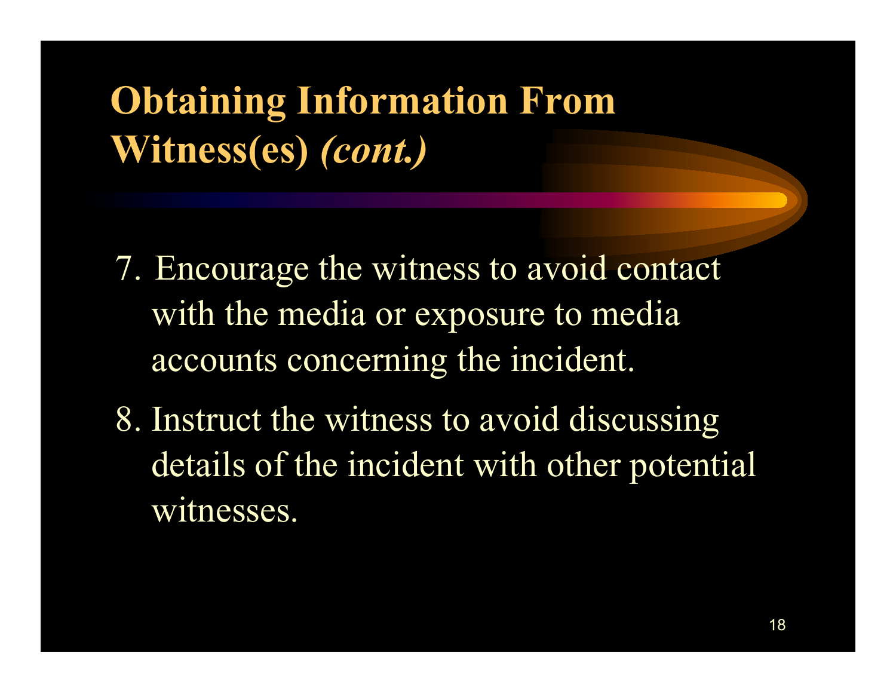# Obtaining Information From Witness(es) *(cont.)*

7. Encourage the witness to avoid contact with the media or exposure to media accounts concerning the incident.
8. Instruct the witness to avoid discussing details of the incident with other potential witnesses.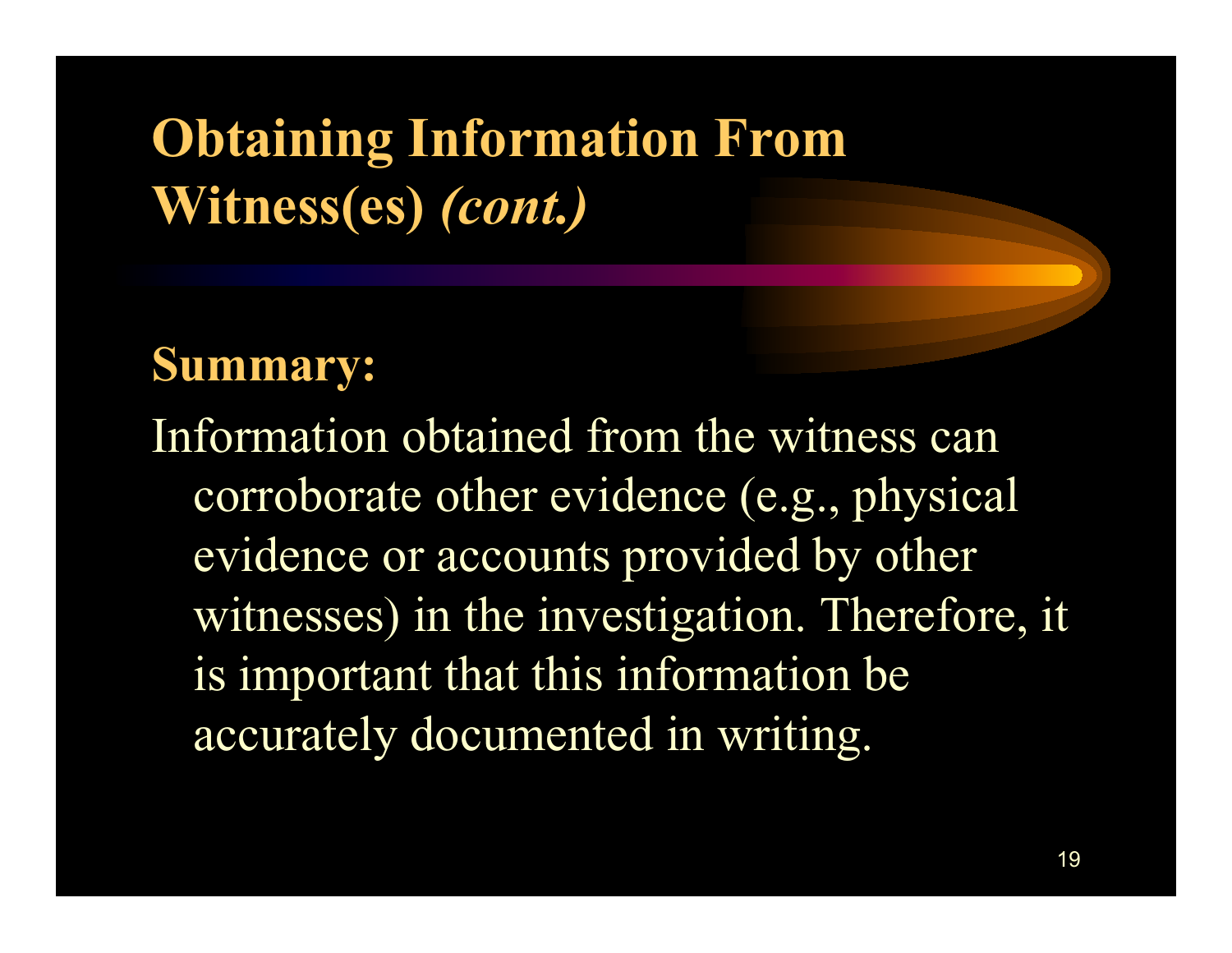# Obtaining Information From Witness(es) *(cont.)*

**Summary:**

Information obtained from the witness can corroborate other evidence (e.g., physical evidence or accounts provided by other witnesses) in the investigation. Therefore, it is important that this information be accurately documented in writing.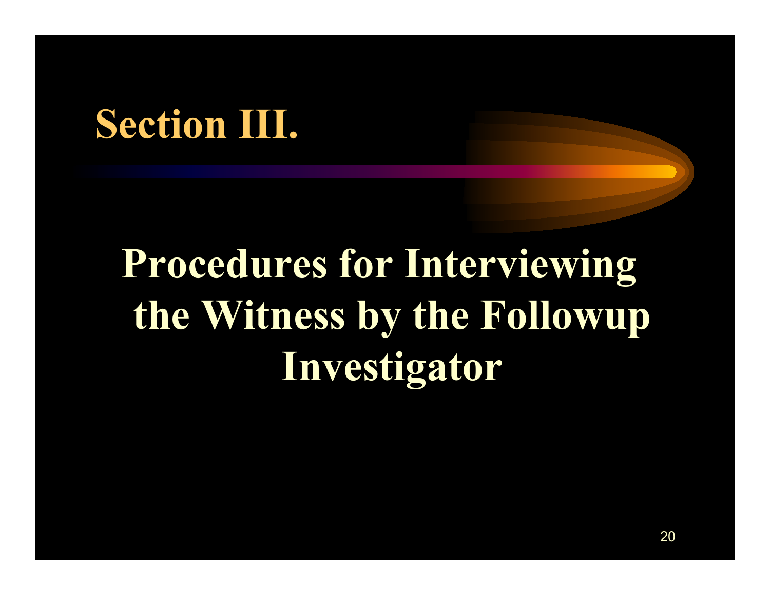# Section III.

## Procedures for Interviewing the Witness by the Followup Investigator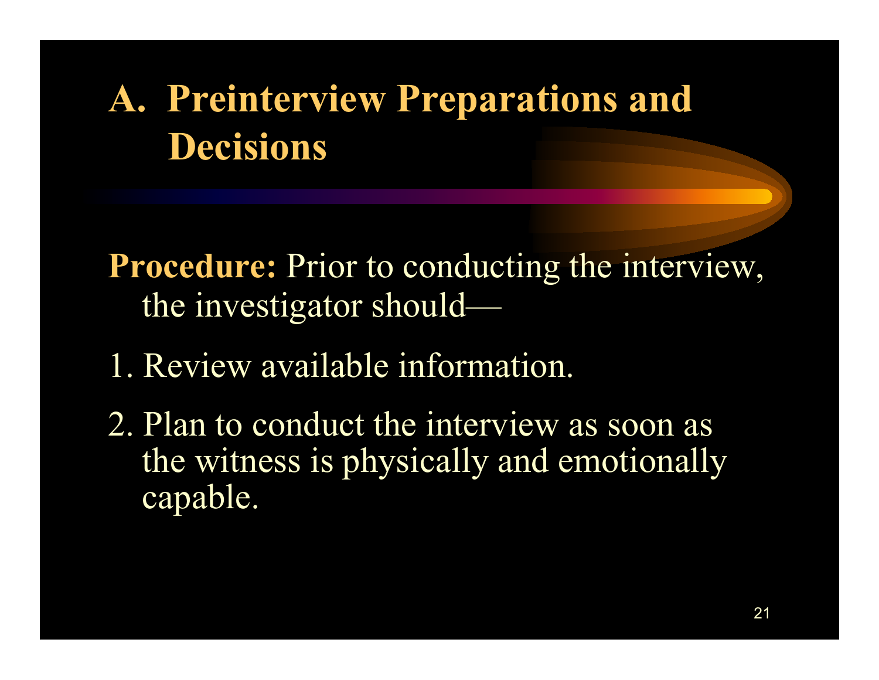# A. Preinterview Preparations and Decisions

**Procedure:** Prior to conducting the interview, the investigator should—

1. Review available information.
2. Plan to conduct the interview as soon as the witness is physically and emotionally capable.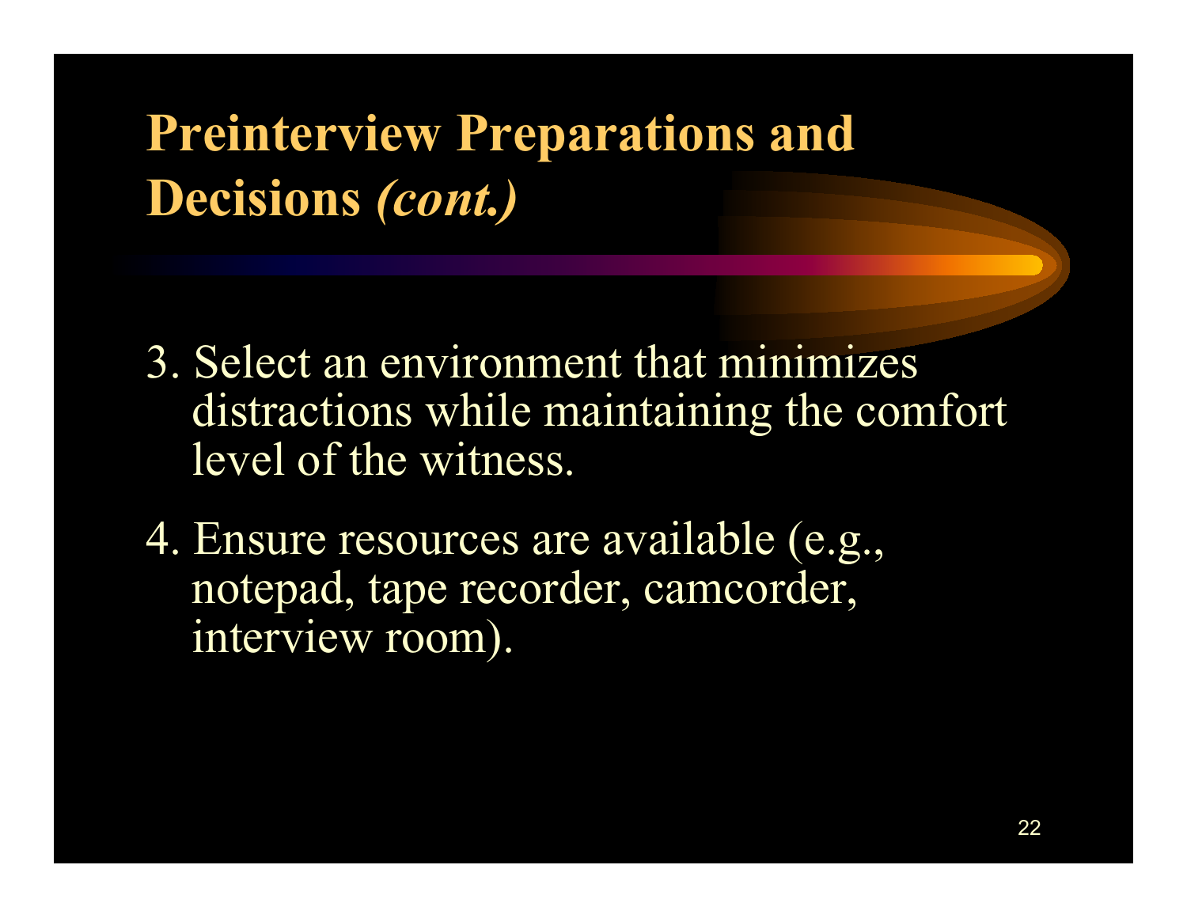# Preinterview Preparations and Decisions *(cont.)*

3. Select an environment that minimizes distractions while maintaining the comfort level of the witness.

4. Ensure resources are available (e.g., notepad, tape recorder, camcorder, interview room).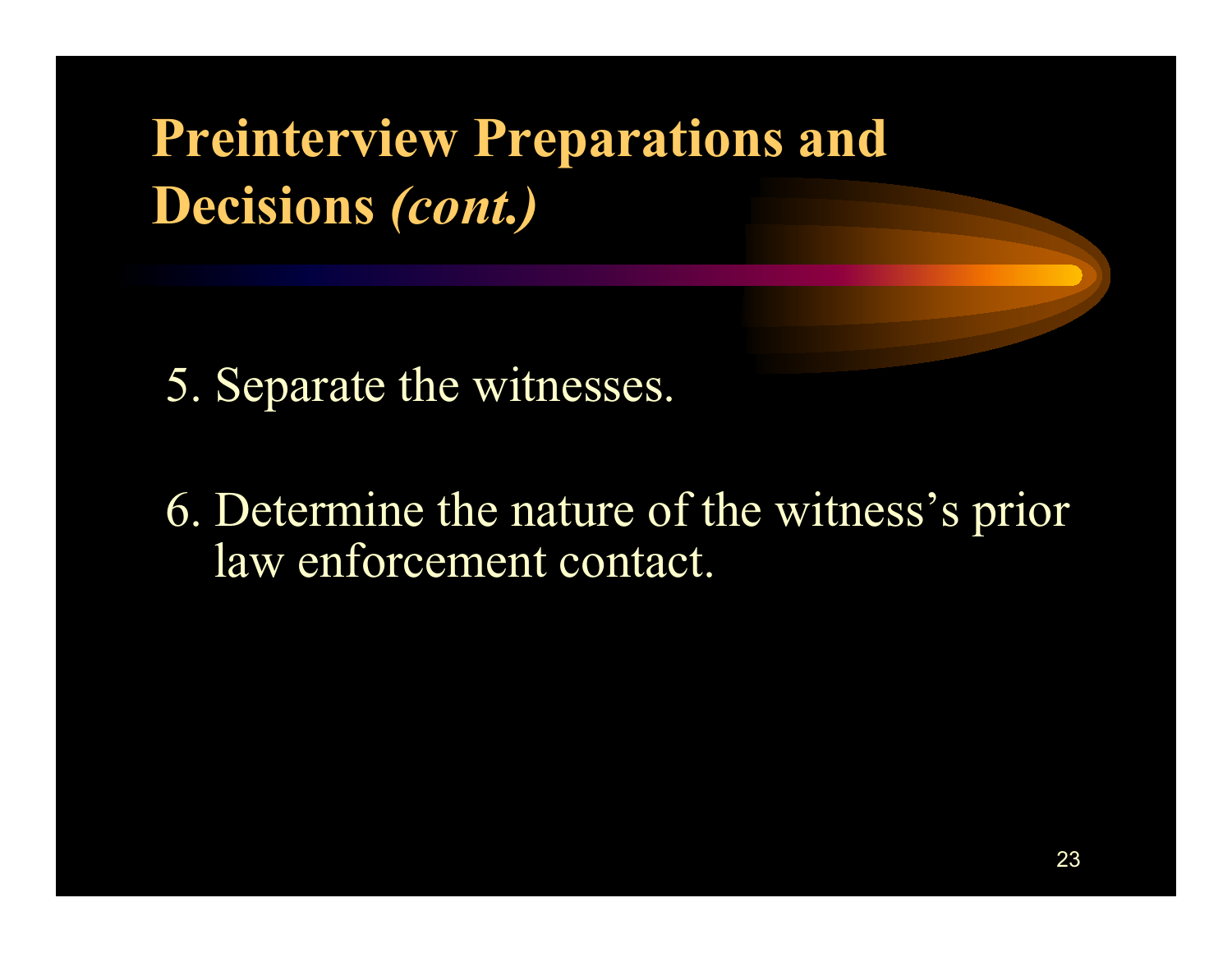# Preinterview Preparations and Decisions *(cont.)*

5. Separate the witnesses.

6. Determine the nature of the witness's prior law enforcement contact.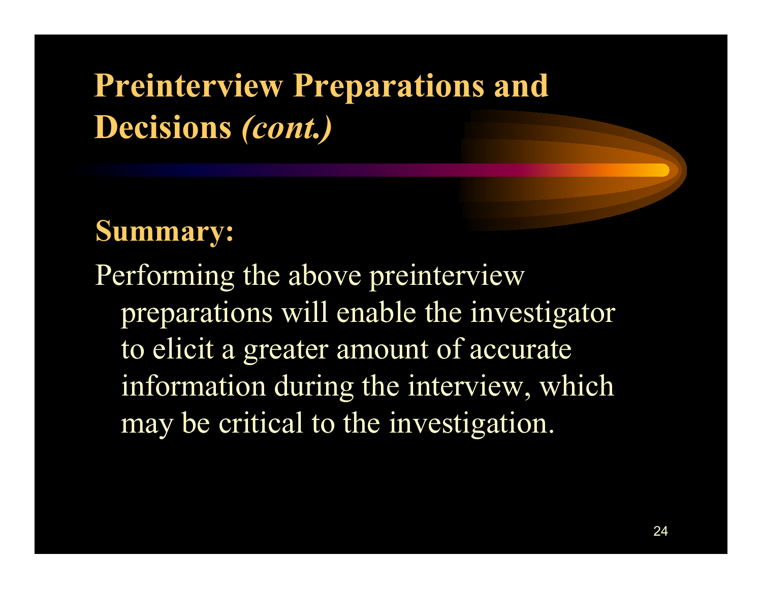# Preinterview Preparations and Decisions *(cont.)*

**Summary:**

Performing the above preinterview preparations will enable the investigator to elicit a greater amount of accurate information during the interview, which may be critical to the investigation.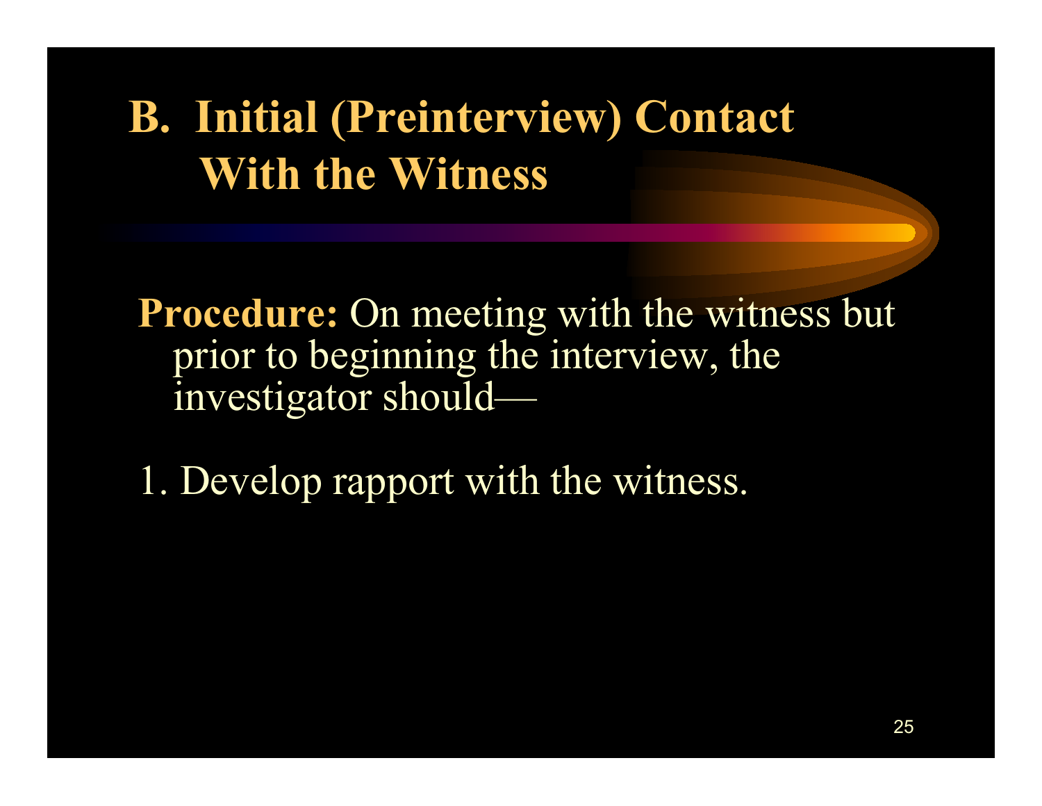# B. Initial (Preinterview) Contact With the Witness

**Procedure:** On meeting with the witness but prior to beginning the interview, the investigator should—

1. Develop rapport with the witness.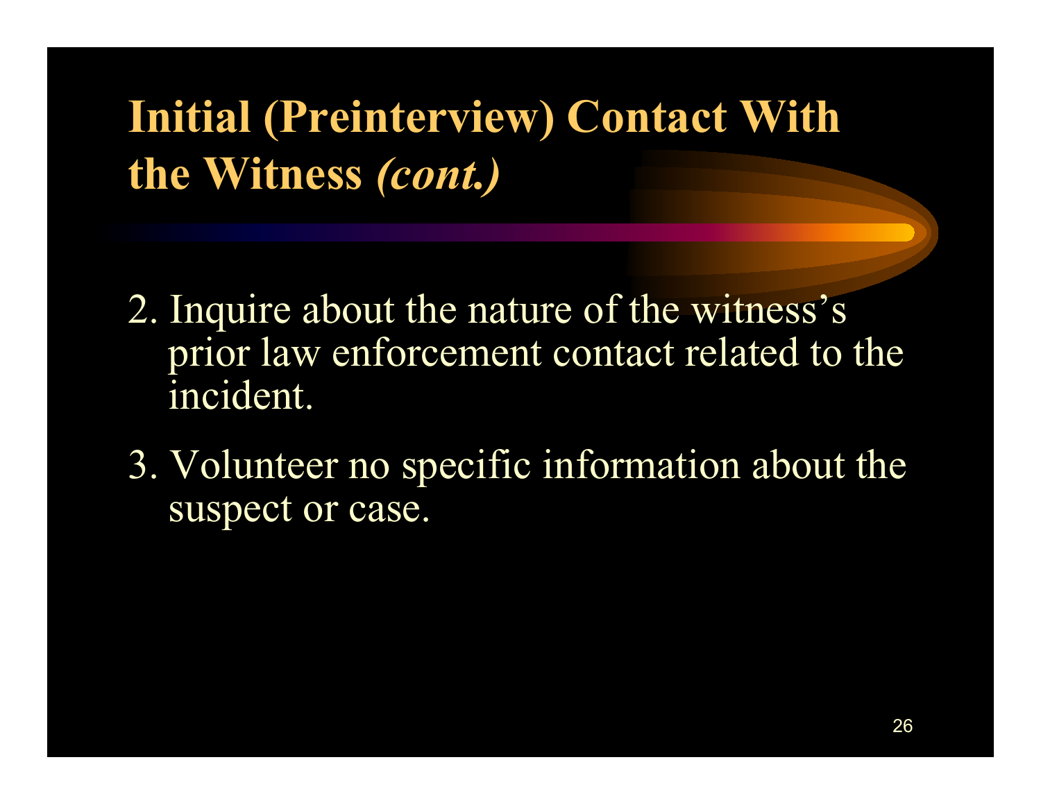# Initial (Preinterview) Contact With the Witness *(cont.)*

2. Inquire about the nature of the witness's prior law enforcement contact related to the incident.

3. Volunteer no specific information about the suspect or case.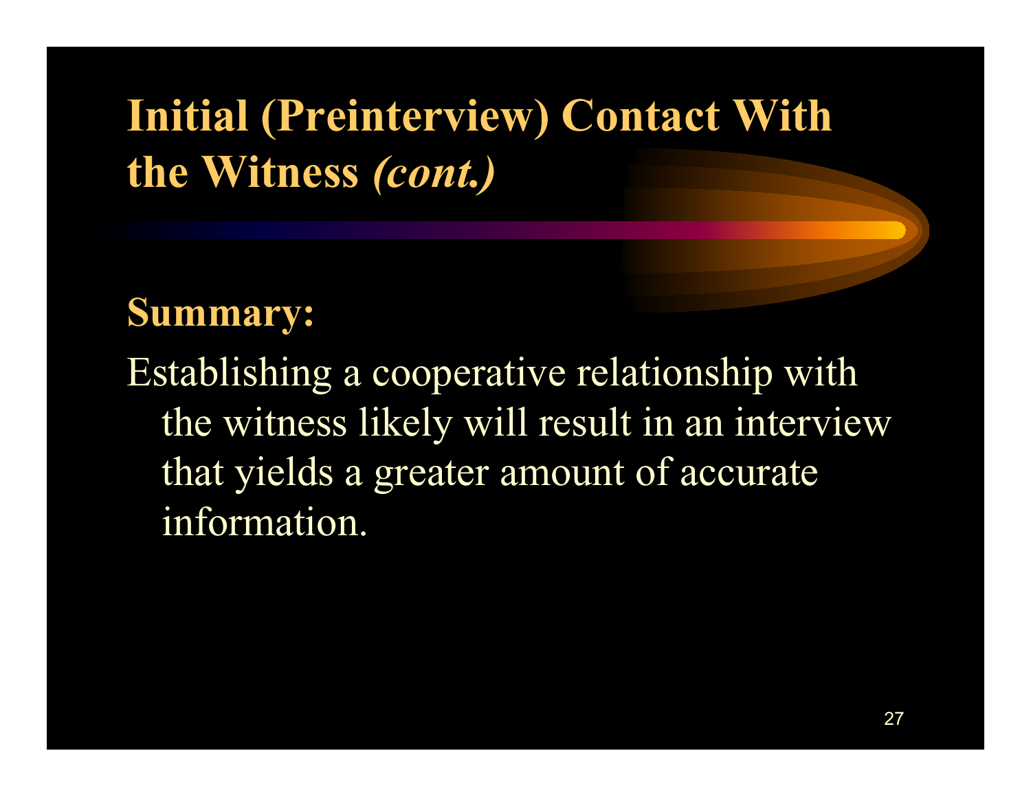# Initial (Preinterview) Contact With the Witness *(cont.)*

**Summary:**

Establishing a cooperative relationship with the witness likely will result in an interview that yields a greater amount of accurate information.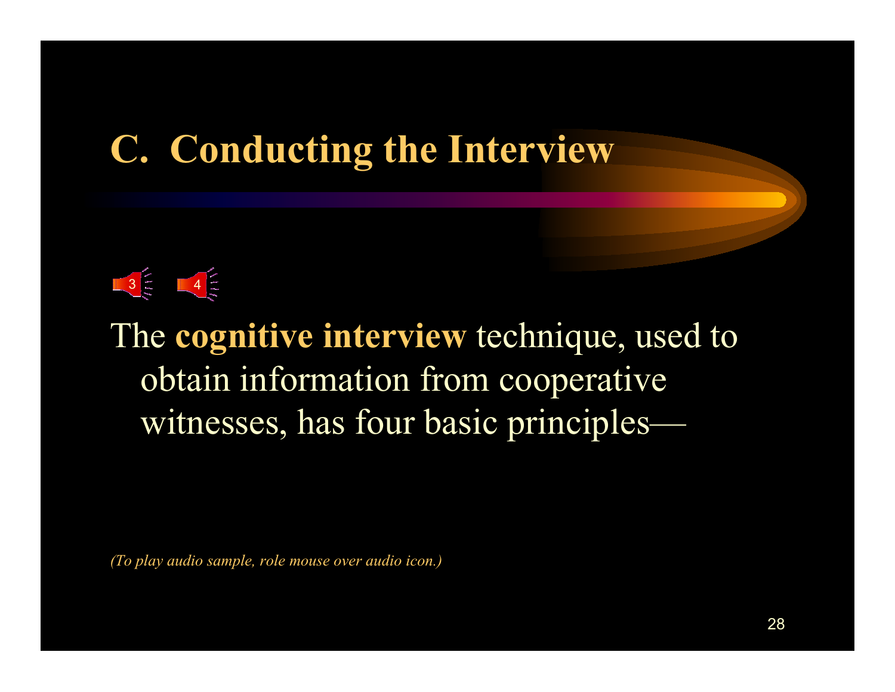# C. Conducting the Interview

3 4

The **cognitive interview** technique, used to obtain information from cooperative witnesses, has four basic principles—

*(To play audio sample, role mouse over audio icon.)*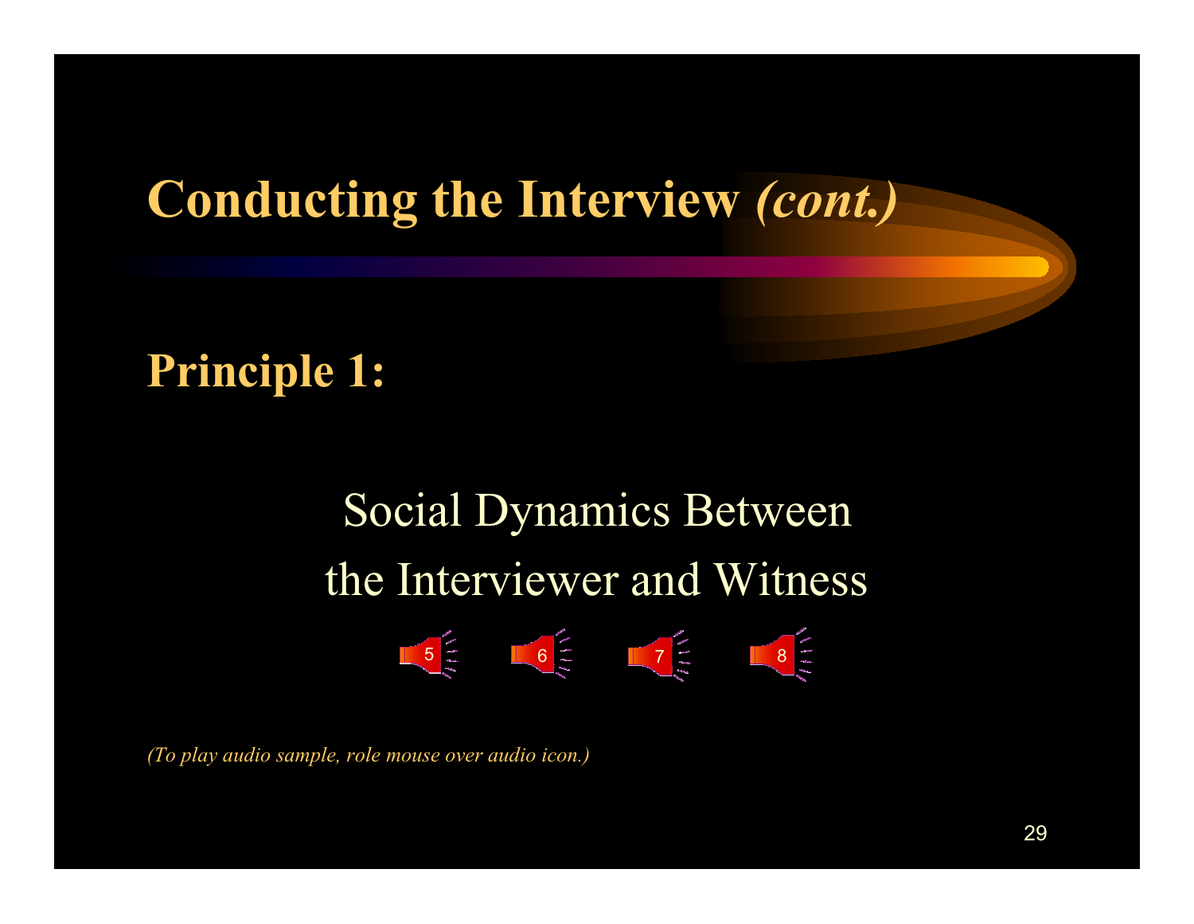# Conducting the Interview *(cont.)*

## Principle 1:

Social Dynamics Between the Interviewer and Witness

5 6 7 8

*(To play audio sample, role mouse over audio icon.)*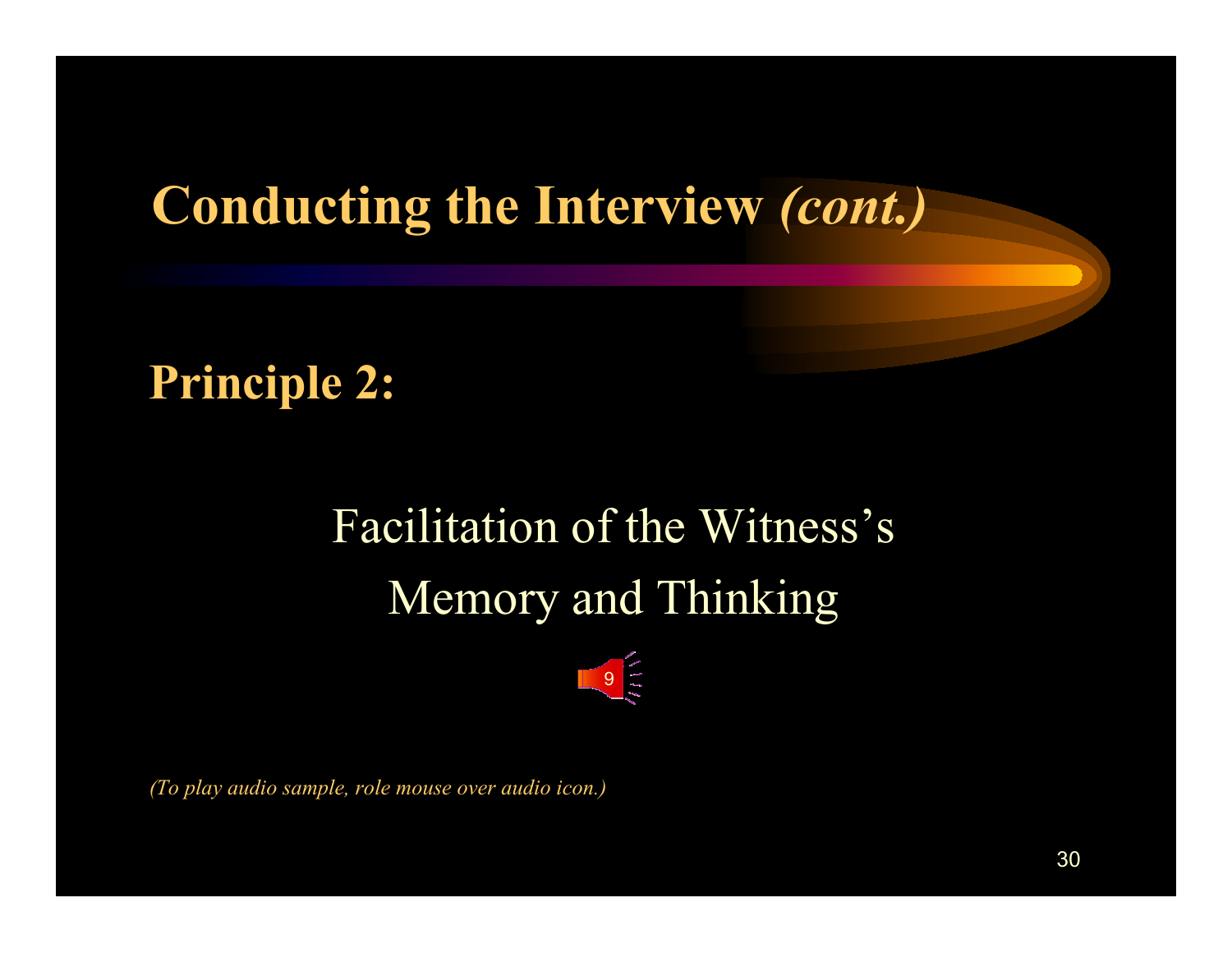# Conducting the Interview *(cont.)*

## Principle 2:

Facilitation of the Witness's Memory and Thinking

9

*(To play audio sample, role mouse over audio icon.)*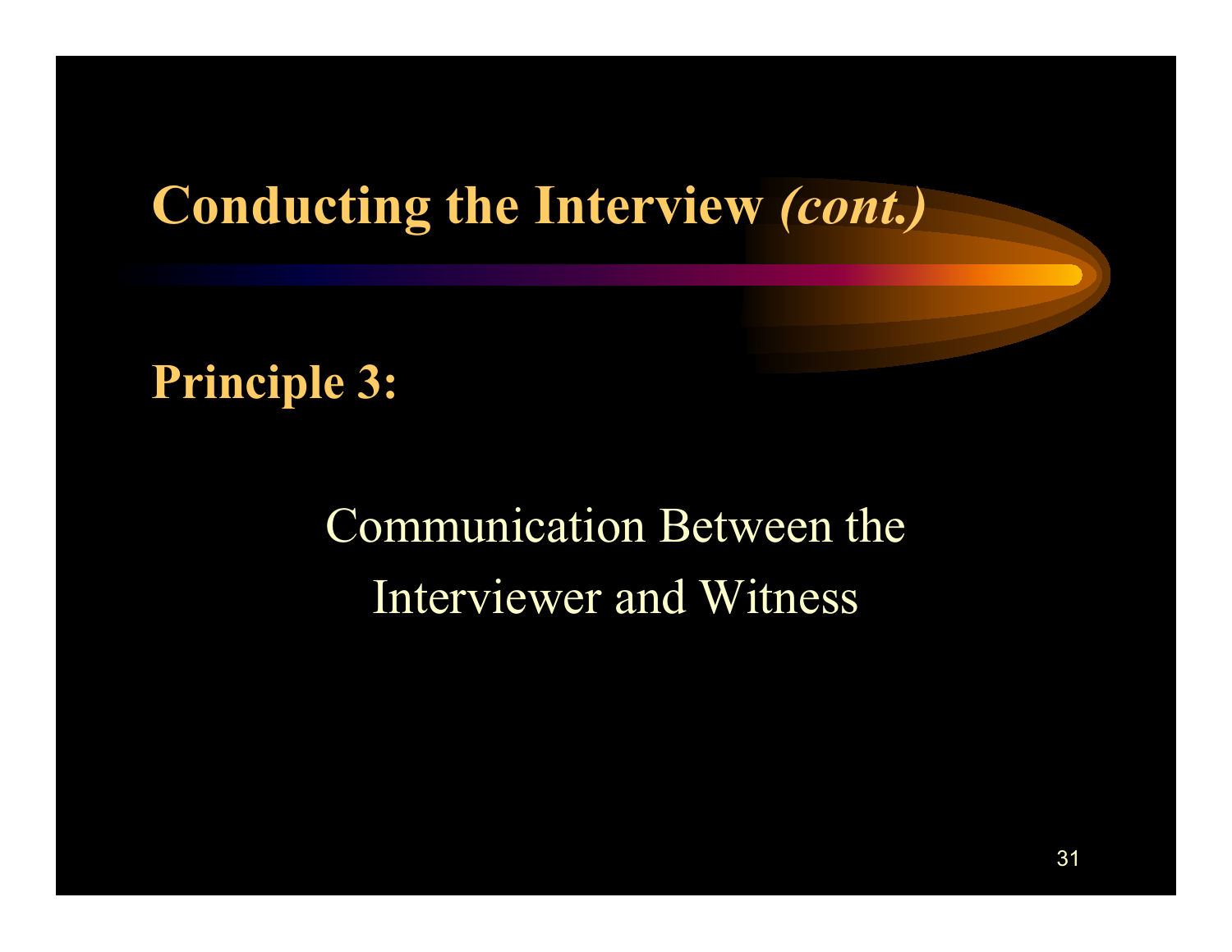# Conducting the Interview *(cont.)*

**Principle 3:**

Communication Between the Interviewer and Witness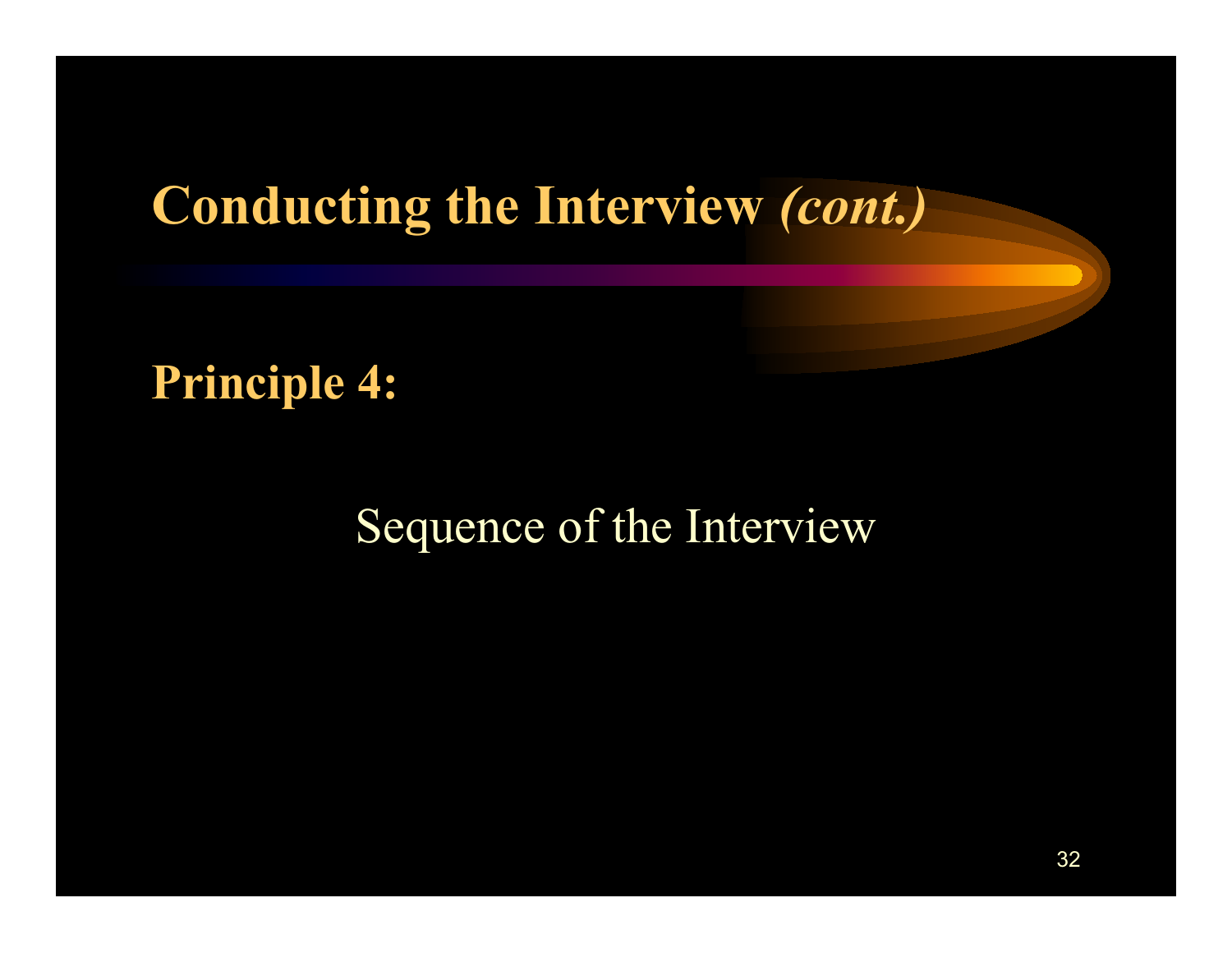# Conducting the Interview *(cont.)*

**Principle 4:**

Sequence of the Interview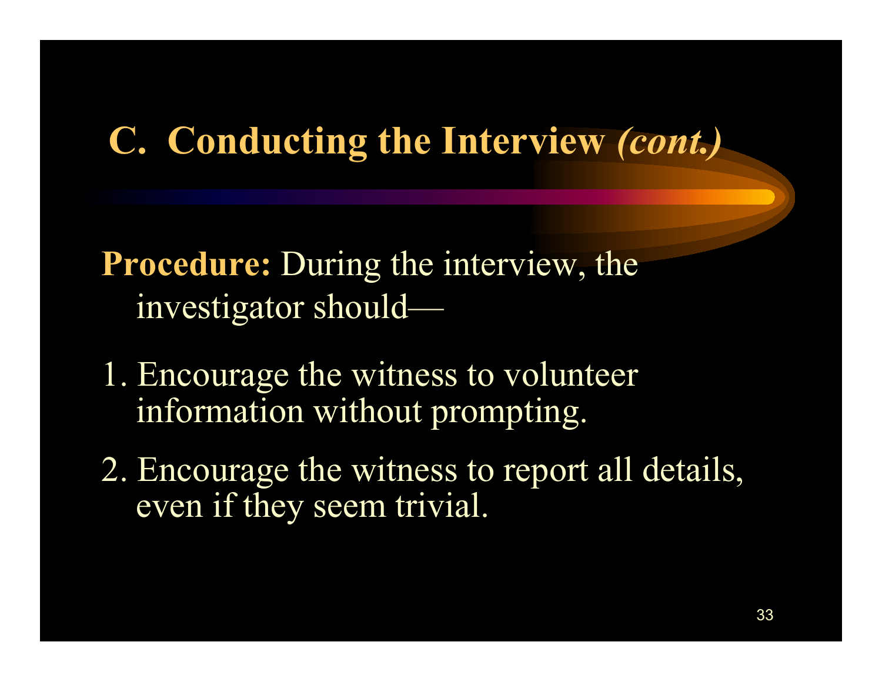## C. Conducting the Interview *(cont.)*

**Procedure:** During the interview, the investigator should—

1. Encourage the witness to volunteer information without prompting.

2. Encourage the witness to report all details, even if they seem trivial.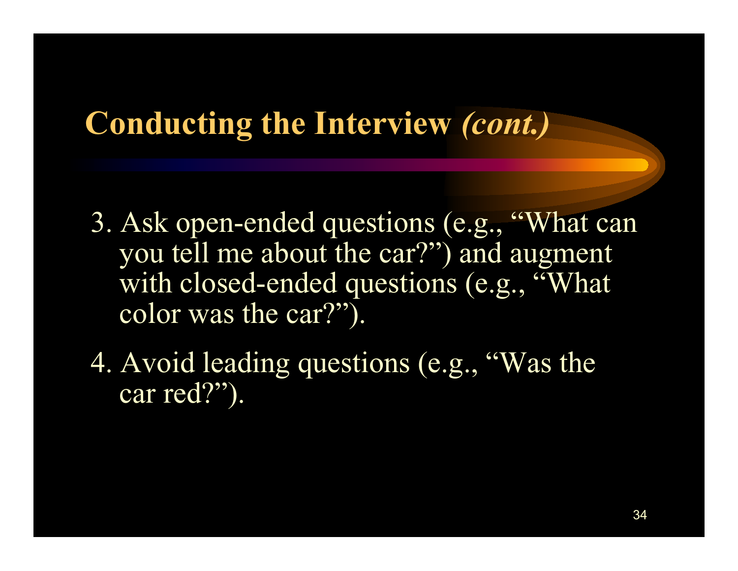## Conducting the Interview *(cont.)*

3. Ask open-ended questions (e.g., "What can you tell me about the car?") and augment with closed-ended questions (e.g., "What color was the car?").

4. Avoid leading questions (e.g., "Was the car red?").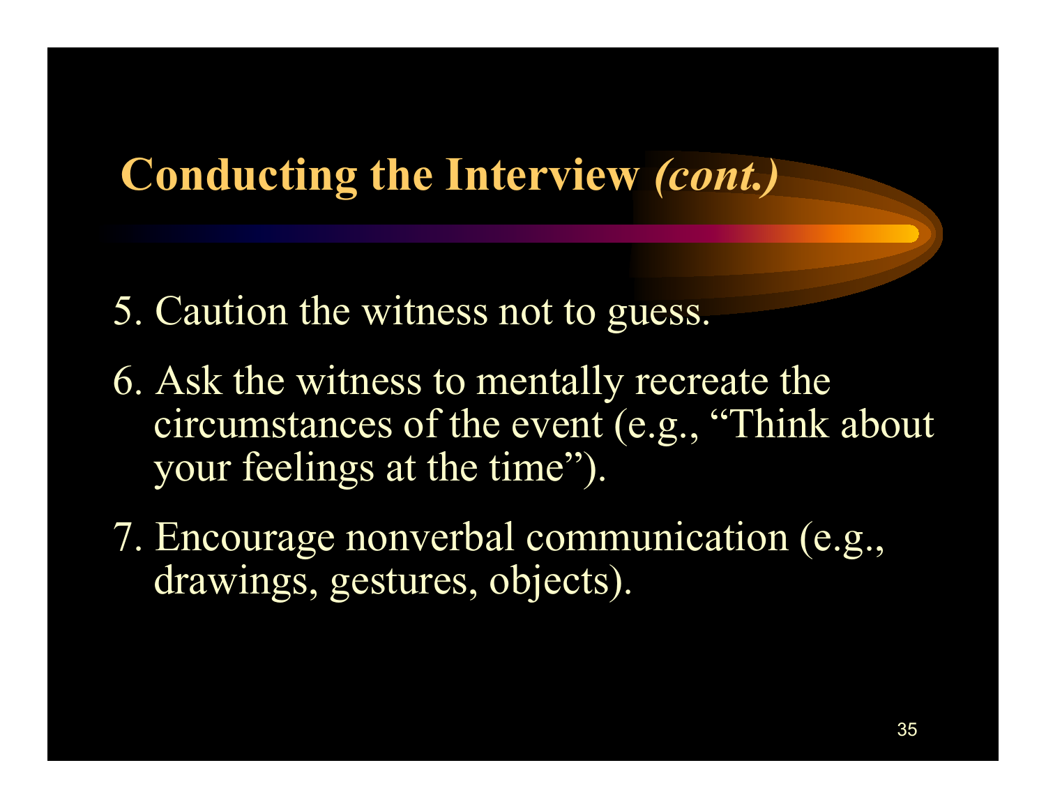## Conducting the Interview *(cont.)*

5. Caution the witness not to guess.
6. Ask the witness to mentally recreate the circumstances of the event (e.g., "Think about your feelings at the time").
7. Encourage nonverbal communication (e.g., drawings, gestures, objects).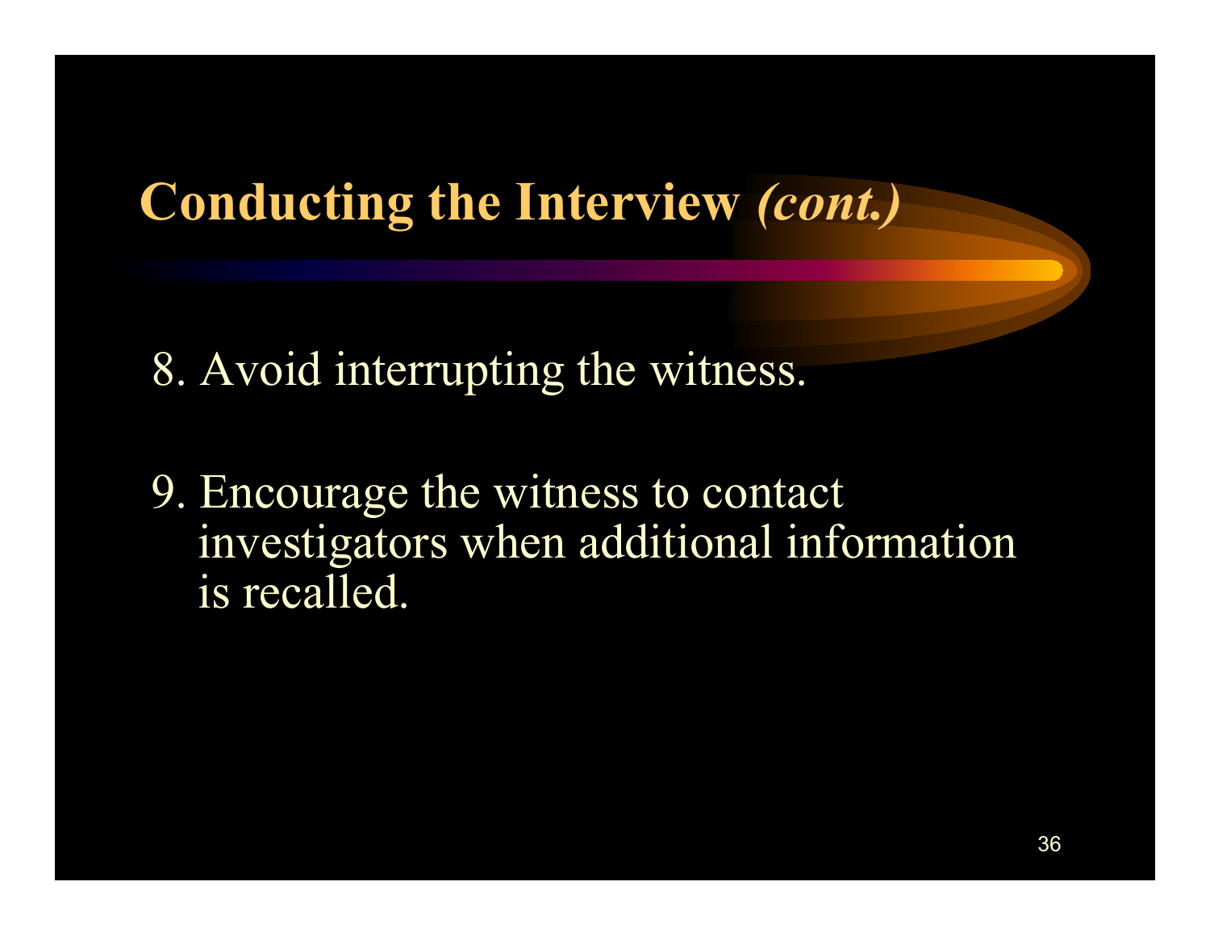## Conducting the Interview *(cont.)*

8. Avoid interrupting the witness.

9. Encourage the witness to contact investigators when additional information is recalled.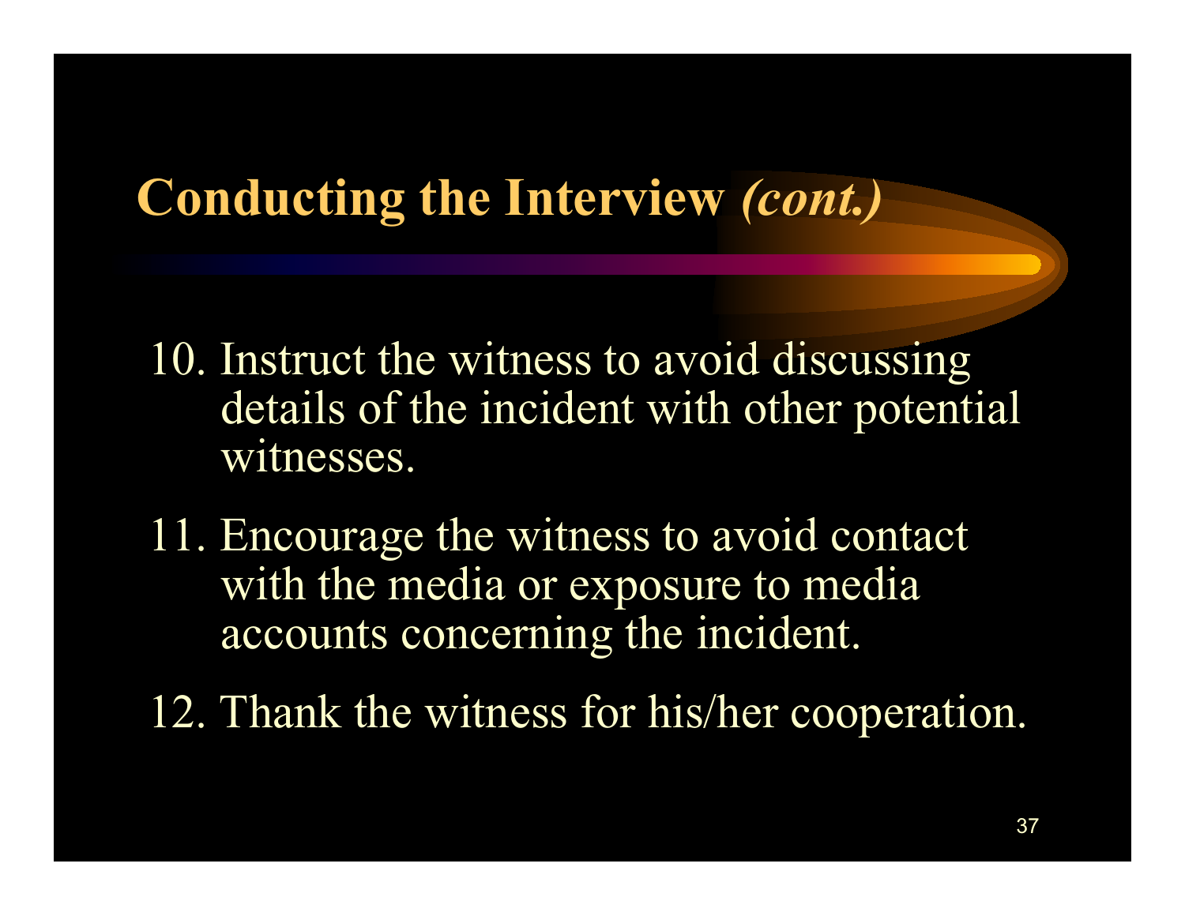## Conducting the Interview *(cont.)*

10. Instruct the witness to avoid discussing details of the incident with other potential witnesses.
11. Encourage the witness to avoid contact with the media or exposure to media accounts concerning the incident.
12. Thank the witness for his/her cooperation.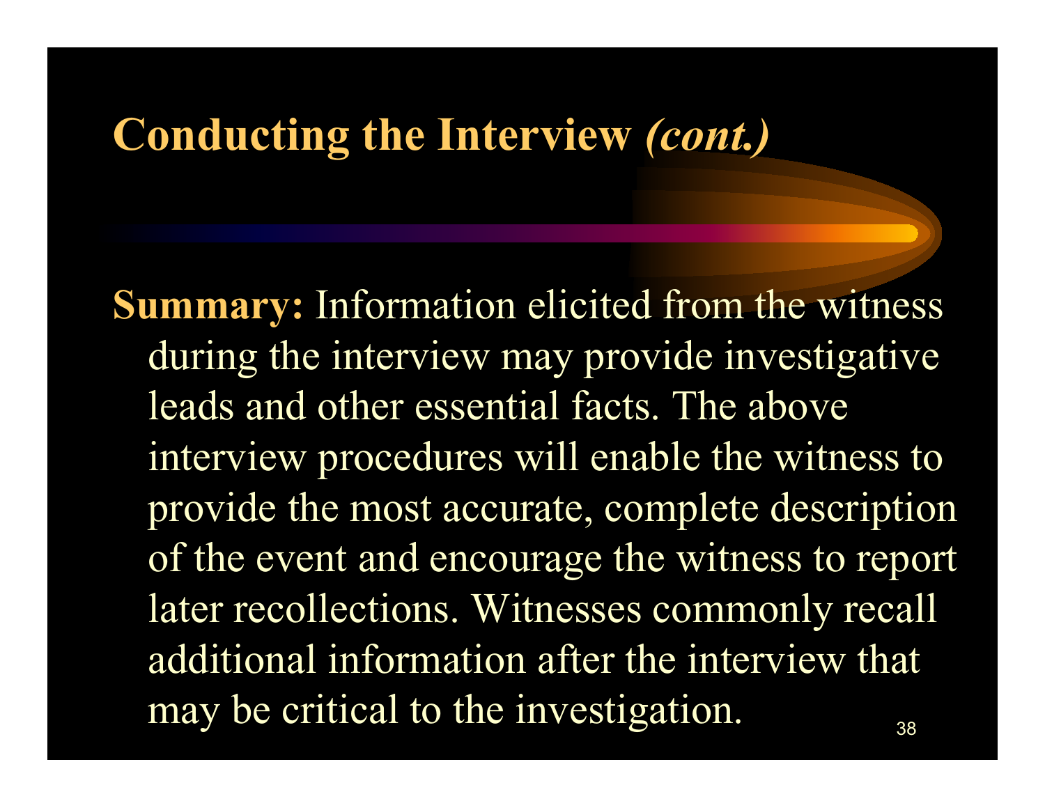# Conducting the Interview *(cont.)*

**Summary:** Information elicited from the witness during the interview may provide investigative leads and other essential facts. The above interview procedures will enable the witness to provide the most accurate, complete description of the event and encourage the witness to report later recollections. Witnesses commonly recall additional information after the interview that may be critical to the investigation.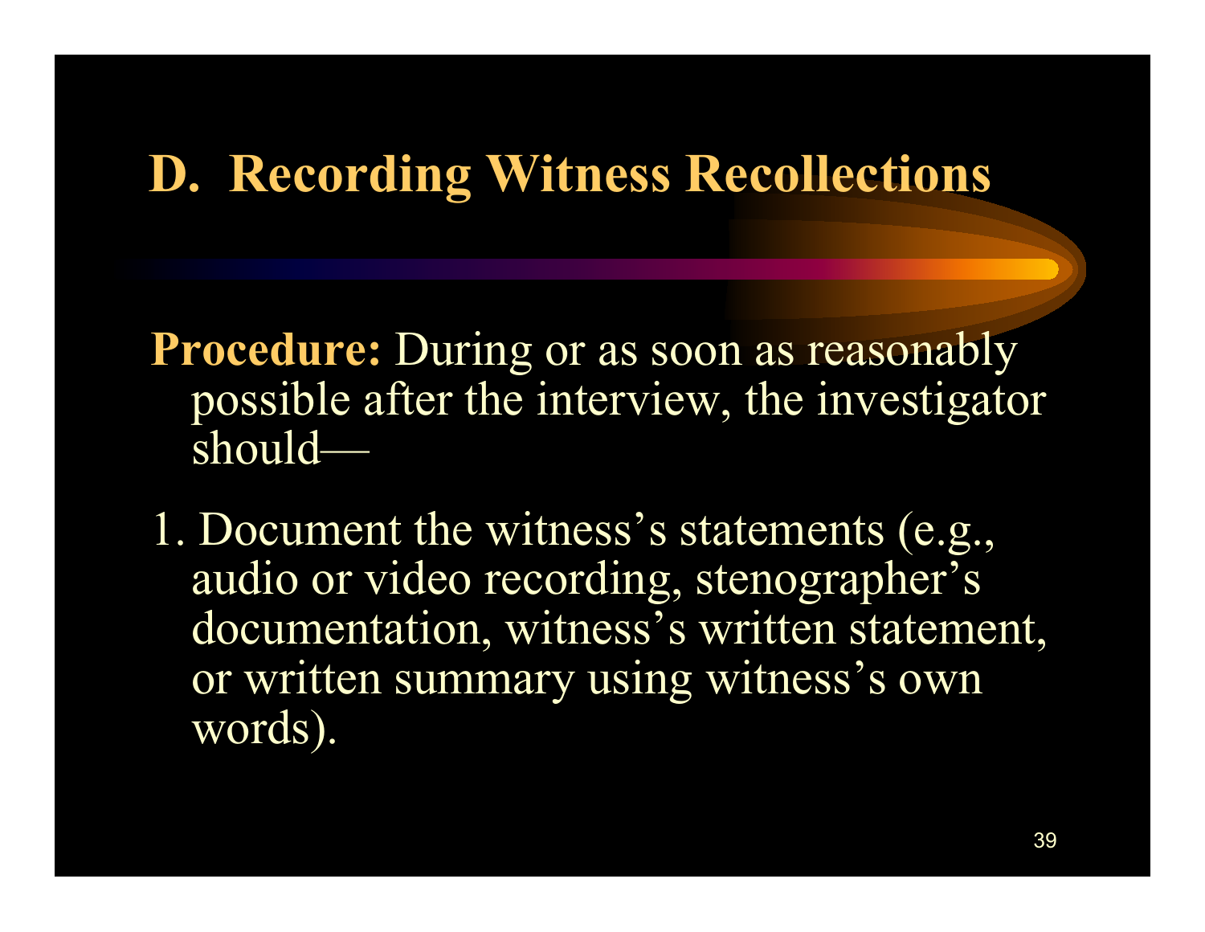## D. Recording Witness Recollections

**Procedure:** During or as soon as reasonably possible after the interview, the investigator should—

1. Document the witness's statements (e.g., audio or video recording, stenographer's documentation, witness's written statement, or written summary using witness's own words).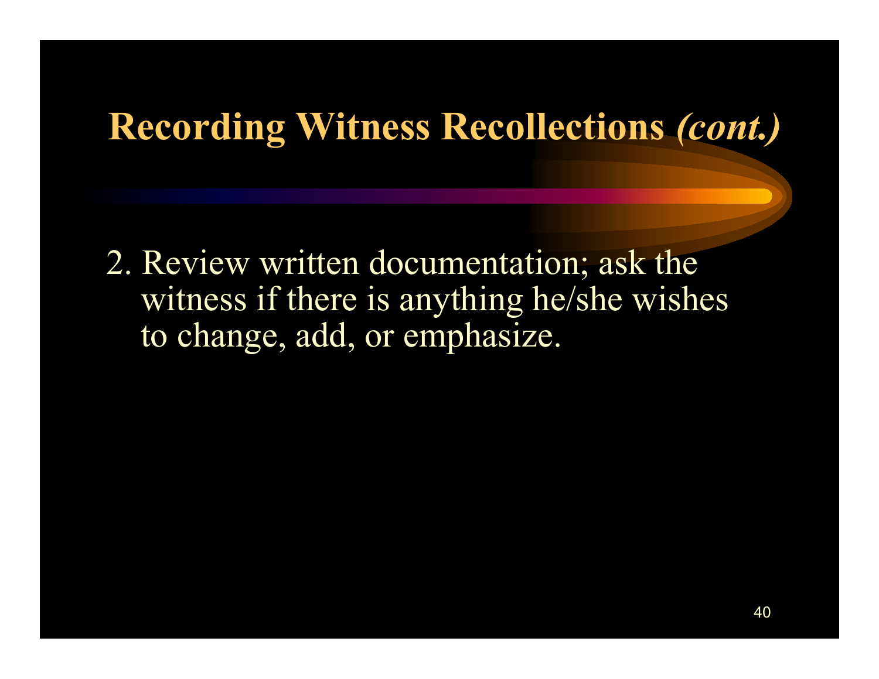# Recording Witness Recollections *(cont.)*

2. Review written documentation; ask the witness if there is anything he/she wishes to change, add, or emphasize.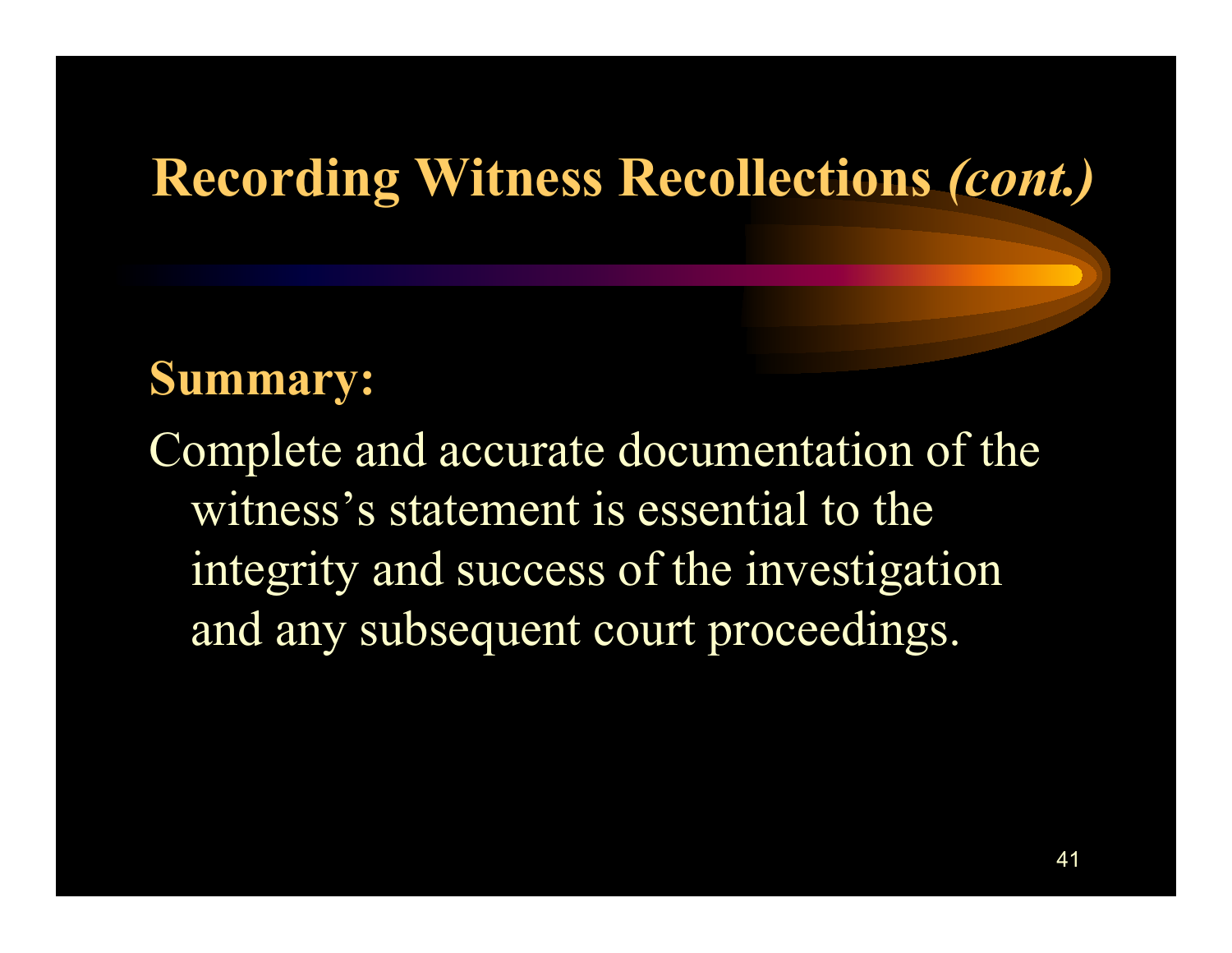# Recording Witness Recollections *(cont.)*

**Summary:**

Complete and accurate documentation of the witness's statement is essential to the integrity and success of the investigation and any subsequent court proceedings.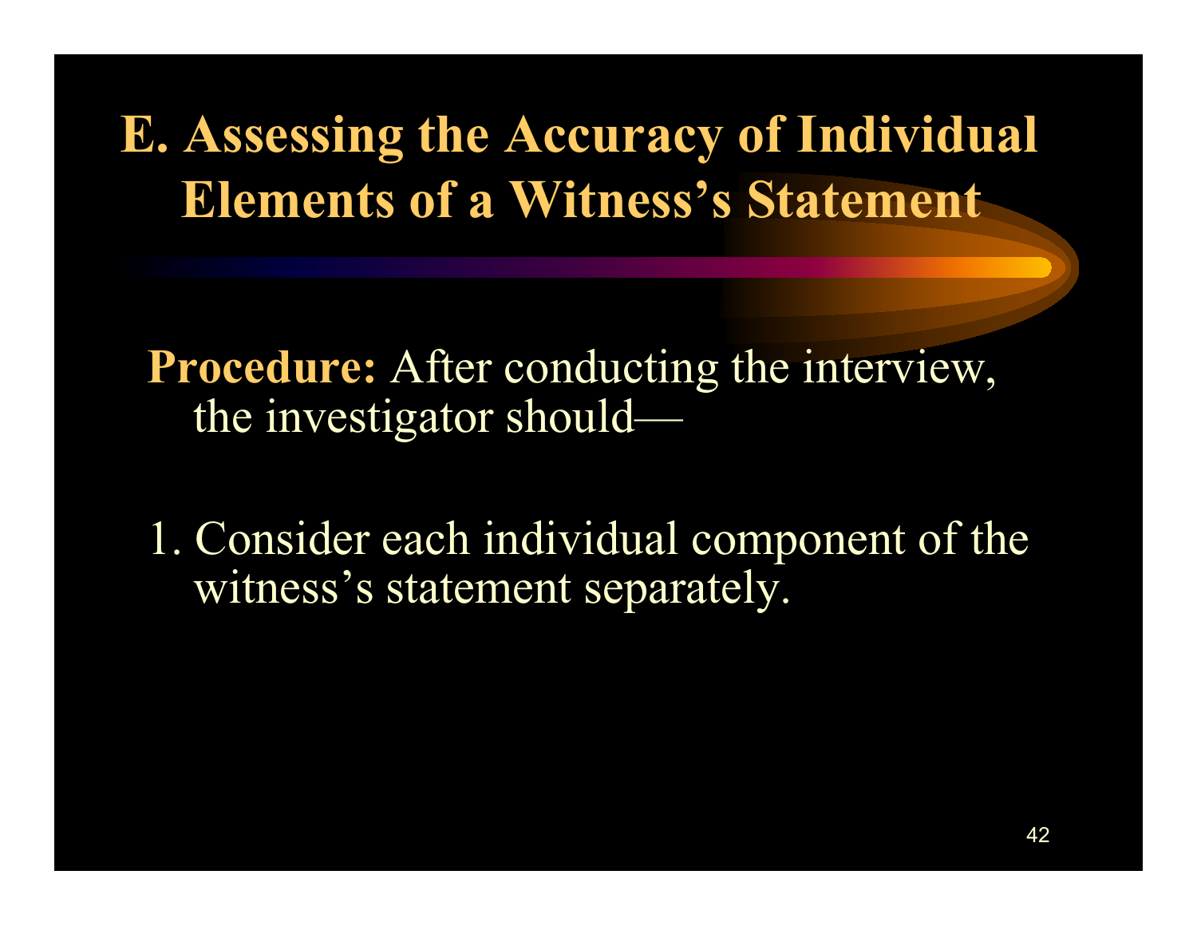# E. Assessing the Accuracy of Individual Elements of a Witness's Statement

**Procedure:** After conducting the interview, the investigator should—

1. Consider each individual component of the witness's statement separately.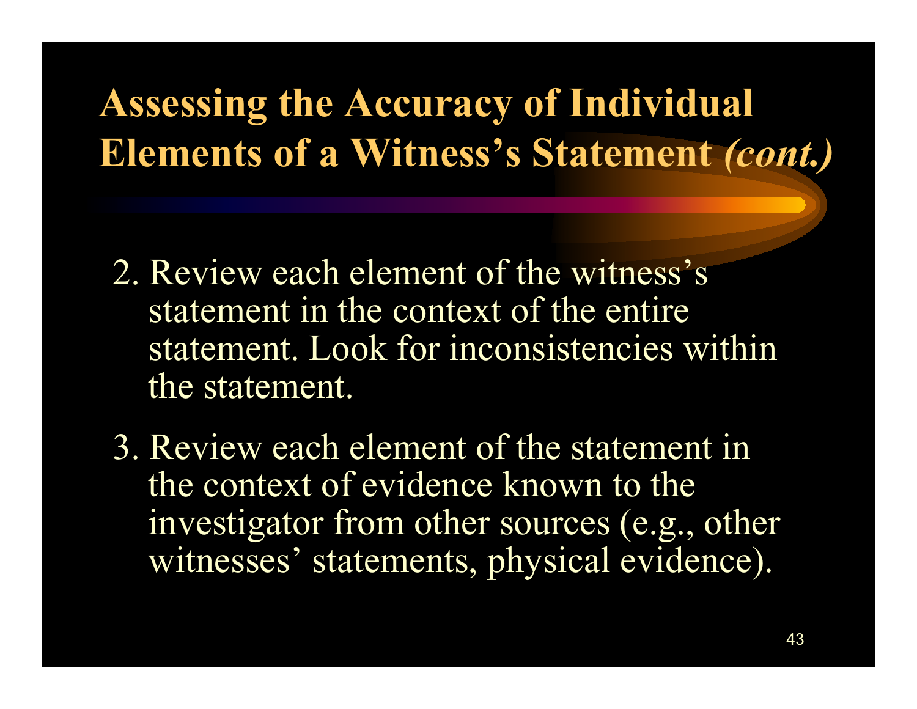# Assessing the Accuracy of Individual Elements of a Witness's Statement *(cont.)*

2. Review each element of the witness's statement in the context of the entire statement. Look for inconsistencies within the statement.

3. Review each element of the statement in the context of evidence known to the investigator from other sources (e.g., other witnesses' statements, physical evidence).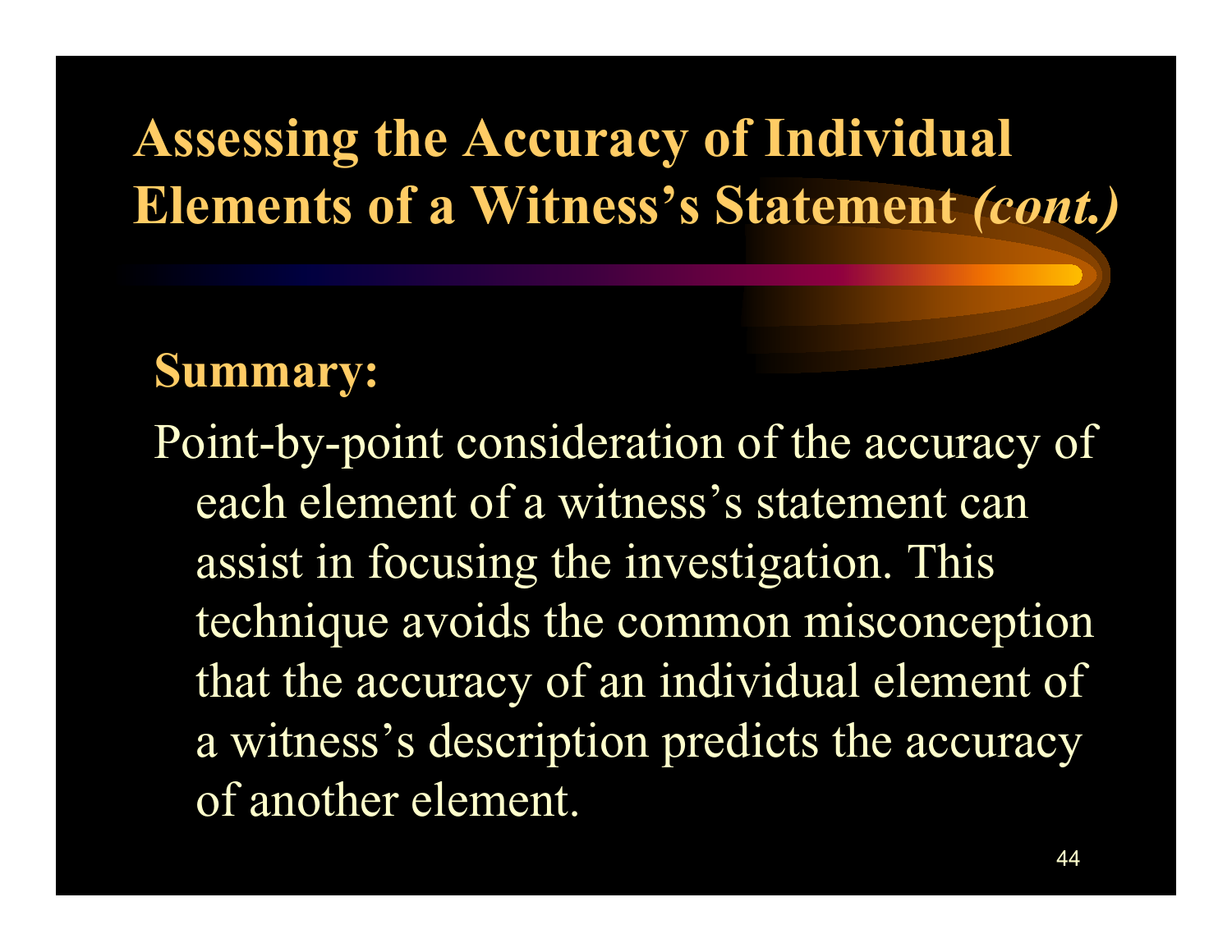# Assessing the Accuracy of Individual Elements of a Witness's Statement *(cont.)*

**Summary:**

Point-by-point consideration of the accuracy of each element of a witness's statement can assist in focusing the investigation. This technique avoids the common misconception that the accuracy of an individual element of a witness's description predicts the accuracy of another element.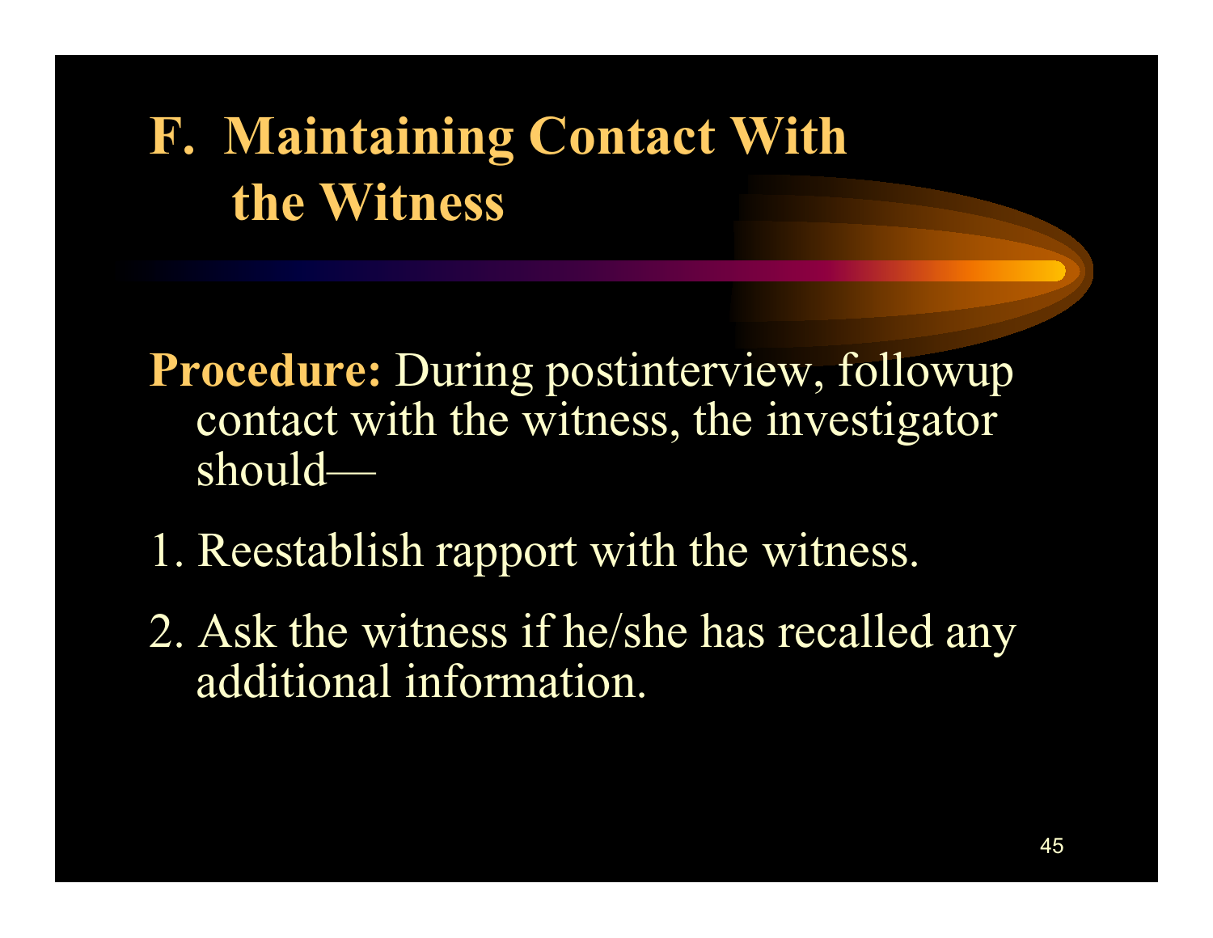# F. Maintaining Contact With the Witness

**Procedure:** During postinterview, followup contact with the witness, the investigator should—

1. Reestablish rapport with the witness.
2. Ask the witness if he/she has recalled any additional information.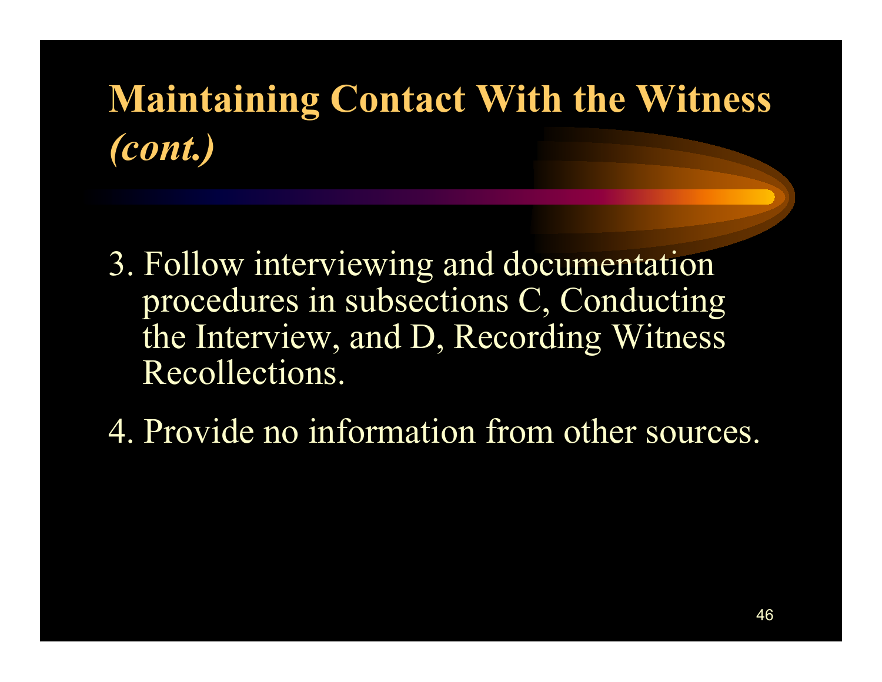# Maintaining Contact With the Witness *(cont.)*

3. Follow interviewing and documentation procedures in subsections C, Conducting the Interview, and D, Recording Witness Recollections.

4. Provide no information from other sources.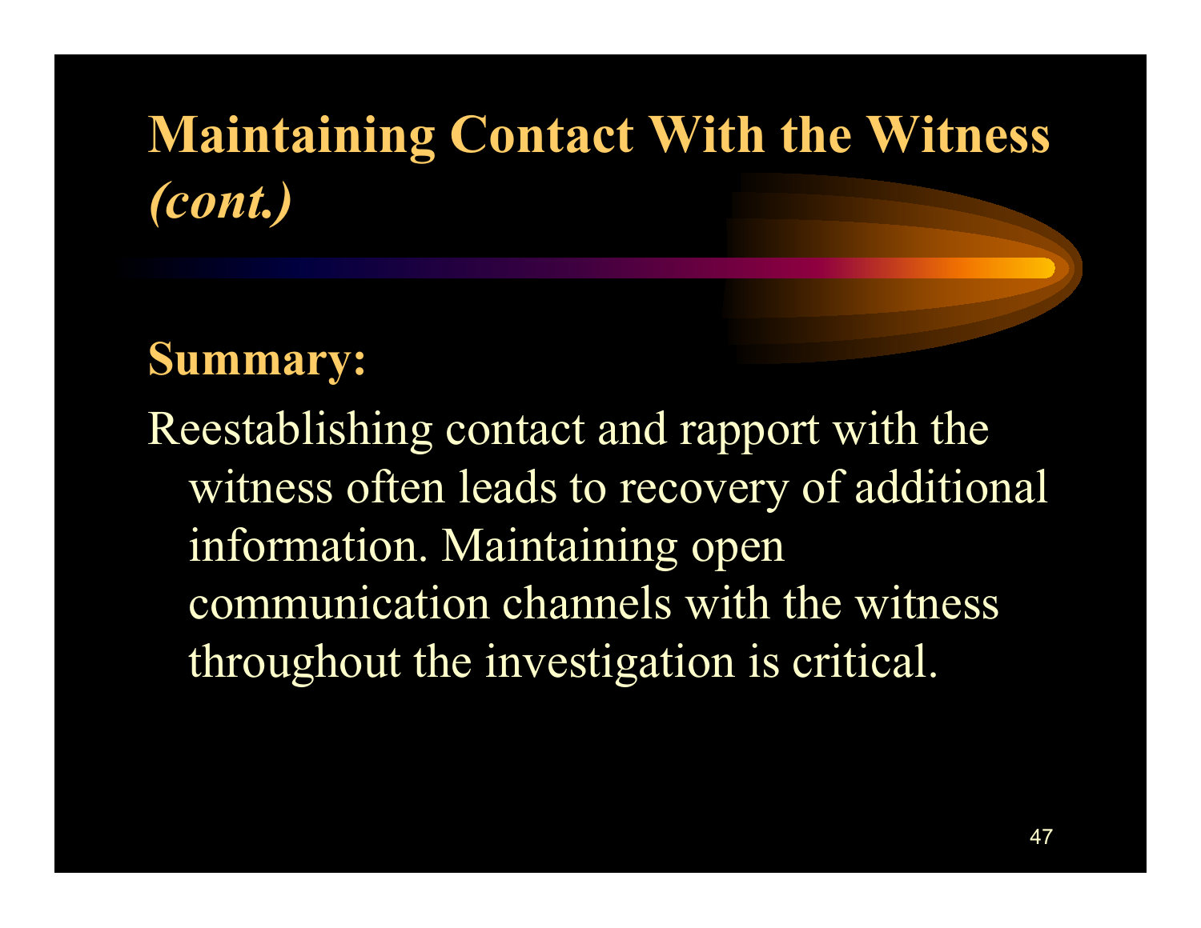# Maintaining Contact With the Witness *(cont.)*

**Summary:**

Reestablishing contact and rapport with the witness often leads to recovery of additional information. Maintaining open communication channels with the witness throughout the investigation is critical.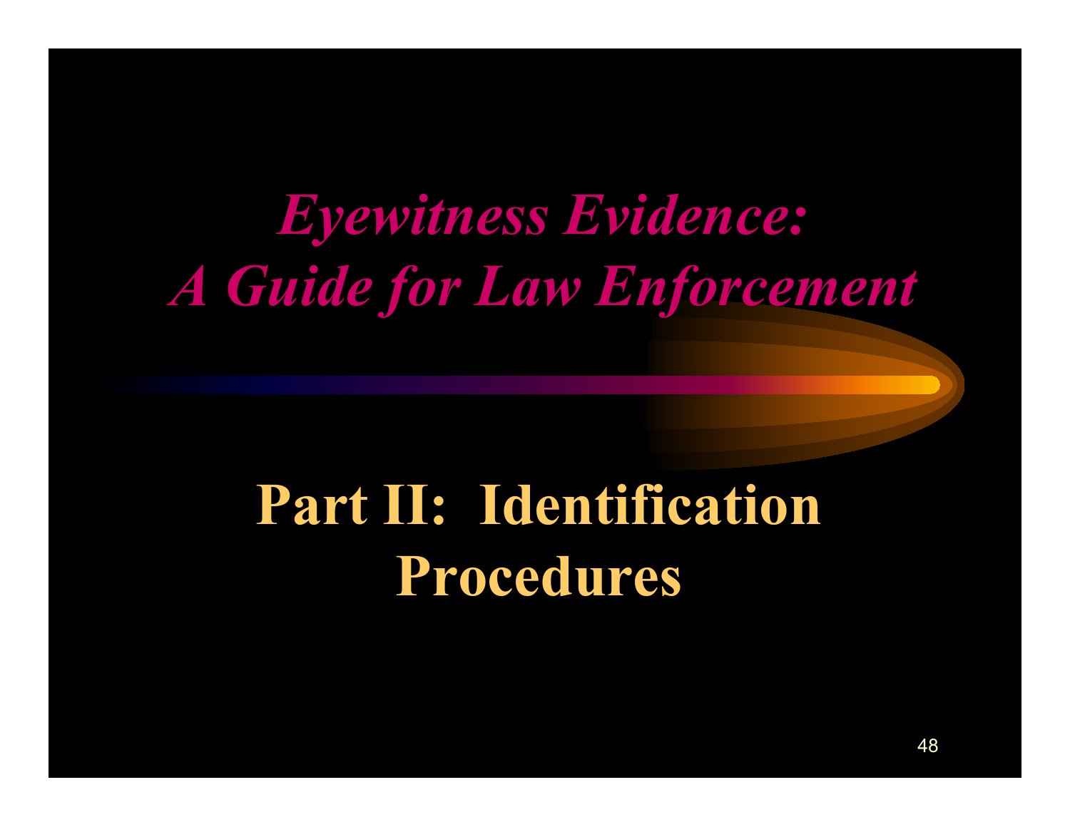# *Eyewitness Evidence: A Guide for Law Enforcement*

## Part II: Identification Procedures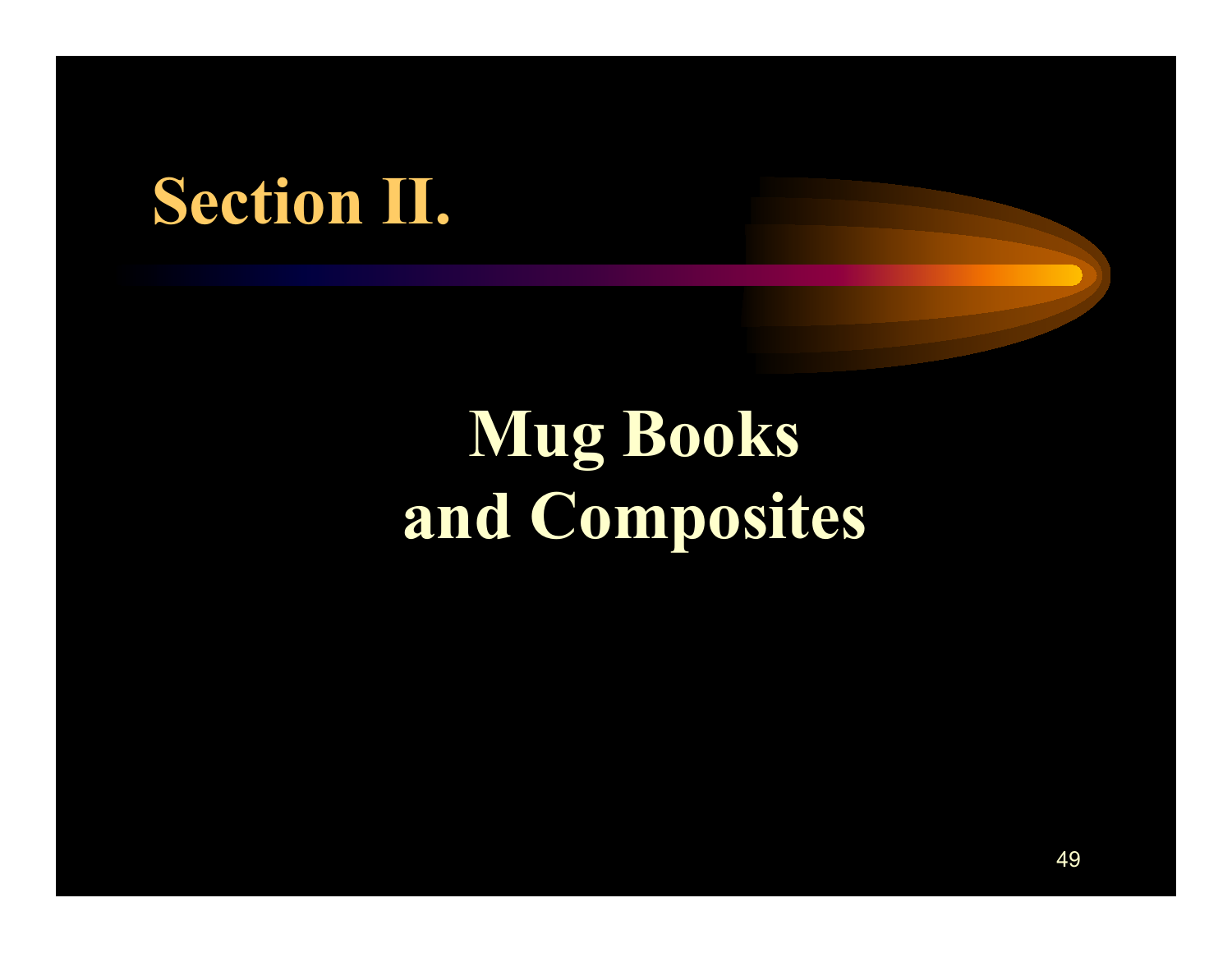# Section II.

## Mug Books and Composites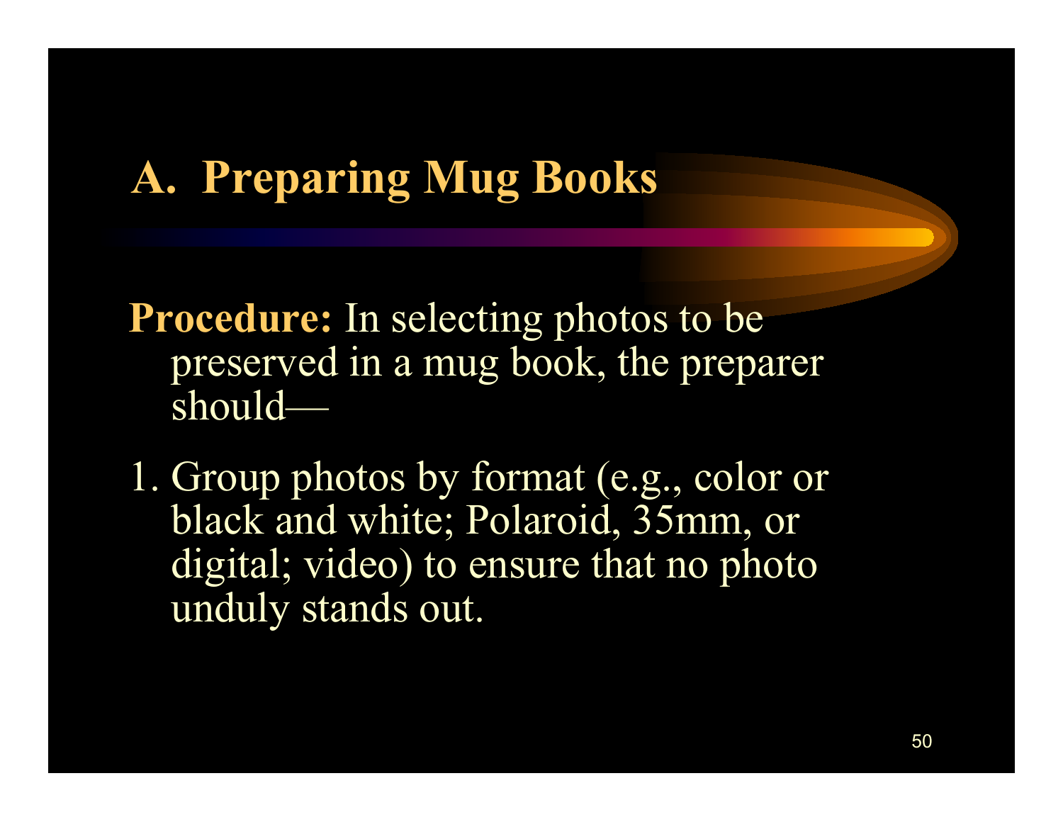## A. Preparing Mug Books

**Procedure:** In selecting photos to be preserved in a mug book, the preparer should—

1. Group photos by format (e.g., color or black and white; Polaroid, 35mm, or digital; video) to ensure that no photo unduly stands out.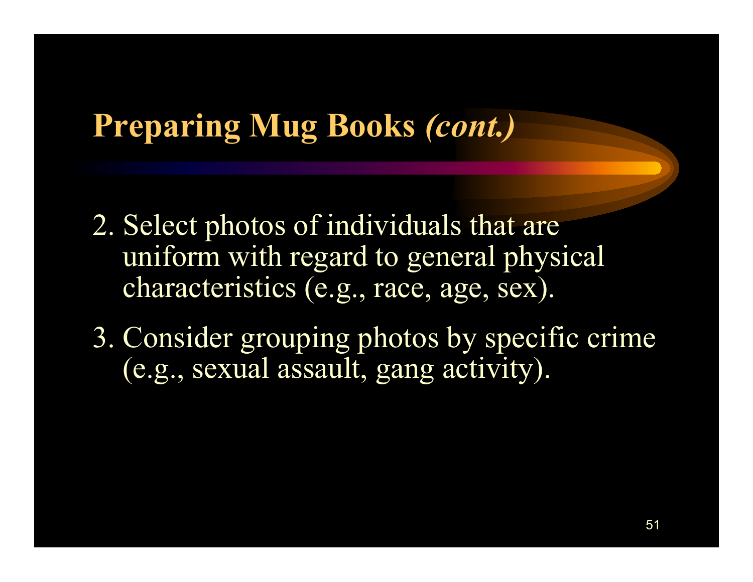# Preparing Mug Books *(cont.)*

2. Select photos of individuals that are uniform with regard to general physical characteristics (e.g., race, age, sex).
3. Consider grouping photos by specific crime (e.g., sexual assault, gang activity).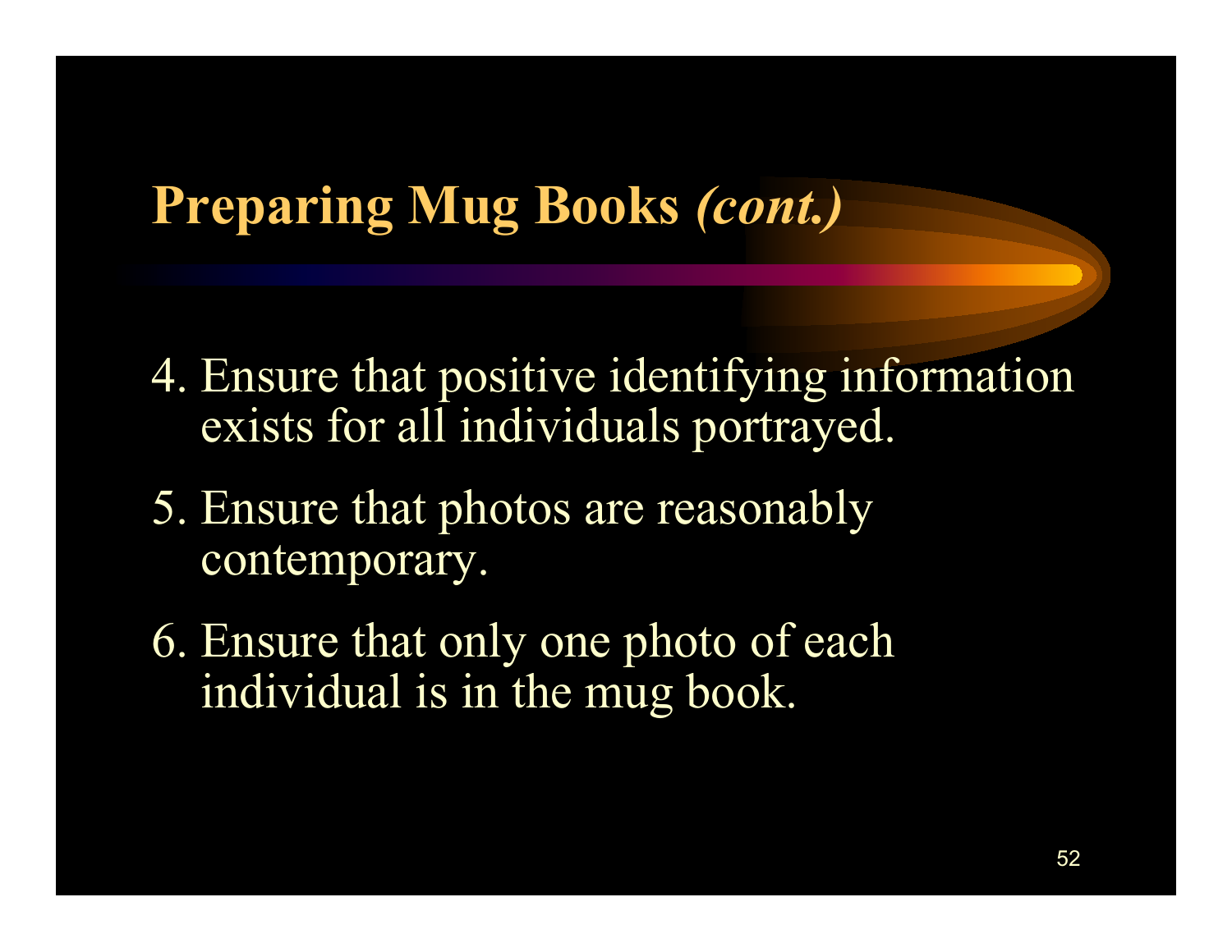# Preparing Mug Books *(cont.)*

4. Ensure that positive identifying information exists for all individuals portrayed.
5. Ensure that photos are reasonably contemporary.
6. Ensure that only one photo of each individual is in the mug book.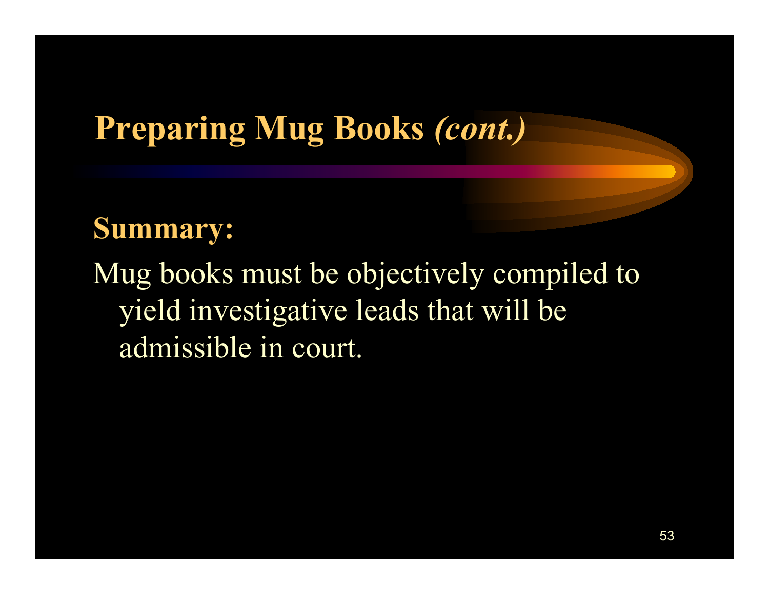# Preparing Mug Books *(cont.)*

**Summary:**

Mug books must be objectively compiled to yield investigative leads that will be admissible in court.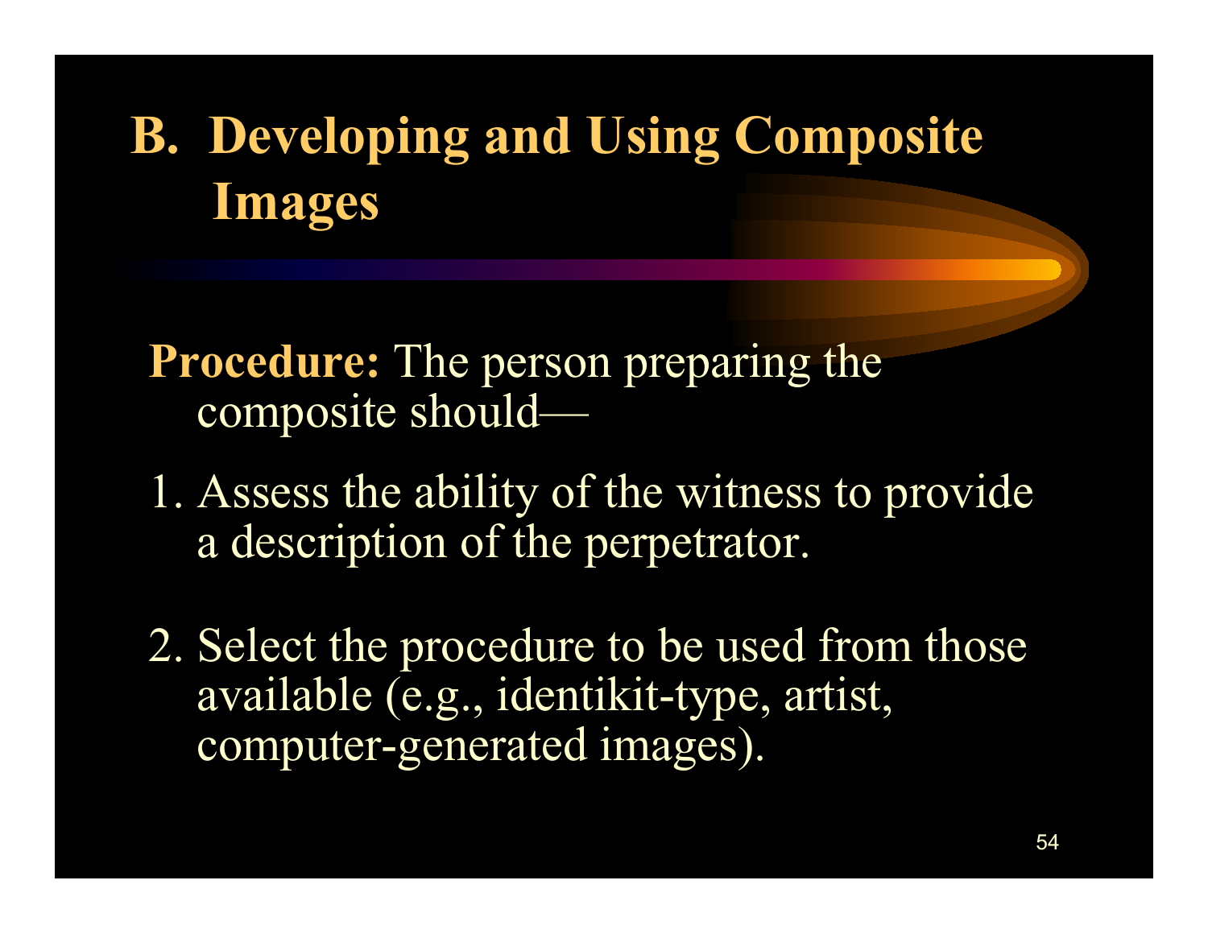# B. Developing and Using Composite Images

**Procedure:** The person preparing the composite should—

1. Assess the ability of the witness to provide a description of the perpetrator.

2. Select the procedure to be used from those available (e.g., identikit-type, artist, computer-generated images).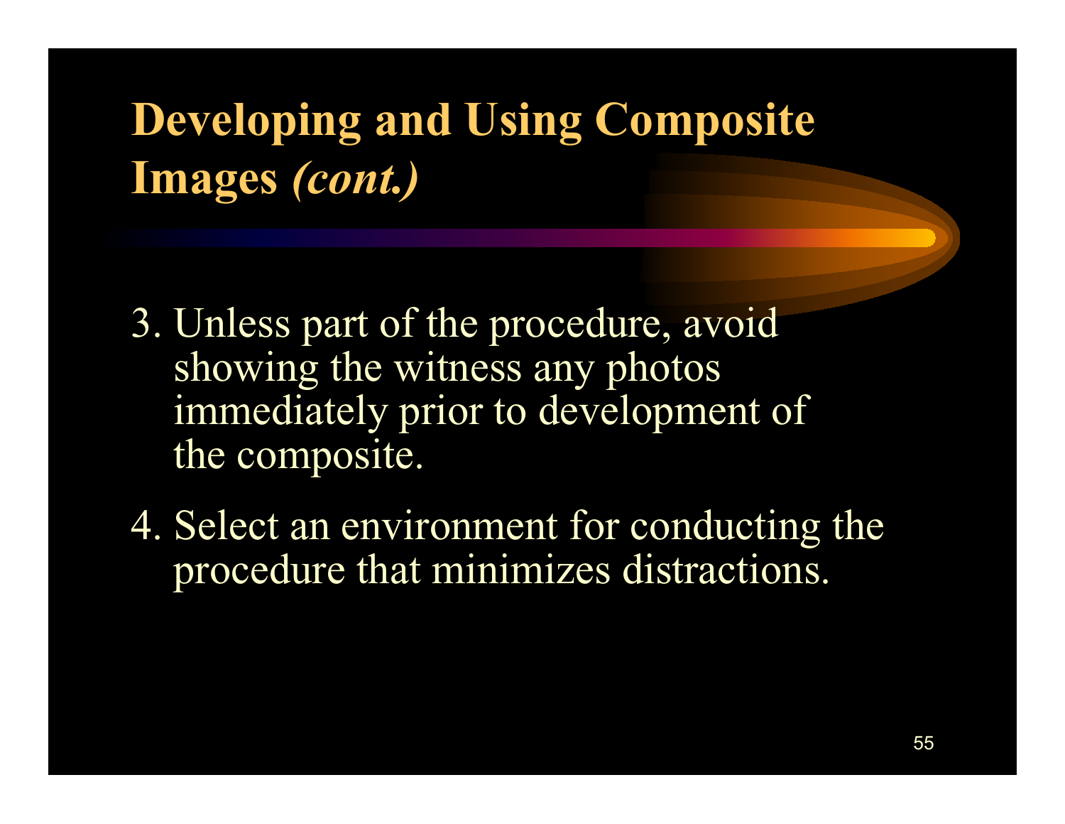# Developing and Using Composite Images *(cont.)*

3. Unless part of the procedure, avoid showing the witness any photos immediately prior to development of the composite.

4. Select an environment for conducting the procedure that minimizes distractions.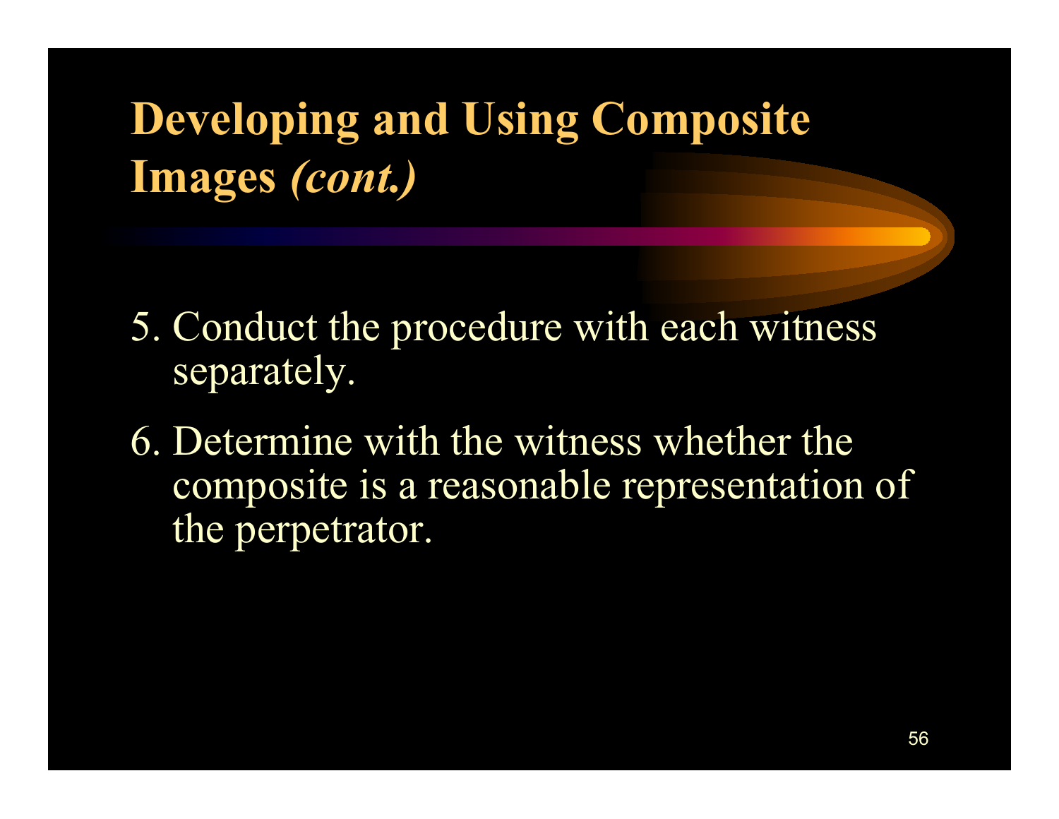# Developing and Using Composite Images *(cont.)*

5. Conduct the procedure with each witness separately.

6. Determine with the witness whether the composite is a reasonable representation of the perpetrator.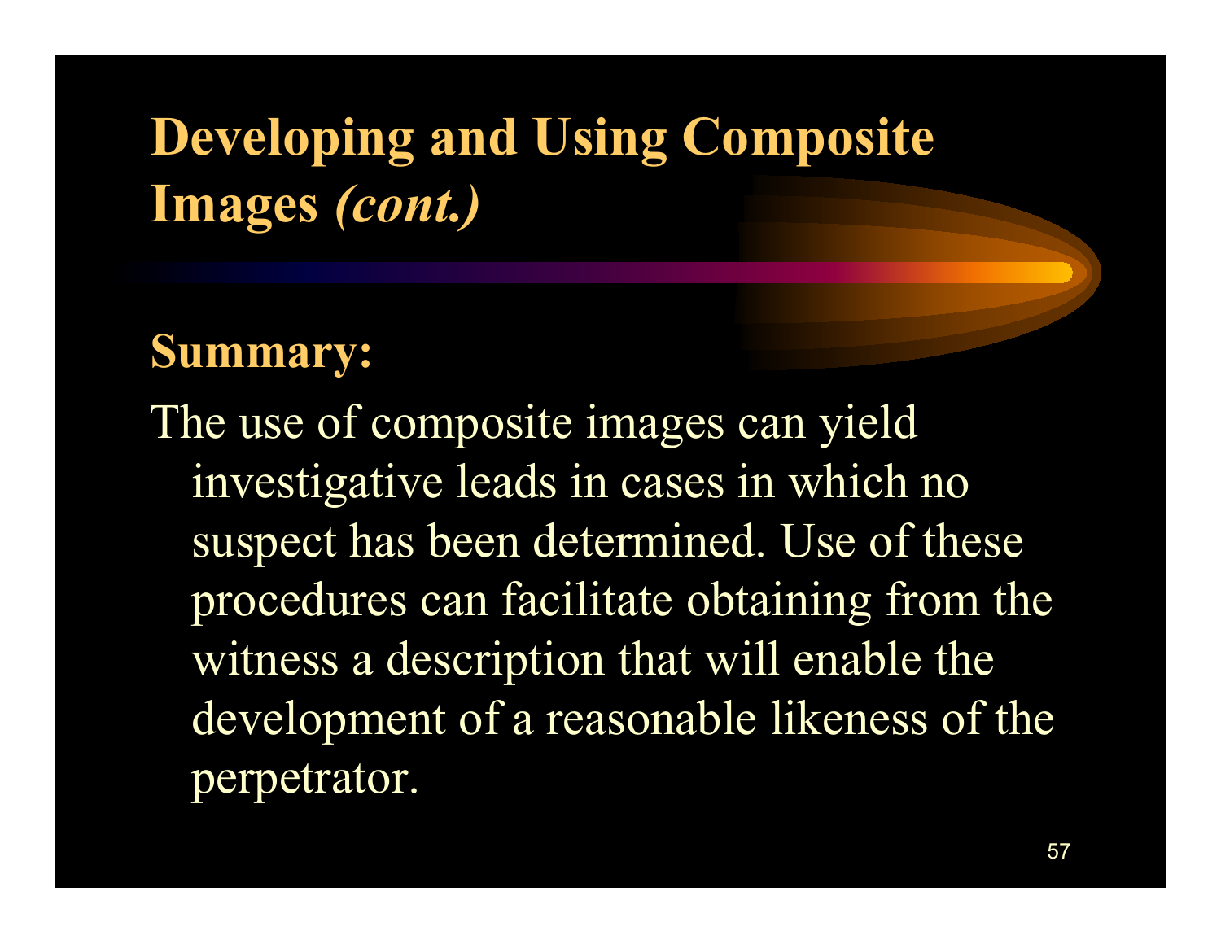# Developing and Using Composite Images *(cont.)*

**Summary:**

The use of composite images can yield investigative leads in cases in which no suspect has been determined. Use of these procedures can facilitate obtaining from the witness a description that will enable the development of a reasonable likeness of the perpetrator.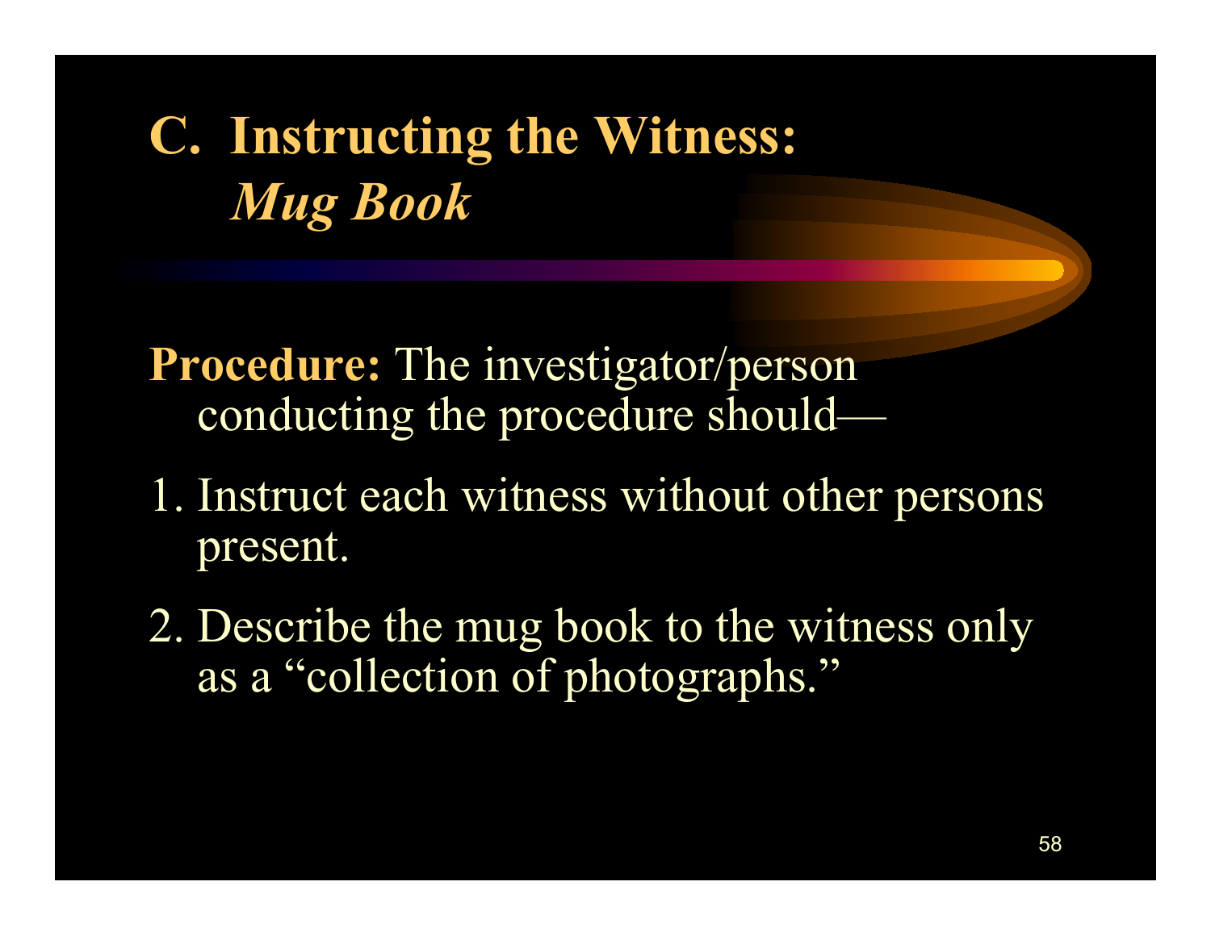# C. Instructing the Witness: *Mug Book*

**Procedure:** The investigator/person conducting the procedure should—

1. Instruct each witness without other persons present.
2. Describe the mug book to the witness only as a "collection of photographs."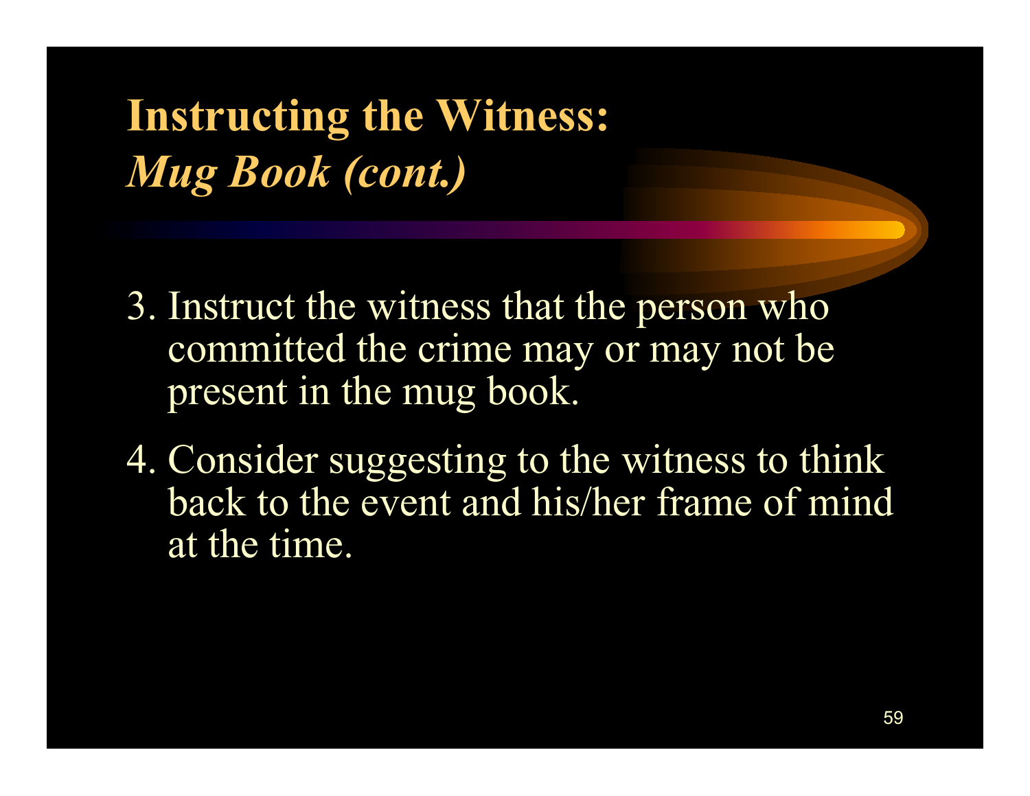# Instructing the Witness: *Mug Book (cont.)*

3. Instruct the witness that the person who committed the crime may or may not be present in the mug book.

4. Consider suggesting to the witness to think back to the event and his/her frame of mind at the time.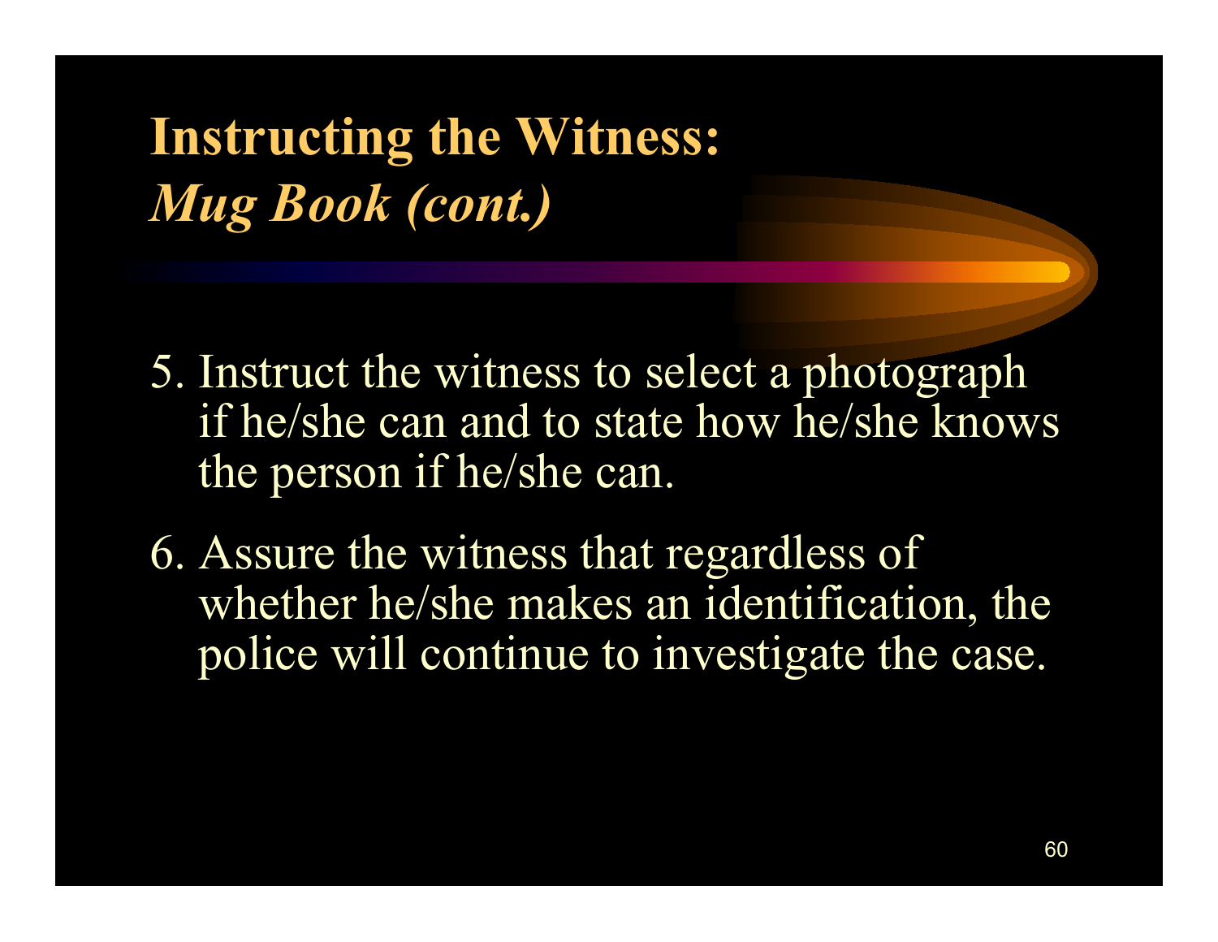# Instructing the Witness: *Mug Book (cont.)*

5. Instruct the witness to select a photograph if he/she can and to state how he/she knows the person if he/she can.

6. Assure the witness that regardless of whether he/she makes an identification, the police will continue to investigate the case.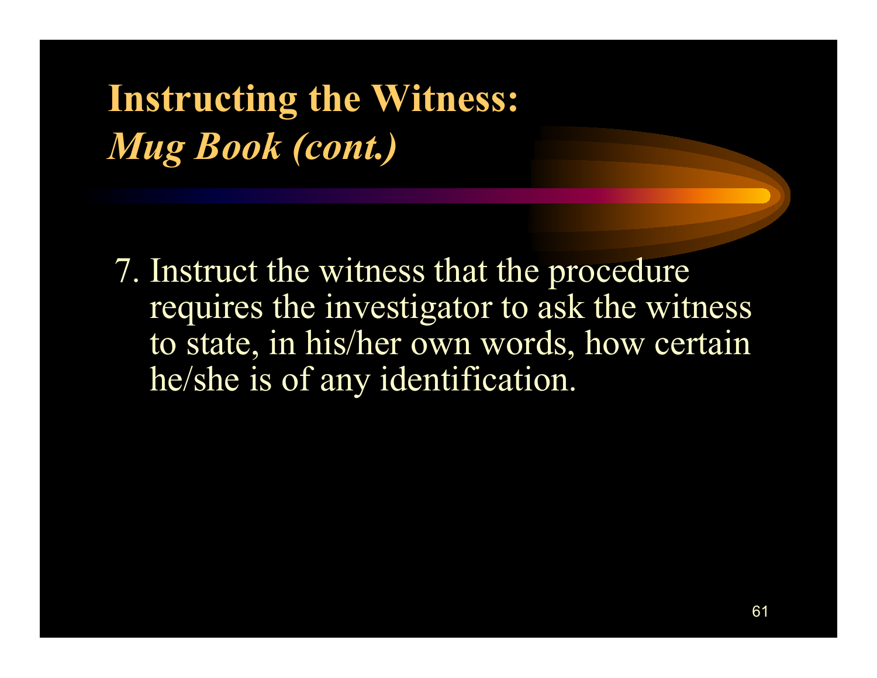# Instructing the Witness: *Mug Book (cont.)*

7. Instruct the witness that the procedure requires the investigator to ask the witness to state, in his/her own words, how certain he/she is of any identification.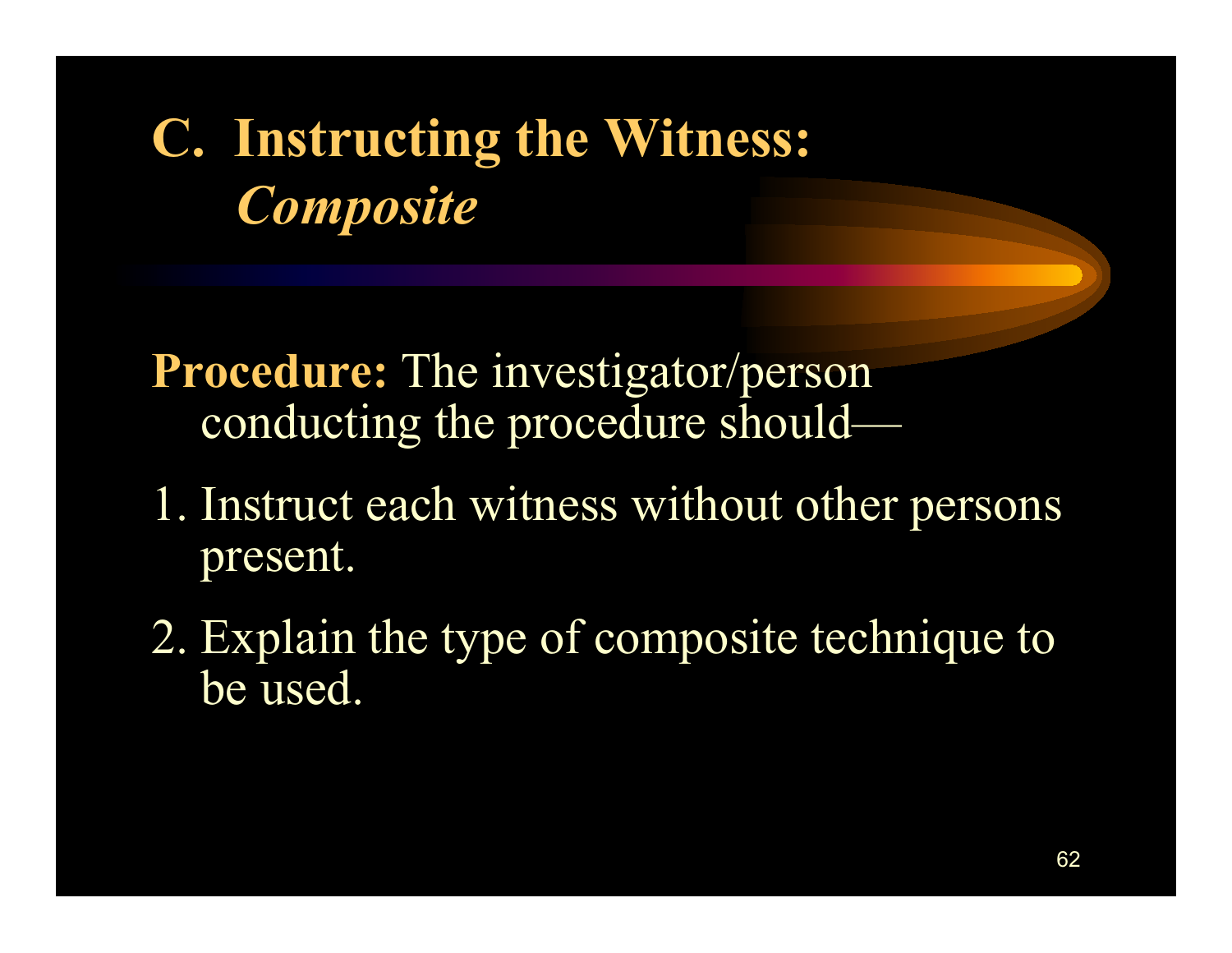# C. Instructing the Witness: *Composite*

**Procedure:** The investigator/person conducting the procedure should—

1. Instruct each witness without other persons present.
2. Explain the type of composite technique to be used.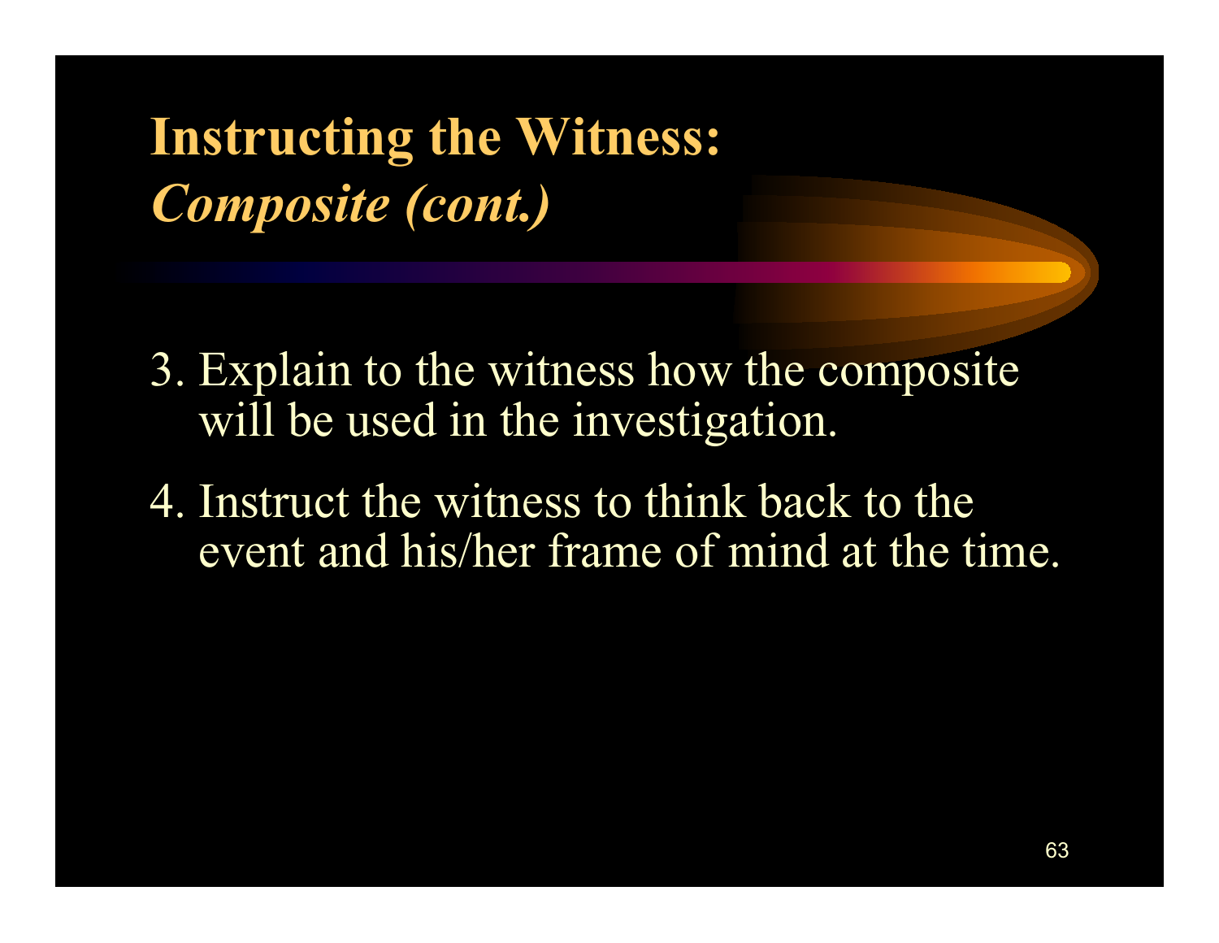# Instructing the Witness: *Composite (cont.)*

3. Explain to the witness how the composite will be used in the investigation.

4. Instruct the witness to think back to the event and his/her frame of mind at the time.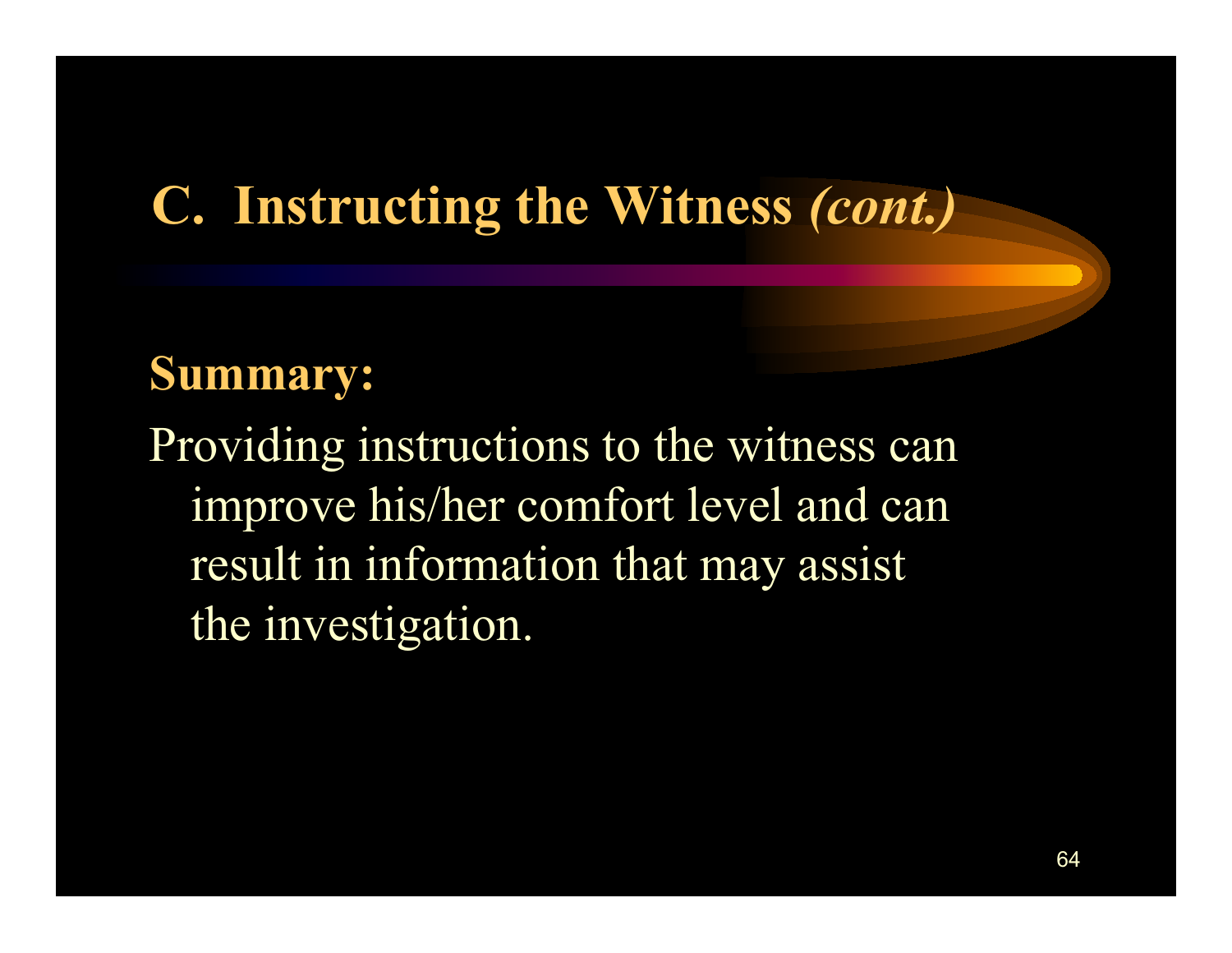# C. Instructing the Witness *(cont.)*

**Summary:**

Providing instructions to the witness can improve his/her comfort level and can result in information that may assist the investigation.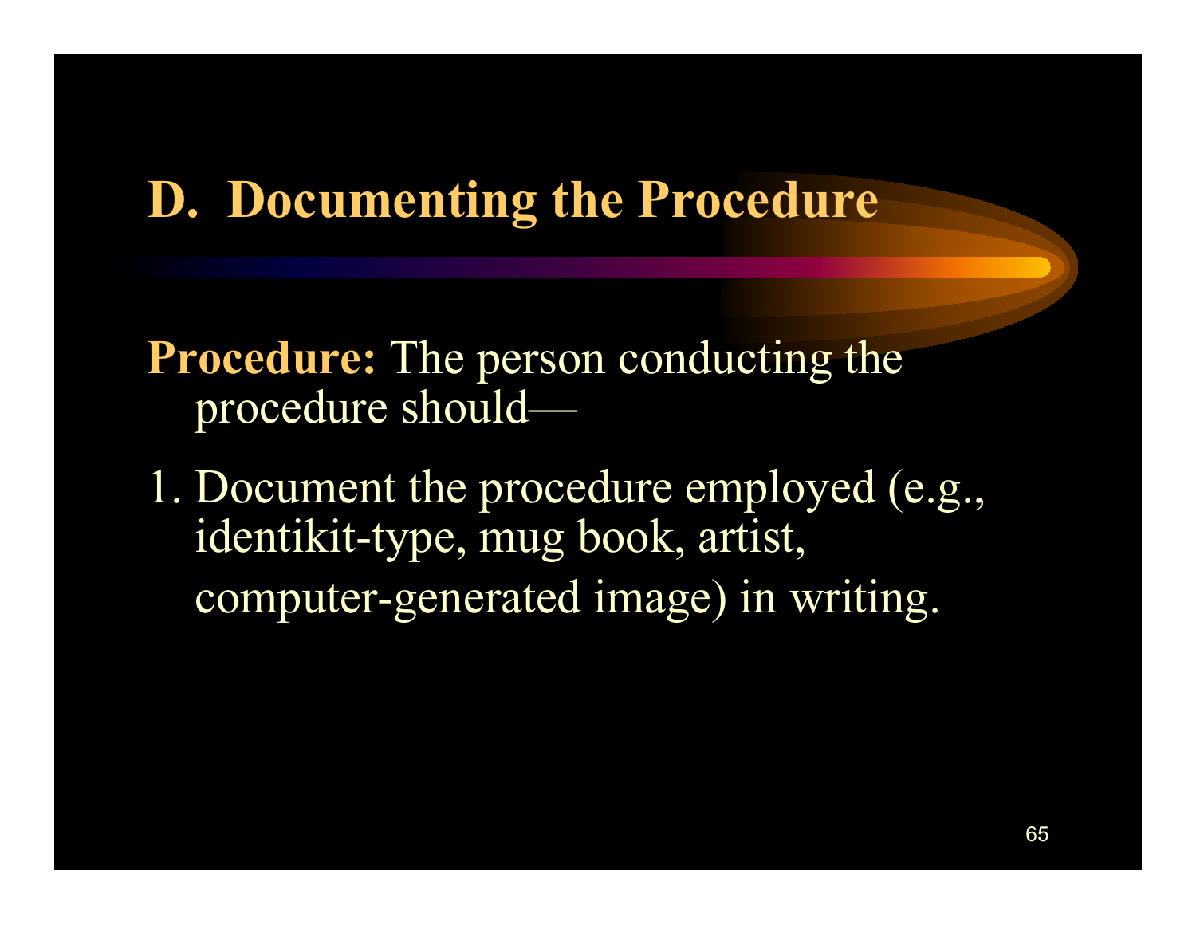## D. Documenting the Procedure

**Procedure:** The person conducting the procedure should—

1. Document the procedure employed (e.g., identikit-type, mug book, artist, computer-generated image) in writing.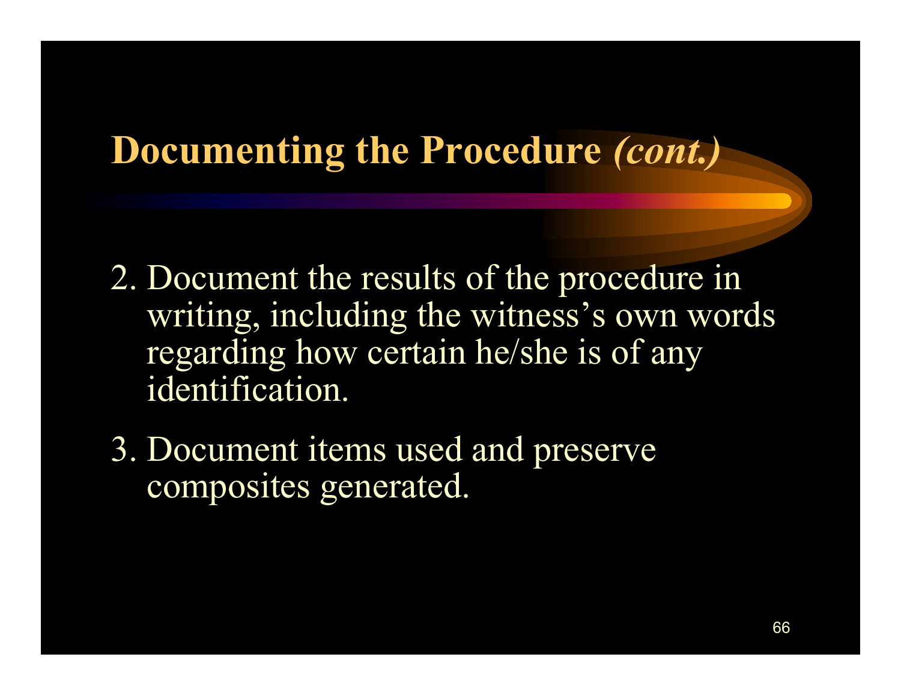# Documenting the Procedure *(cont.)*

2. Document the results of the procedure in writing, including the witness's own words regarding how certain he/she is of any identification.
3. Document items used and preserve composites generated.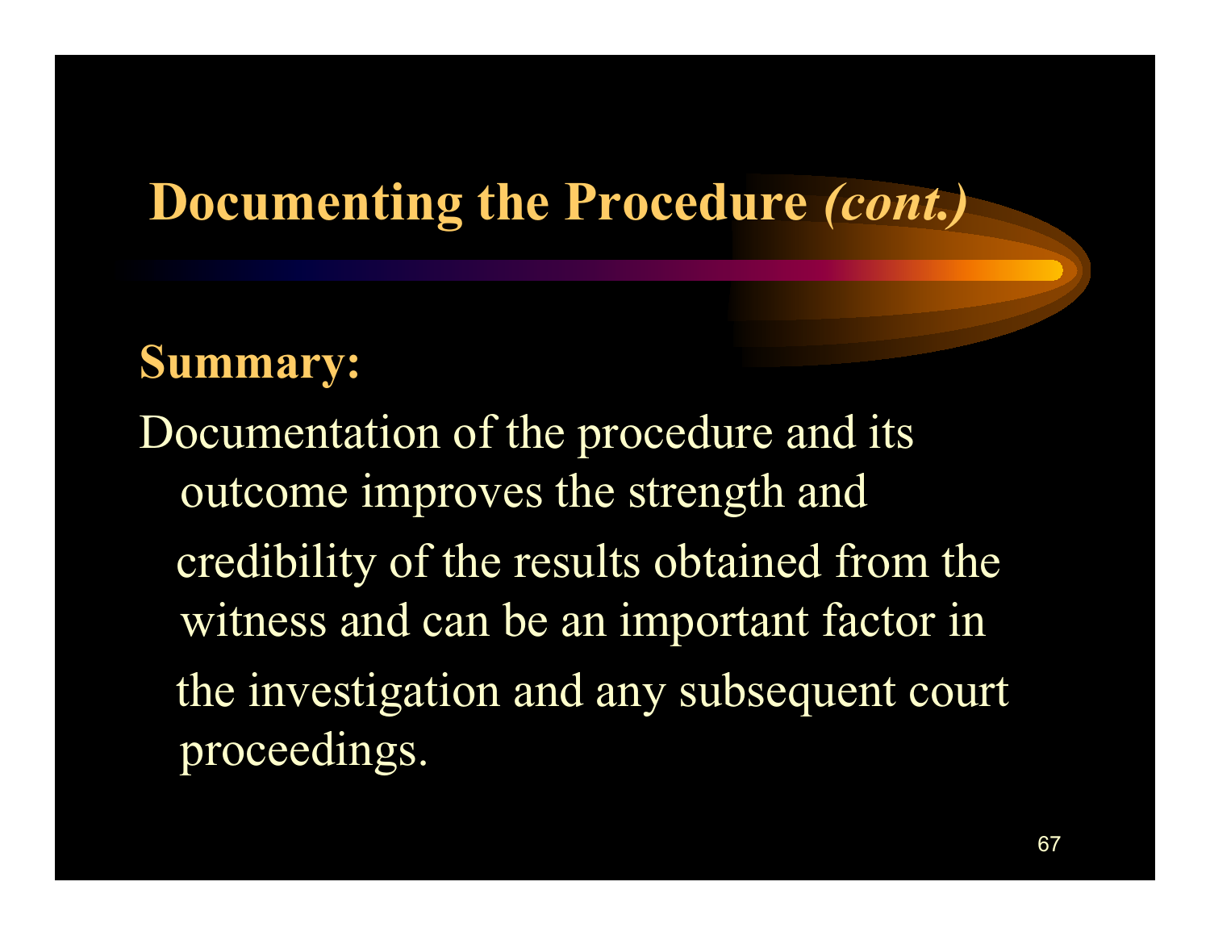# Documenting the Procedure *(cont.)*

**Summary:**

Documentation of the procedure and its outcome improves the strength and credibility of the results obtained from the witness and can be an important factor in the investigation and any subsequent court proceedings.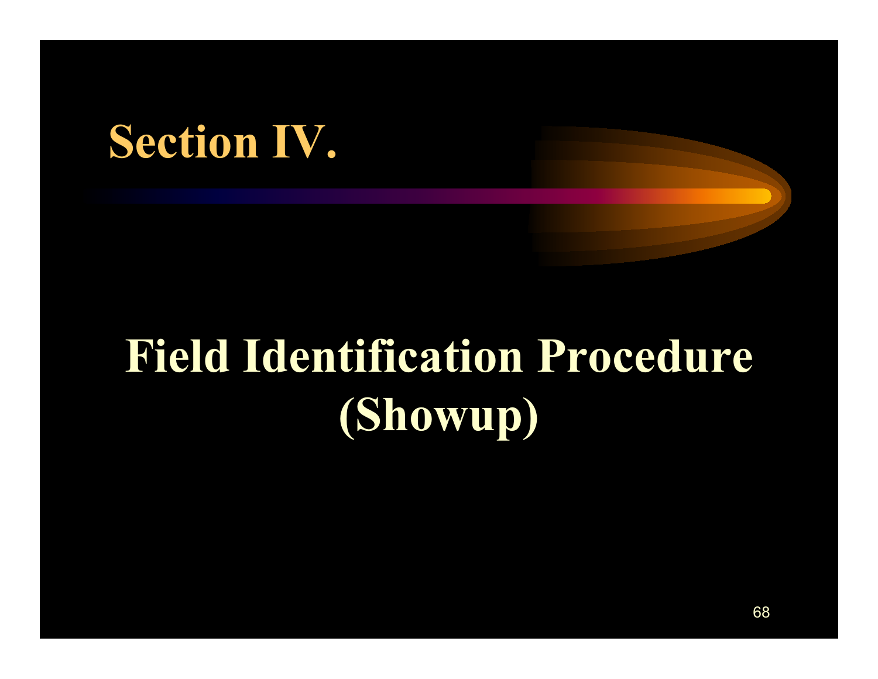# Section IV.

## Field Identification Procedure (Showup)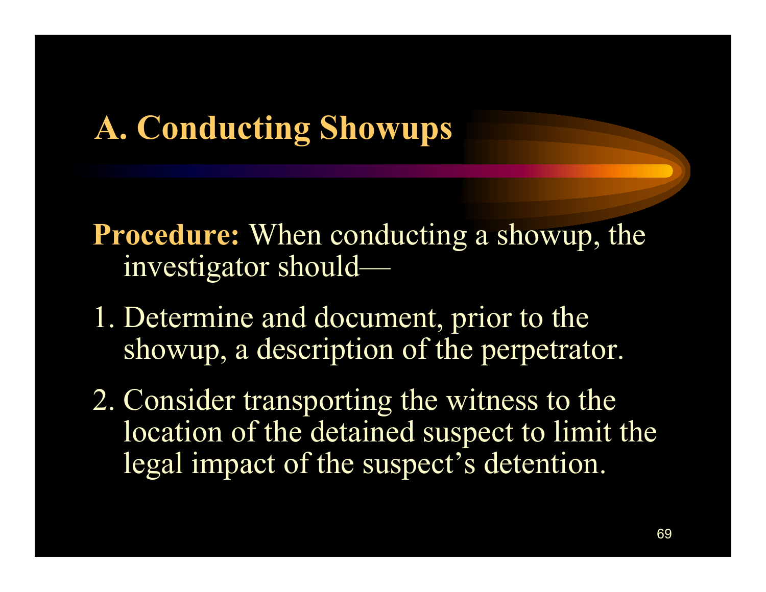# A. Conducting Showups

**Procedure:** When conducting a showup, the investigator should—

1. Determine and document, prior to the showup, a description of the perpetrator.
2. Consider transporting the witness to the location of the detained suspect to limit the legal impact of the suspect's detention.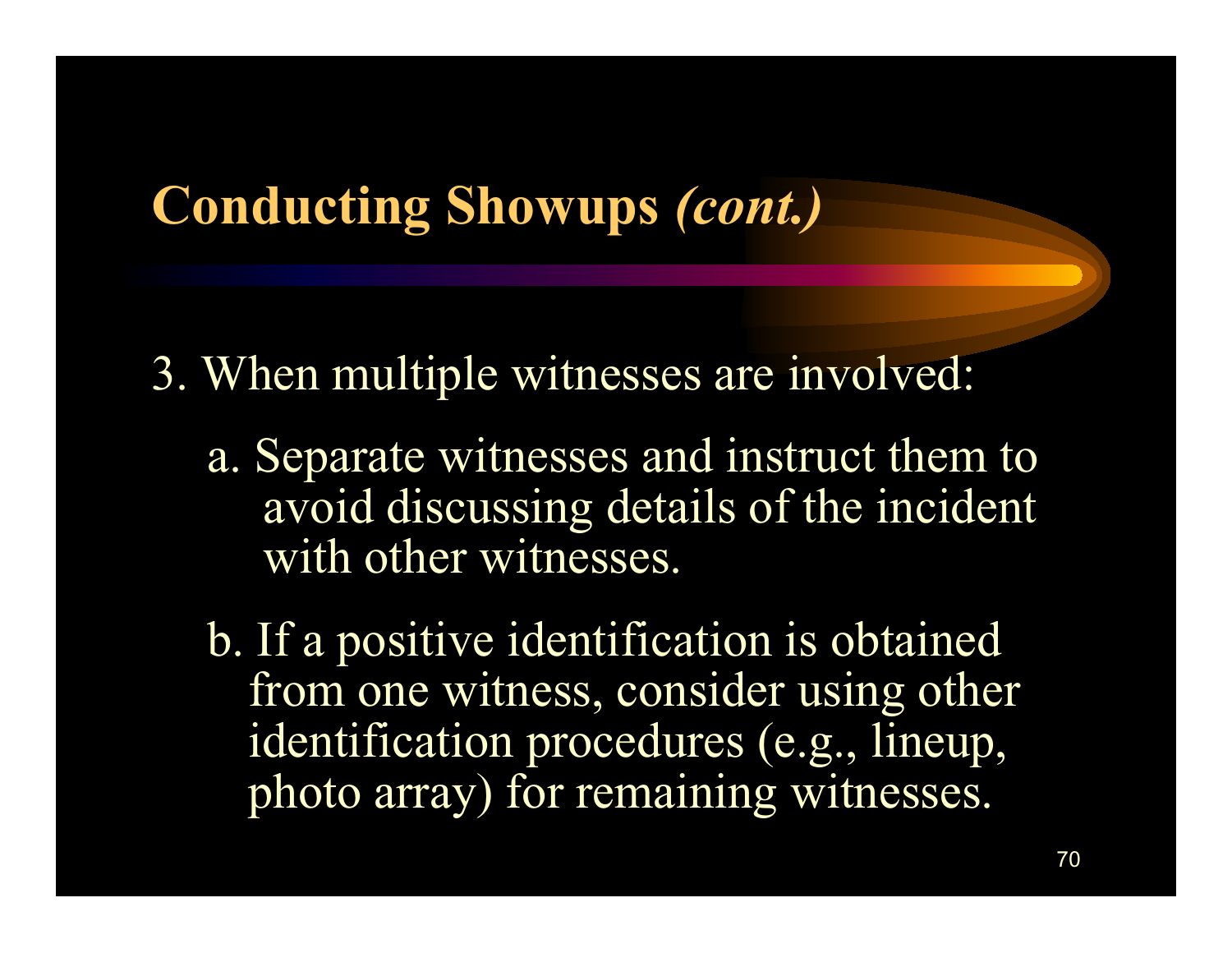## Conducting Showups *(cont.)*

3. When multiple witnesses are involved:

   a. Separate witnesses and instruct them to avoid discussing details of the incident with other witnesses.

   b. If a positive identification is obtained from one witness, consider using other identification procedures (e.g., lineup, photo array) for remaining witnesses.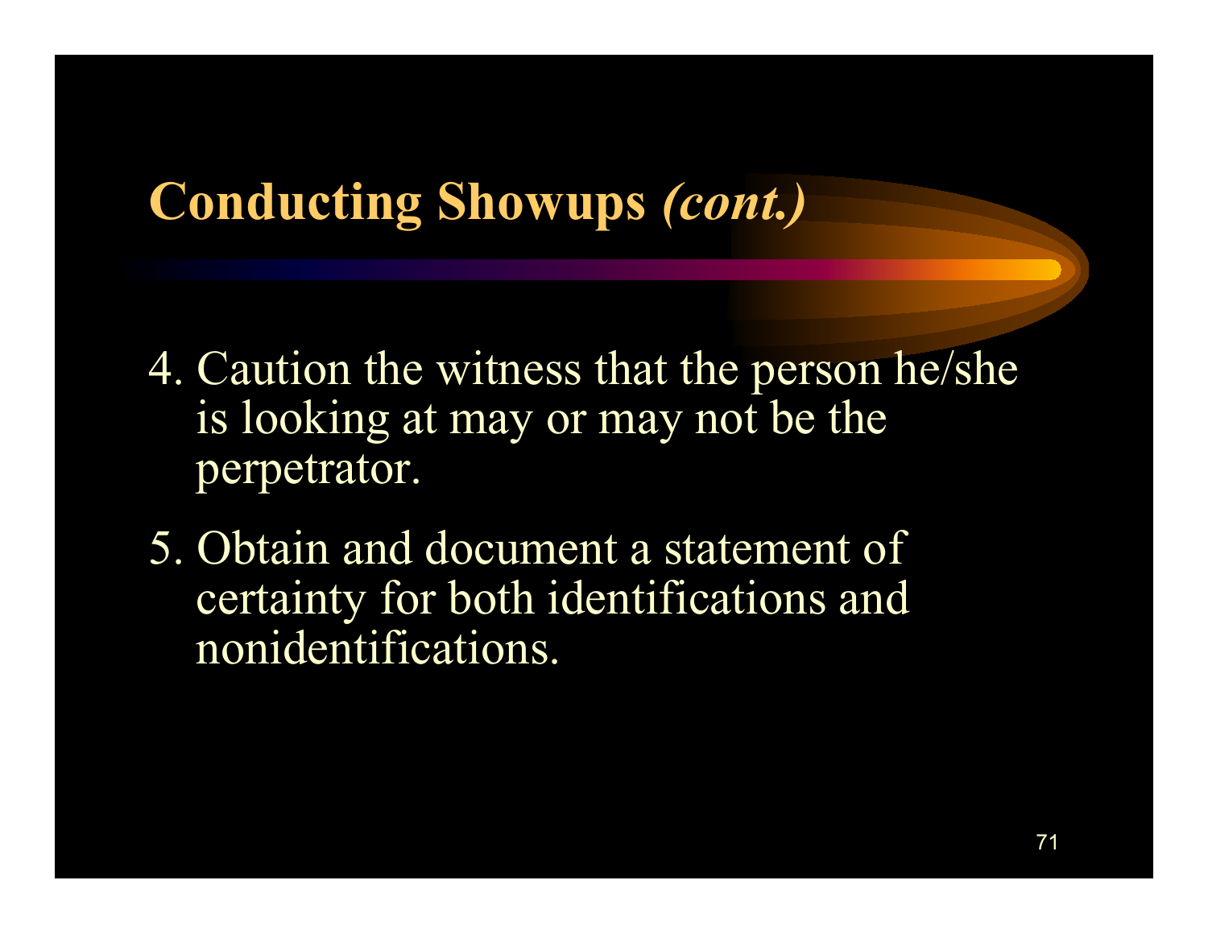# Conducting Showups *(cont.)*

4. Caution the witness that the person he/she is looking at may or may not be the perpetrator.
5. Obtain and document a statement of certainty for both identifications and nonidentifications.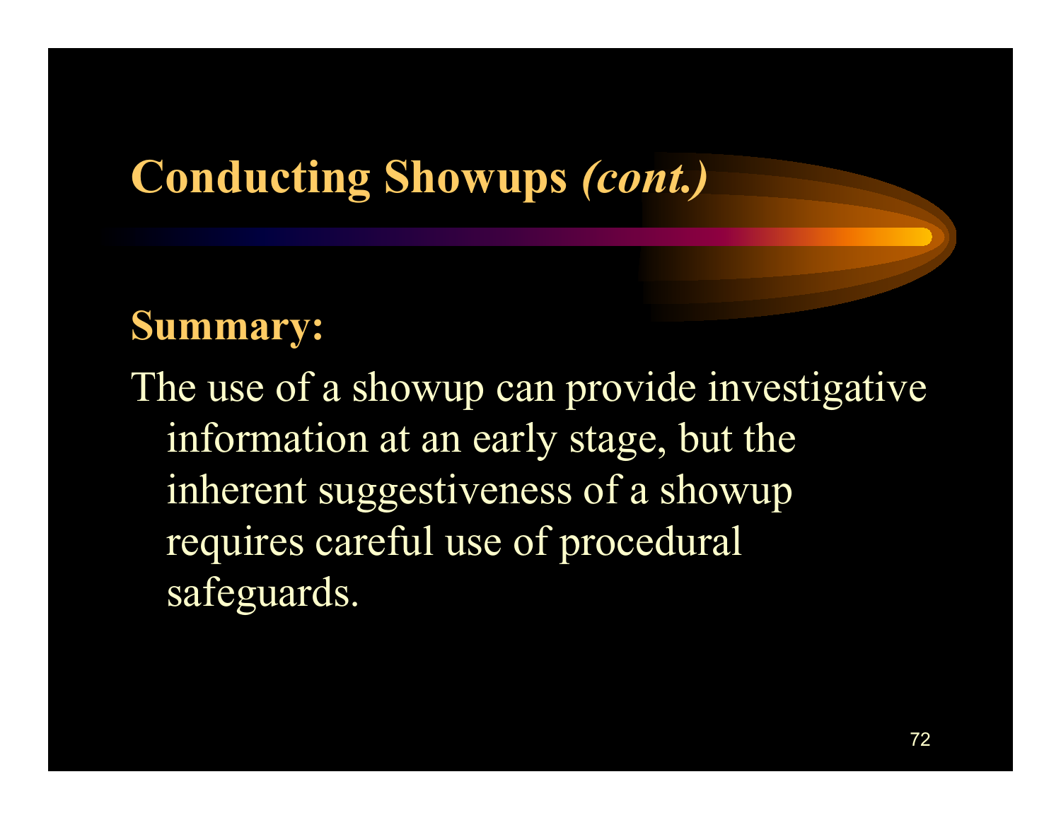# Conducting Showups *(cont.)*

**Summary:**

The use of a showup can provide investigative information at an early stage, but the inherent suggestiveness of a showup requires careful use of procedural safeguards.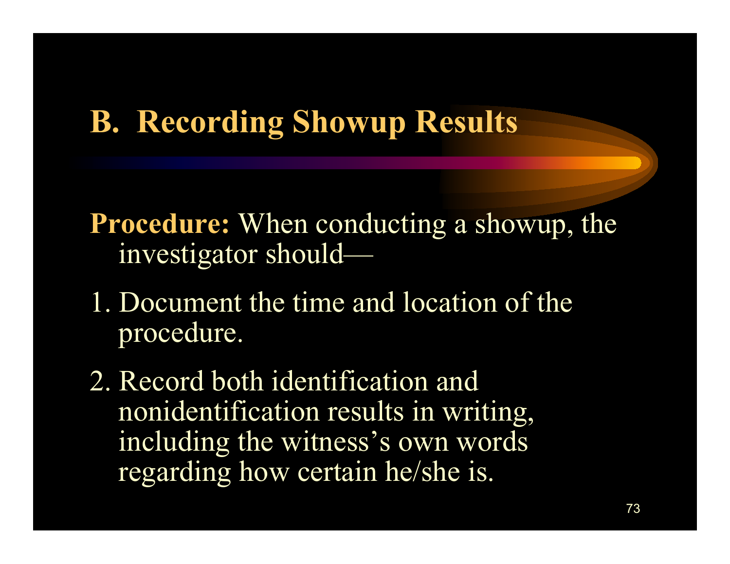## B. Recording Showup Results

**Procedure:** When conducting a showup, the investigator should—

1. Document the time and location of the procedure.
2. Record both identification and nonidentification results in writing, including the witness's own words regarding how certain he/she is.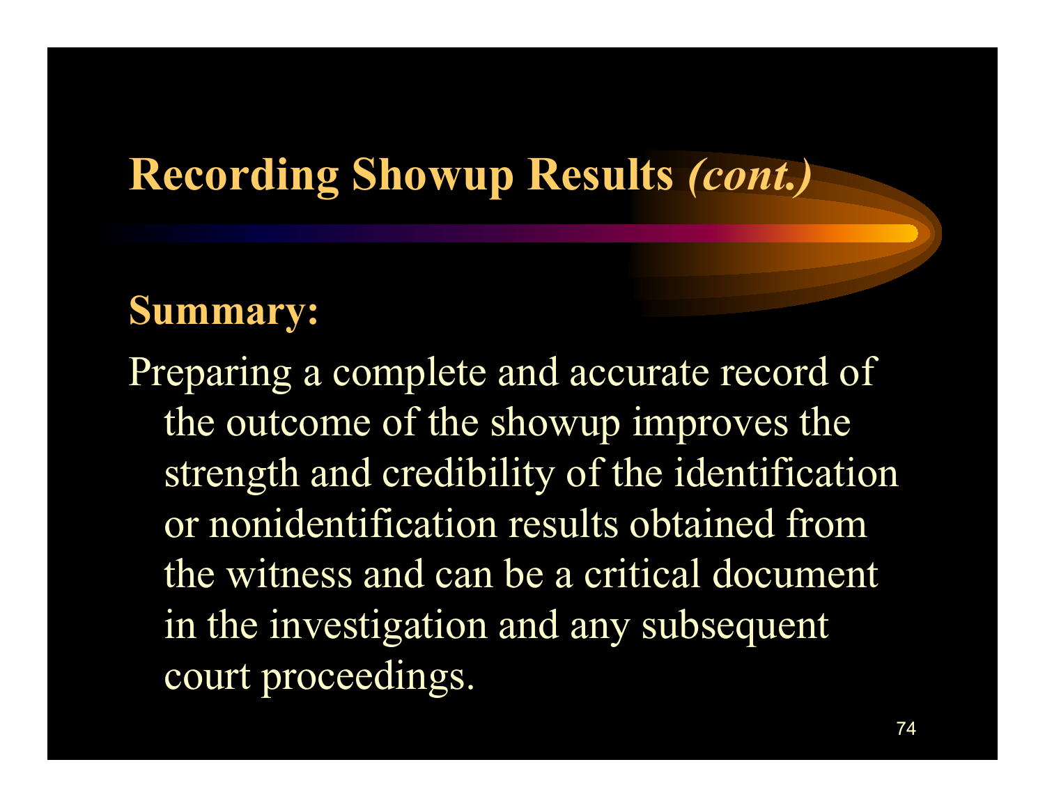# Recording Showup Results *(cont.)*

**Summary:**

Preparing a complete and accurate record of the outcome of the showup improves the strength and credibility of the identification or nonidentification results obtained from the witness and can be a critical document in the investigation and any subsequent court proceedings.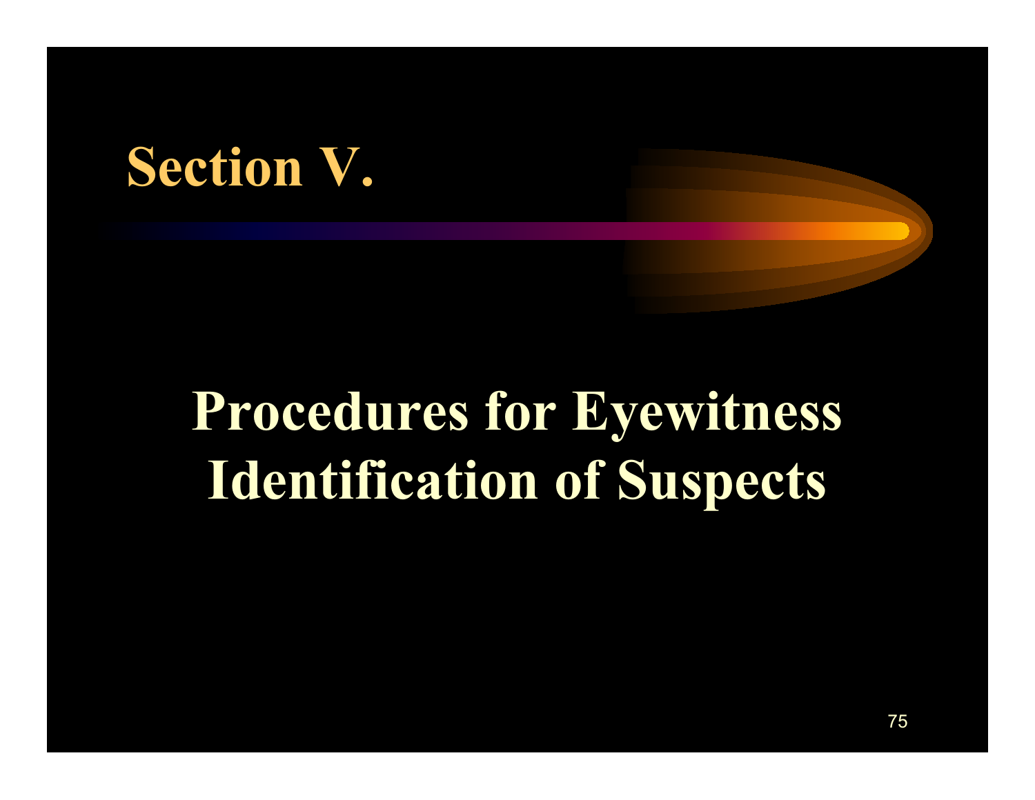# Section V.

## Procedures for Eyewitness Identification of Suspects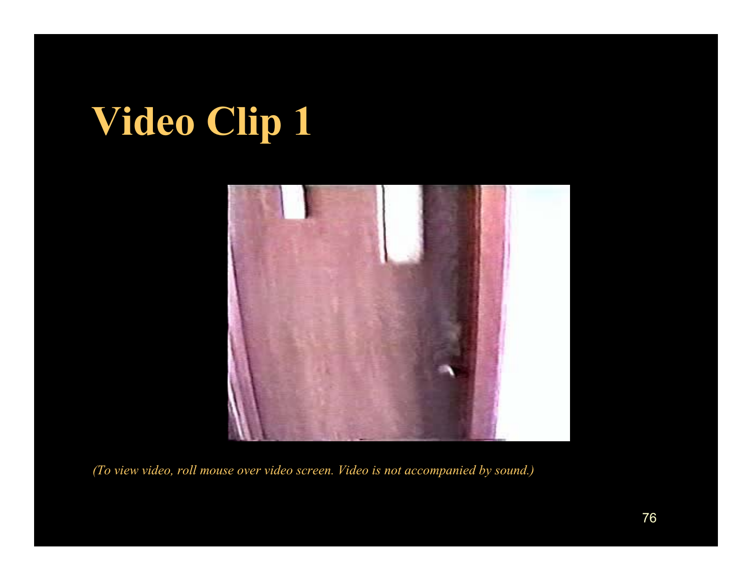# Video Clip 1

*(To view video, roll mouse over video screen. Video is not accompanied by sound.)*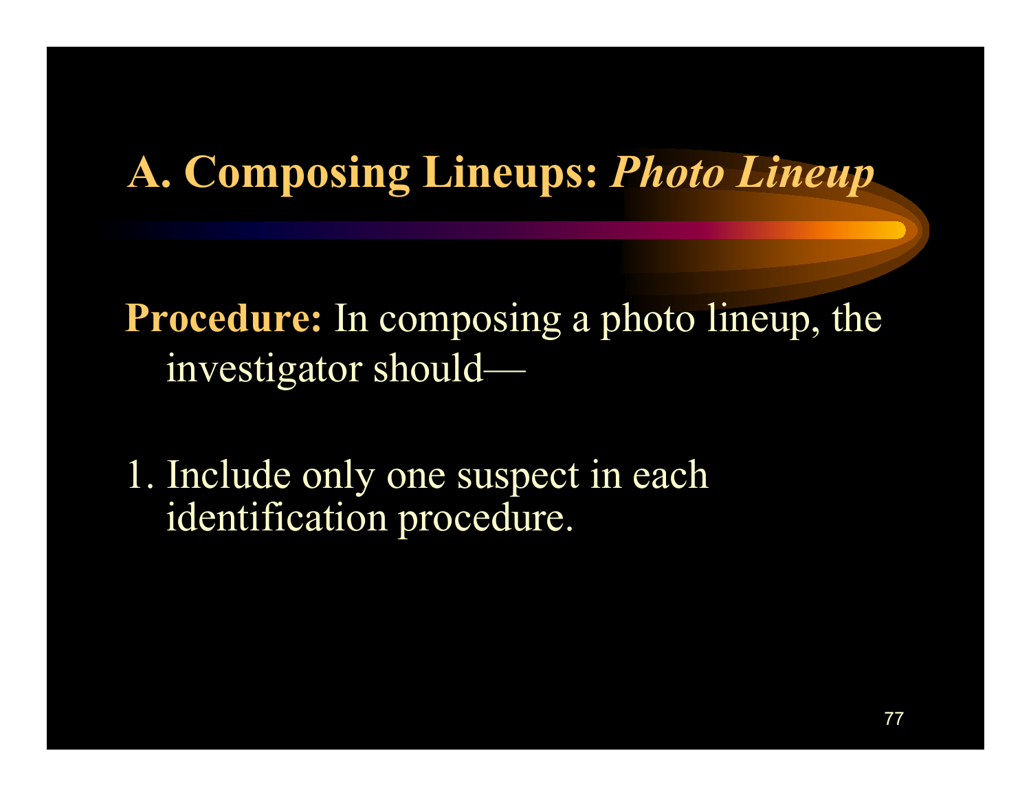# A. Composing Lineups: *Photo Lineup*

**Procedure:** In composing a photo lineup, the investigator should—

1. Include only one suspect in each identification procedure.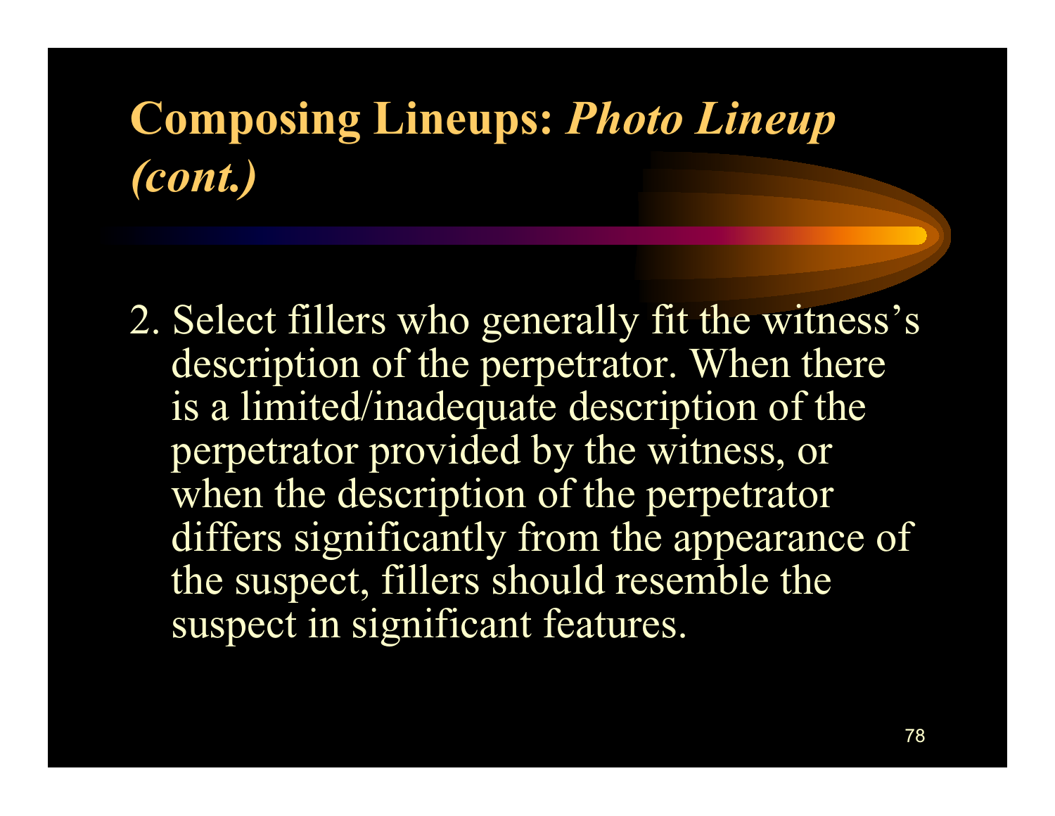# Composing Lineups: *Photo Lineup (cont.)*

2. Select fillers who generally fit the witness's description of the perpetrator. When there is a limited/inadequate description of the perpetrator provided by the witness, or when the description of the perpetrator differs significantly from the appearance of the suspect, fillers should resemble the suspect in significant features.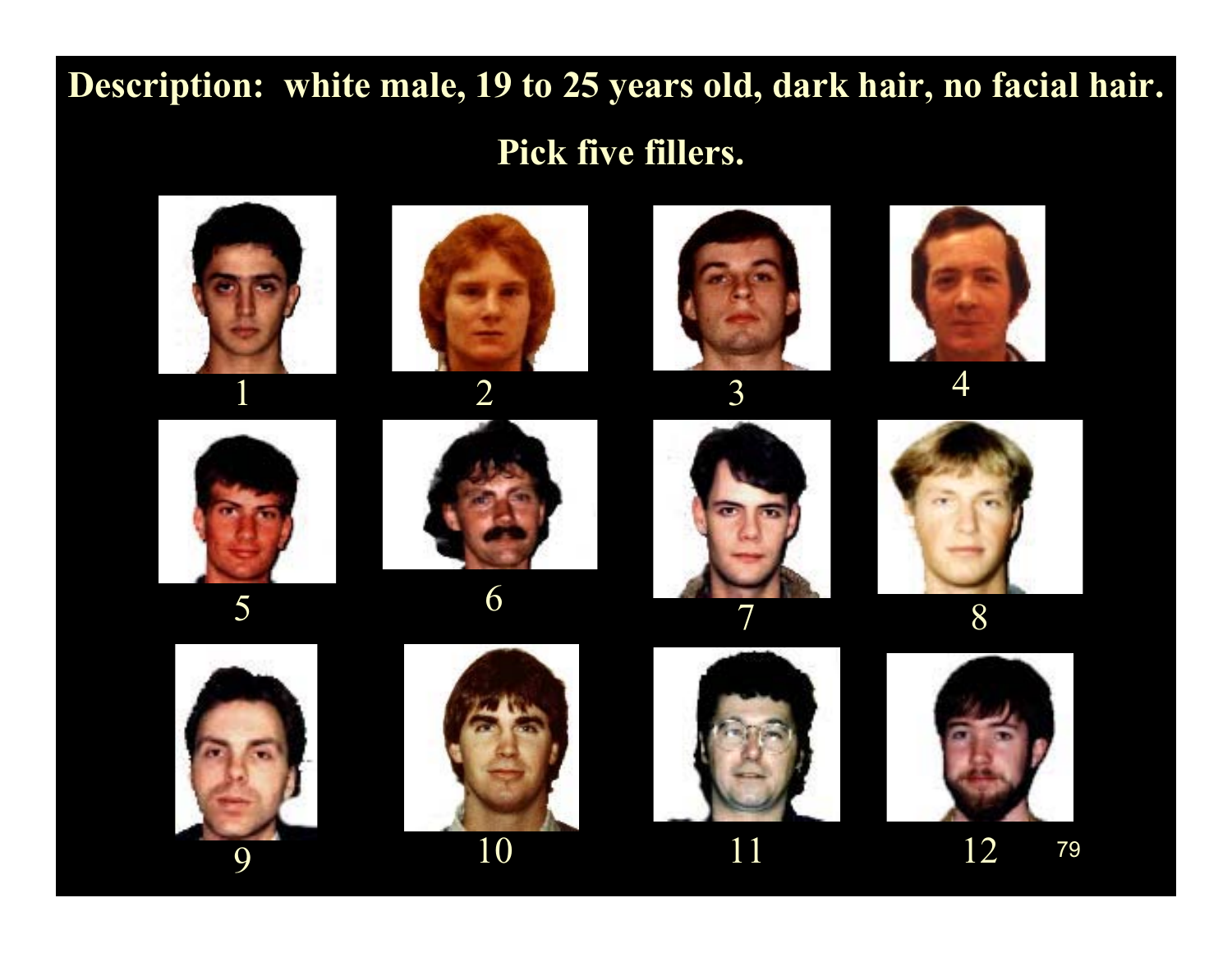**Description: white male, 19 to 25 years old, dark hair, no facial hair.**

**Pick five fillers.**

1

2

3

4

5

6

7

8

9

10

11

12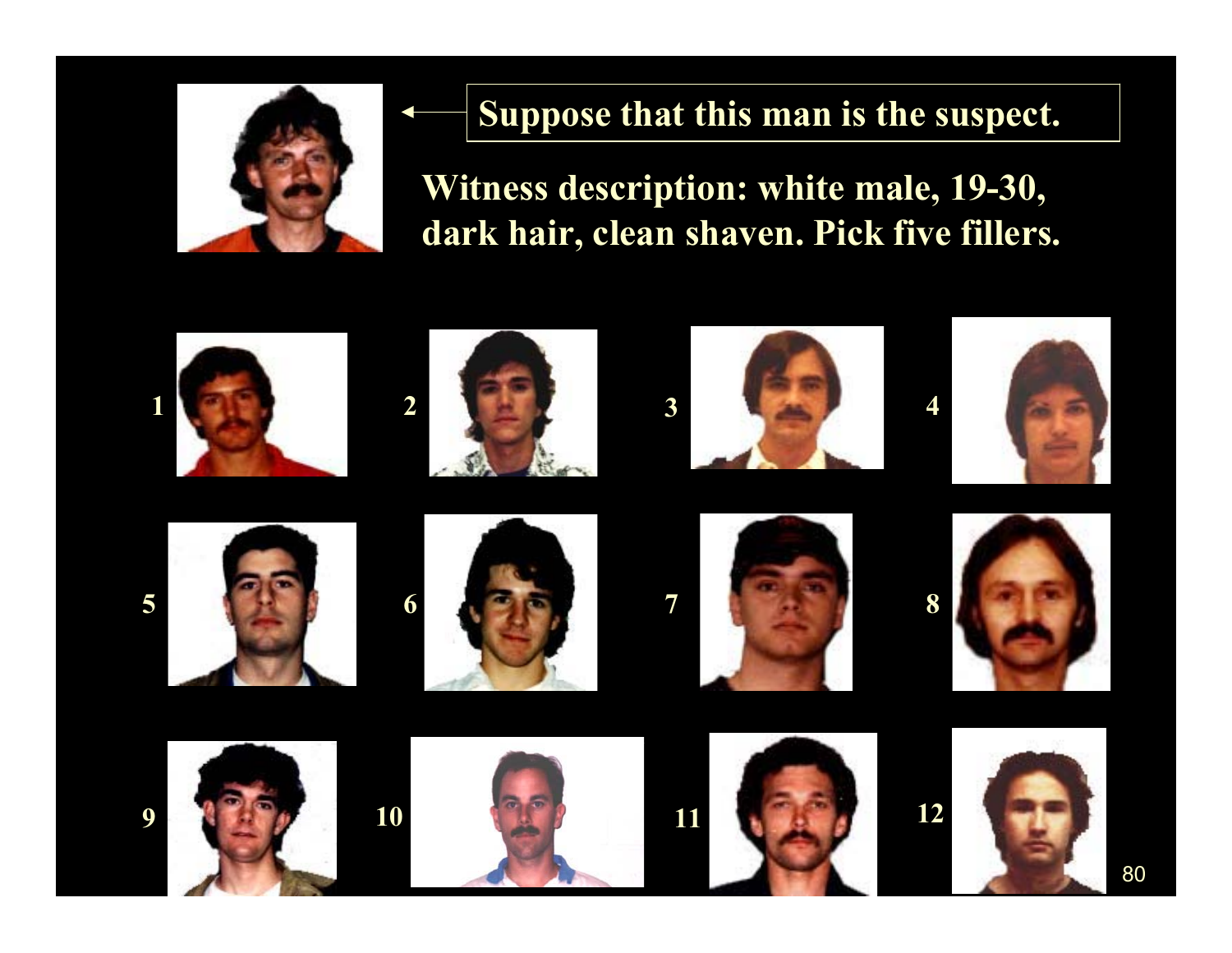Suppose that this man is the suspect.

Witness description: white male, 19-30, dark hair, clean shaven. Pick five fillers.

1 2 3 4

5 6 7 8

9 10 11 12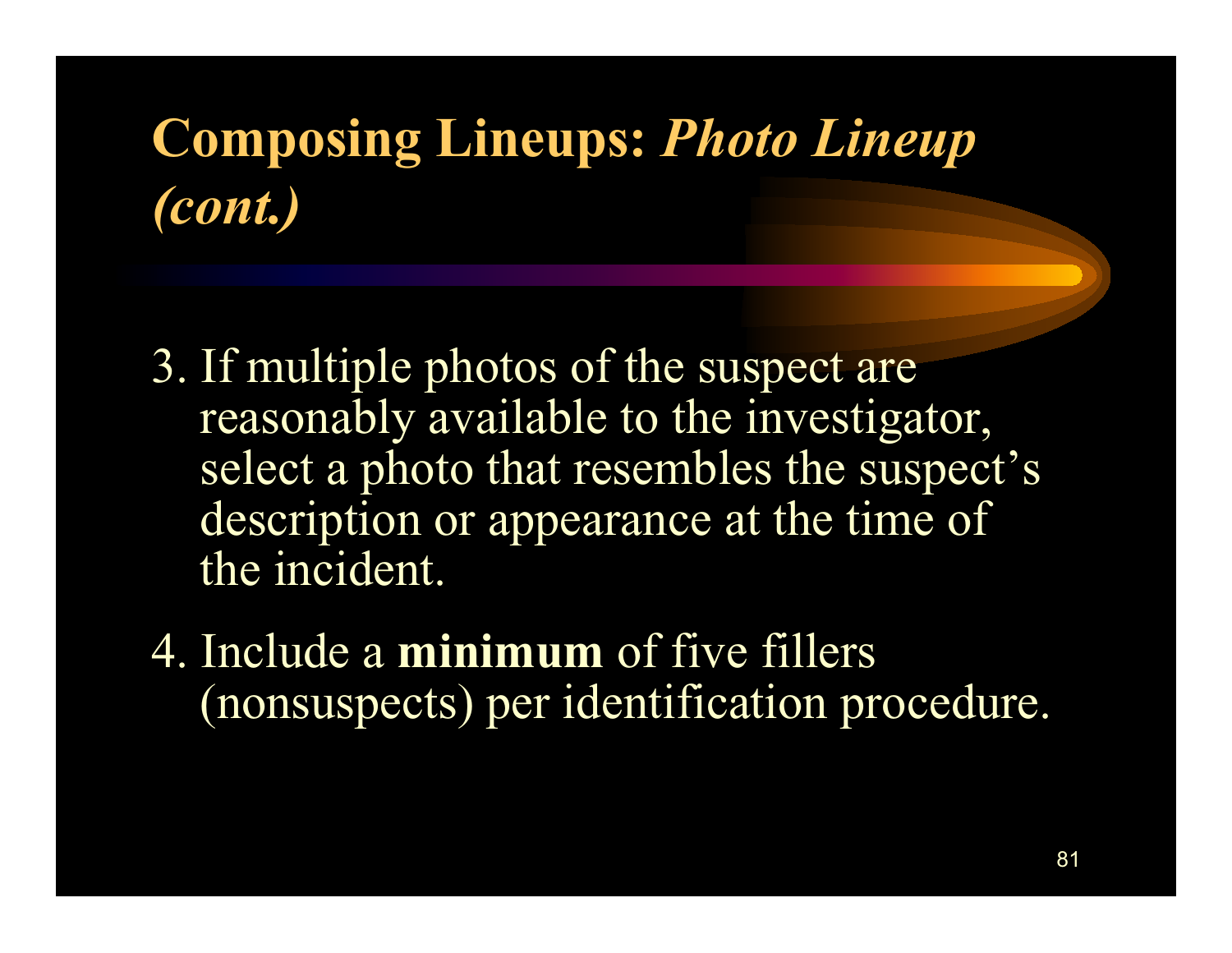# Composing Lineups: *Photo Lineup (cont.)*

3. If multiple photos of the suspect are reasonably available to the investigator, select a photo that resembles the suspect's description or appearance at the time of the incident.

4. Include a **minimum** of five fillers (nonsuspects) per identification procedure.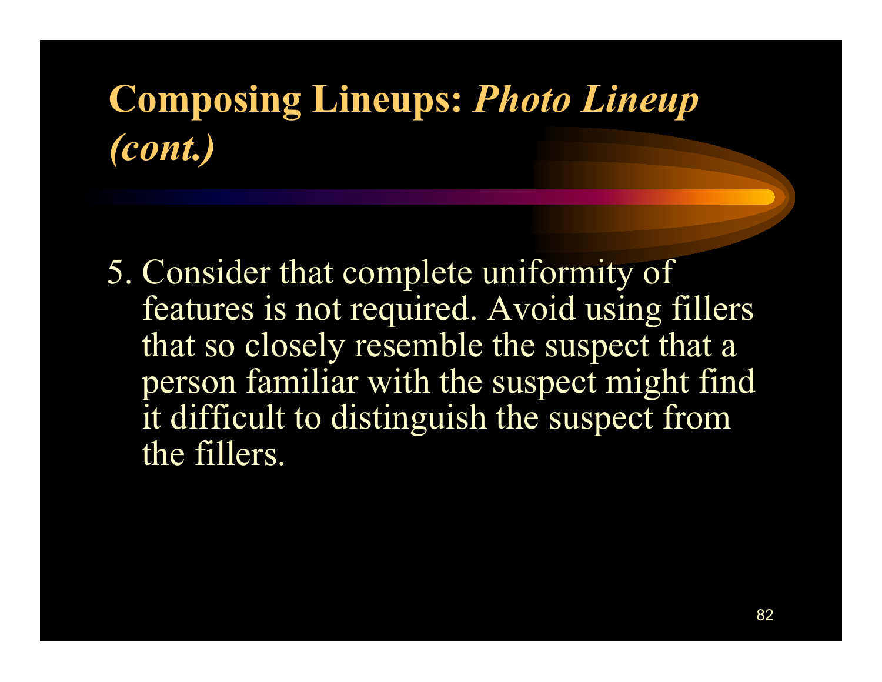# Composing Lineups: *Photo Lineup (cont.)*

5. Consider that complete uniformity of features is not required. Avoid using fillers that so closely resemble the suspect that a person familiar with the suspect might find it difficult to distinguish the suspect from the fillers.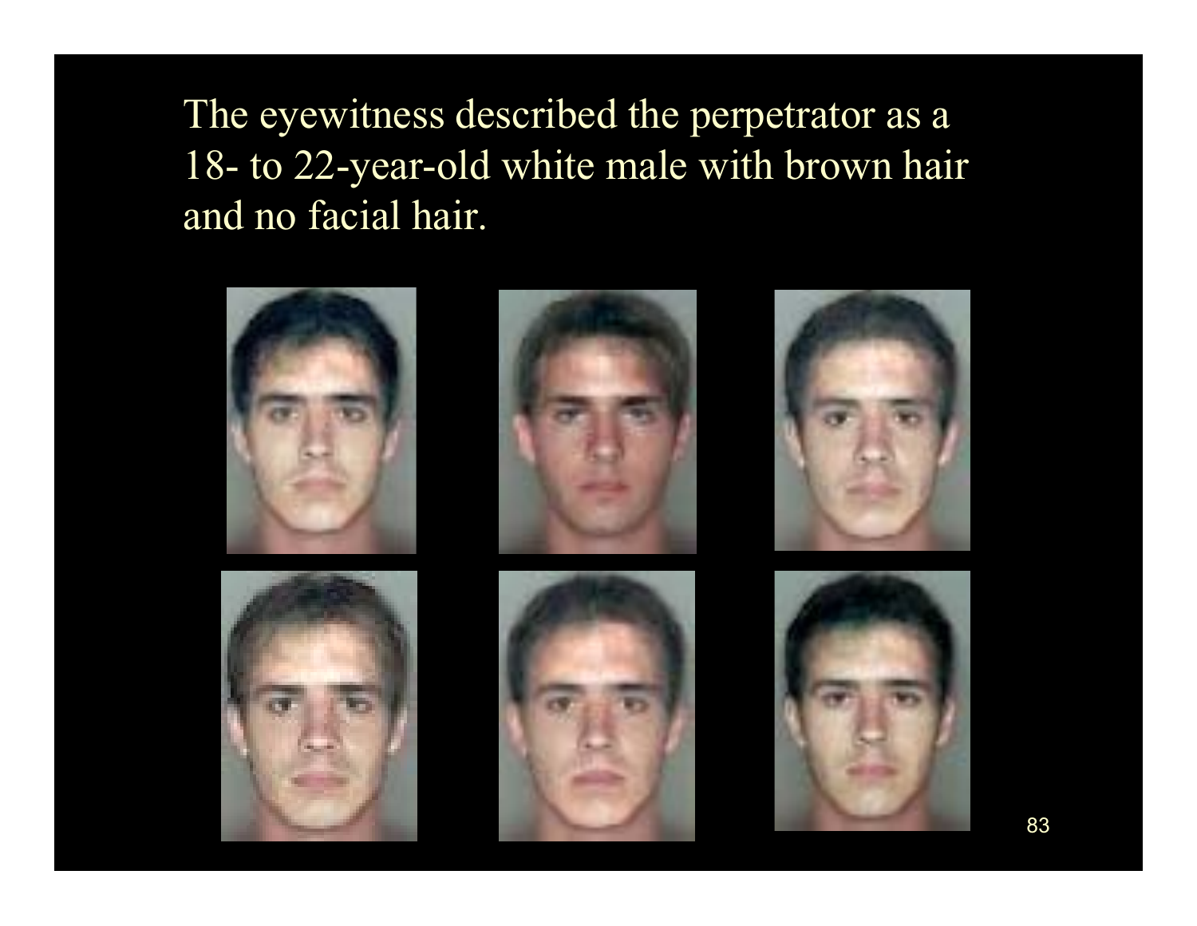The eyewitness described the perpetrator as a 18- to 22-year-old white male with brown hair and no facial hair.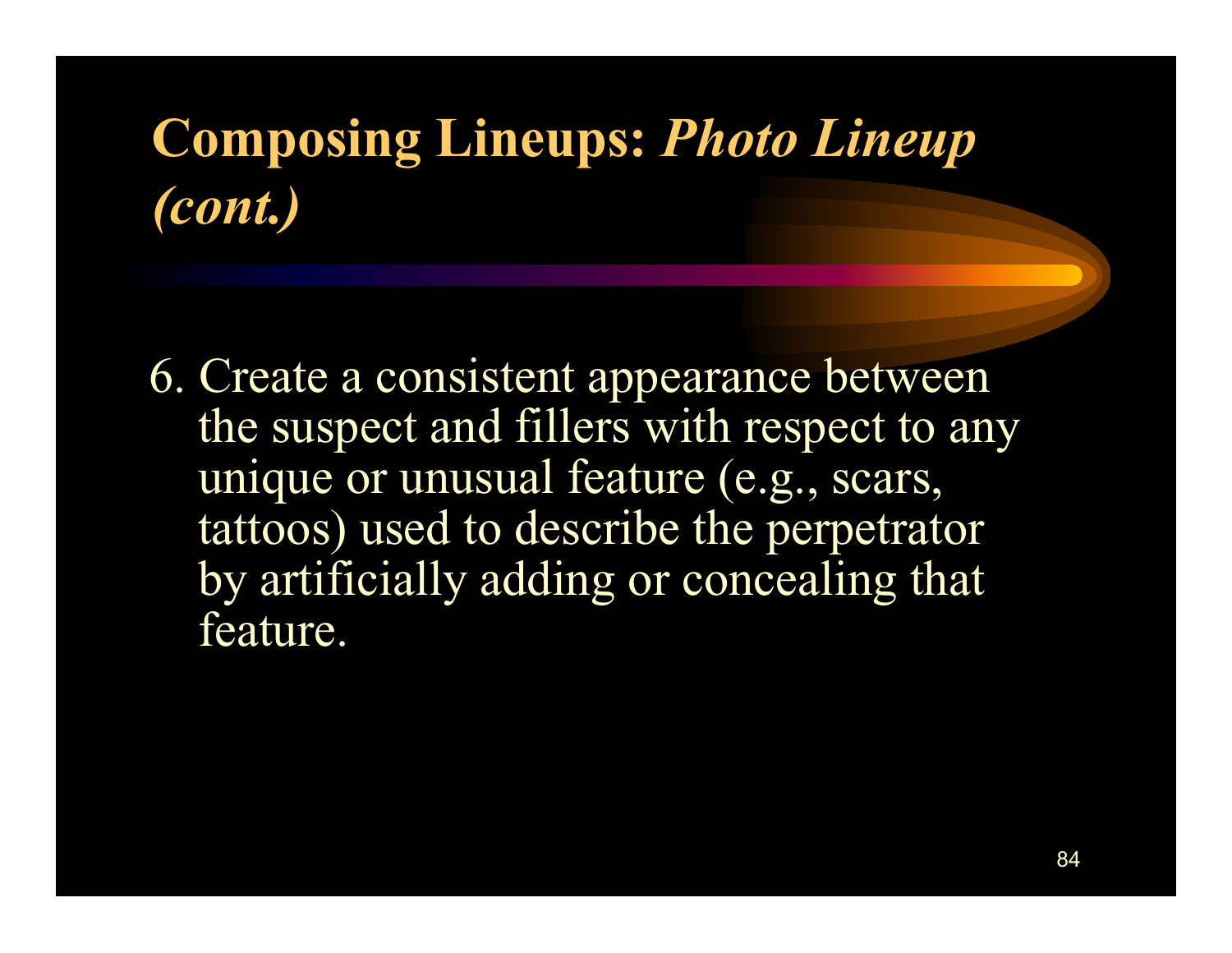# Composing Lineups: *Photo Lineup (cont.)*

6. Create a consistent appearance between the suspect and fillers with respect to any unique or unusual feature (e.g., scars, tattoos) used to describe the perpetrator by artificially adding or concealing that feature.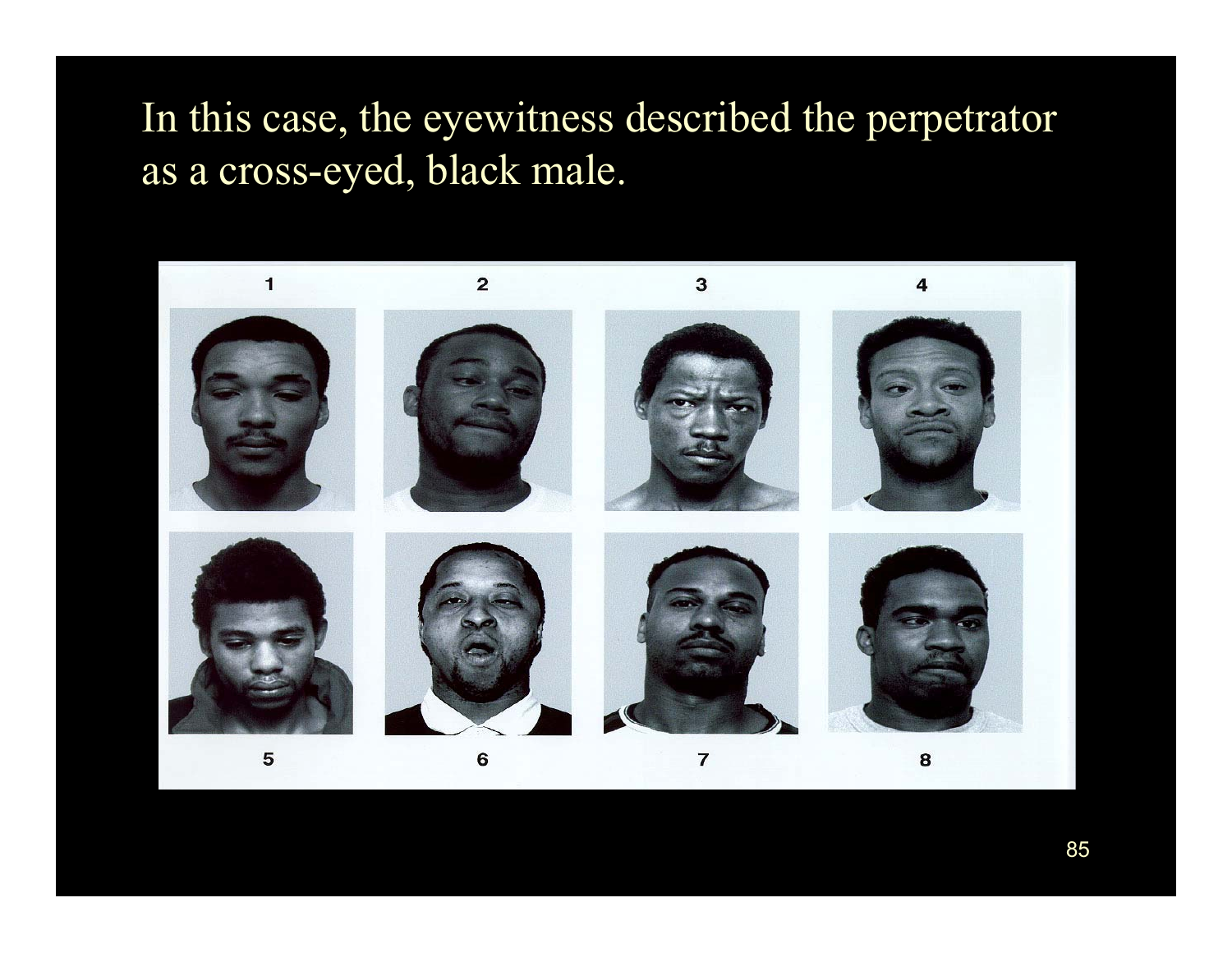In this case, the eyewitness described the perpetrator as a cross-eyed, black male.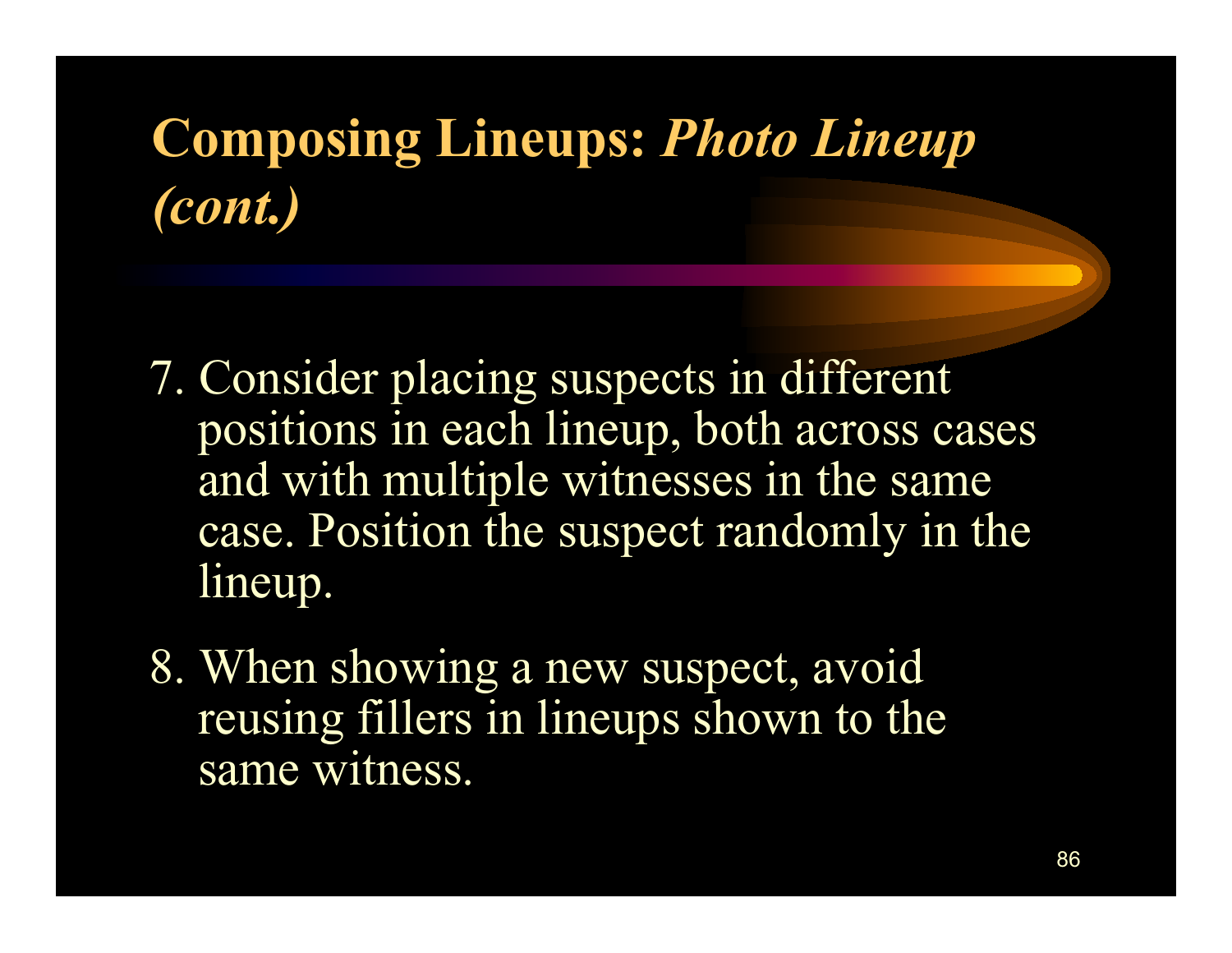# Composing Lineups: *Photo Lineup (cont.)*

7. Consider placing suspects in different positions in each lineup, both across cases and with multiple witnesses in the same case. Position the suspect randomly in the lineup.

8. When showing a new suspect, avoid reusing fillers in lineups shown to the same witness.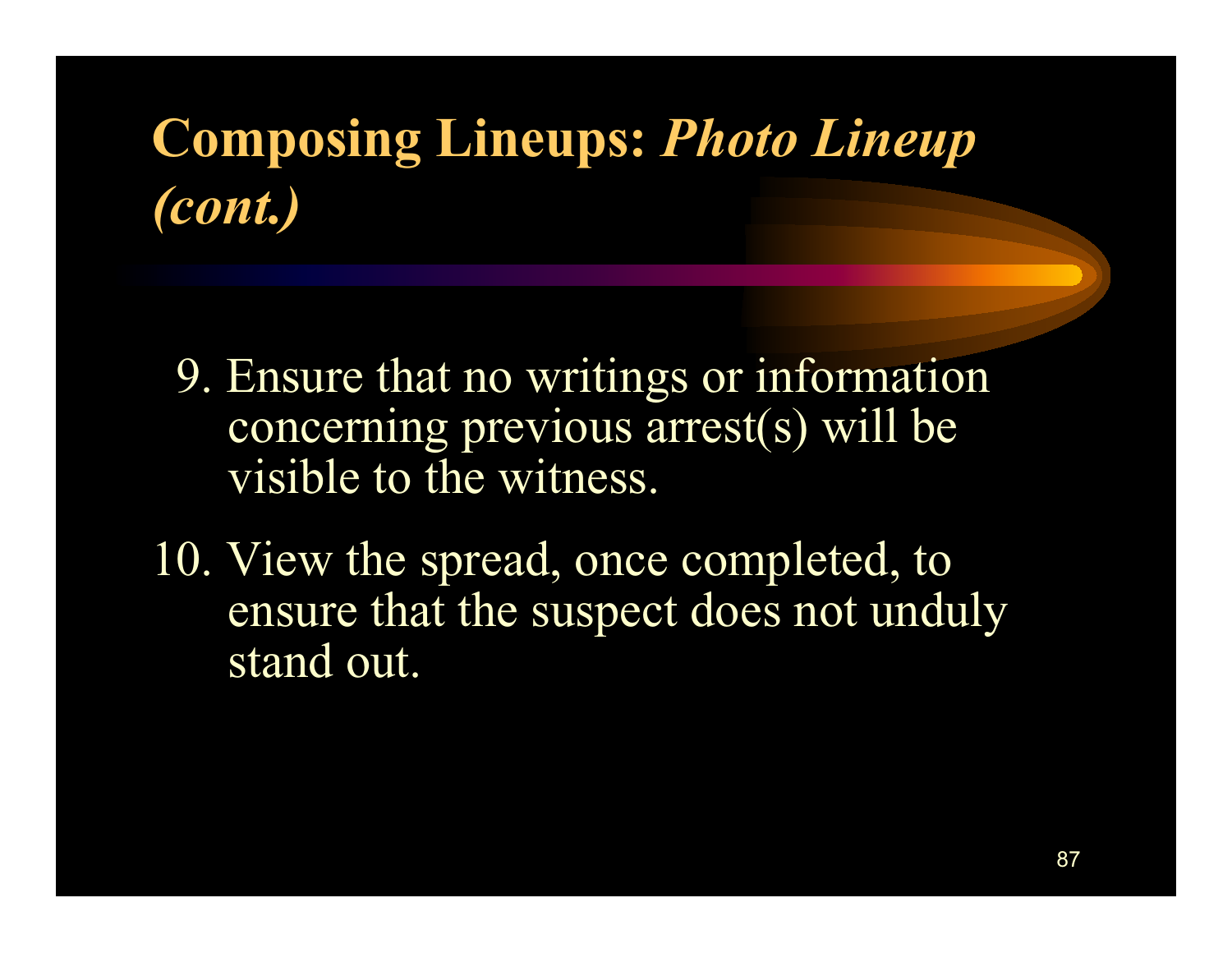# Composing Lineups: *Photo Lineup (cont.)*

9. Ensure that no writings or information concerning previous arrest(s) will be visible to the witness.

10. View the spread, once completed, to ensure that the suspect does not unduly stand out.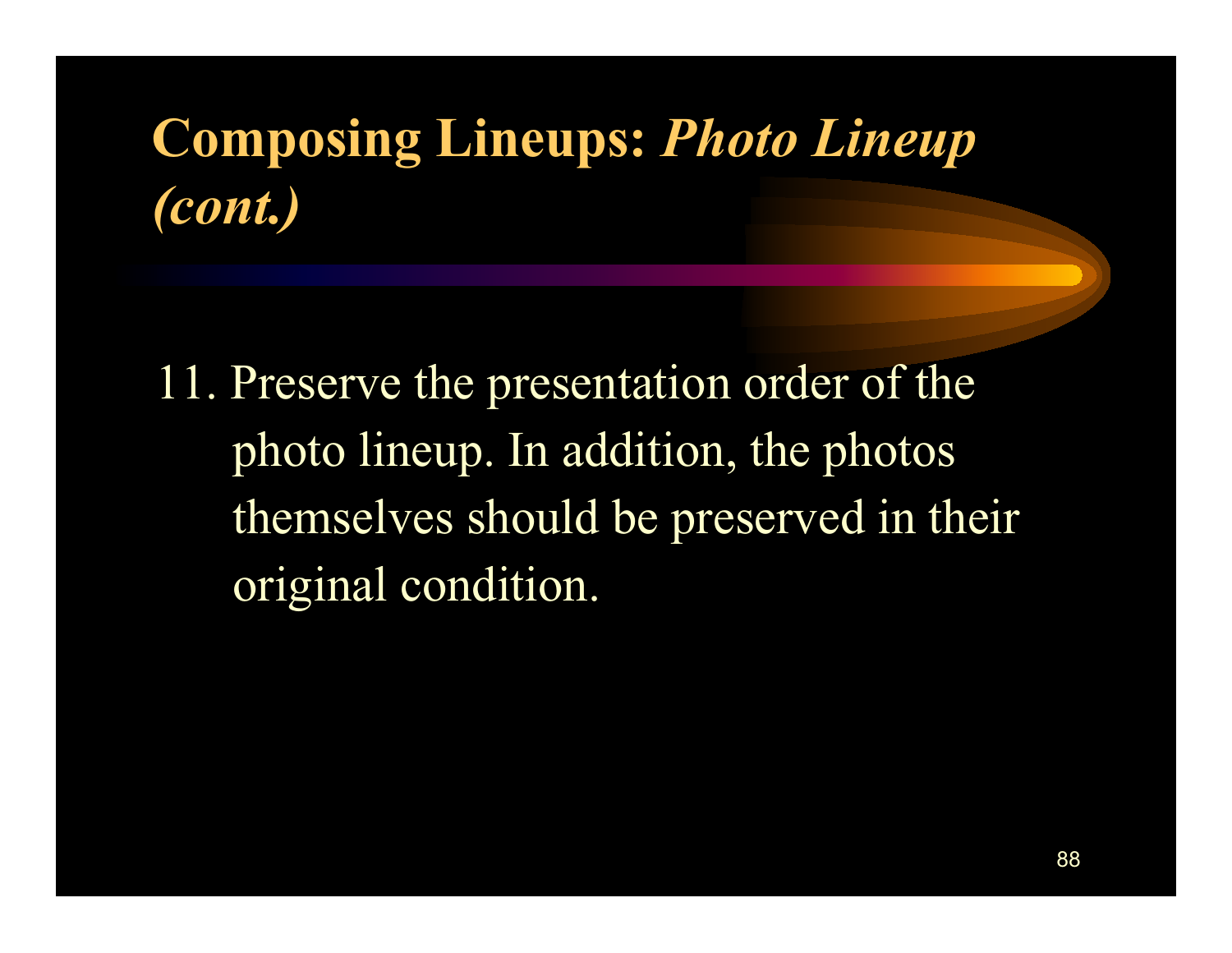# Composing Lineups: *Photo Lineup (cont.)*

11. Preserve the presentation order of the photo lineup. In addition, the photos themselves should be preserved in their original condition.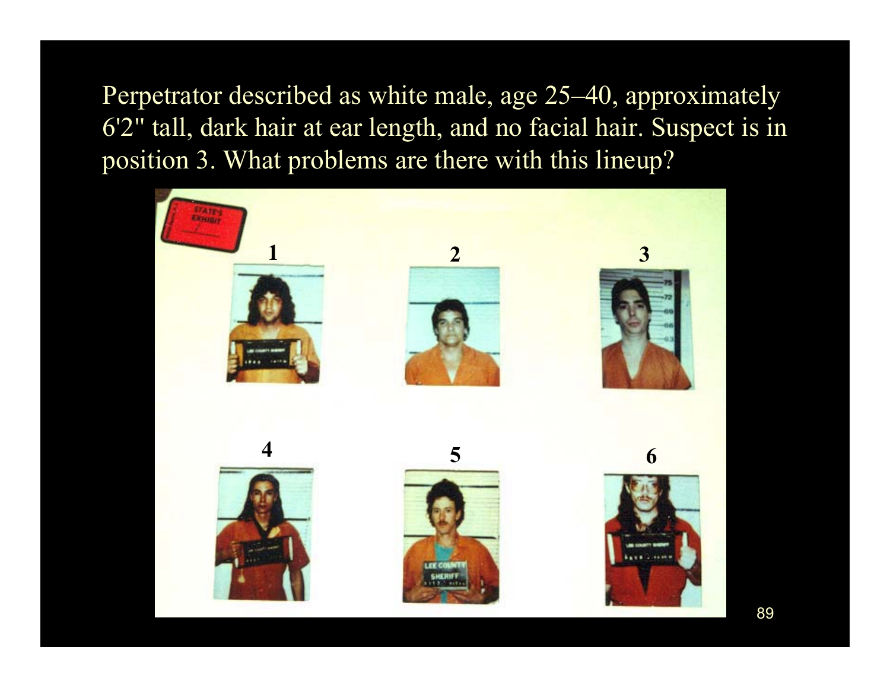Perpetrator described as white male, age 25–40, approximately 6'2" tall, dark hair at ear length, and no facial hair. Suspect is in position 3. What problems are there with this lineup?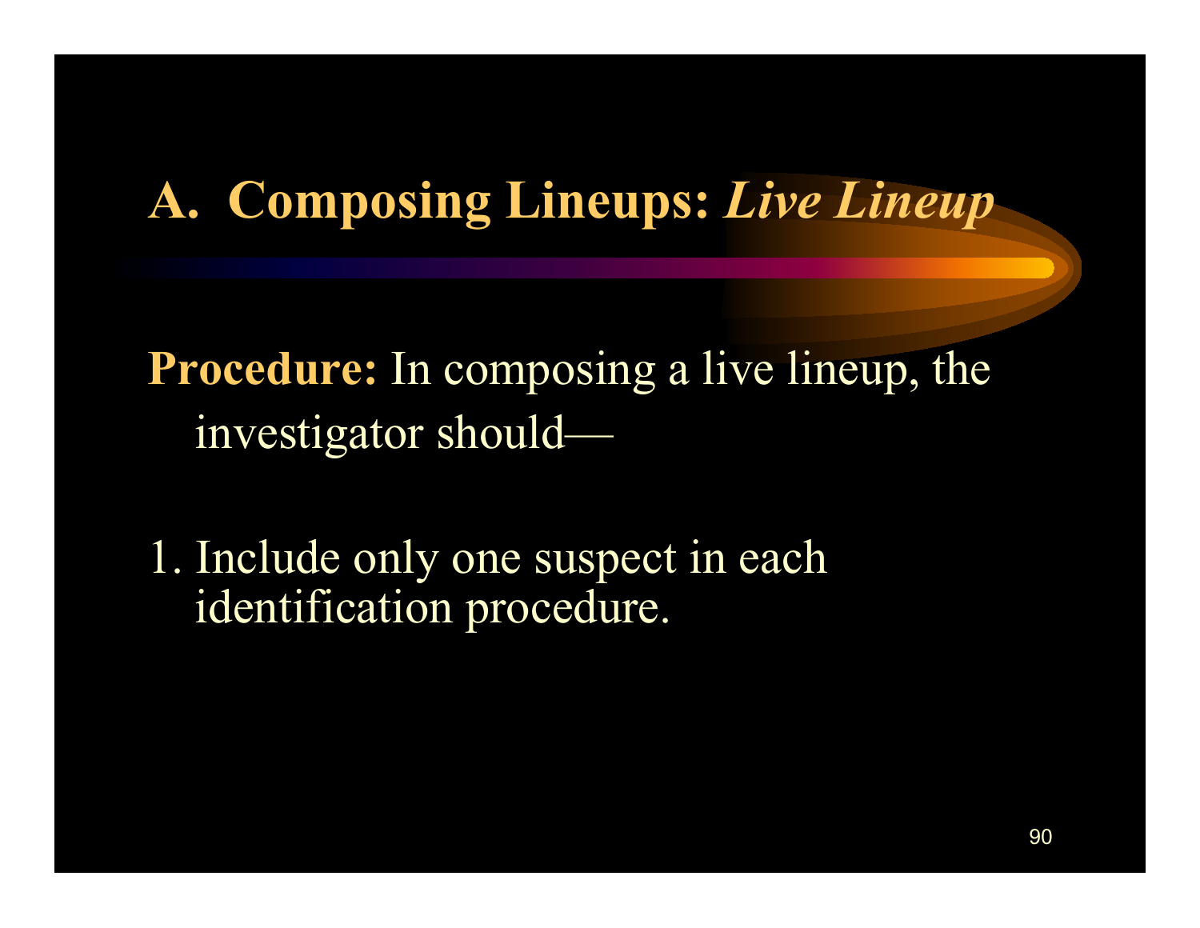# A. Composing Lineups: *Live Lineup*

**Procedure:** In composing a live lineup, the investigator should—

1. Include only one suspect in each identification procedure.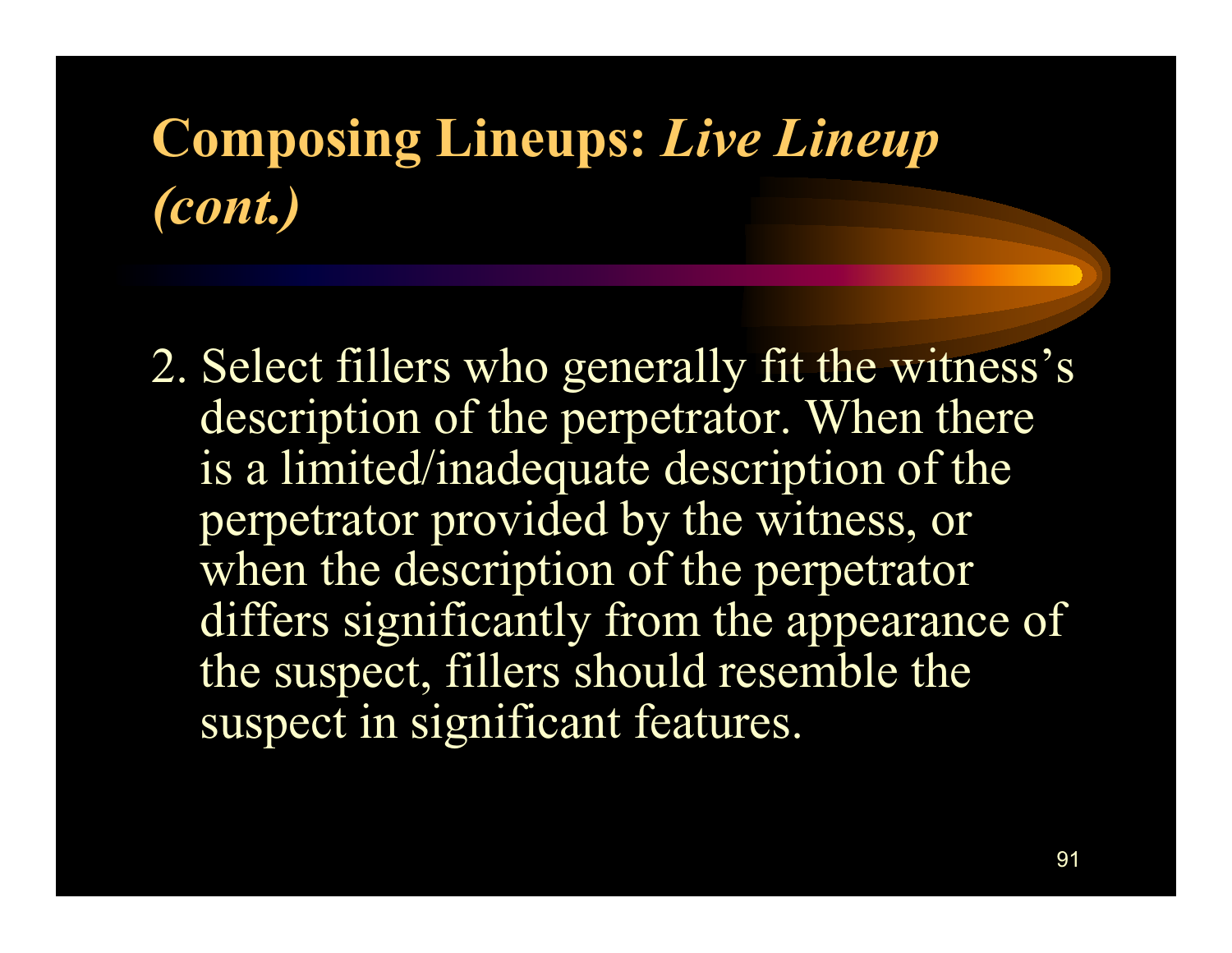# Composing Lineups: *Live Lineup (cont.)*

2. Select fillers who generally fit the witness's description of the perpetrator. When there is a limited/inadequate description of the perpetrator provided by the witness, or when the description of the perpetrator differs significantly from the appearance of the suspect, fillers should resemble the suspect in significant features.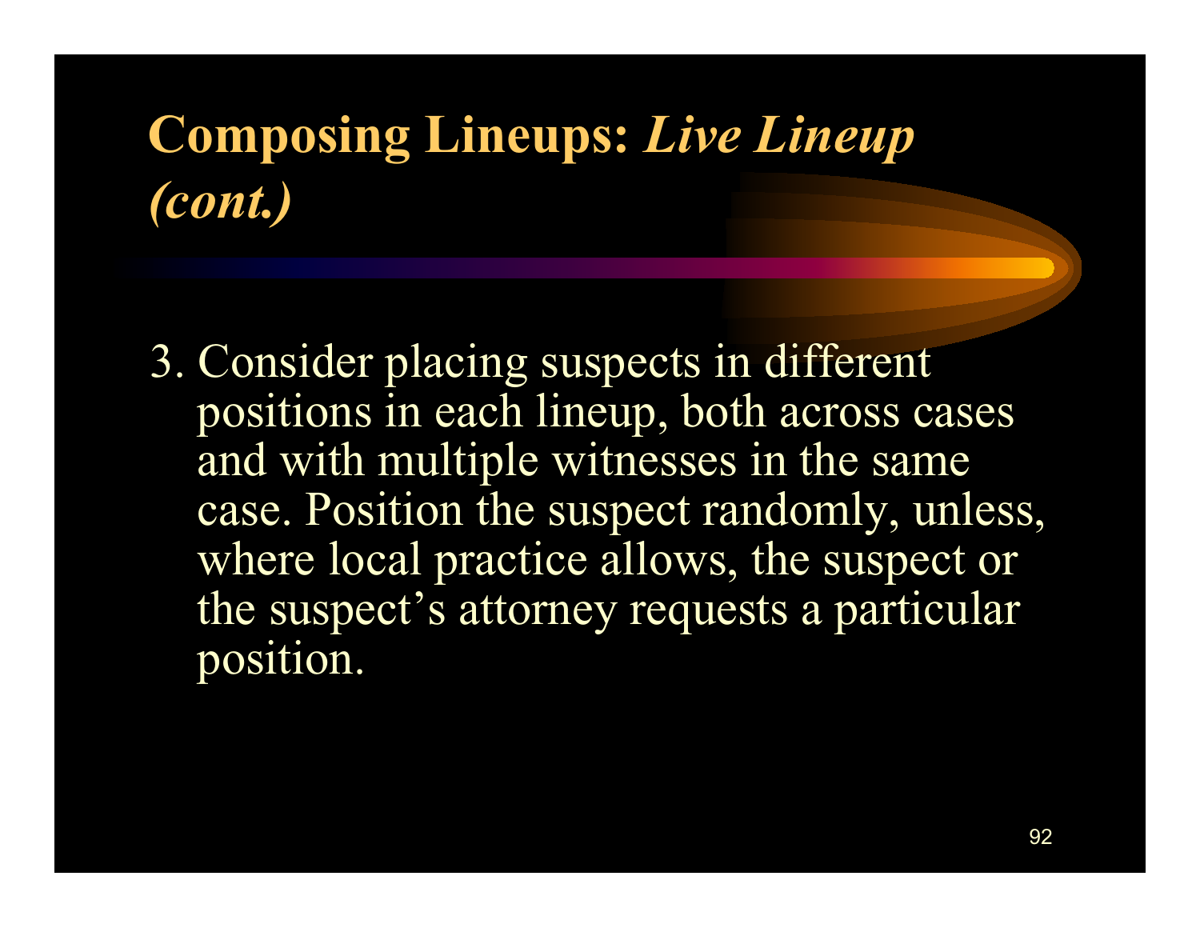# Composing Lineups: *Live Lineup (cont.)*

3. Consider placing suspects in different positions in each lineup, both across cases and with multiple witnesses in the same case. Position the suspect randomly, unless, where local practice allows, the suspect or the suspect's attorney requests a particular position.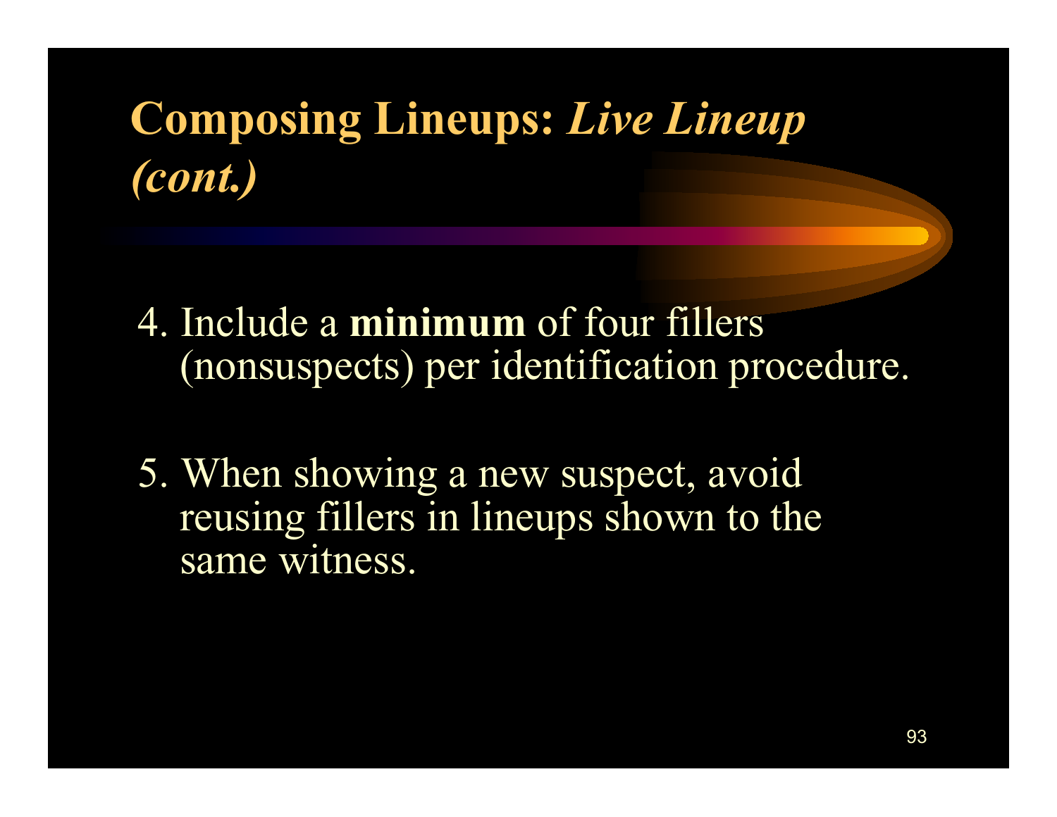# Composing Lineups: *Live Lineup (cont.)*

4. Include a **minimum** of four fillers (nonsuspects) per identification procedure.

5. When showing a new suspect, avoid reusing fillers in lineups shown to the same witness.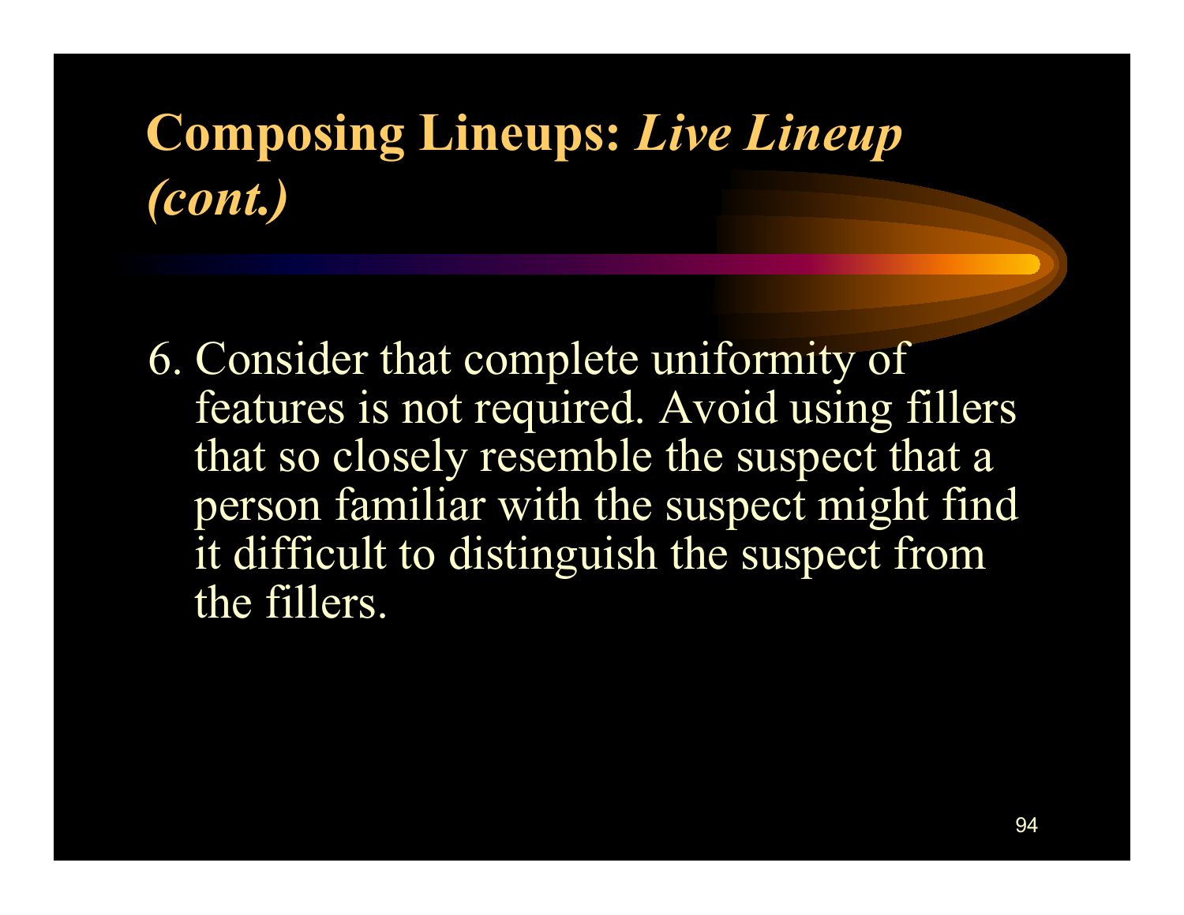# Composing Lineups: *Live Lineup (cont.)*

6. Consider that complete uniformity of features is not required. Avoid using fillers that so closely resemble the suspect that a person familiar with the suspect might find it difficult to distinguish the suspect from the fillers.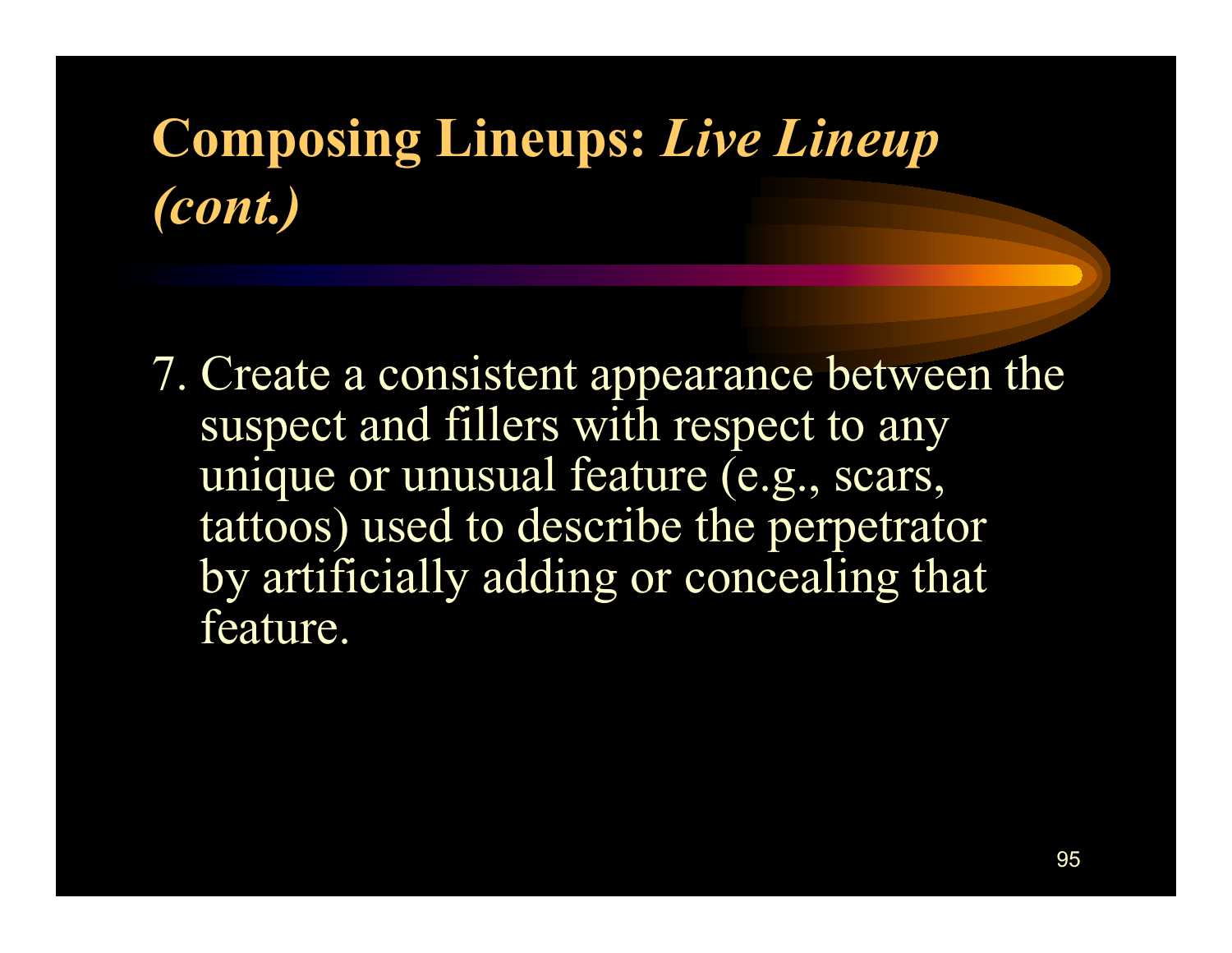# Composing Lineups: *Live Lineup (cont.)*

7. Create a consistent appearance between the suspect and fillers with respect to any unique or unusual feature (e.g., scars, tattoos) used to describe the perpetrator by artificially adding or concealing that feature.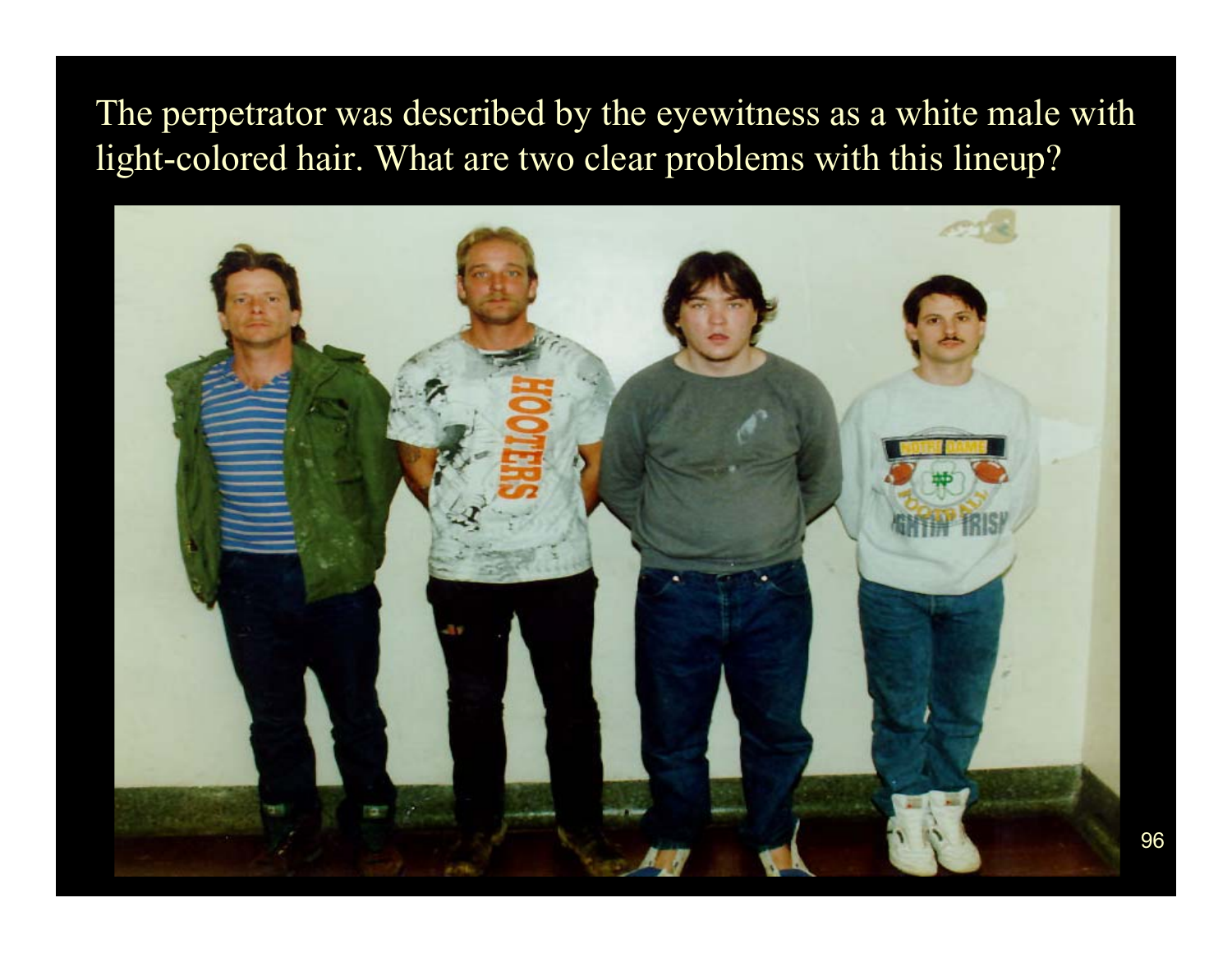The perpetrator was described by the eyewitness as a white male with light-colored hair. What are two clear problems with this lineup?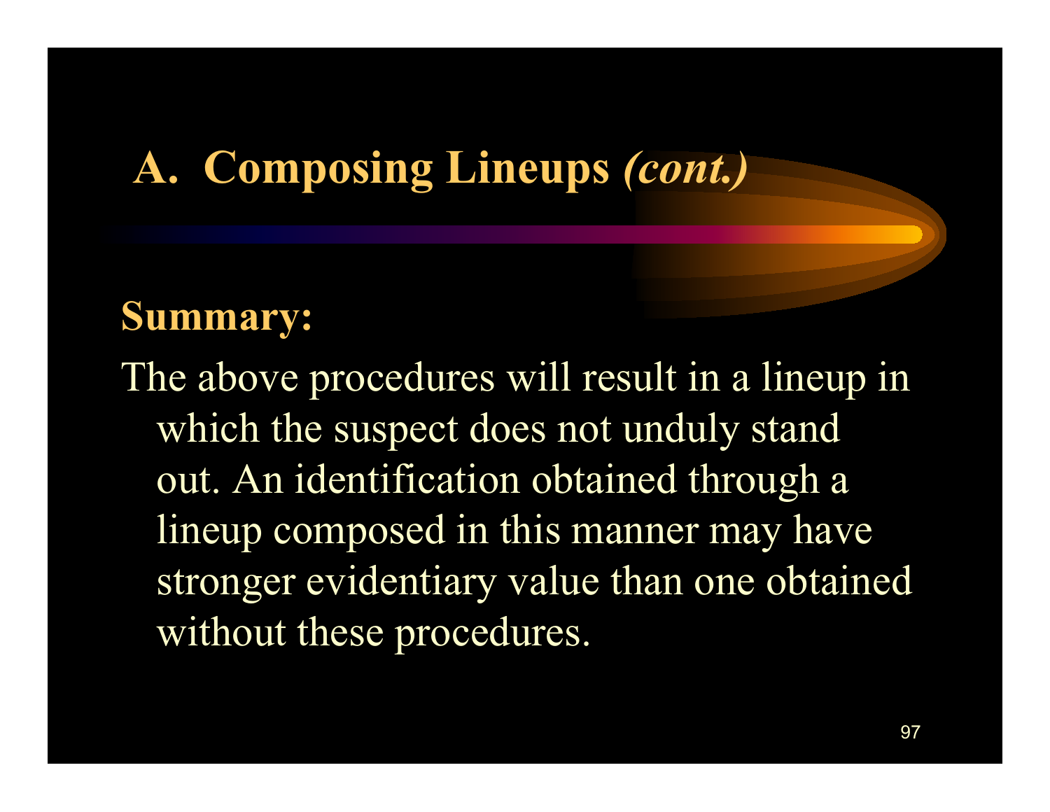## A. Composing Lineups *(cont.)*

**Summary:**

The above procedures will result in a lineup in which the suspect does not unduly stand out. An identification obtained through a lineup composed in this manner may have stronger evidentiary value than one obtained without these procedures.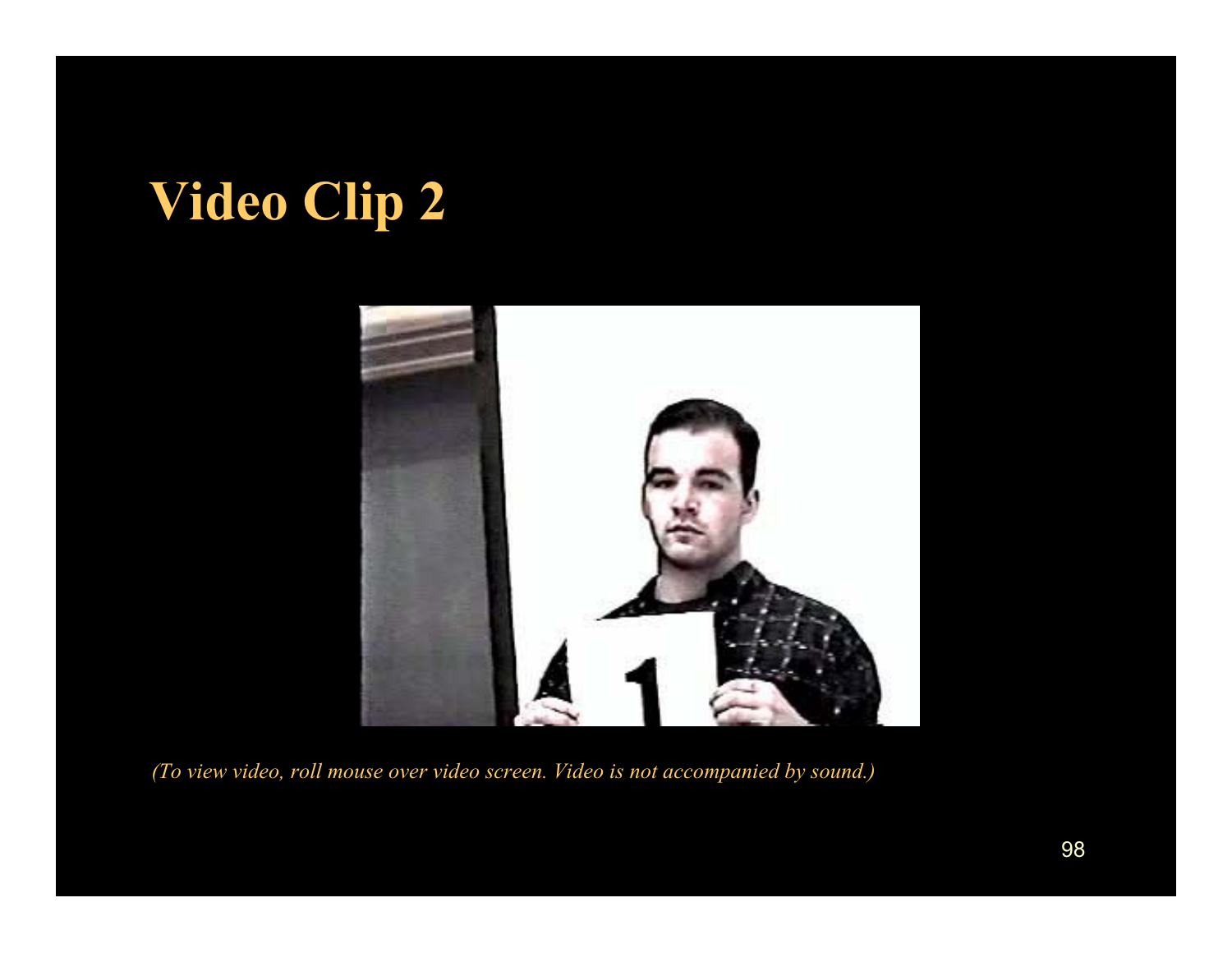# Video Clip 2

*(To view video, roll mouse over video screen. Video is not accompanied by sound.)*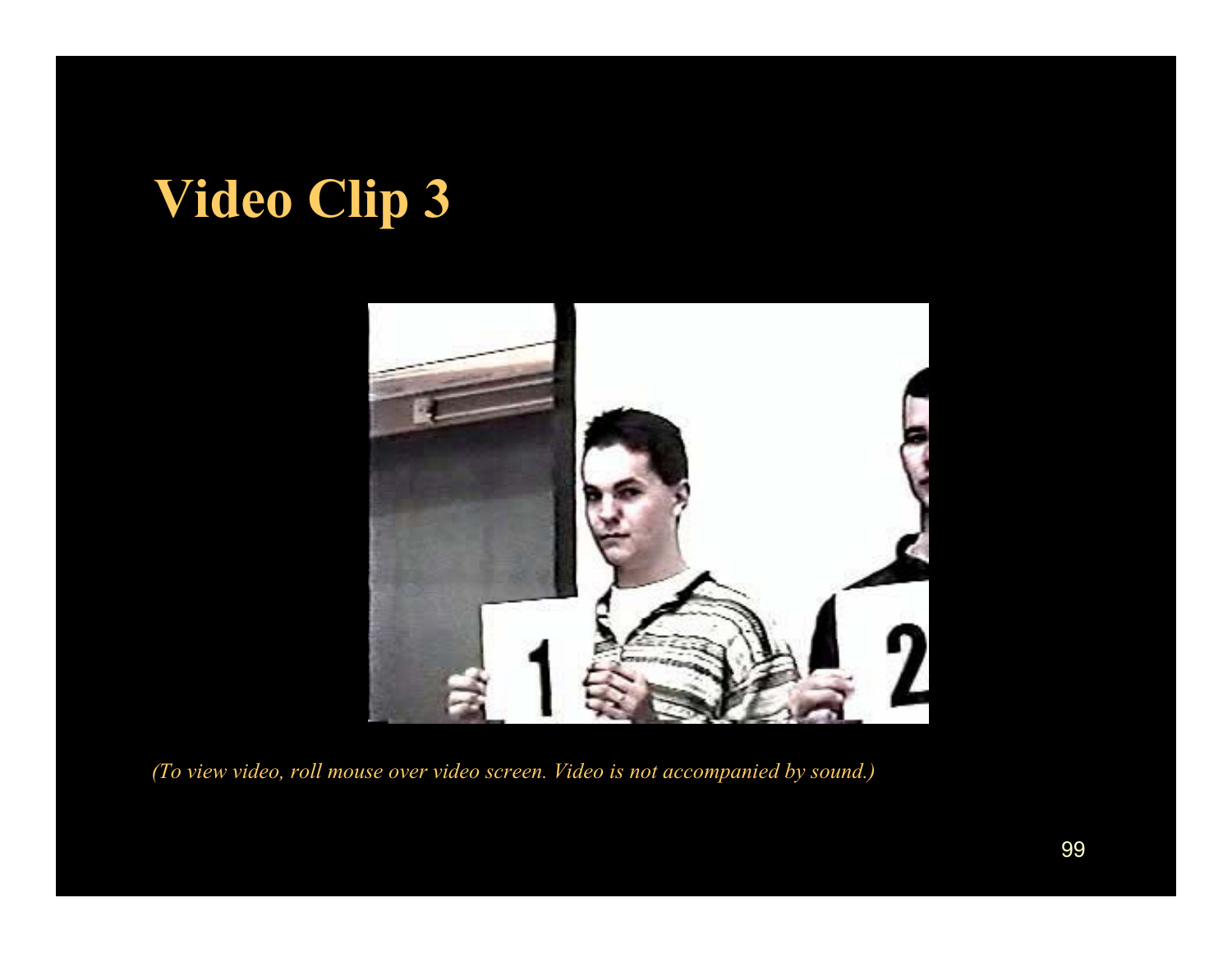# Video Clip 3

*(To view video, roll mouse over video screen. Video is not accompanied by sound.)*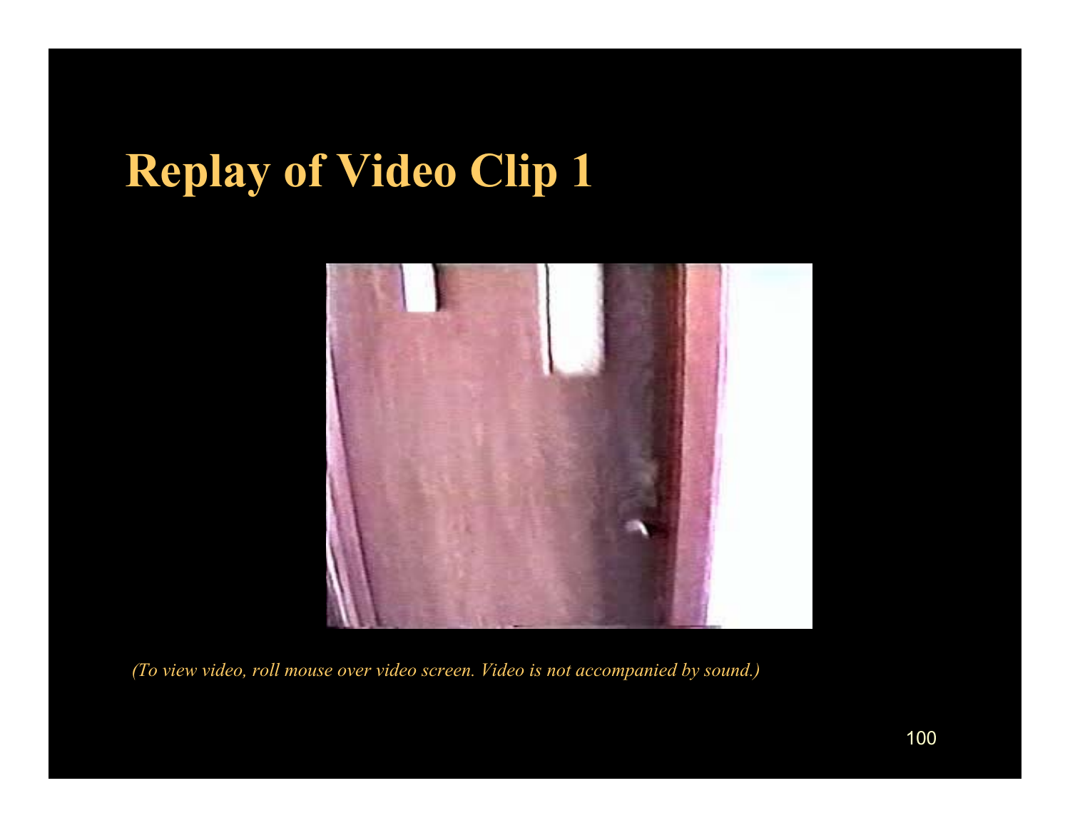# Replay of Video Clip 1

*(To view video, roll mouse over video screen. Video is not accompanied by sound.)*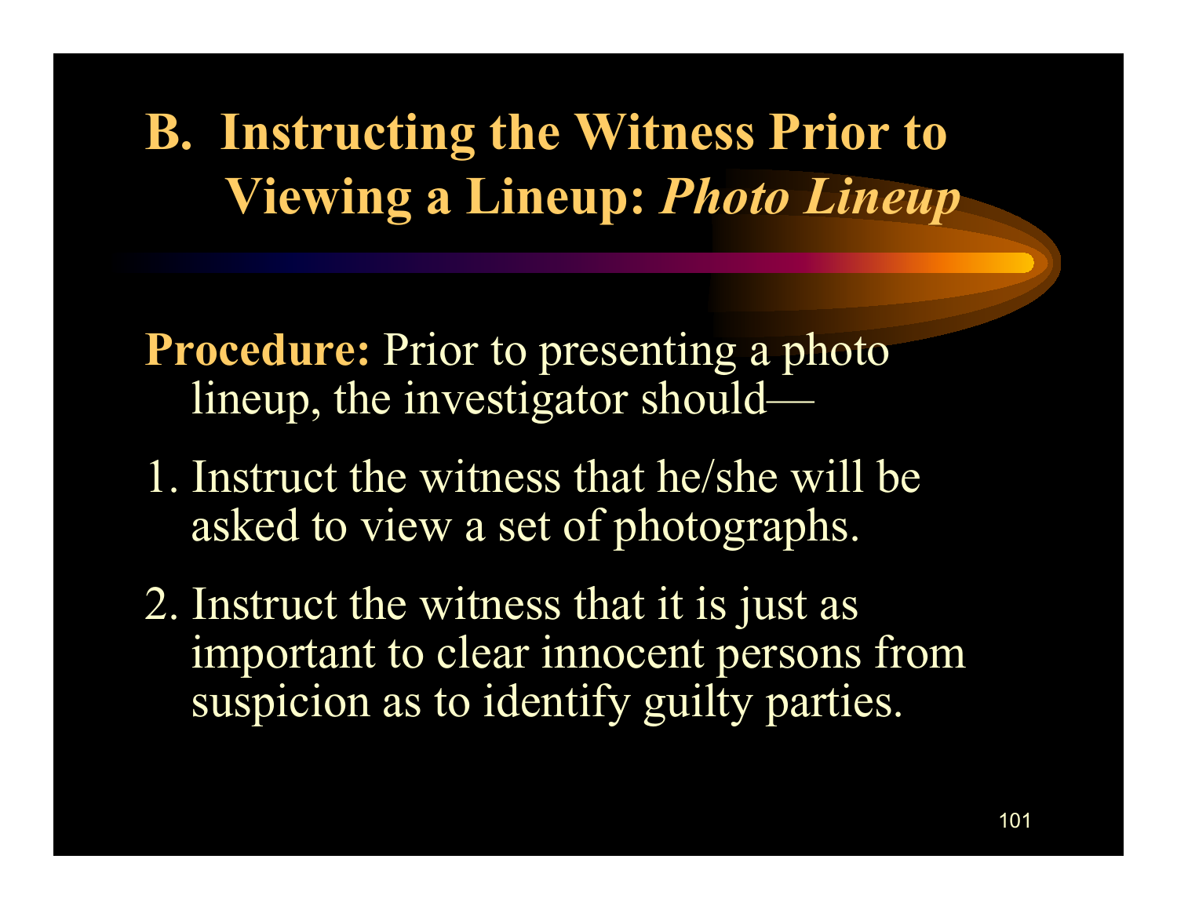# B. Instructing the Witness Prior to Viewing a Lineup: *Photo Lineup*

**Procedure:** Prior to presenting a photo lineup, the investigator should—

1. Instruct the witness that he/she will be asked to view a set of photographs.
2. Instruct the witness that it is just as important to clear innocent persons from suspicion as to identify guilty parties.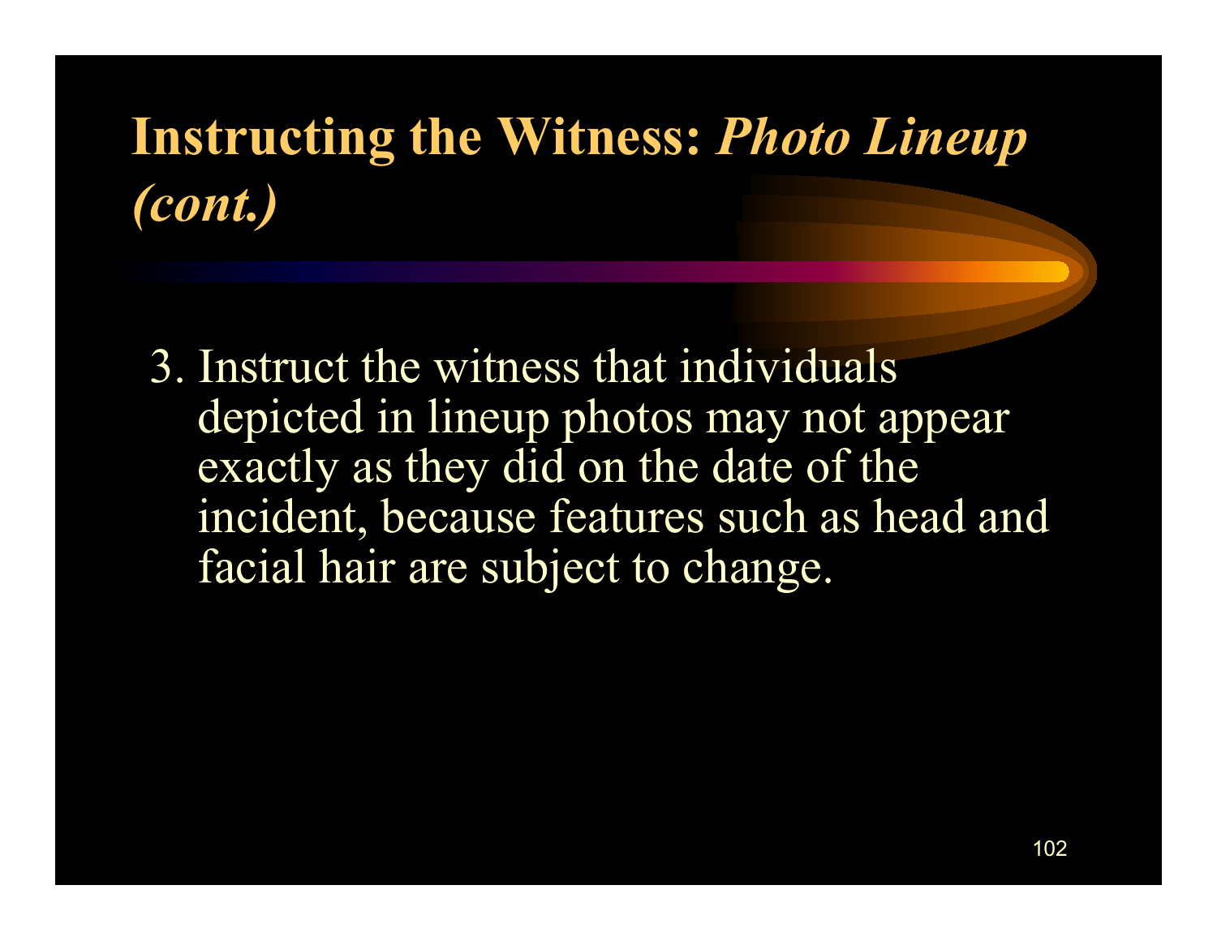# Instructing the Witness: *Photo Lineup (cont.)*

3. Instruct the witness that individuals depicted in lineup photos may not appear exactly as they did on the date of the incident, because features such as head and facial hair are subject to change.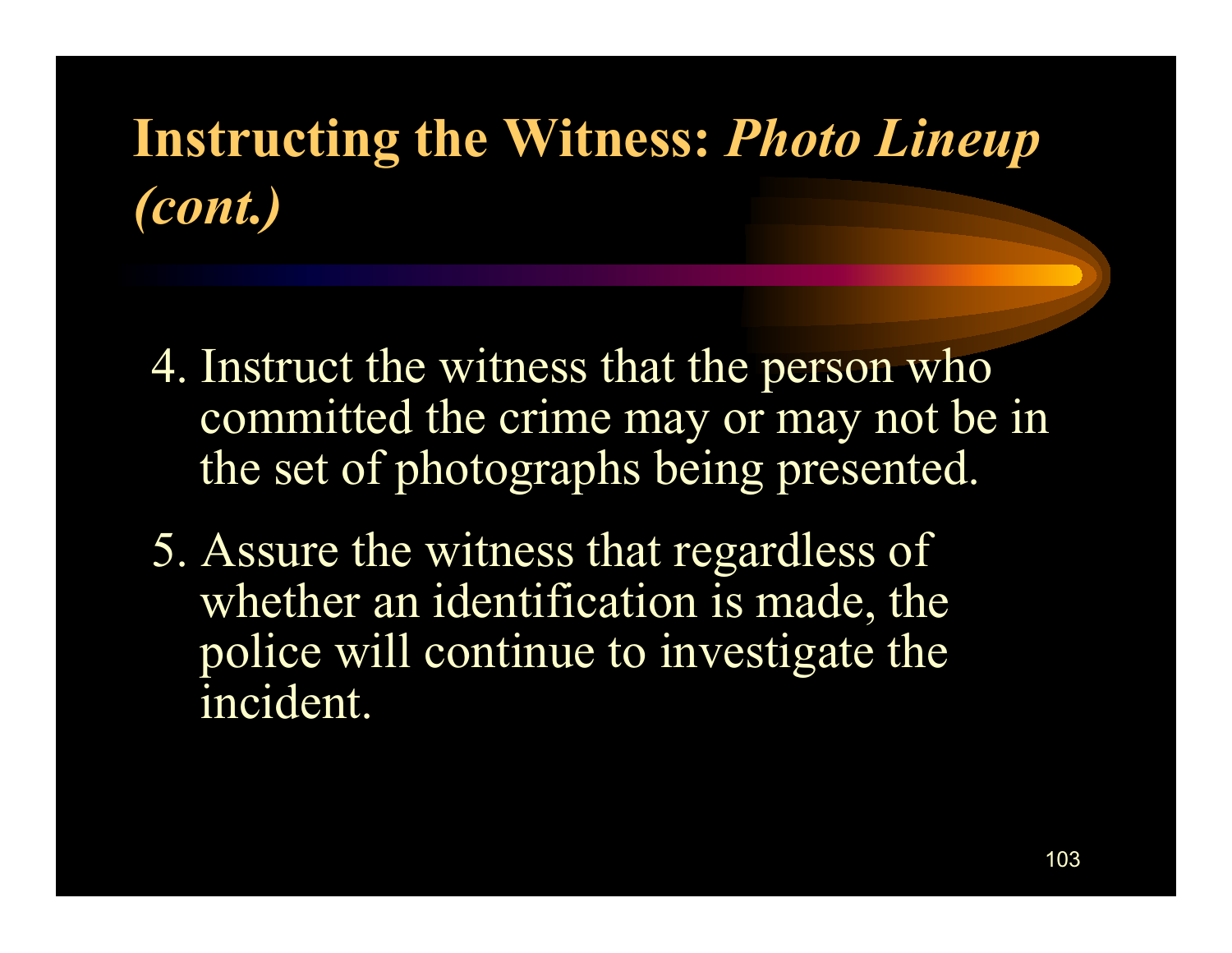# Instructing the Witness: *Photo Lineup (cont.)*

4. Instruct the witness that the person who committed the crime may or may not be in the set of photographs being presented.
5. Assure the witness that regardless of whether an identification is made, the police will continue to investigate the incident.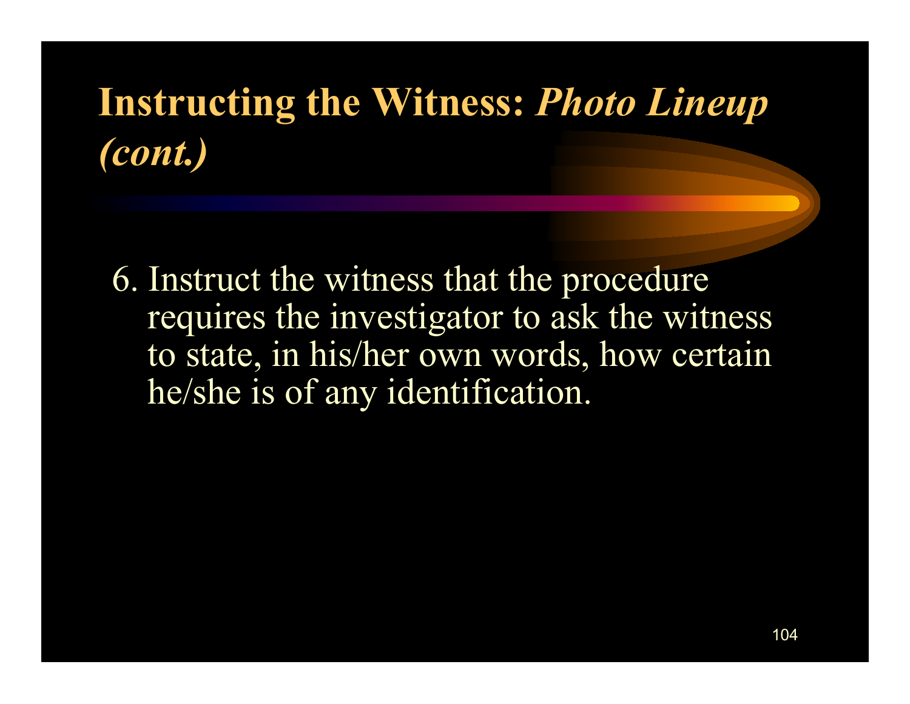# Instructing the Witness: *Photo Lineup (cont.)*

6. Instruct the witness that the procedure requires the investigator to ask the witness to state, in his/her own words, how certain he/she is of any identification.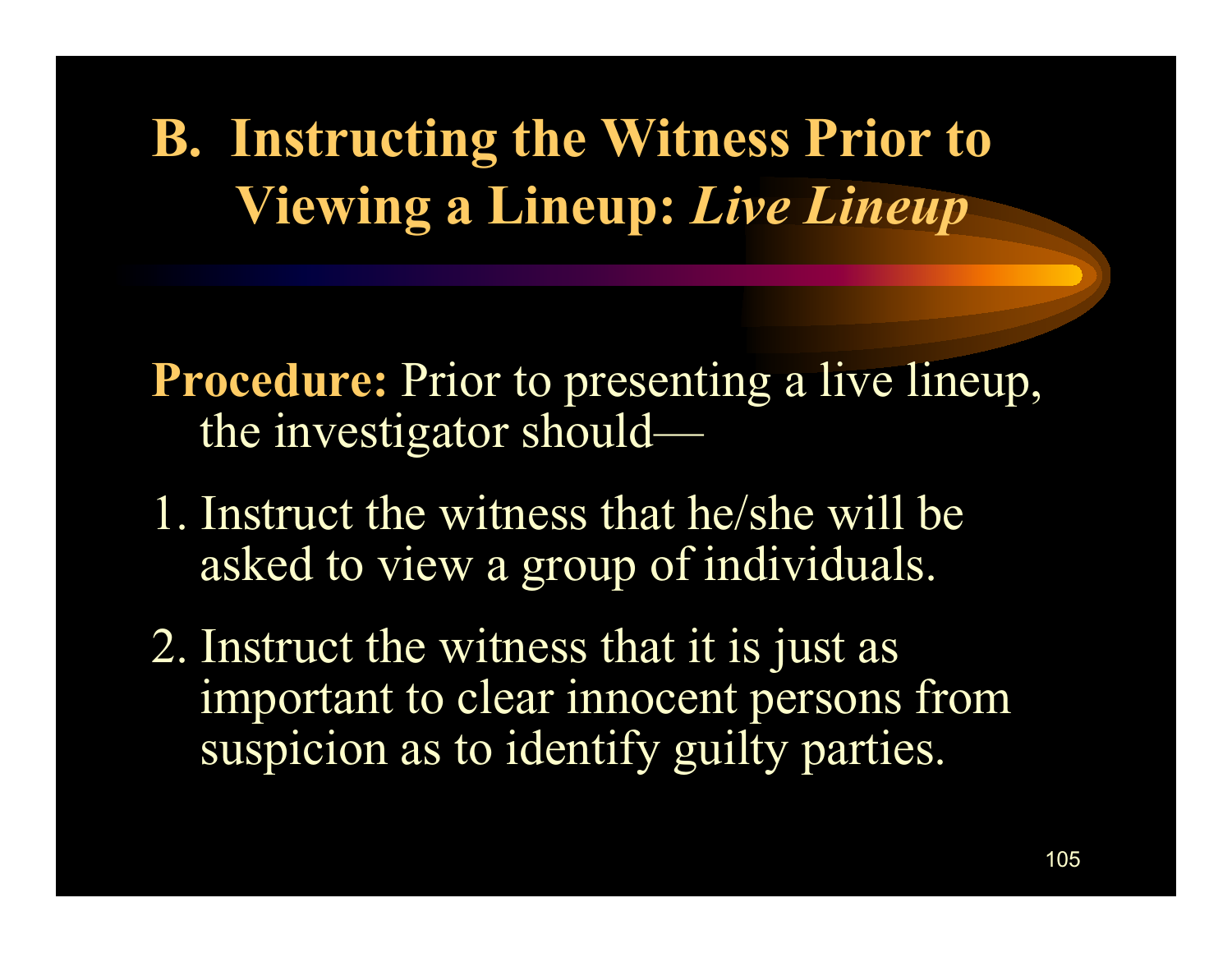# B. Instructing the Witness Prior to Viewing a Lineup: *Live Lineup*

**Procedure:** Prior to presenting a live lineup, the investigator should—

1. Instruct the witness that he/she will be asked to view a group of individuals.
2. Instruct the witness that it is just as important to clear innocent persons from suspicion as to identify guilty parties.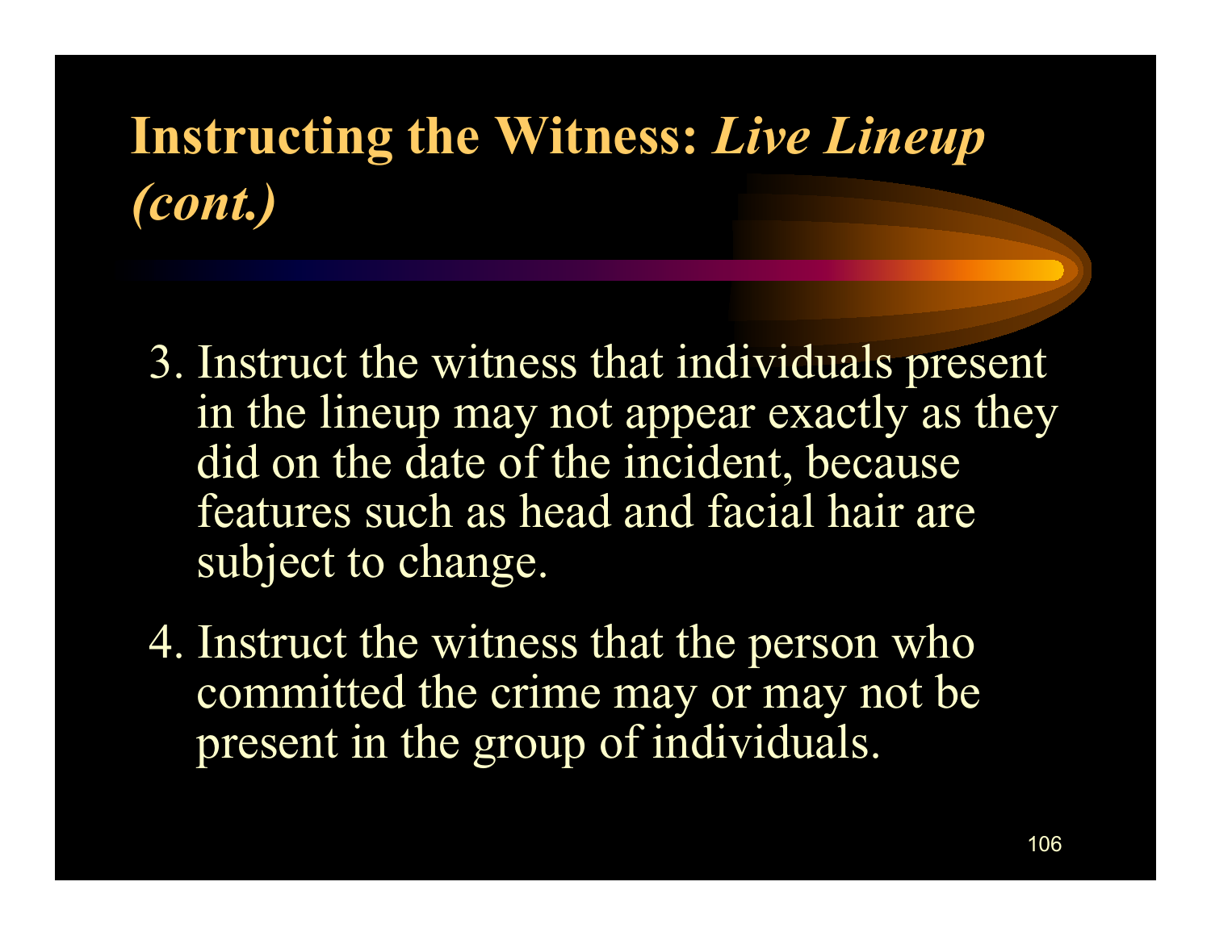# Instructing the Witness: *Live Lineup (cont.)*

3. Instruct the witness that individuals present in the lineup may not appear exactly as they did on the date of the incident, because features such as head and facial hair are subject to change.
4. Instruct the witness that the person who committed the crime may or may not be present in the group of individuals.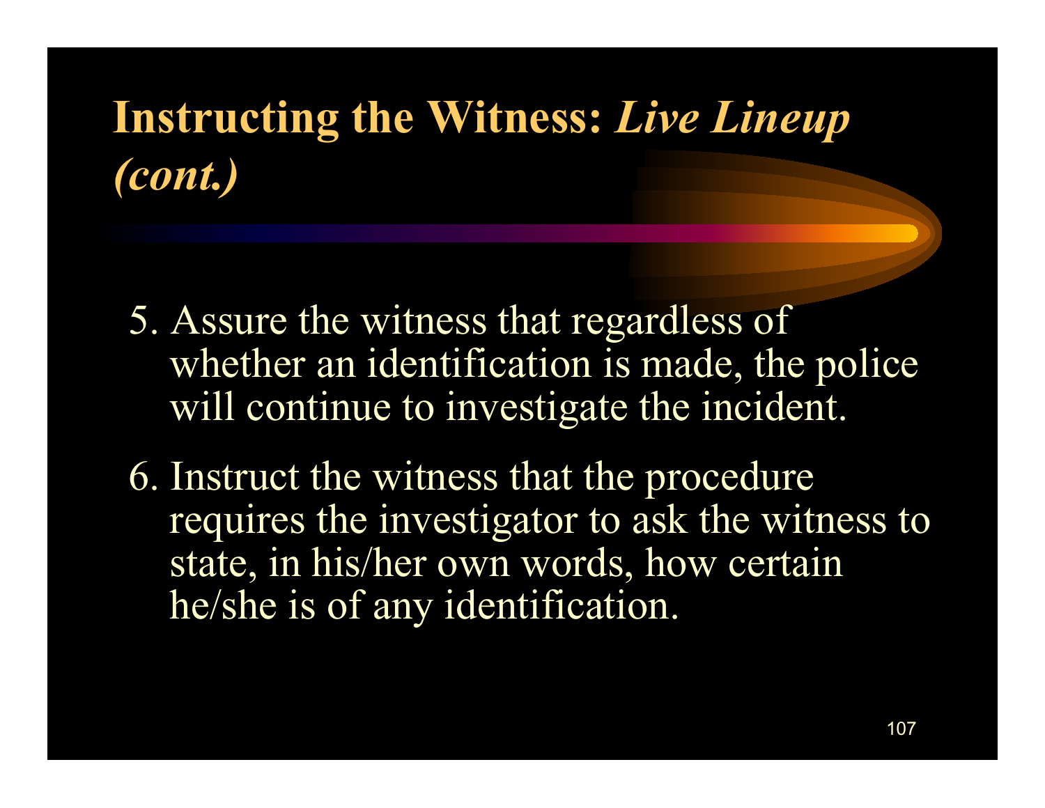# Instructing the Witness: *Live Lineup (cont.)*

5. Assure the witness that regardless of whether an identification is made, the police will continue to investigate the incident.

6. Instruct the witness that the procedure requires the investigator to ask the witness to state, in his/her own words, how certain he/she is of any identification.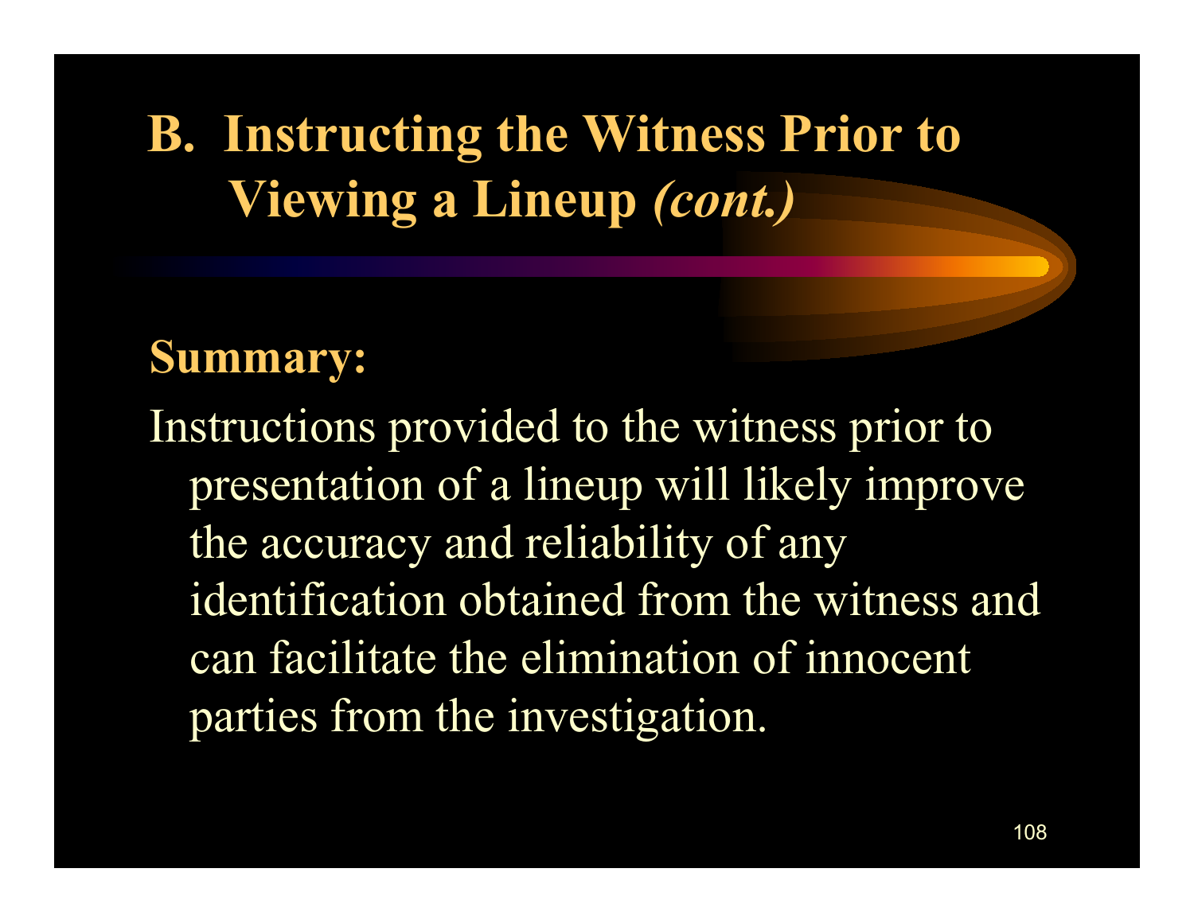# B. Instructing the Witness Prior to Viewing a Lineup *(cont.)*

**Summary:**

Instructions provided to the witness prior to presentation of a lineup will likely improve the accuracy and reliability of any identification obtained from the witness and can facilitate the elimination of innocent parties from the investigation.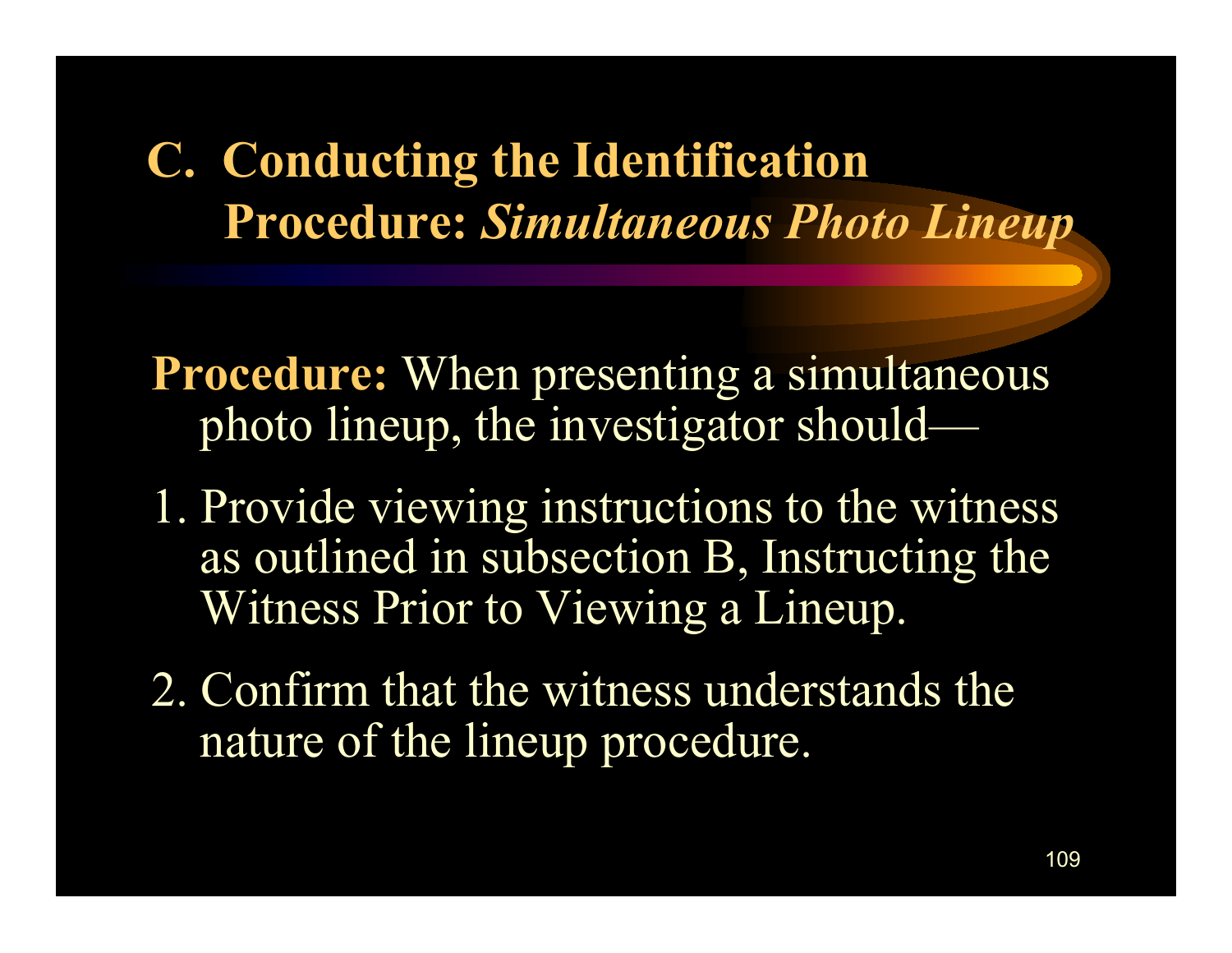## C. Conducting the Identification Procedure: *Simultaneous Photo Lineup*

**Procedure:** When presenting a simultaneous photo lineup, the investigator should—

1. Provide viewing instructions to the witness as outlined in subsection B, Instructing the Witness Prior to Viewing a Lineup.
2. Confirm that the witness understands the nature of the lineup procedure.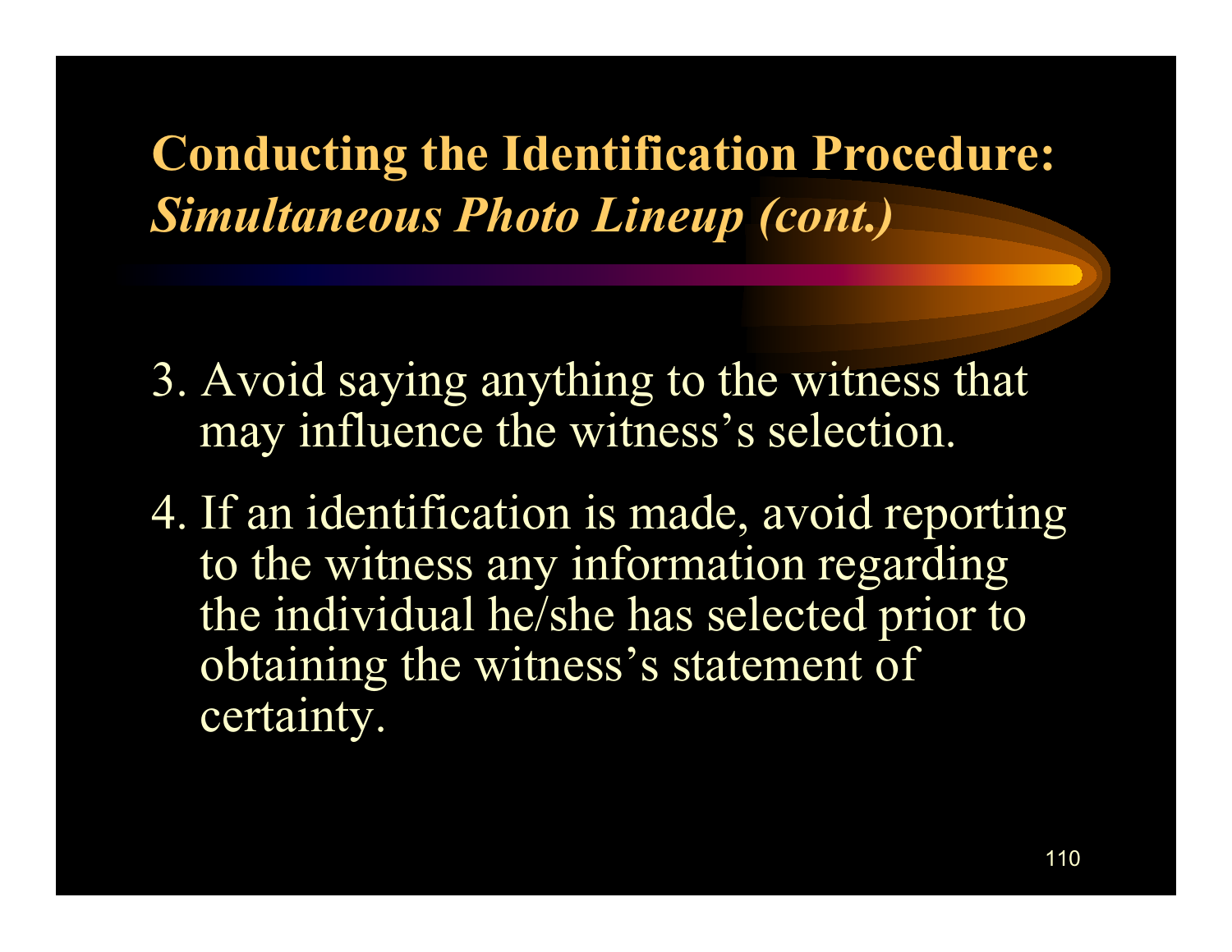# Conducting the Identification Procedure: *Simultaneous Photo Lineup (cont.)*

3. Avoid saying anything to the witness that may influence the witness's selection.

4. If an identification is made, avoid reporting to the witness any information regarding the individual he/she has selected prior to obtaining the witness's statement of certainty.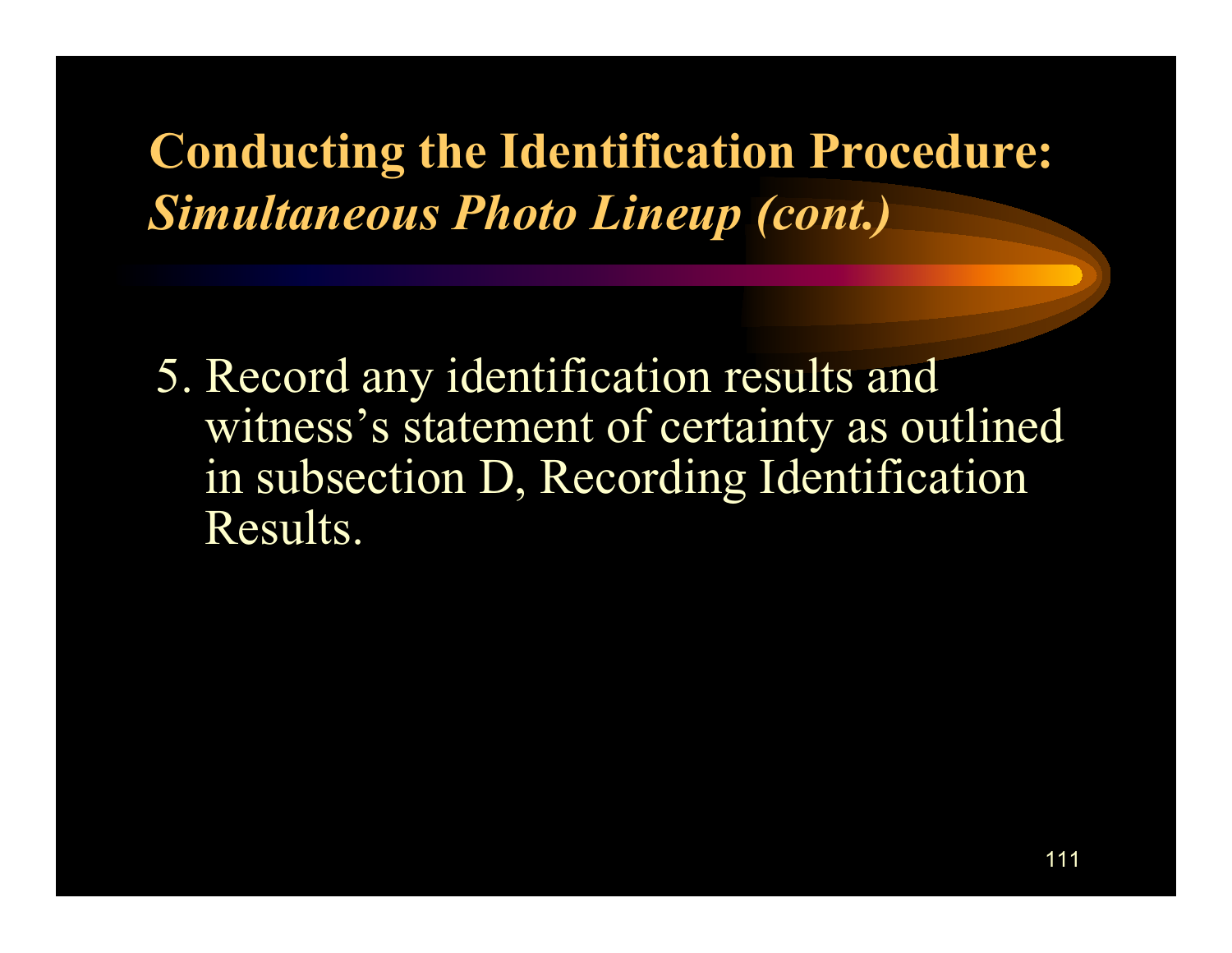# Conducting the Identification Procedure: *Simultaneous Photo Lineup (cont.)*

5. Record any identification results and witness's statement of certainty as outlined in subsection D, Recording Identification Results.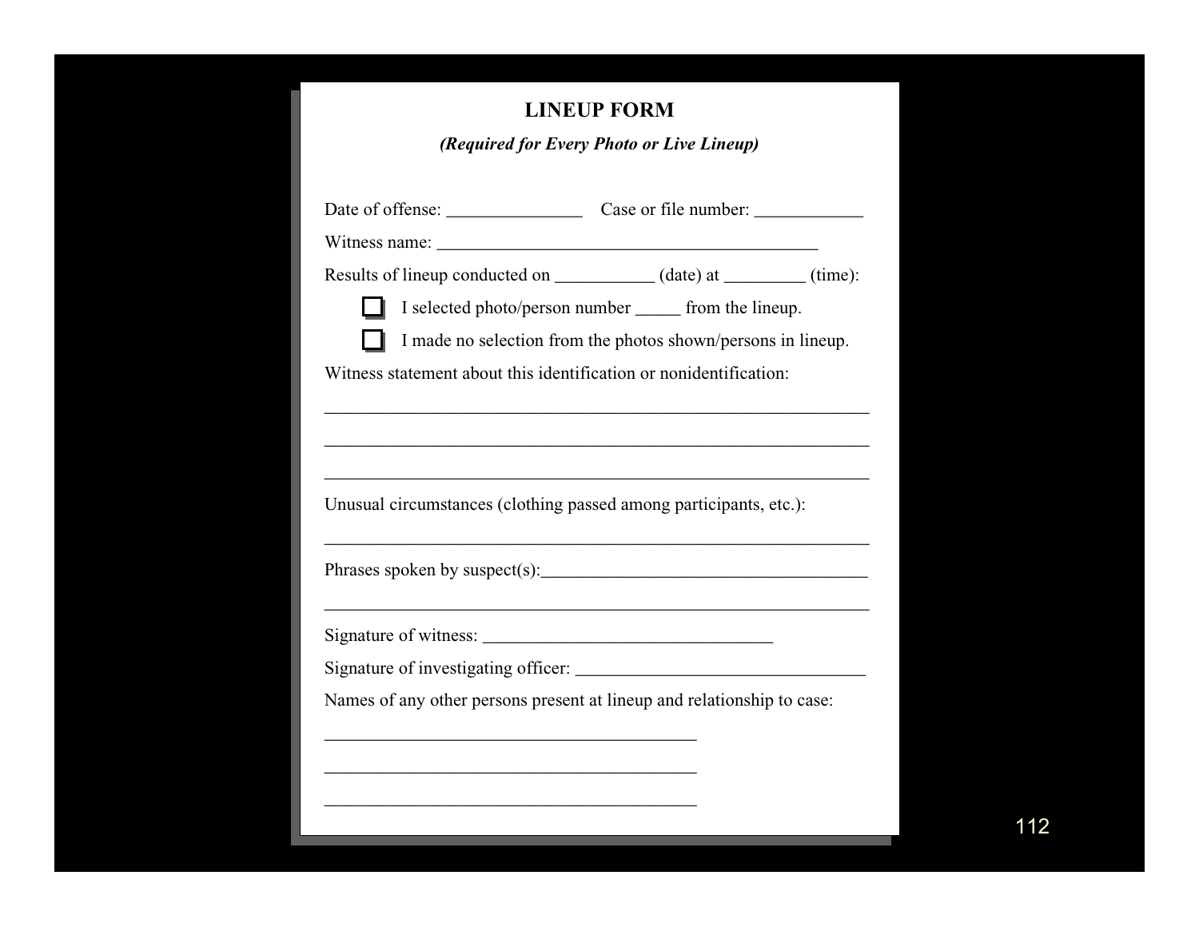## LINEUP FORM

***(Required for Every Photo or Live Lineup)***

Date of offense: _______________ Case or file number: ____________

Witness name: __________________________________________

Results of lineup conducted on ___________ (date) at _________ (time):

- ☐ I selected photo/person number _____ from the lineup.
- ☐ I made no selection from the photos shown/persons in lineup.

Witness statement about this identification or nonidentification:

_____________________________________________________________

_____________________________________________________________

_____________________________________________________________

Unusual circumstances (clothing passed among participants, etc.):

_____________________________________________________________

Phrases spoken by suspect(s):____________________________________

_____________________________________________________________

Signature of witness: ________________________________

Signature of investigating officer: ________________________________

Names of any other persons present at lineup and relationship to case:

________________________________________

________________________________________

________________________________________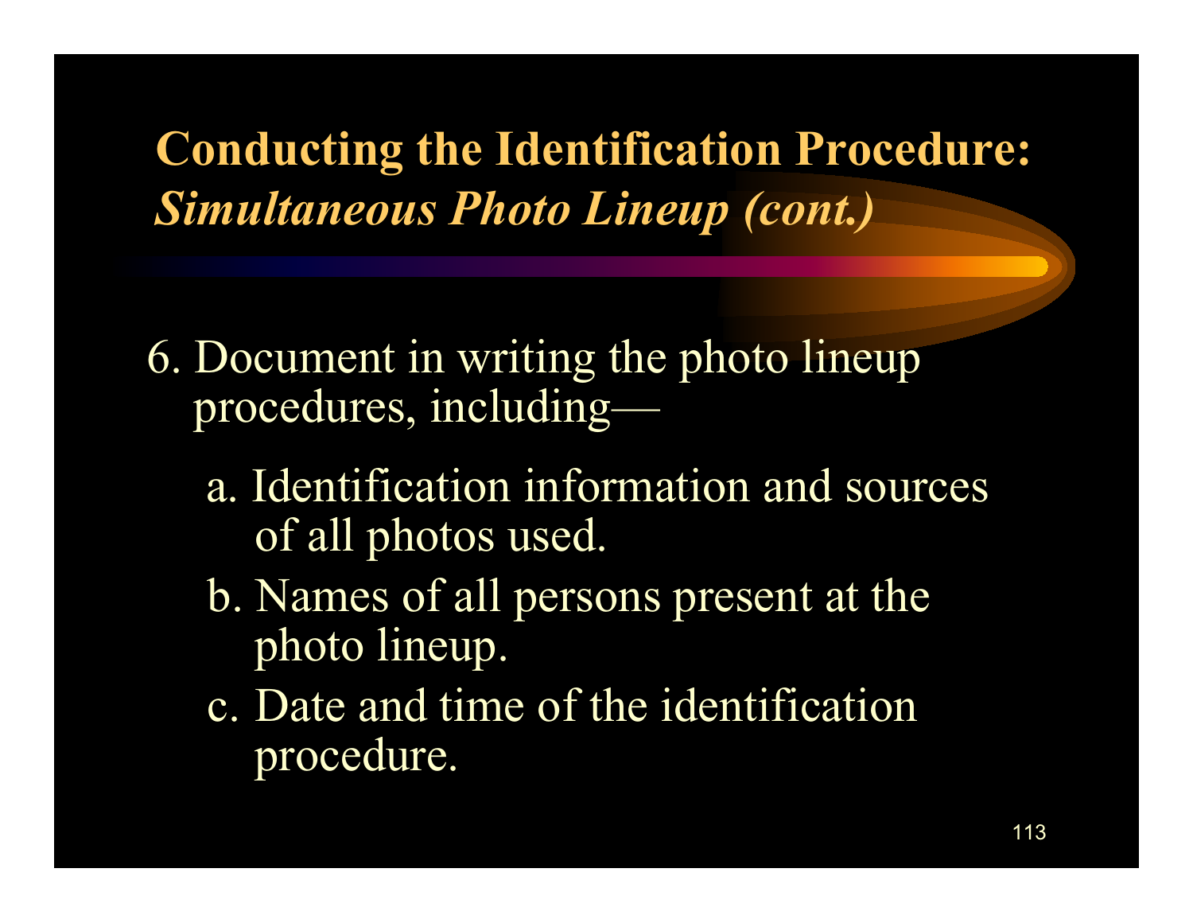## Conducting the Identification Procedure: *Simultaneous Photo Lineup (cont.)*

6. Document in writing the photo lineup procedures, including—

   a. Identification information and sources of all photos used.

   b. Names of all persons present at the photo lineup.

   c. Date and time of the identification procedure.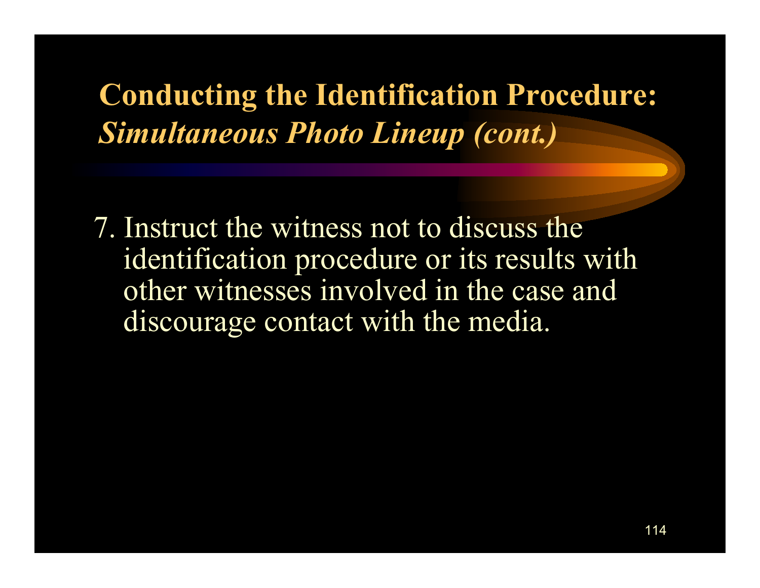# Conducting the Identification Procedure: *Simultaneous Photo Lineup (cont.)*

7. Instruct the witness not to discuss the identification procedure or its results with other witnesses involved in the case and discourage contact with the media.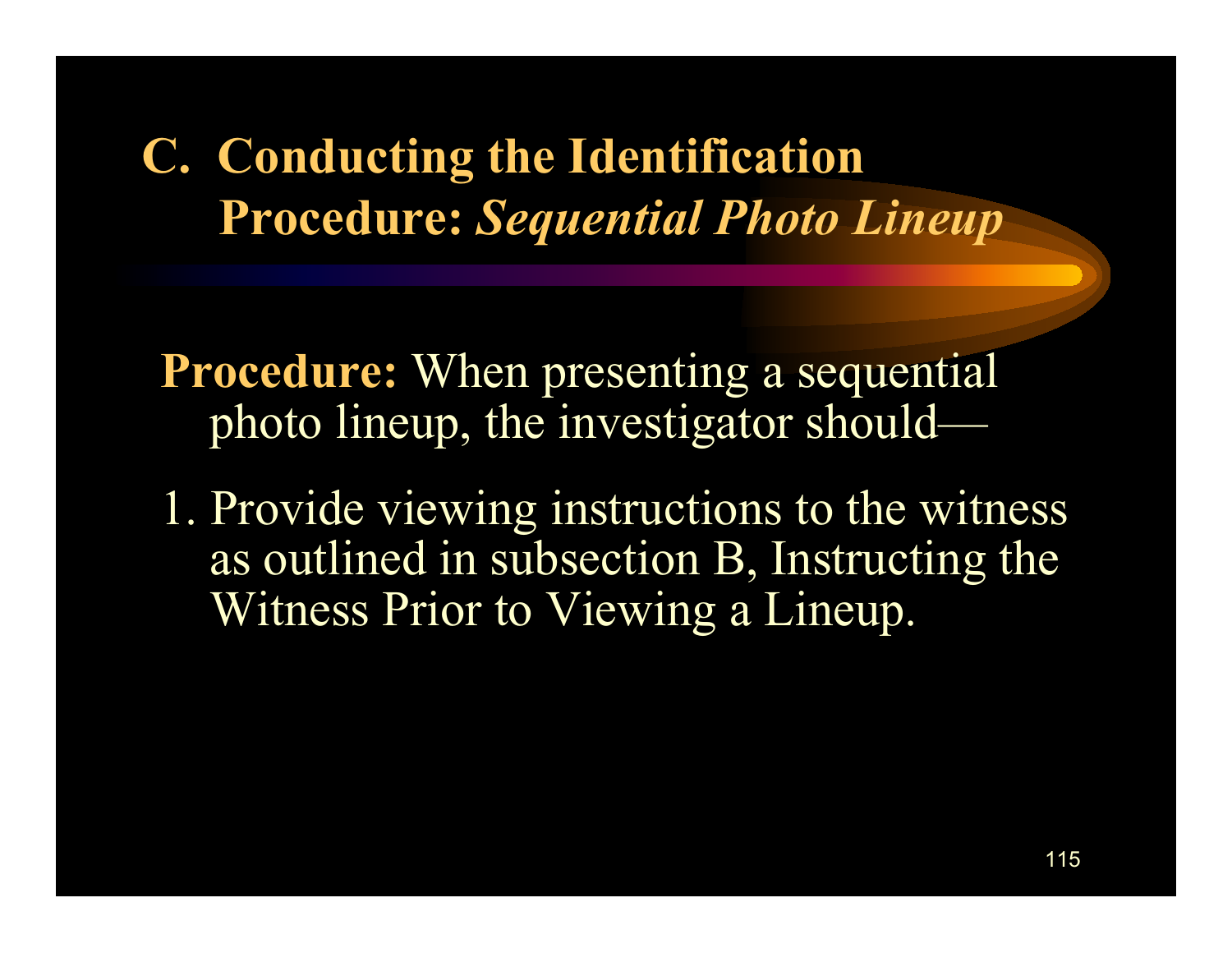# C. Conducting the Identification Procedure: *Sequential Photo Lineup*

**Procedure:** When presenting a sequential photo lineup, the investigator should—

1. Provide viewing instructions to the witness as outlined in subsection B, Instructing the Witness Prior to Viewing a Lineup.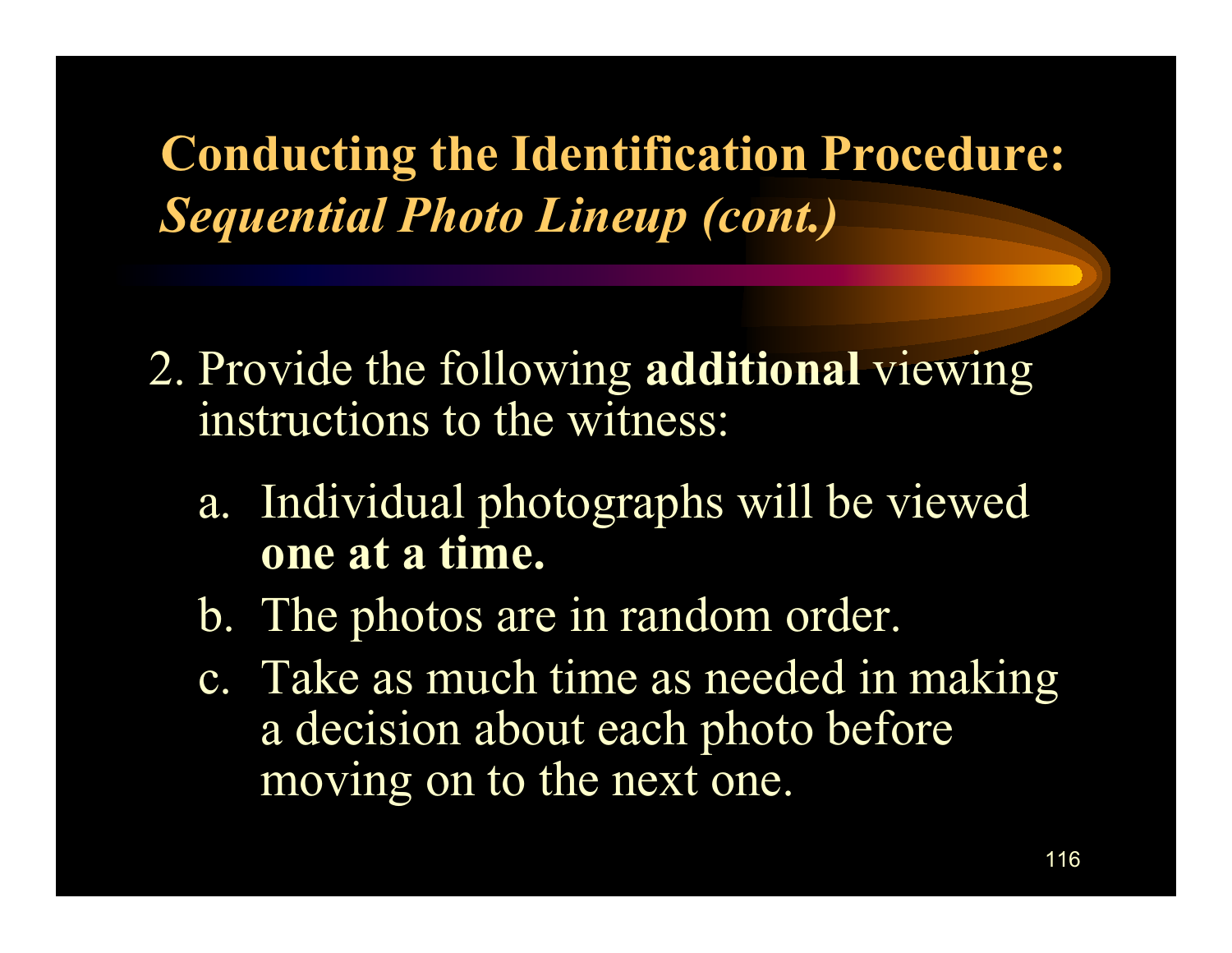# Conducting the Identification Procedure: *Sequential Photo Lineup (cont.)*

2. Provide the following **additional** viewing instructions to the witness:

   a. Individual photographs will be viewed **one at a time.**

   b. The photos are in random order.

   c. Take as much time as needed in making a decision about each photo before moving on to the next one.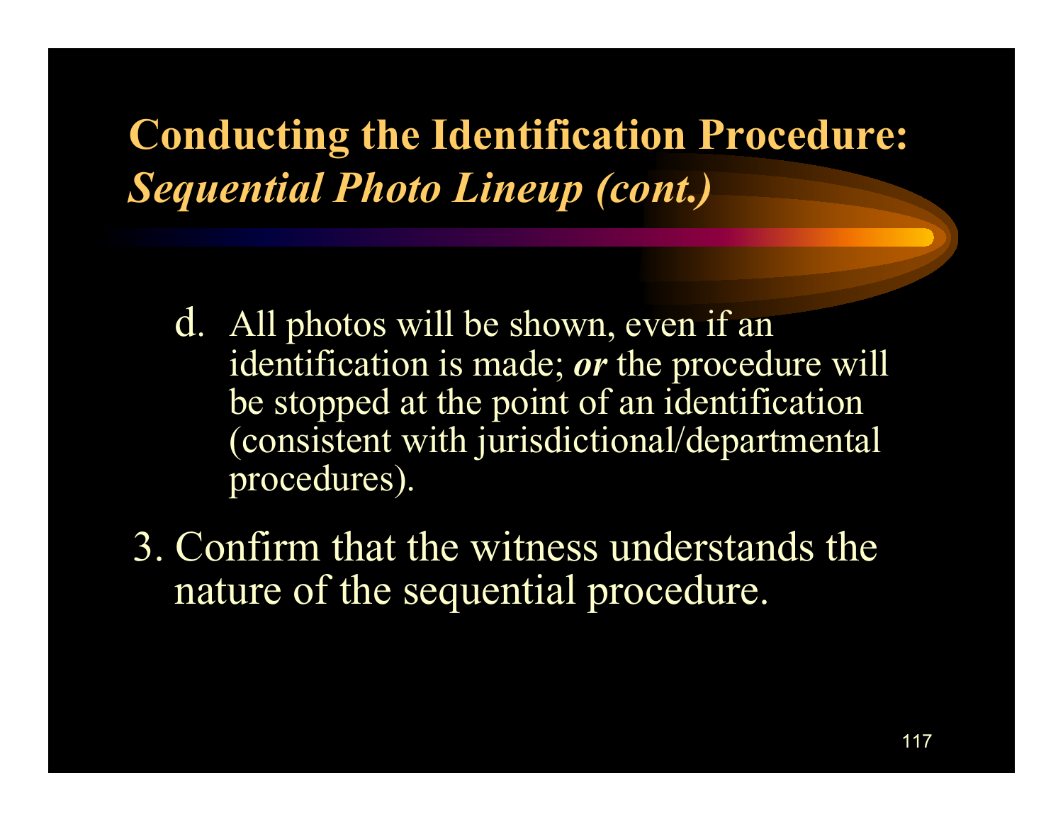# Conducting the Identification Procedure: *Sequential Photo Lineup (cont.)*

d. All photos will be shown, even if an identification is made; ***or*** the procedure will be stopped at the point of an identification (consistent with jurisdictional/departmental procedures).

3. Confirm that the witness understands the nature of the sequential procedure.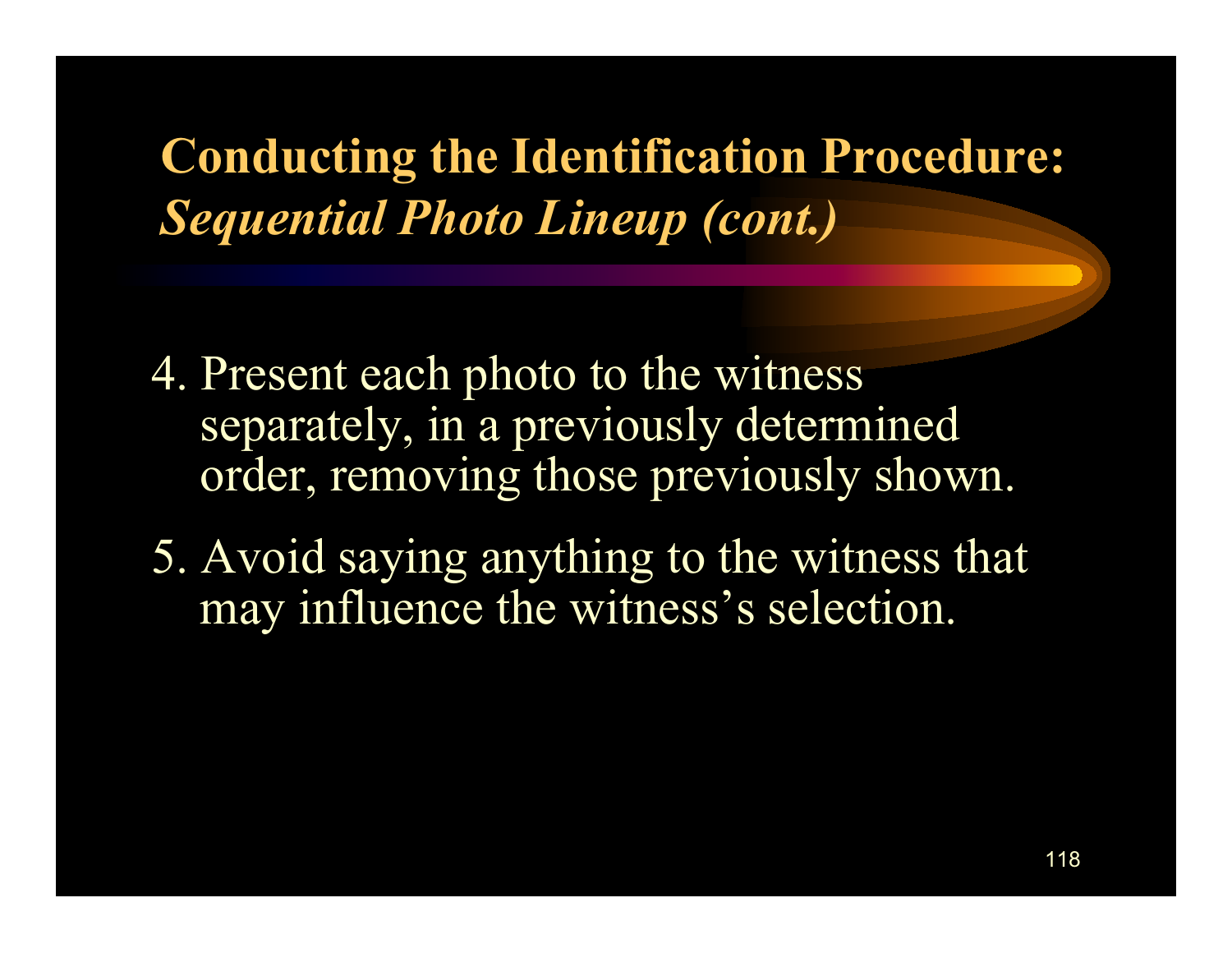# Conducting the Identification Procedure: *Sequential Photo Lineup (cont.)*

4. Present each photo to the witness separately, in a previously determined order, removing those previously shown.

5. Avoid saying anything to the witness that may influence the witness's selection.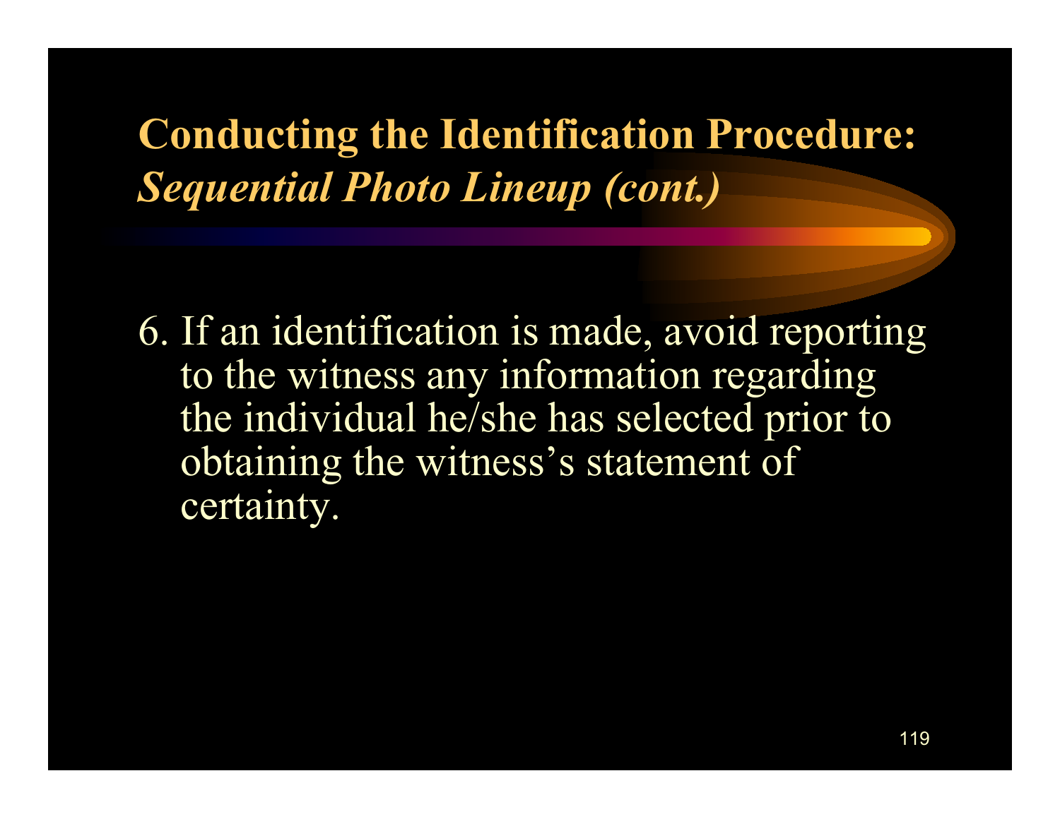## Conducting the Identification Procedure: *Sequential Photo Lineup (cont.)*

6. If an identification is made, avoid reporting to the witness any information regarding the individual he/she has selected prior to obtaining the witness's statement of certainty.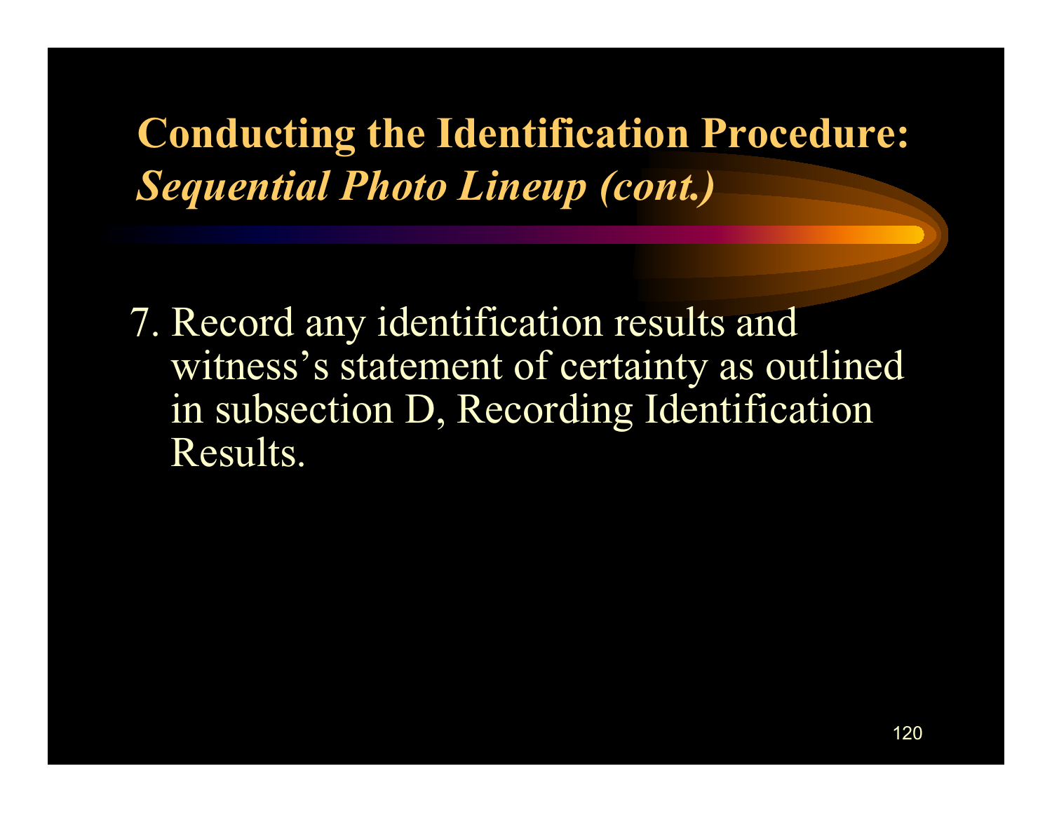## **Conducting the Identification Procedure:** ***Sequential Photo Lineup (cont.)***

7. Record any identification results and witness's statement of certainty as outlined in subsection D, Recording Identification Results.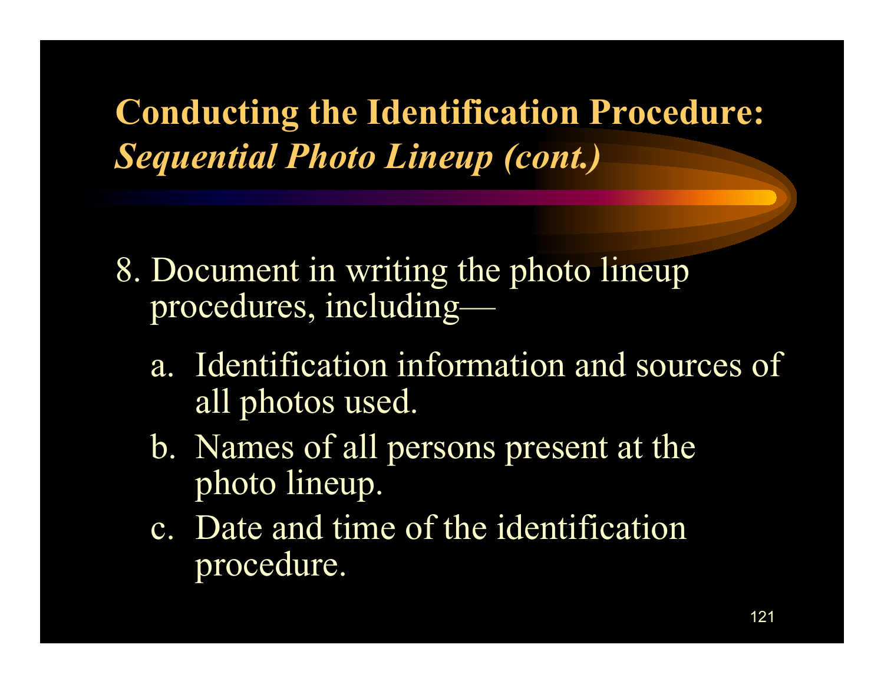## Conducting the Identification Procedure: *Sequential Photo Lineup (cont.)*

8. Document in writing the photo lineup procedures, including—

   a. Identification information and sources of all photos used.

   b. Names of all persons present at the photo lineup.

   c. Date and time of the identification procedure.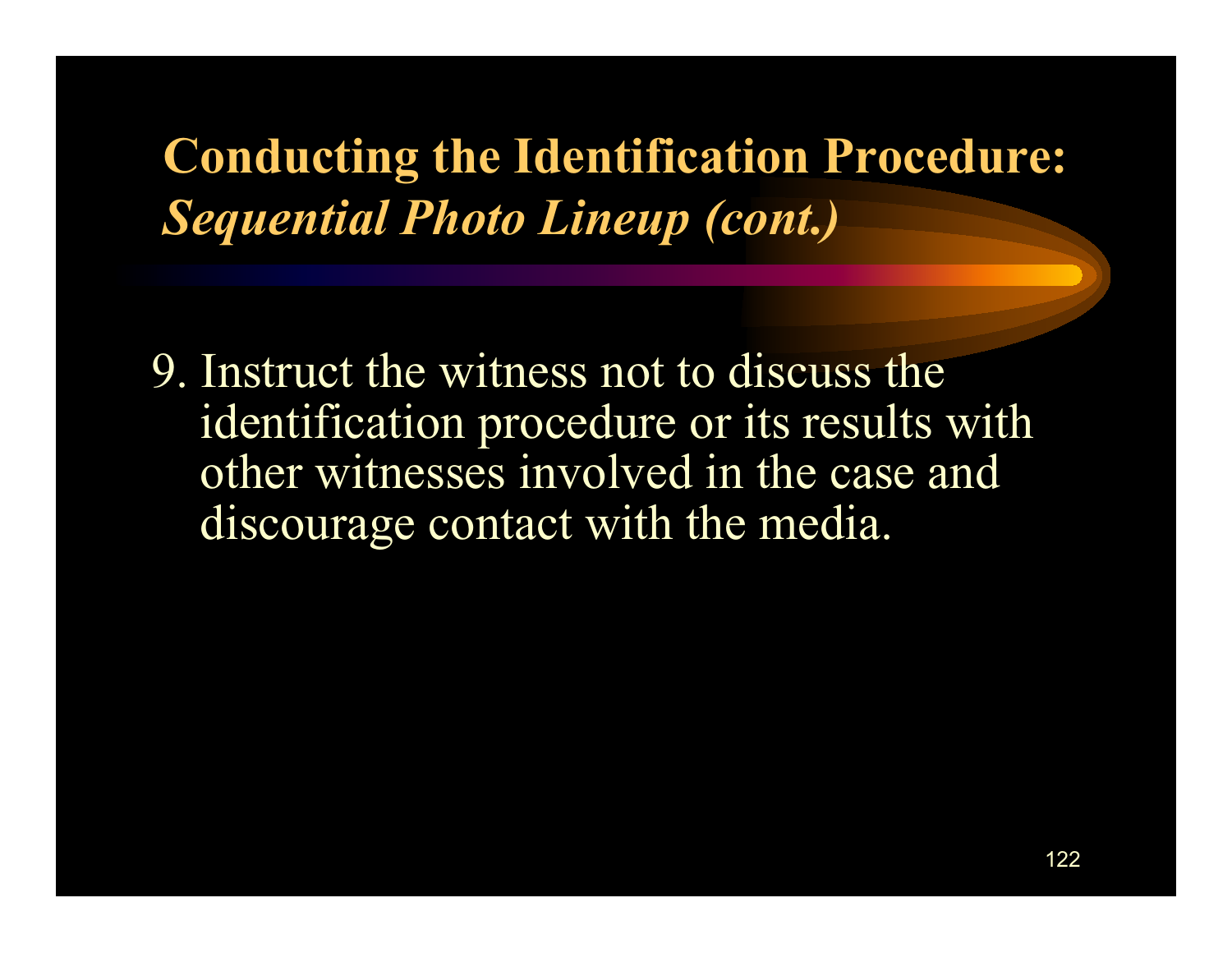## Conducting the Identification Procedure: *Sequential Photo Lineup (cont.)*

9. Instruct the witness not to discuss the identification procedure or its results with other witnesses involved in the case and discourage contact with the media.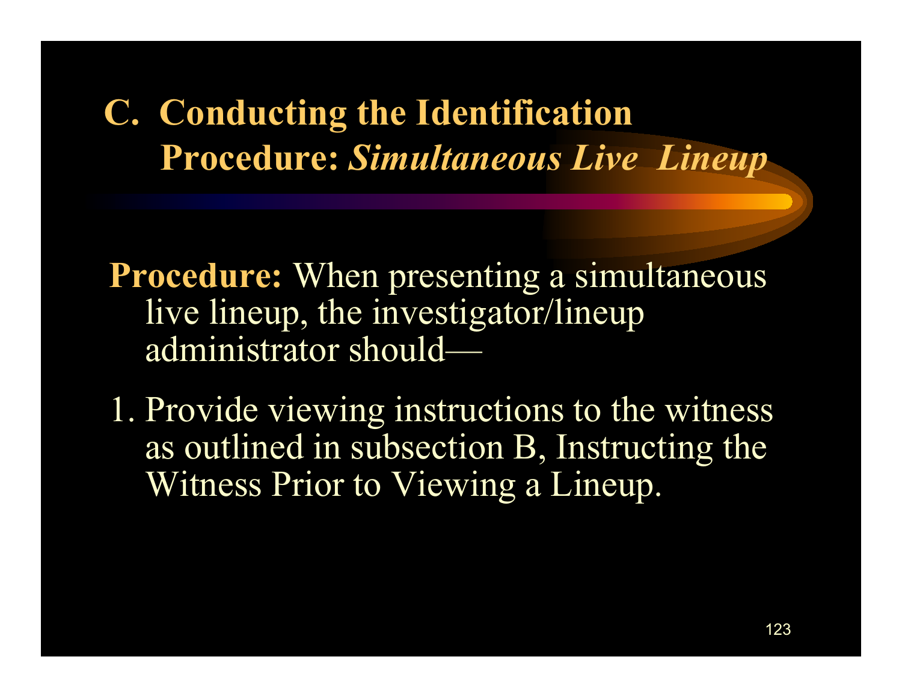# C. Conducting the Identification Procedure: *Simultaneous Live Lineup*

**Procedure:** When presenting a simultaneous live lineup, the investigator/lineup administrator should—

1. Provide viewing instructions to the witness as outlined in subsection B, Instructing the Witness Prior to Viewing a Lineup.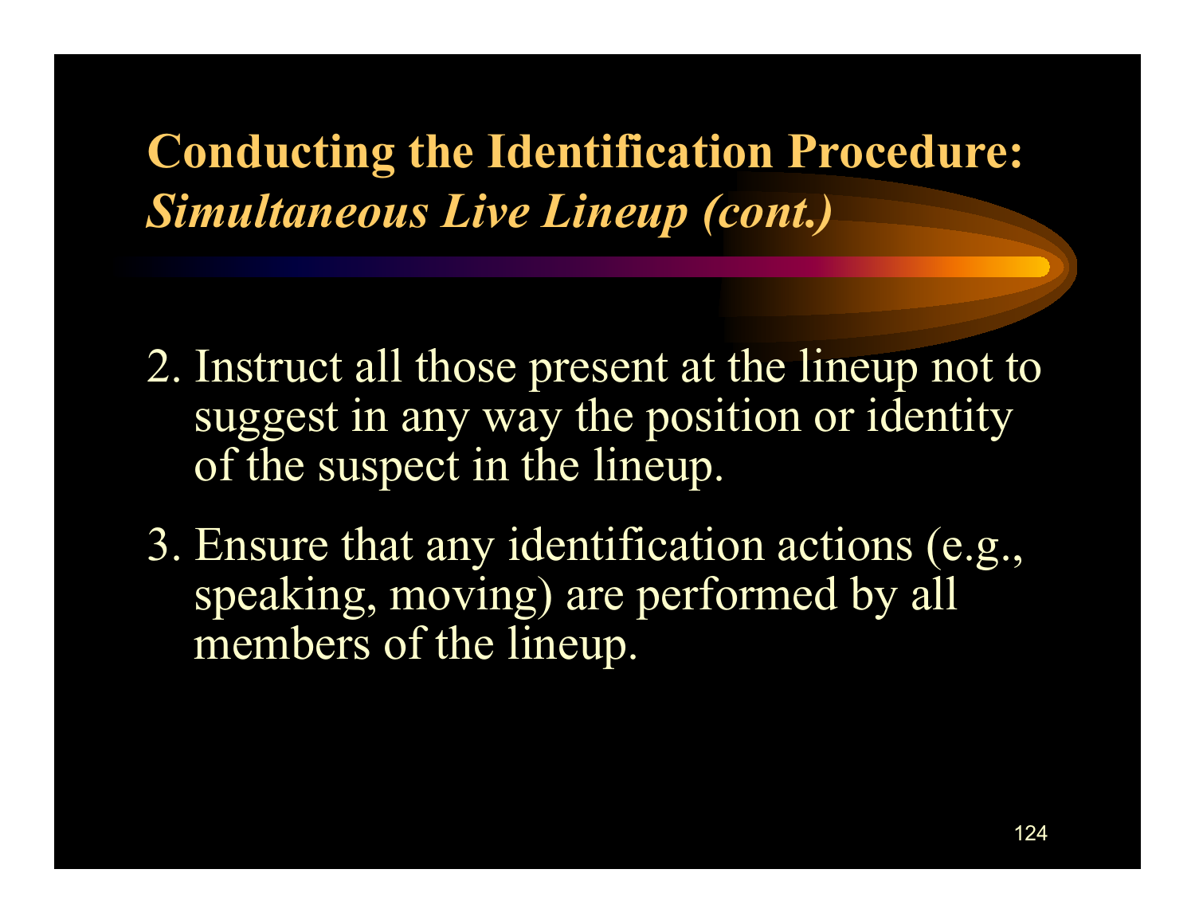## Conducting the Identification Procedure: *Simultaneous Live Lineup (cont.)*

2. Instruct all those present at the lineup not to suggest in any way the position or identity of the suspect in the lineup.
3. Ensure that any identification actions (e.g., speaking, moving) are performed by all members of the lineup.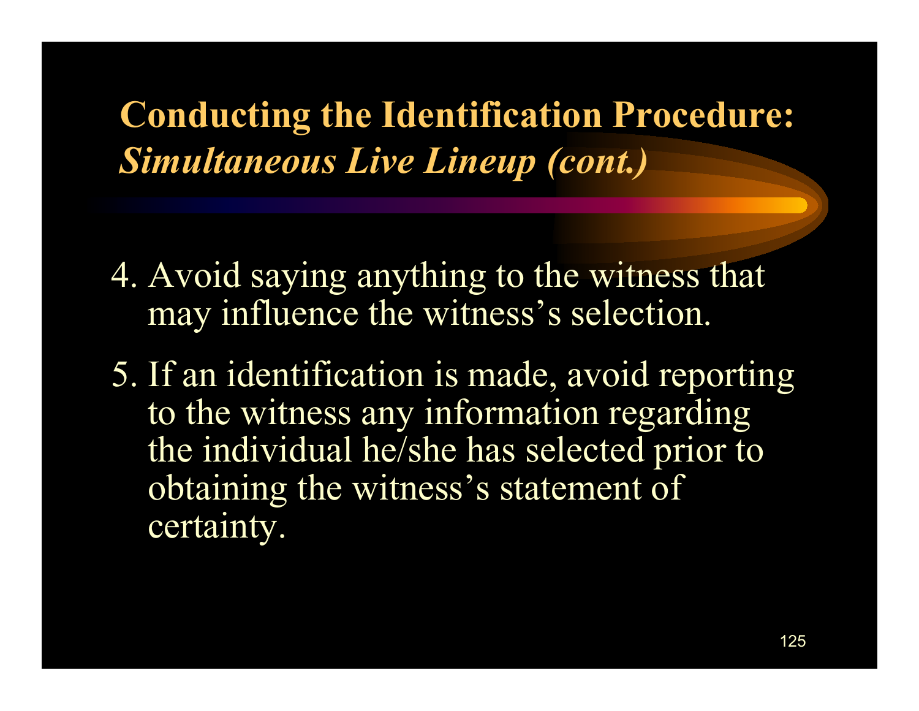## Conducting the Identification Procedure: *Simultaneous Live Lineup (cont.)*

4. Avoid saying anything to the witness that may influence the witness's selection.

5. If an identification is made, avoid reporting to the witness any information regarding the individual he/she has selected prior to obtaining the witness's statement of certainty.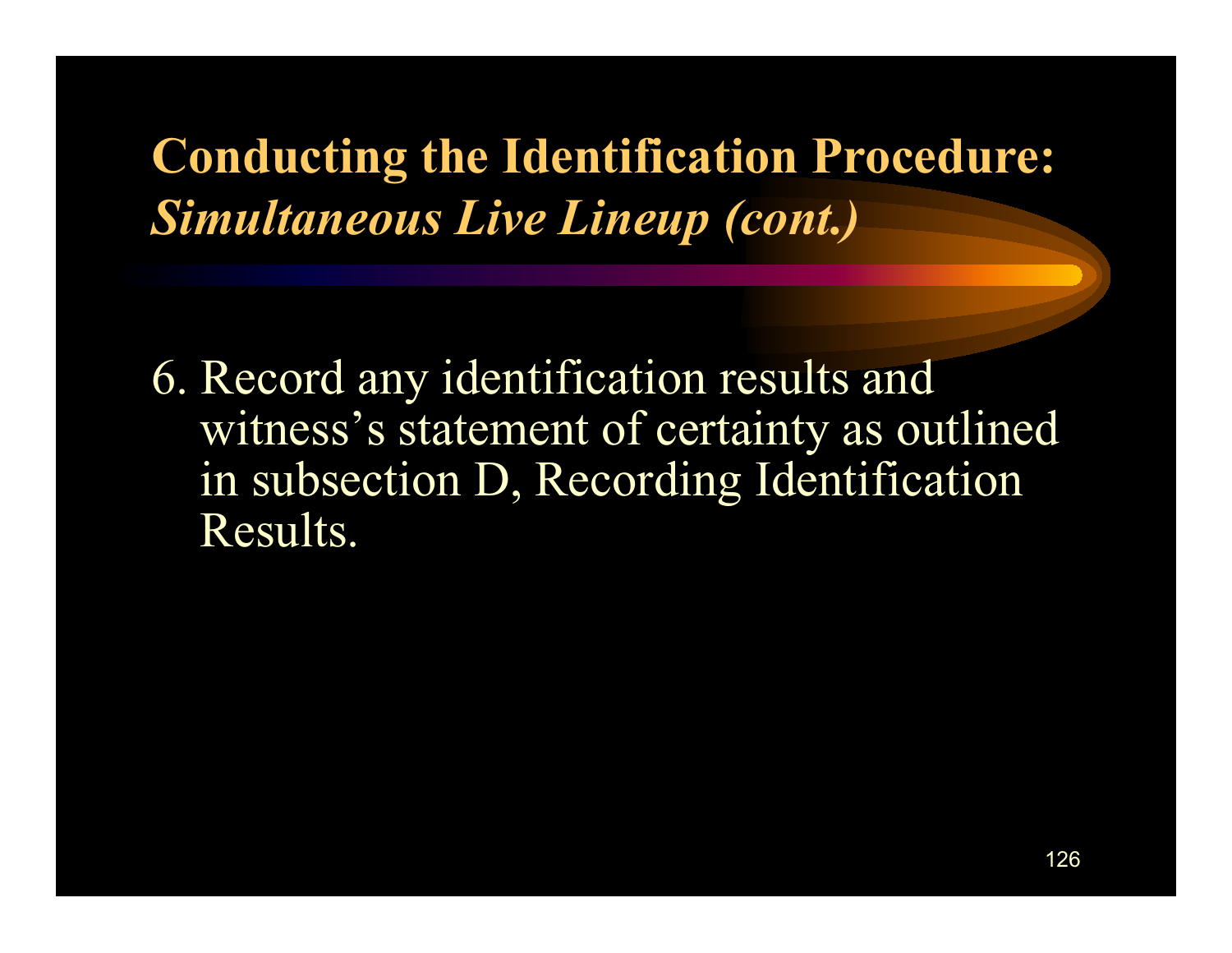## Conducting the Identification Procedure: *Simultaneous Live Lineup (cont.)*

6. Record any identification results and witness's statement of certainty as outlined in subsection D, Recording Identification Results.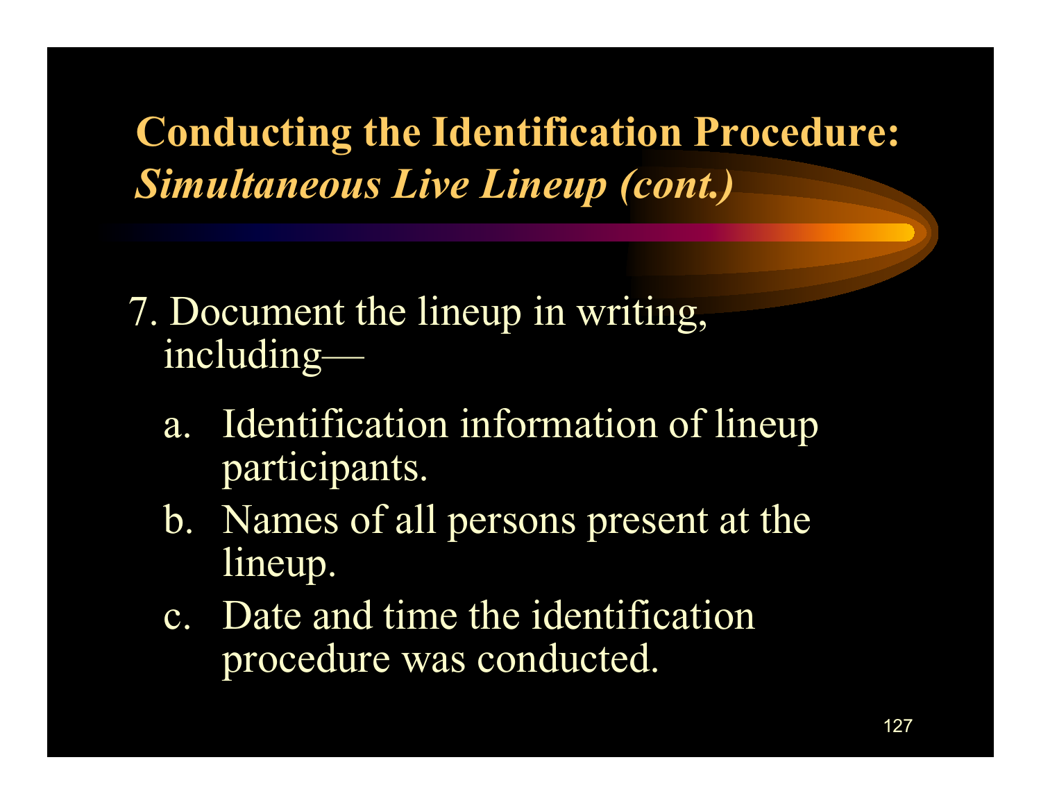# Conducting the Identification Procedure: *Simultaneous Live Lineup (cont.)*

7. Document the lineup in writing, including—

   a. Identification information of lineup participants.

   b. Names of all persons present at the lineup.

   c. Date and time the identification procedure was conducted.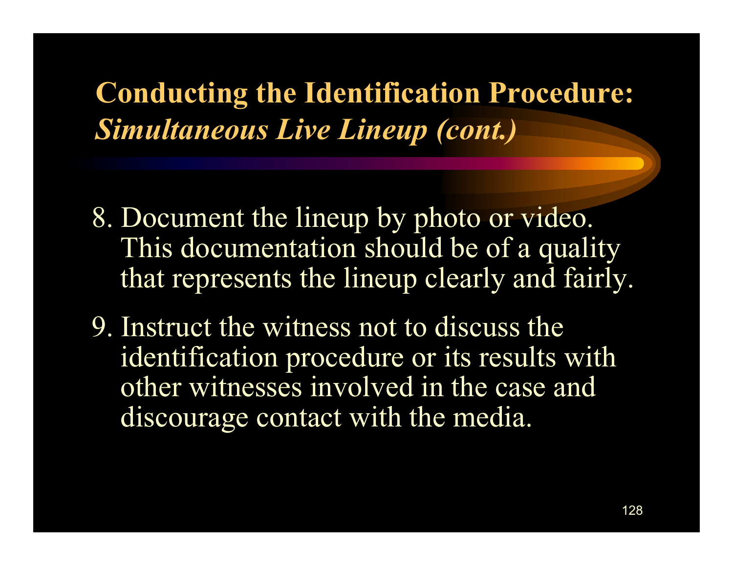## Conducting the Identification Procedure: *Simultaneous Live Lineup (cont.)*

8. Document the lineup by photo or video. This documentation should be of a quality that represents the lineup clearly and fairly.
9. Instruct the witness not to discuss the identification procedure or its results with other witnesses involved in the case and discourage contact with the media.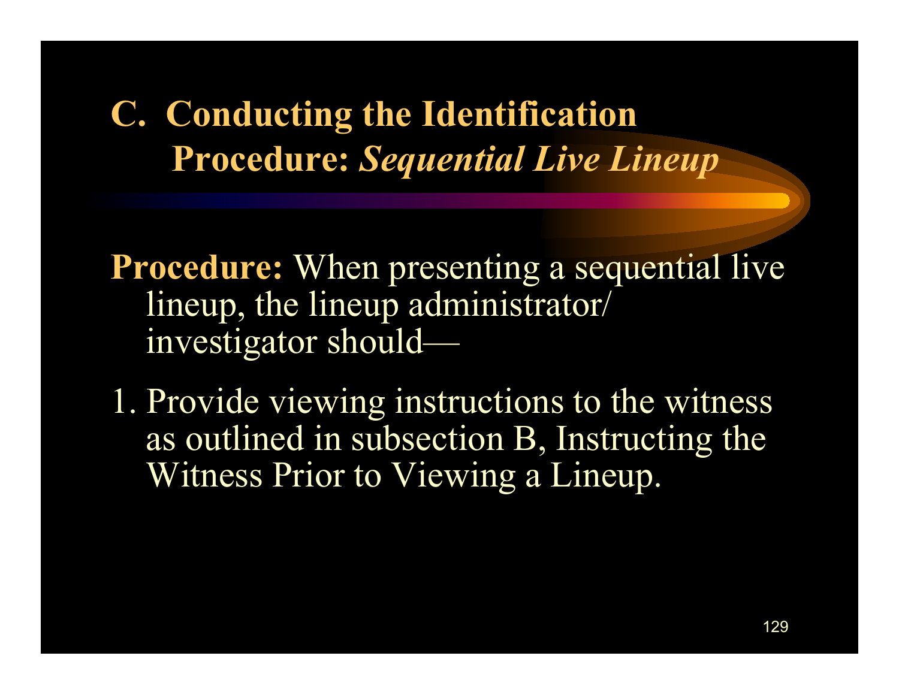# C. Conducting the Identification Procedure: *Sequential Live Lineup*

**Procedure:** When presenting a sequential live lineup, the lineup administrator/ investigator should—

1. Provide viewing instructions to the witness as outlined in subsection B, Instructing the Witness Prior to Viewing a Lineup.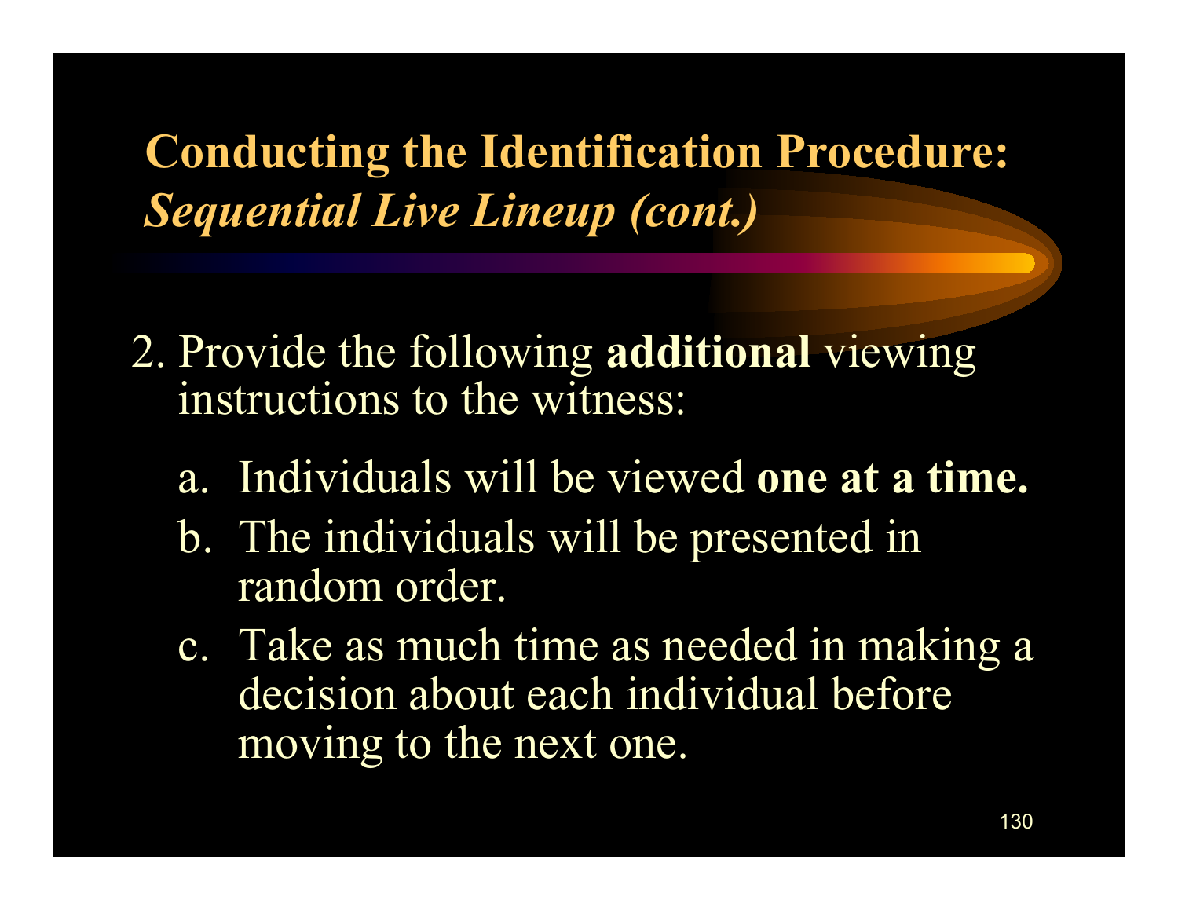## **Conducting the Identification Procedure:** ***Sequential Live Lineup (cont.)***

2. Provide the following **additional** viewing instructions to the witness:

   a. Individuals will be viewed **one at a time.**

   b. The individuals will be presented in random order.

   c. Take as much time as needed in making a decision about each individual before moving to the next one.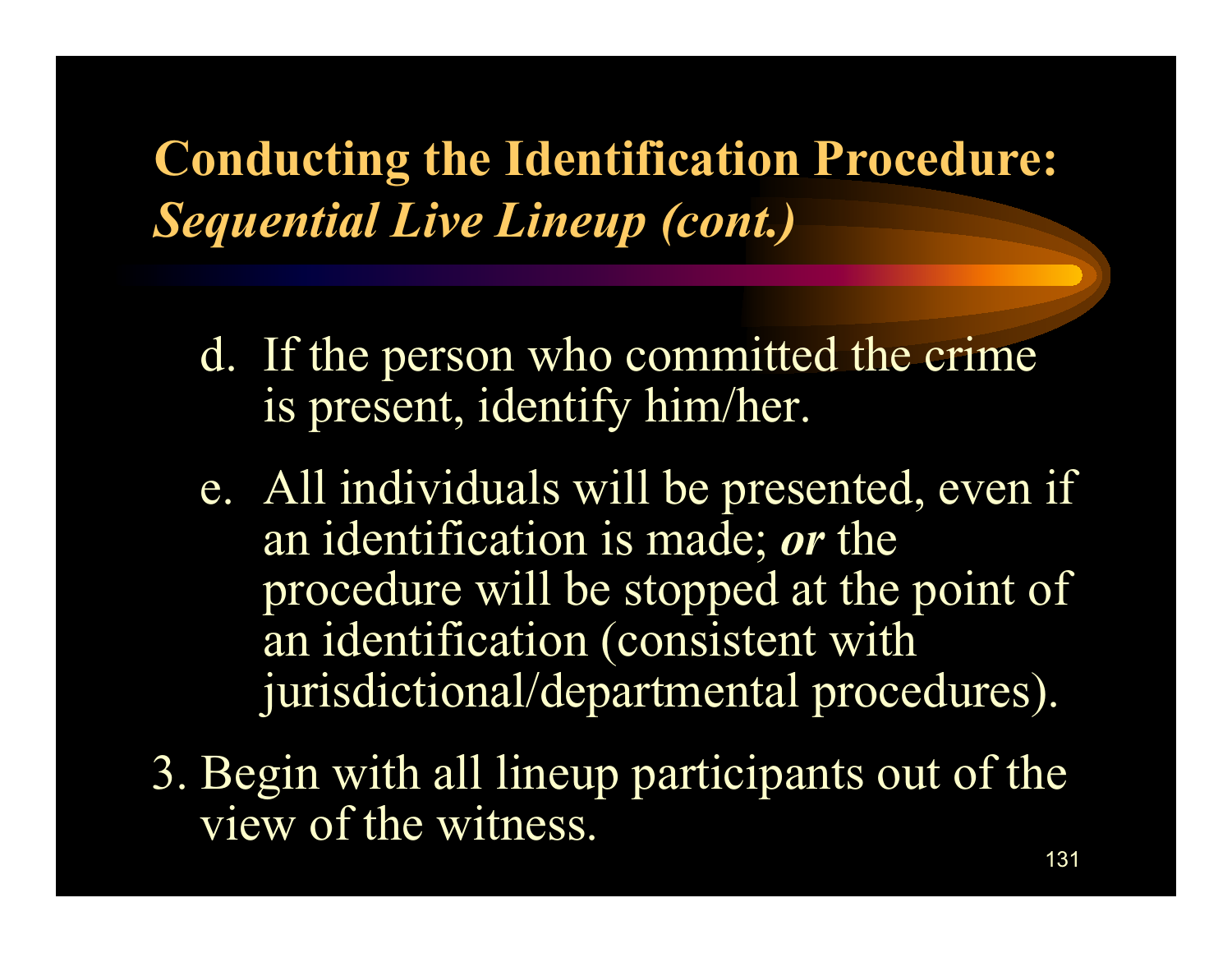## Conducting the Identification Procedure: *Sequential Live Lineup (cont.)*

d. If the person who committed the crime is present, identify him/her.

e. All individuals will be presented, even if an identification is made; ***or*** the procedure will be stopped at the point of an identification (consistent with jurisdictional/departmental procedures).

3. Begin with all lineup participants out of the view of the witness.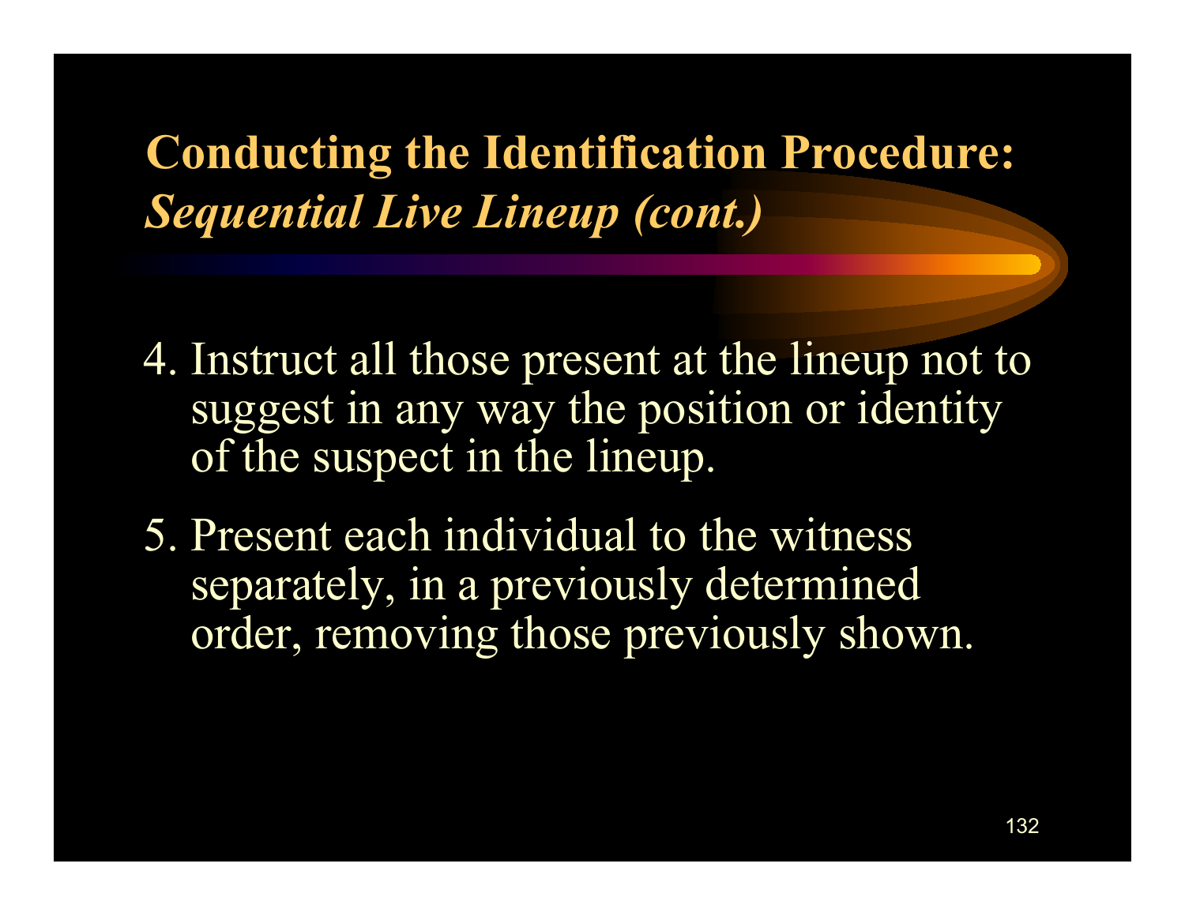# Conducting the Identification Procedure: *Sequential Live Lineup (cont.)*

4. Instruct all those present at the lineup not to suggest in any way the position or identity of the suspect in the lineup.

5. Present each individual to the witness separately, in a previously determined order, removing those previously shown.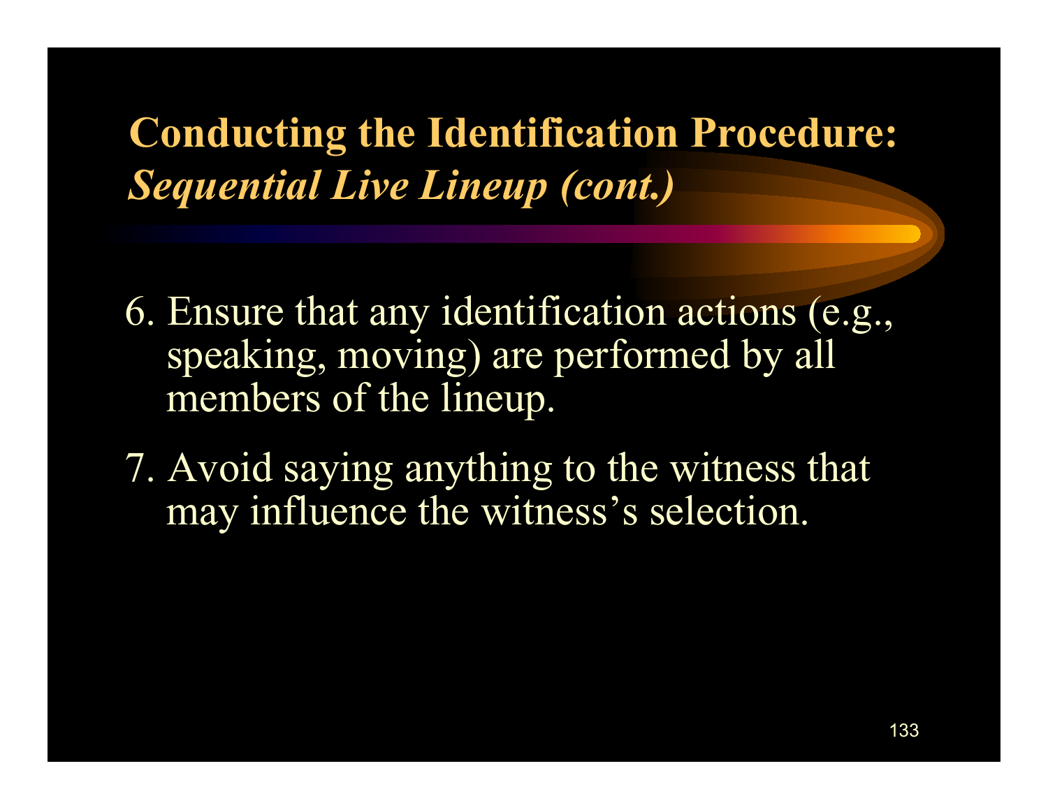## **Conducting the Identification Procedure:** ***Sequential Live Lineup (cont.)***

6. Ensure that any identification actions (e.g., speaking, moving) are performed by all members of the lineup.
7. Avoid saying anything to the witness that may influence the witness's selection.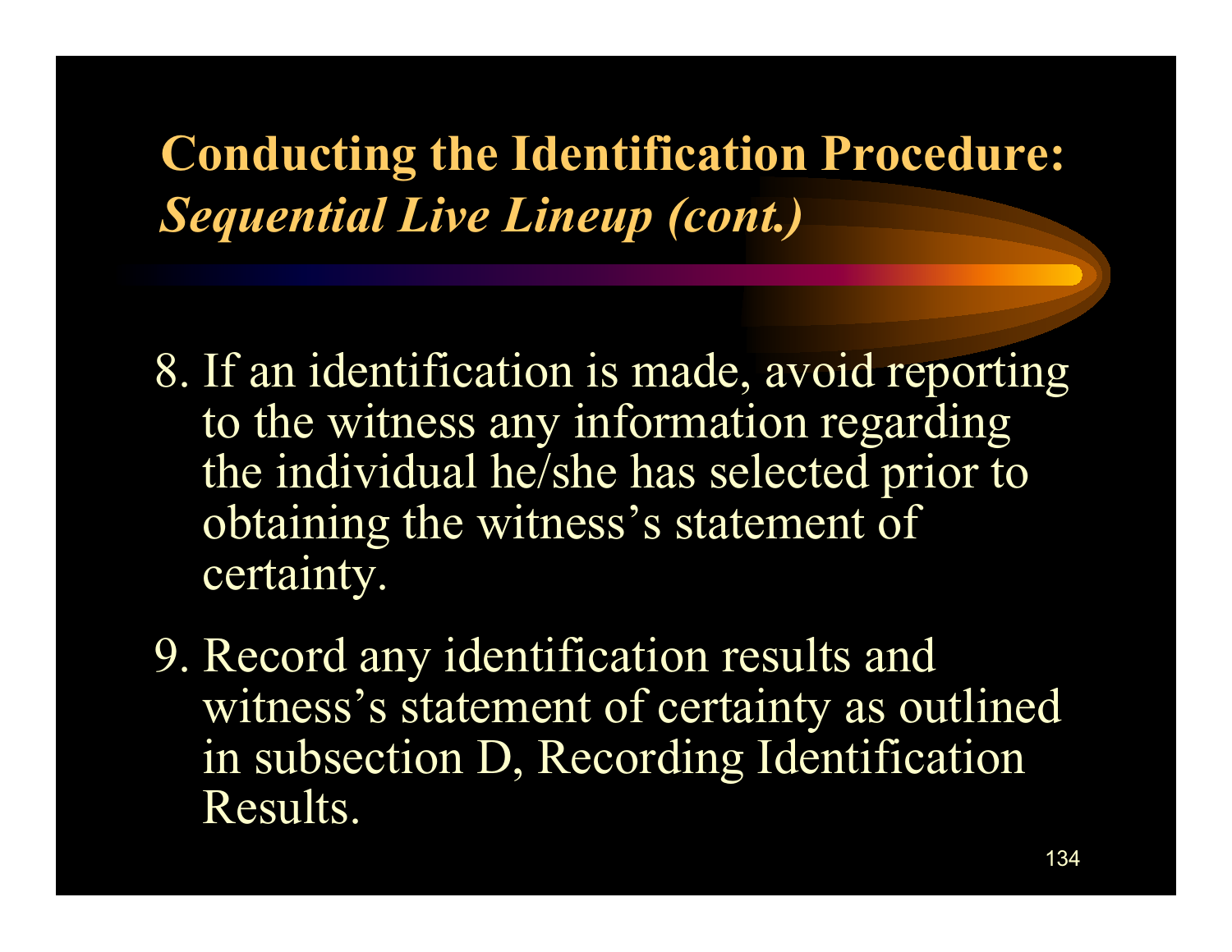# **Conducting the Identification Procedure:** ***Sequential Live Lineup (cont.)***

8. If an identification is made, avoid reporting to the witness any information regarding the individual he/she has selected prior to obtaining the witness's statement of certainty.

9. Record any identification results and witness's statement of certainty as outlined in subsection D, Recording Identification Results.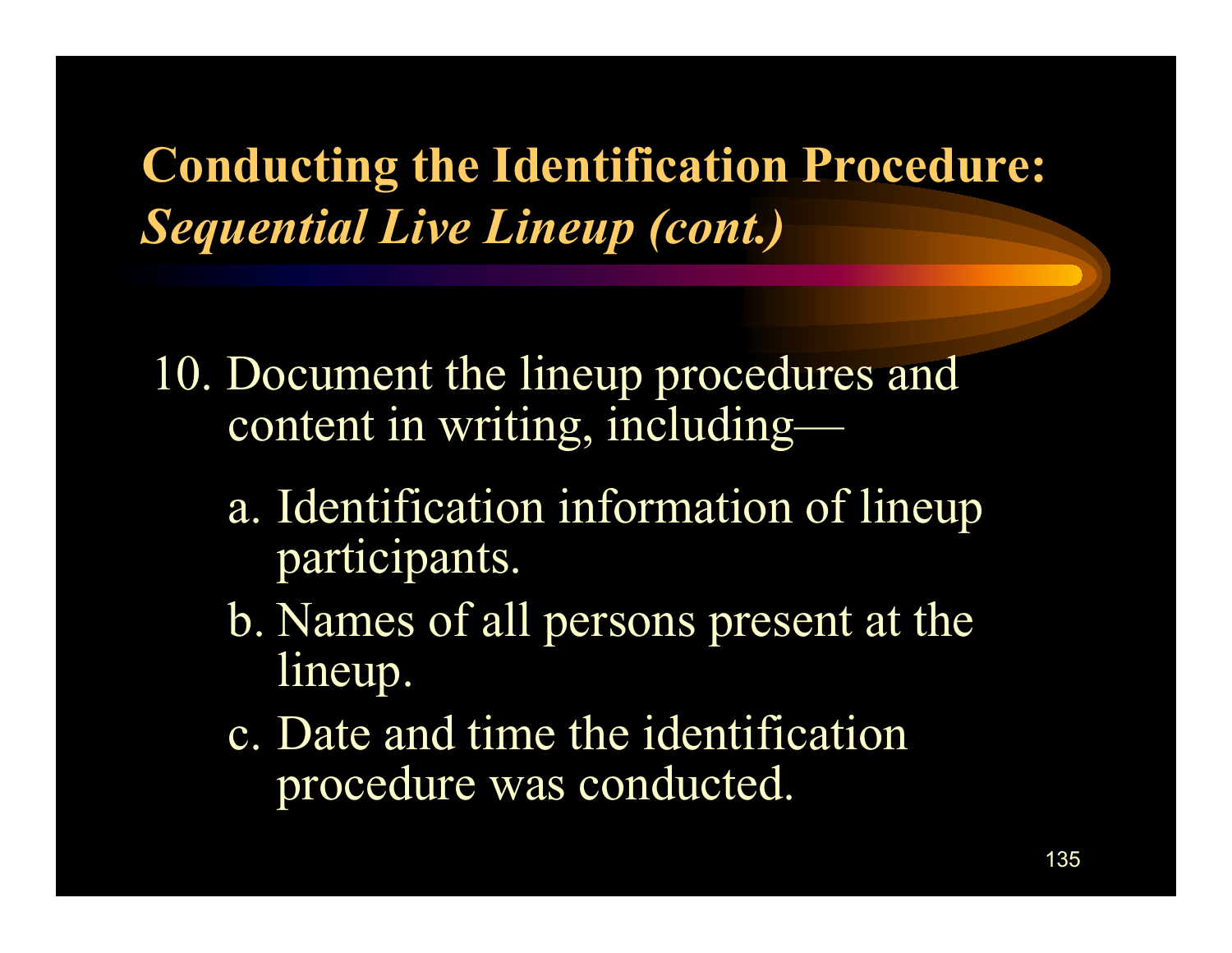# Conducting the Identification Procedure: *Sequential Live Lineup (cont.)*

10. Document the lineup procedures and content in writing, including—

    a. Identification information of lineup participants.

    b. Names of all persons present at the lineup.

    c. Date and time the identification procedure was conducted.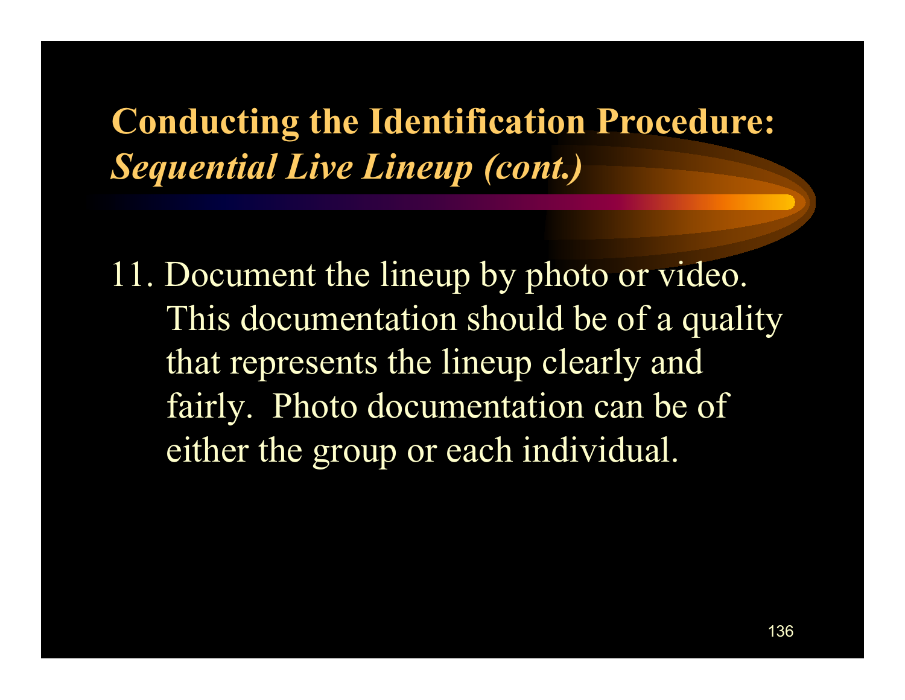# Conducting the Identification Procedure: *Sequential Live Lineup (cont.)*

11. Document the lineup by photo or video. This documentation should be of a quality that represents the lineup clearly and fairly. Photo documentation can be of either the group or each individual.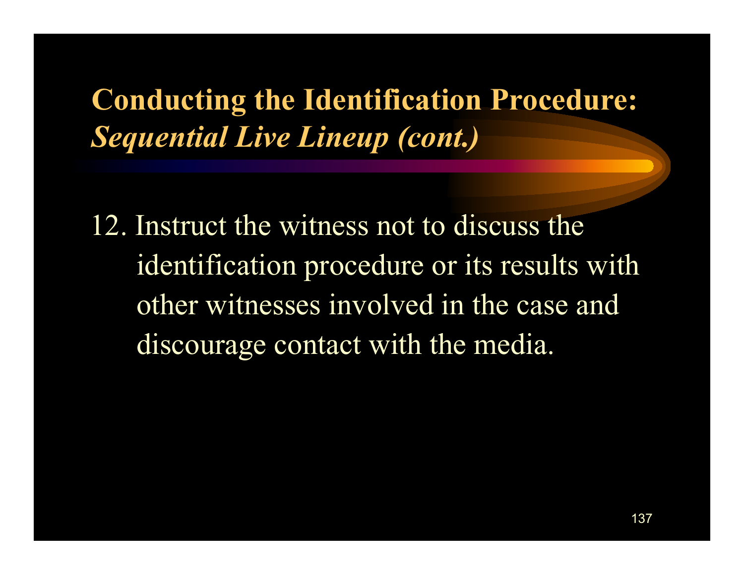## **Conducting the Identification Procedure:** ***Sequential Live Lineup (cont.)***

12. Instruct the witness not to discuss the identification procedure or its results with other witnesses involved in the case and discourage contact with the media.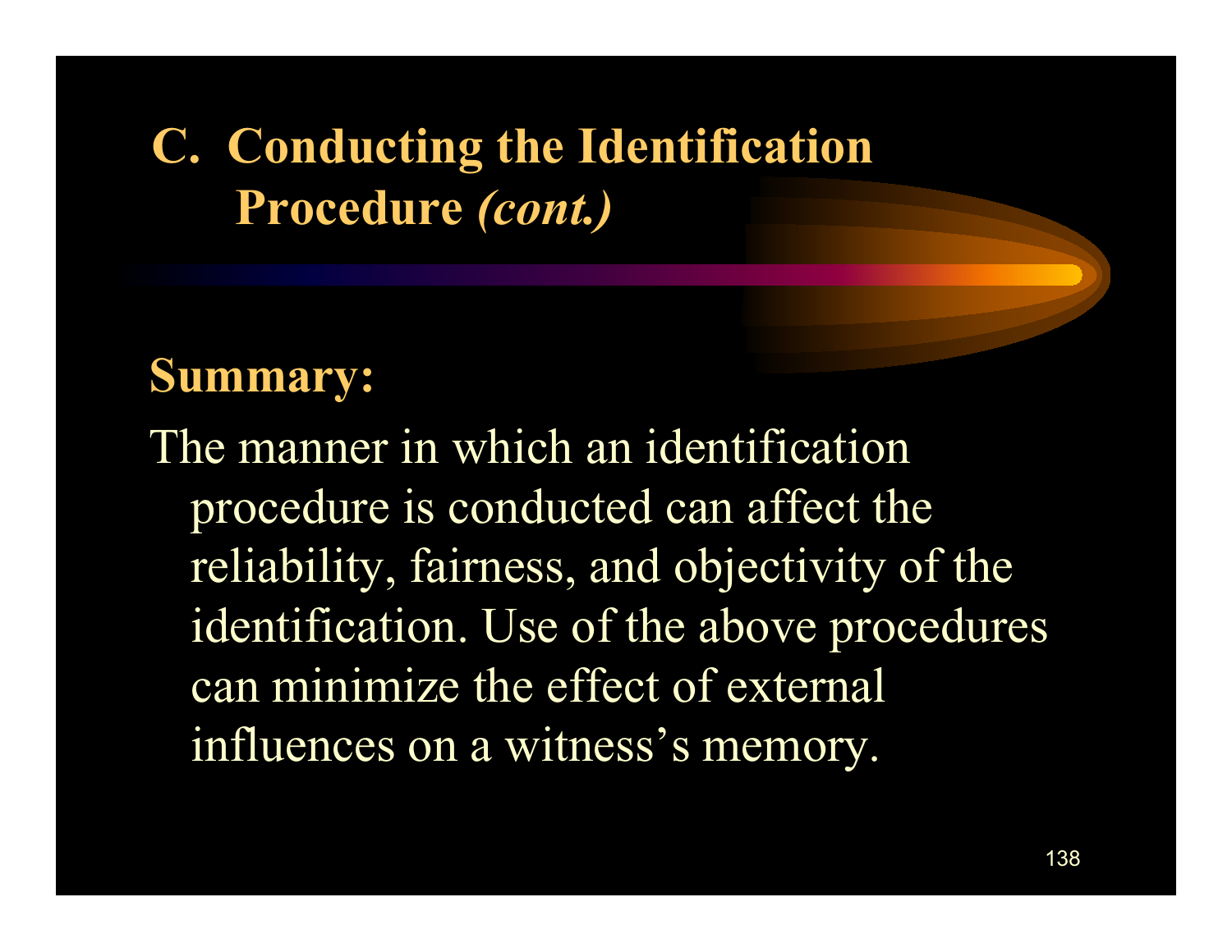# C. Conducting the Identification Procedure *(cont.)*

**Summary:**

The manner in which an identification procedure is conducted can affect the reliability, fairness, and objectivity of the identification. Use of the above procedures can minimize the effect of external influences on a witness's memory.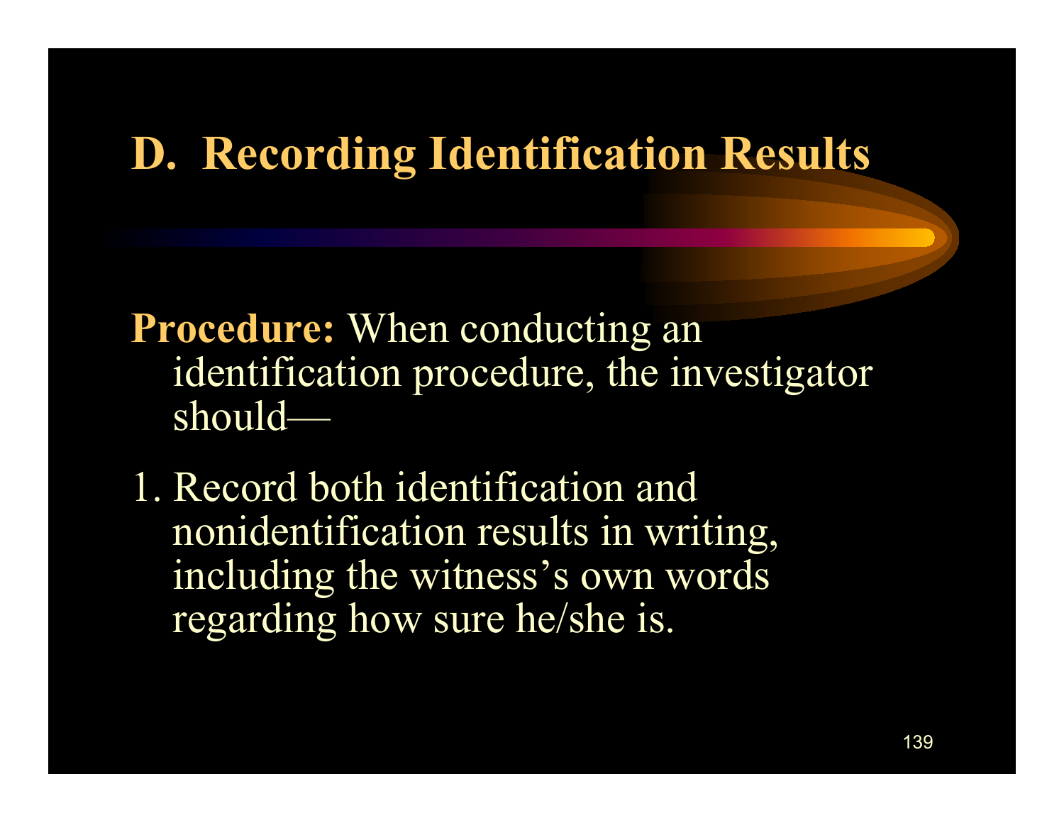# D. Recording Identification Results

**Procedure:** When conducting an identification procedure, the investigator should—

1. Record both identification and nonidentification results in writing, including the witness's own words regarding how sure he/she is.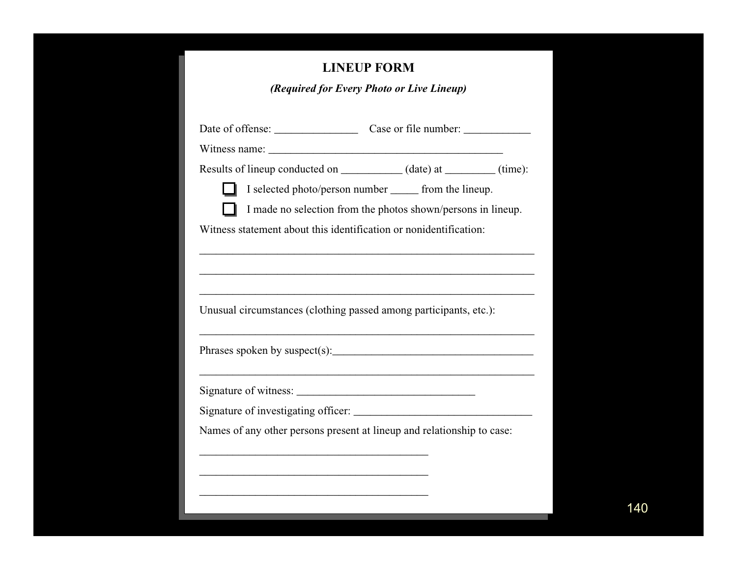# LINEUP FORM

***(Required for Every Photo or Live Lineup)***

Date of offense: _______________ Case or file number: ____________

Witness name: __________________________________________

Results of lineup conducted on ___________ (date) at _________ (time):

- ☐ I selected photo/person number _____ from the lineup.
- ☐ I made no selection from the photos shown/persons in lineup.

Witness statement about this identification or nonidentification:

_____________________________________________________________

_____________________________________________________________

_____________________________________________________________

Unusual circumstances (clothing passed among participants, etc.):

_____________________________________________________________

Phrases spoken by suspect(s):____________________________________

_____________________________________________________________

Signature of witness: ________________________________

Signature of investigating officer: ________________________________

Names of any other persons present at lineup and relationship to case:

________________________________________

________________________________________

________________________________________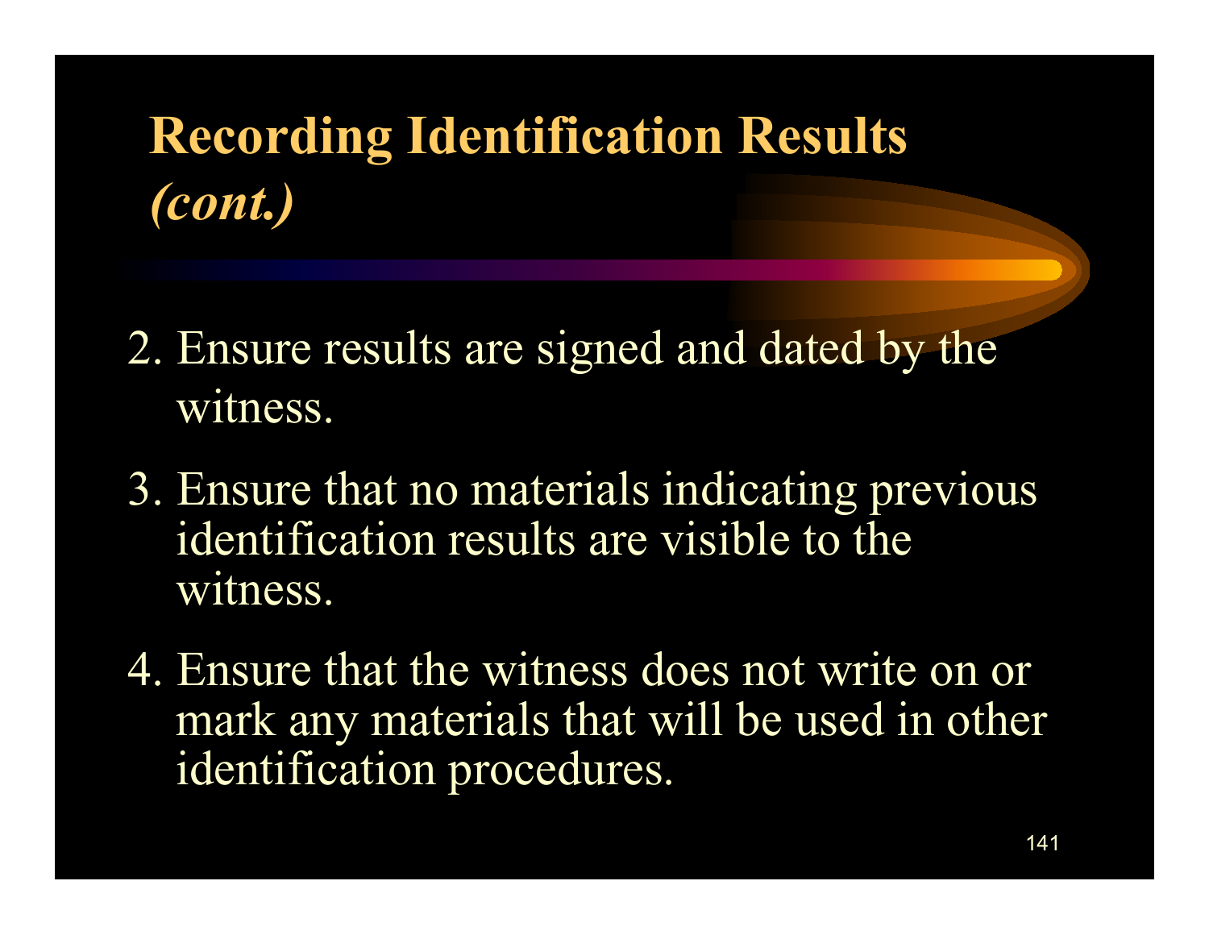# Recording Identification Results *(cont.)*

2. Ensure results are signed and dated by the witness.

3. Ensure that no materials indicating previous identification results are visible to the witness.

4. Ensure that the witness does not write on or mark any materials that will be used in other identification procedures.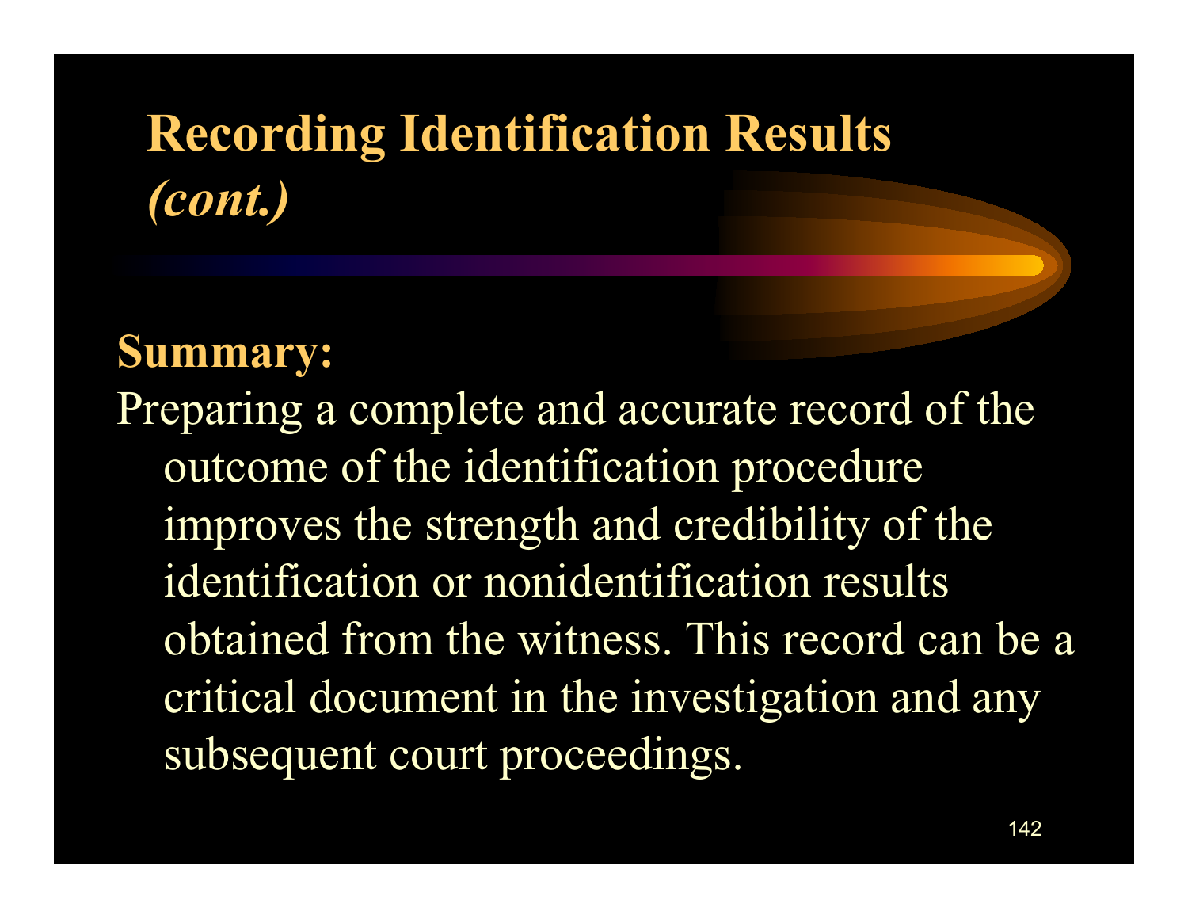# Recording Identification Results *(cont.)*

**Summary:**

Preparing a complete and accurate record of the outcome of the identification procedure improves the strength and credibility of the identification or nonidentification results obtained from the witness. This record can be a critical document in the investigation and any subsequent court proceedings.